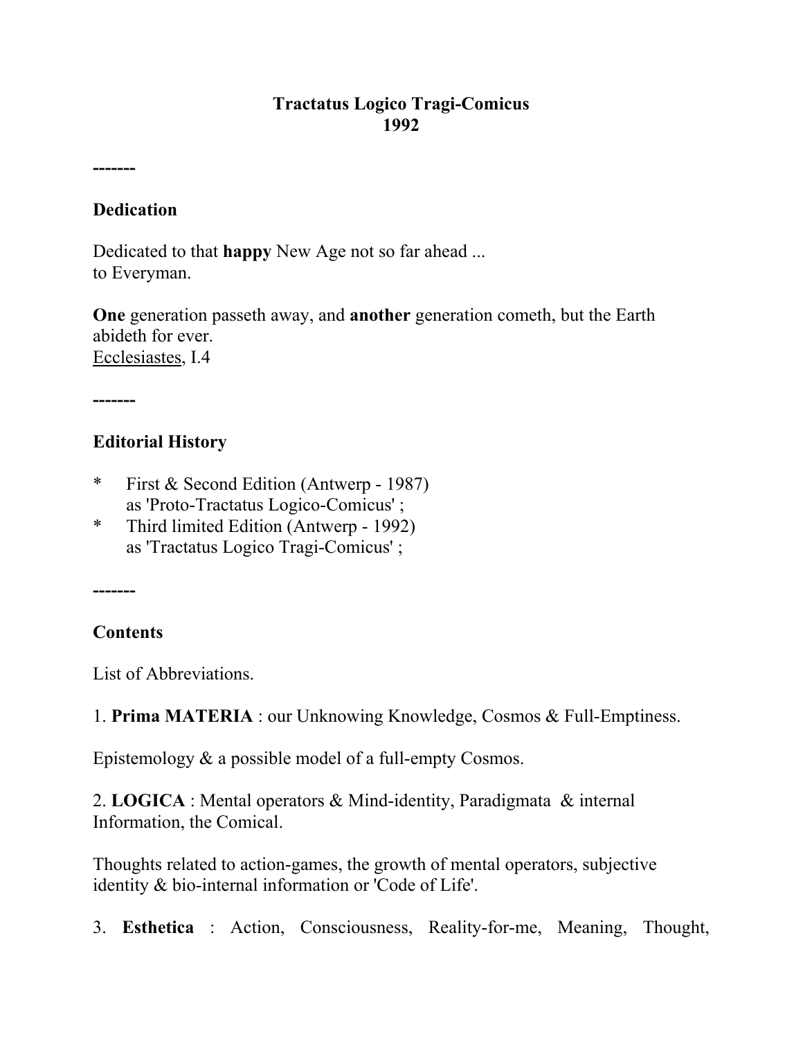# Tractatus Logico Tragi-Comicus
# 1992

-------

## Dedication

Dedicated to that **happy** New Age not so far ahead ...
to Everyman.

**One** generation passeth away, and **another** generation cometh, but the Earth abideth for ever.
Ecclesiastes, I.4

-------

## Editorial History

* First & Second Edition (Antwerp - 1987) as 'Proto-Tractatus Logico-Comicus' ;
* Third limited Edition (Antwerp - 1992) as 'Tractatus Logico Tragi-Comicus' ;

-------

## Contents

List of Abbreviations.

1. **Prima MATERIA** : our Unknowing Knowledge, Cosmos & Full-Emptiness.

Epistemology & a possible model of a full-empty Cosmos.

2. **LOGICA** : Mental operators & Mind-identity, Paradigmata & internal Information, the Comical.

Thoughts related to action-games, the growth of mental operators, subjective identity & bio-internal information or 'Code of Life'.

3. **Esthetica** : Action, Consciousness, Reality-for-me, Meaning, Thought,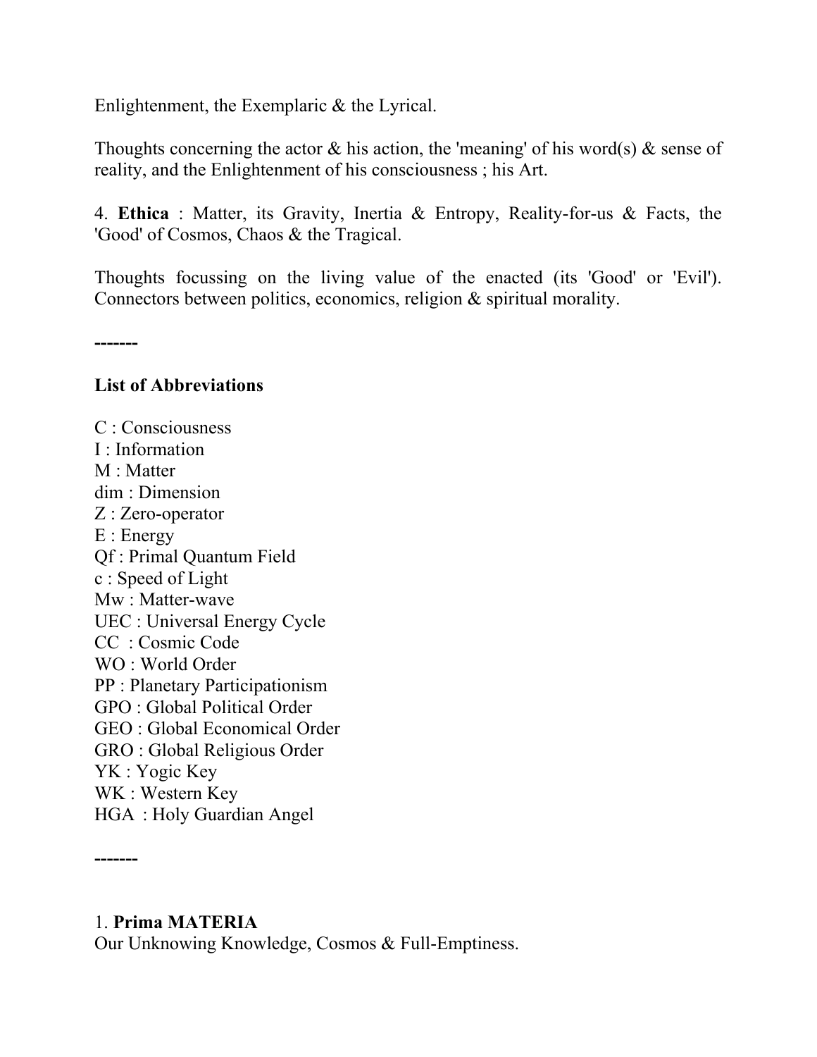Enlightenment, the Exemplaric & the Lyrical.

Thoughts concerning the actor & his action, the 'meaning' of his word(s) & sense of reality, and the Enlightenment of his consciousness ; his Art.

4. **Ethica** : Matter, its Gravity, Inertia & Entropy, Reality-for-us & Facts, the 'Good' of Cosmos, Chaos & the Tragical.

Thoughts focussing on the living value of the enacted (its 'Good' or 'Evil'). Connectors between politics, economics, religion & spiritual morality.

**-------**

**List of Abbreviations**

C : Consciousness
I : Information
M : Matter
dim : Dimension
Z : Zero-operator
E : Energy
Qf : Primal Quantum Field
c : Speed of Light
Mw : Matter-wave
UEC : Universal Energy Cycle
CC : Cosmic Code
WO : World Order
PP : Planetary Participationism
GPO : Global Political Order
GEO : Global Economical Order
GRO : Global Religious Order
YK : Yogic Key
WK : Western Key
HGA : Holy Guardian Angel

**-------**

1. **Prima MATERIA**
Our Unknowing Knowledge, Cosmos & Full-Emptiness.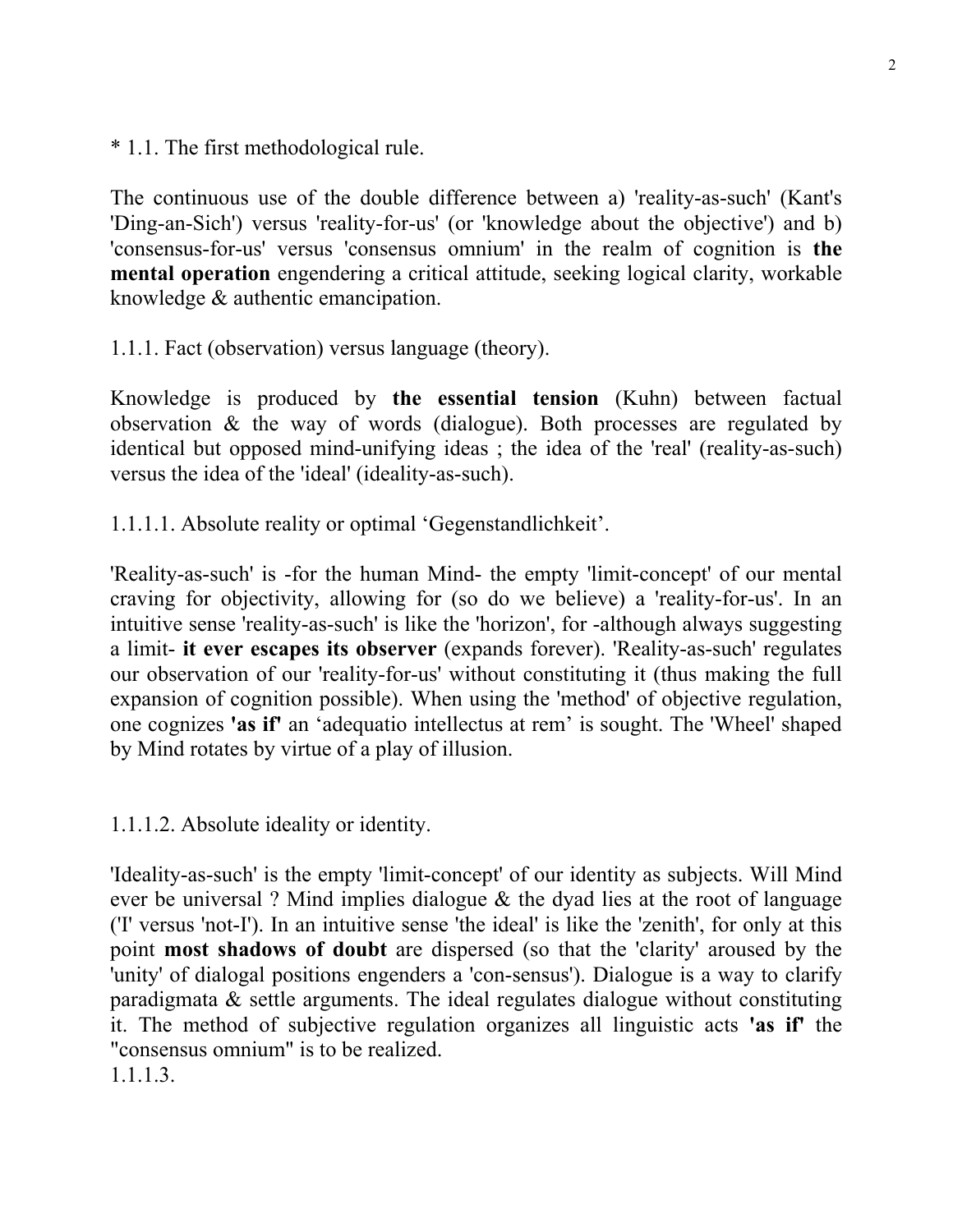* 1.1. The first methodological rule.

The continuous use of the double difference between a) 'reality-as-such' (Kant's 'Ding-an-Sich') versus 'reality-for-us' (or 'knowledge about the objective') and b) 'consensus-for-us' versus 'consensus omnium' in the realm of cognition is **the mental operation** engendering a critical attitude, seeking logical clarity, workable knowledge & authentic emancipation.

1.1.1. Fact (observation) versus language (theory).

Knowledge is produced by **the essential tension** (Kuhn) between factual observation & the way of words (dialogue). Both processes are regulated by identical but opposed mind-unifying ideas ; the idea of the 'real' (reality-as-such) versus the idea of the 'ideal' (ideality-as-such).

1.1.1.1. Absolute reality or optimal ‘Gegenstandlichkeit’.

'Reality-as-such' is -for the human Mind- the empty 'limit-concept' of our mental craving for objectivity, allowing for (so do we believe) a 'reality-for-us'. In an intuitive sense 'reality-as-such' is like the 'horizon', for -although always suggesting a limit- **it ever escapes its observer** (expands forever). 'Reality-as-such' regulates our observation of our 'reality-for-us' without constituting it (thus making the full expansion of cognition possible). When using the 'method' of objective regulation, one cognizes **'as if'** an ‘adequatio intellectus at rem’ is sought. The 'Wheel' shaped by Mind rotates by virtue of a play of illusion.

1.1.1.2. Absolute ideality or identity.

'Ideality-as-such' is the empty 'limit-concept' of our identity as subjects. Will Mind ever be universal ? Mind implies dialogue & the dyad lies at the root of language ('I' versus 'not-I'). In an intuitive sense 'the ideal' is like the 'zenith', for only at this point **most shadows of doubt** are dispersed (so that the 'clarity' aroused by the 'unity' of dialogal positions engenders a 'con-sensus'). Dialogue is a way to clarify paradigmata & settle arguments. The ideal regulates dialogue without constituting it. The method of subjective regulation organizes all linguistic acts **'as if'** the "consensus omnium" is to be realized.

1.1.1.3.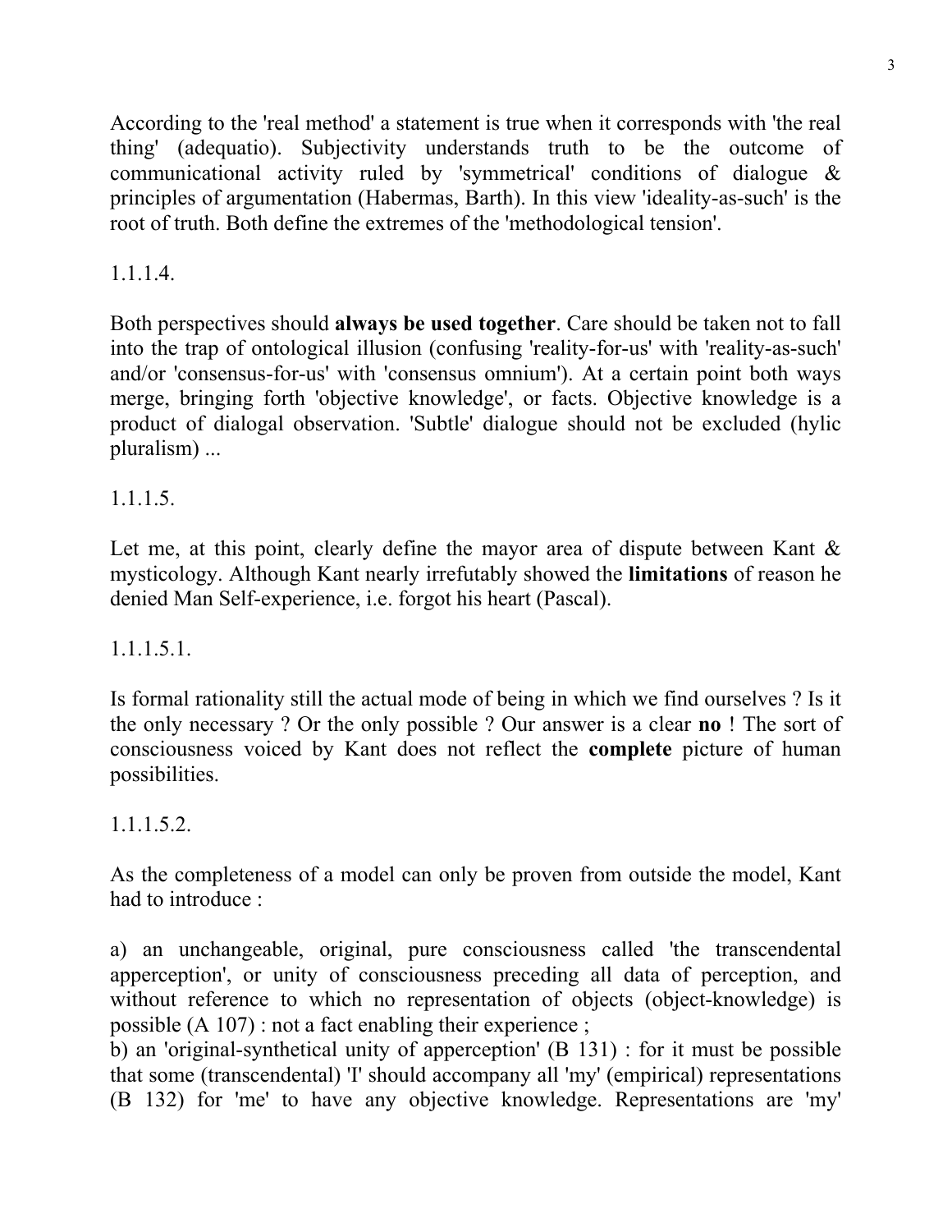According to the 'real method' a statement is true when it corresponds with 'the real thing' (adequatio). Subjectivity understands truth to be the outcome of communicational activity ruled by 'symmetrical' conditions of dialogue & principles of argumentation (Habermas, Barth). In this view 'ideality-as-such' is the root of truth. Both define the extremes of the 'methodological tension'.

1.1.1.4.

Both perspectives should **always be used together**. Care should be taken not to fall into the trap of ontological illusion (confusing 'reality-for-us' with 'reality-as-such' and/or 'consensus-for-us' with 'consensus omnium'). At a certain point both ways merge, bringing forth 'objective knowledge', or facts. Objective knowledge is a product of dialogal observation. 'Subtle' dialogue should not be excluded (hylic pluralism) ...

1.1.1.5.

Let me, at this point, clearly define the mayor area of dispute between Kant & mysticology. Although Kant nearly irrefutably showed the **limitations** of reason he denied Man Self-experience, i.e. forgot his heart (Pascal).

1.1.1.5.1.

Is formal rationality still the actual mode of being in which we find ourselves ? Is it the only necessary ? Or the only possible ? Our answer is a clear **no** ! The sort of consciousness voiced by Kant does not reflect the **complete** picture of human possibilities.

1.1.1.5.2.

As the completeness of a model can only be proven from outside the model, Kant had to introduce :

a) an unchangeable, original, pure consciousness called 'the transcendental apperception', or unity of consciousness preceding all data of perception, and without reference to which no representation of objects (object-knowledge) is possible (A 107) : not a fact enabling their experience ;
b) an 'original-synthetical unity of apperception' (B 131) : for it must be possible that some (transcendental) 'I' should accompany all 'my' (empirical) representations (B 132) for 'me' to have any objective knowledge. Representations are 'my'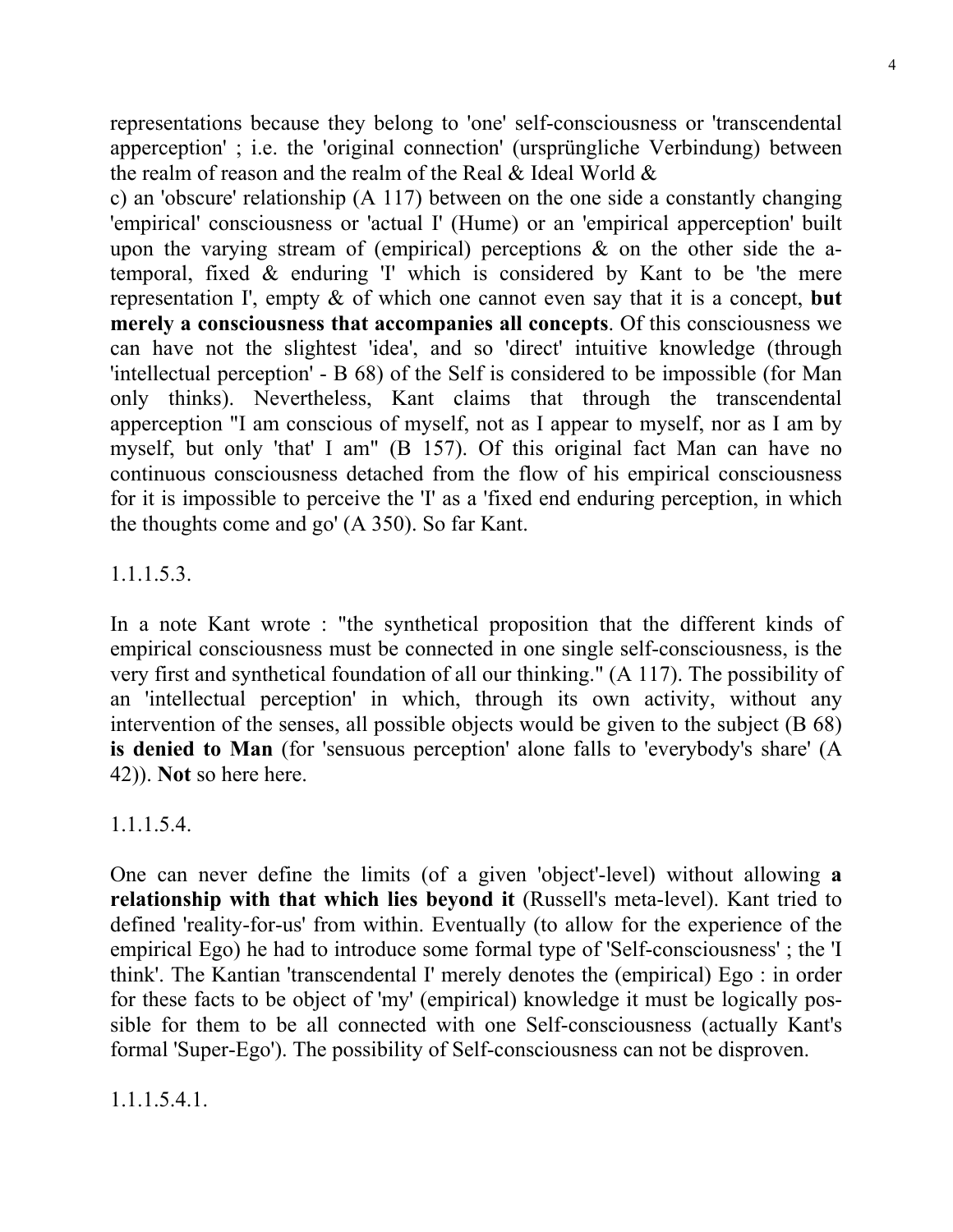representations because they belong to 'one' self-consciousness or 'transcendental apperception' ; i.e. the 'original connection' (ursprüngliche Verbindung) between the realm of reason and the realm of the Real & Ideal World &

c) an 'obscure' relationship (A 117) between on the one side a constantly changing 'empirical' consciousness or 'actual I' (Hume) or an 'empirical apperception' built upon the varying stream of (empirical) perceptions & on the other side the a-temporal, fixed & enduring 'I' which is considered by Kant to be 'the mere representation I', empty & of which one cannot even say that it is a concept, **but merely a consciousness that accompanies all concepts**. Of this consciousness we can have not the slightest 'idea', and so 'direct' intuitive knowledge (through 'intellectual perception' - B 68) of the Self is considered to be impossible (for Man only thinks). Nevertheless, Kant claims that through the transcendental apperception "I am conscious of myself, not as I appear to myself, nor as I am by myself, but only 'that' I am" (B 157). Of this original fact Man can have no continuous consciousness detached from the flow of his empirical consciousness for it is impossible to perceive the 'I' as a 'fixed end enduring perception, in which the thoughts come and go' (A 350). So far Kant.

1.1.1.5.3.

In a note Kant wrote : "the synthetical proposition that the different kinds of empirical consciousness must be connected in one single self-consciousness, is the very first and synthetical foundation of all our thinking." (A 117). The possibility of an 'intellectual perception' in which, through its own activity, without any intervention of the senses, all possible objects would be given to the subject (B 68) **is denied to Man** (for 'sensuous perception' alone falls to 'everybody's share' (A 42)). **Not** so here here.

1.1.1.5.4.

One can never define the limits (of a given 'object'-level) without allowing **a relationship with that which lies beyond it** (Russell's meta-level). Kant tried to defined 'reality-for-us' from within. Eventually (to allow for the experience of the empirical Ego) he had to introduce some formal type of 'Self-consciousness' ; the 'I think'. The Kantian 'transcendental I' merely denotes the (empirical) Ego : in order for these facts to be object of 'my' (empirical) knowledge it must be logically possible for them to be all connected with one Self-consciousness (actually Kant's formal 'Super-Ego'). The possibility of Self-consciousness can not be disproven.

1.1.1.5.4.1.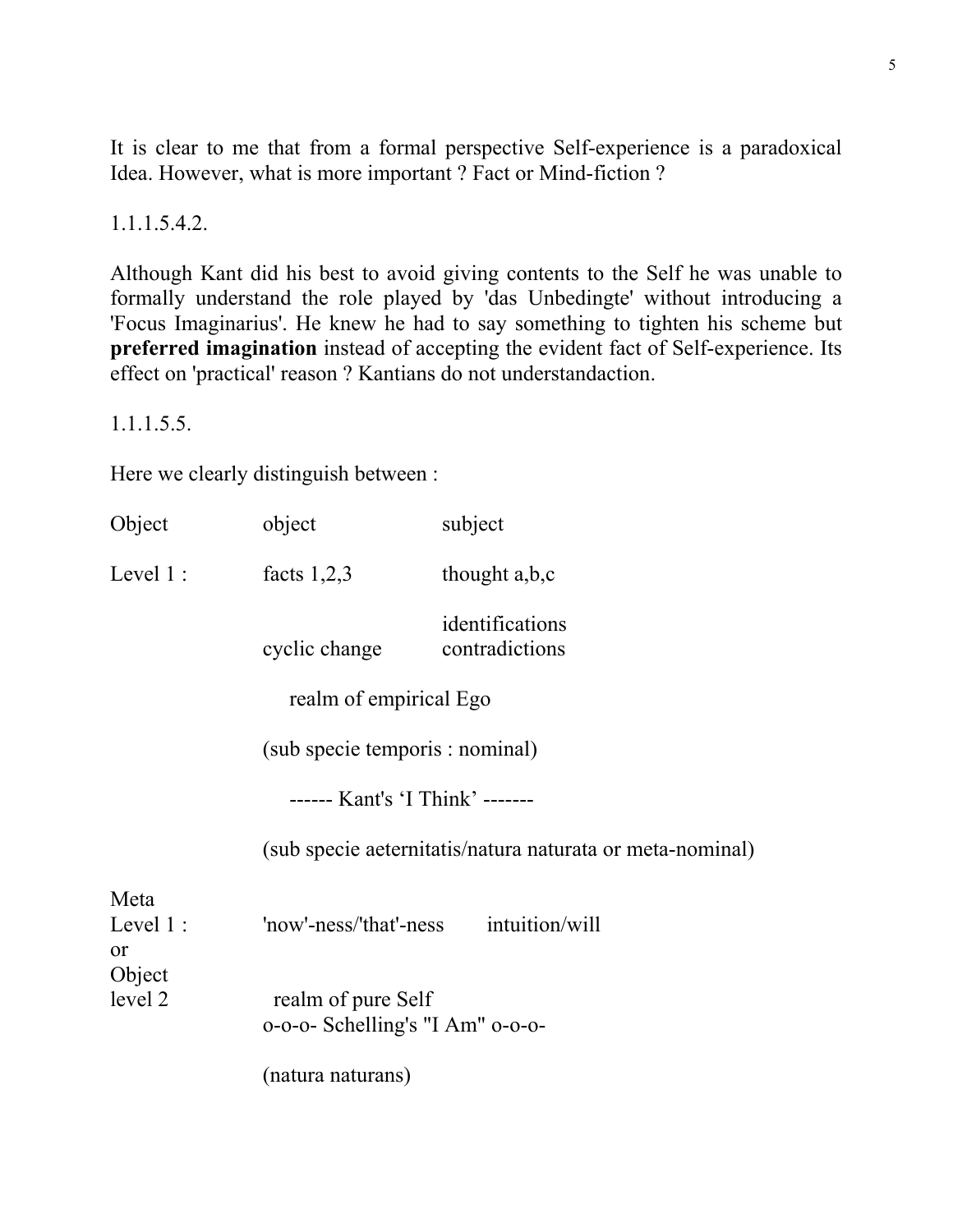It is clear to me that from a formal perspective Self-experience is a paradoxical Idea. However, what is more important ? Fact or Mind-fiction ?

1.1.1.5.4.2.

Although Kant did his best to avoid giving contents to the Self he was unable to formally understand the role played by 'das Unbedingte' without introducing a 'Focus Imaginarius'. He knew he had to say something to tighten his scheme but **preferred imagination** instead of accepting the evident fact of Self-experience. Its effect on 'practical' reason ? Kantians do not understandaction.

1.1.1.5.5.

Here we clearly distinguish between :

| Object | object | subject |
|---|---|---|
| Level 1 : | facts 1,2,3 | thought a,b,c |
| | cyclic change | identifications contradictions |
| | realm of empirical Ego | |
| | (sub specie temporis : nominal) | |
| | ------ Kant's 'I Think' ------- | |
| | (sub specie aeternitatis/natura naturata or meta-nominal) | |
| Meta Level 1 : or Object level 2 | 'now'-ness/'that'-ness | intuition/will |
| | realm of pure Self o-o-o- Schelling's "I Am" o-o-o- | |
| | (natura naturans) | |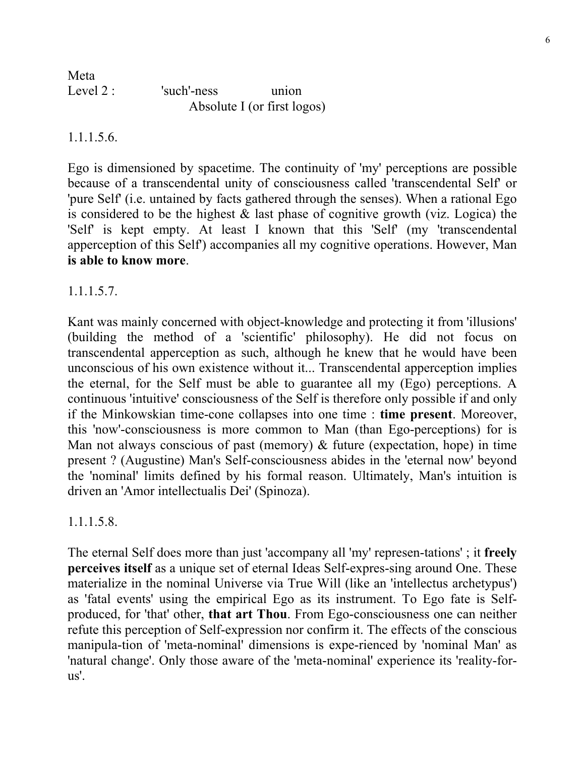Meta
Level 2 : 'such'-ness union
Absolute I (or first logos)

1.1.1.5.6.

Ego is dimensioned by spacetime. The continuity of 'my' perceptions are possible because of a transcendental unity of consciousness called 'transcendental Self' or 'pure Self' (i.e. untained by facts gathered through the senses). When a rational Ego is considered to be the highest & last phase of cognitive growth (viz. Logica) the 'Self' is kept empty. At least I known that this 'Self' (my 'transcendental apperception of this Self') accompanies all my cognitive operations. However, Man **is able to know more**.

1.1.1.5.7.

Kant was mainly concerned with object-knowledge and protecting it from 'illusions' (building the method of a 'scientific' philosophy). He did not focus on transcendental apperception as such, although he knew that he would have been unconscious of his own existence without it... Transcendental apperception implies the eternal, for the Self must be able to guarantee all my (Ego) perceptions. A continuous 'intuitive' consciousness of the Self is therefore only possible if and only if the Minkowskian time-cone collapses into one time : **time present**. Moreover, this 'now'-consciousness is more common to Man (than Ego-perceptions) for is Man not always conscious of past (memory) & future (expectation, hope) in time present ? (Augustine) Man's Self-consciousness abides in the 'eternal now' beyond the 'nominal' limits defined by his formal reason. Ultimately, Man's intuition is driven an 'Amor intellectualis Dei' (Spinoza).

1.1.1.5.8.

The eternal Self does more than just 'accompany all 'my' represen-tations' ; it **freely perceives itself** as a unique set of eternal Ideas Self-expres-sing around One. These materialize in the nominal Universe via True Will (like an 'intellectus archetypus') as 'fatal events' using the empirical Ego as its instrument. To Ego fate is Self-produced, for 'that' other, **that art Thou**. From Ego-consciousness one can neither refute this perception of Self-expression nor confirm it. The effects of the conscious manipula-tion of 'meta-nominal' dimensions is expe-rienced by 'nominal Man' as 'natural change'. Only those aware of the 'meta-nominal' experience its 'reality-for-us'.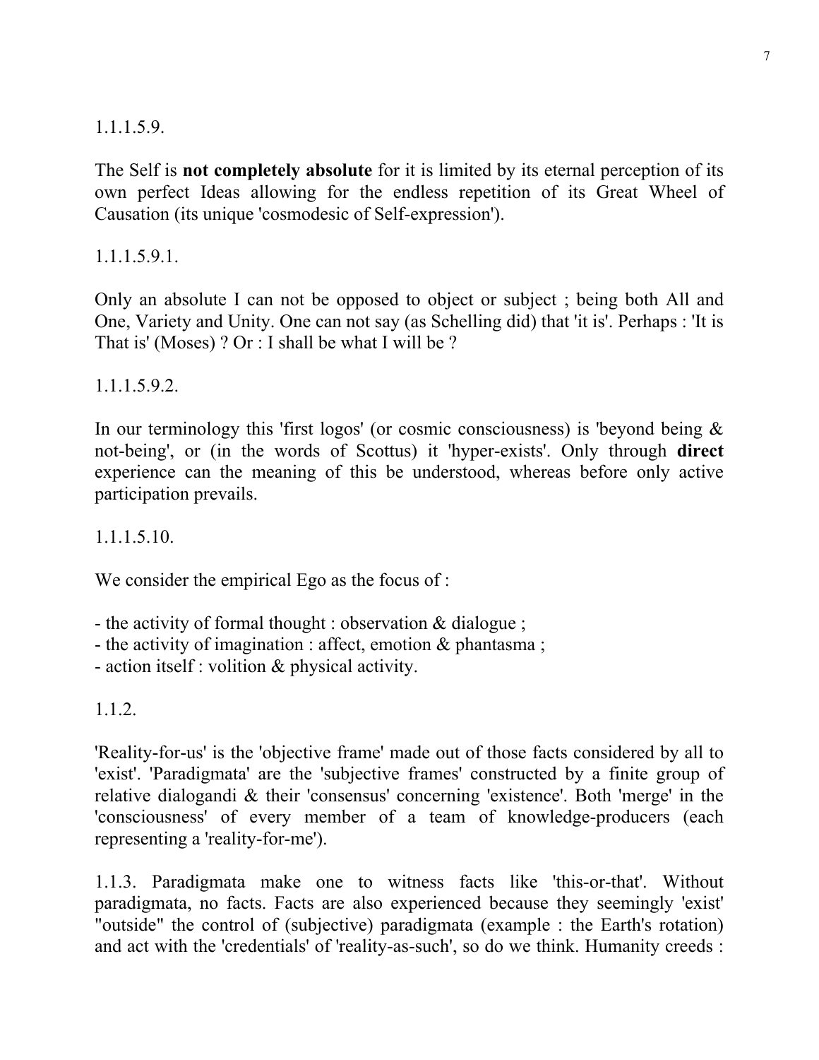1.1.1.5.9.

The Self is **not completely absolute** for it is limited by its eternal perception of its own perfect Ideas allowing for the endless repetition of its Great Wheel of Causation (its unique 'cosmodesic of Self-expression').

1.1.1.5.9.1.

Only an absolute I can not be opposed to object or subject ; being both All and One, Variety and Unity. One can not say (as Schelling did) that 'it is'. Perhaps : 'It is That is' (Moses) ? Or : I shall be what I will be ?

1.1.1.5.9.2.

In our terminology this 'first logos' (or cosmic consciousness) is 'beyond being & not-being', or (in the words of Scottus) it 'hyper-exists'. Only through **direct** experience can the meaning of this be understood, whereas before only active participation prevails.

1.1.1.5.10.

We consider the empirical Ego as the focus of :

- the activity of formal thought : observation & dialogue ;
- the activity of imagination : affect, emotion & phantasma ;
- action itself : volition & physical activity.

1.1.2.

'Reality-for-us' is the 'objective frame' made out of those facts considered by all to 'exist'. 'Paradigmata' are the 'subjective frames' constructed by a finite group of relative dialogandi & their 'consensus' concerning 'existence'. Both 'merge' in the 'consciousness' of every member of a team of knowledge-producers (each representing a 'reality-for-me').

1.1.3. Paradigmata make one to witness facts like 'this-or-that'. Without paradigmata, no facts. Facts are also experienced because they seemingly 'exist' "outside" the control of (subjective) paradigmata (example : the Earth's rotation) and act with the 'credentials' of 'reality-as-such', so do we think. Humanity creeds :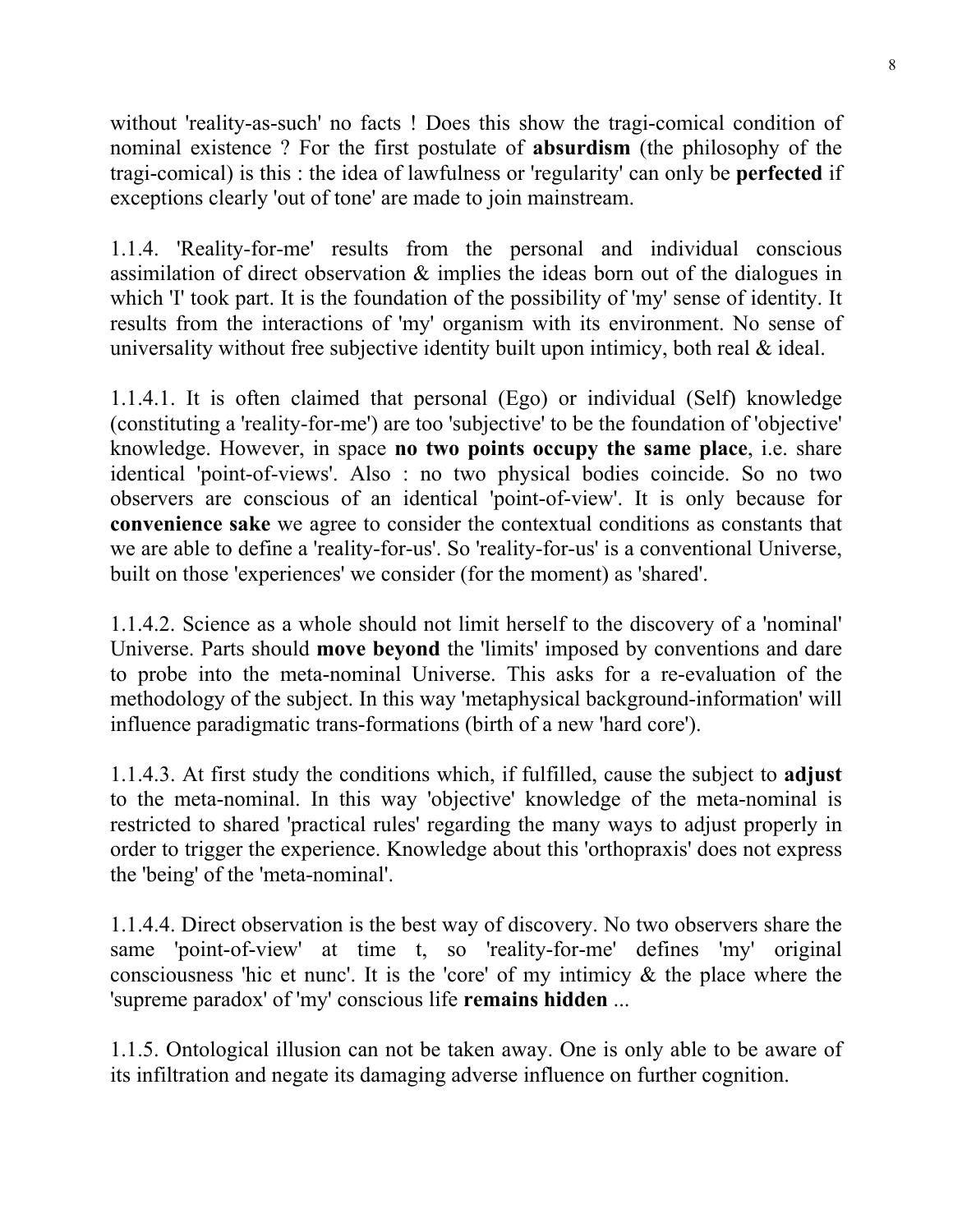without 'reality-as-such' no facts ! Does this show the tragi-comical condition of nominal existence ? For the first postulate of **absurdism** (the philosophy of the tragi-comical) is this : the idea of lawfulness or 'regularity' can only be **perfected** if exceptions clearly 'out of tone' are made to join mainstream.

1.1.4. 'Reality-for-me' results from the personal and individual conscious assimilation of direct observation & implies the ideas born out of the dialogues in which 'I' took part. It is the foundation of the possibility of 'my' sense of identity. It results from the interactions of 'my' organism with its environment. No sense of universality without free subjective identity built upon intimicy, both real & ideal.

1.1.4.1. It is often claimed that personal (Ego) or individual (Self) knowledge (constituting a 'reality-for-me') are too 'subjective' to be the foundation of 'objective' knowledge. However, in space **no two points occupy the same place**, i.e. share identical 'point-of-views'. Also : no two physical bodies coincide. So no two observers are conscious of an identical 'point-of-view'. It is only because for **convenience sake** we agree to consider the contextual conditions as constants that we are able to define a 'reality-for-us'. So 'reality-for-us' is a conventional Universe, built on those 'experiences' we consider (for the moment) as 'shared'.

1.1.4.2. Science as a whole should not limit herself to the discovery of a 'nominal' Universe. Parts should **move beyond** the 'limits' imposed by conventions and dare to probe into the meta-nominal Universe. This asks for a re-evaluation of the methodology of the subject. In this way 'metaphysical background-information' will influence paradigmatic trans-formations (birth of a new 'hard core').

1.1.4.3. At first study the conditions which, if fulfilled, cause the subject to **adjust** to the meta-nominal. In this way 'objective' knowledge of the meta-nominal is restricted to shared 'practical rules' regarding the many ways to adjust properly in order to trigger the experience. Knowledge about this 'orthopraxis' does not express the 'being' of the 'meta-nominal'.

1.1.4.4. Direct observation is the best way of discovery. No two observers share the same 'point-of-view' at time t, so 'reality-for-me' defines 'my' original consciousness 'hic et nunc'. It is the 'core' of my intimicy & the place where the 'supreme paradox' of 'my' conscious life **remains hidden** ...

1.1.5. Ontological illusion can not be taken away. One is only able to be aware of its infiltration and negate its damaging adverse influence on further cognition.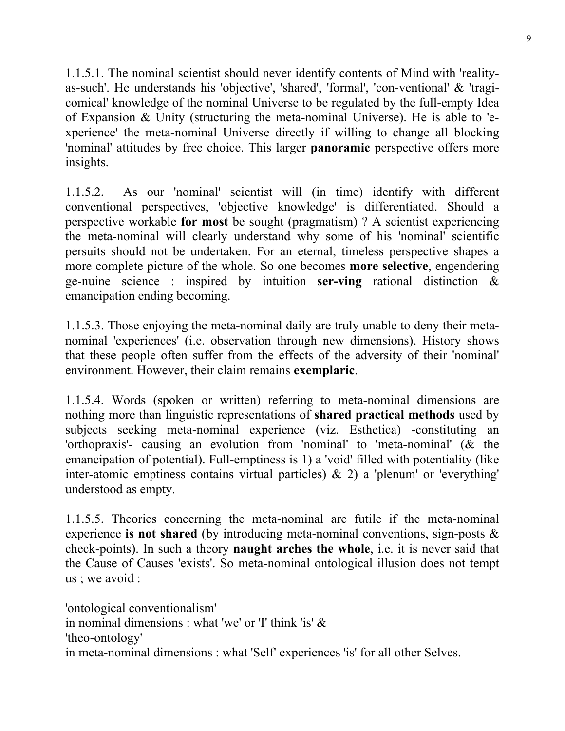1.1.5.1. The nominal scientist should never identify contents of Mind with 'reality-as-such'. He understands his 'objective', 'shared', 'formal', 'con-ventional' & 'tragi-comical' knowledge of the nominal Universe to be regulated by the full-empty Idea of Expansion & Unity (structuring the meta-nominal Universe). He is able to 'e-xperience' the meta-nominal Universe directly if willing to change all blocking 'nominal' attitudes by free choice. This larger **panoramic** perspective offers more insights.

1.1.5.2. As our 'nominal' scientist will (in time) identify with different conventional perspectives, 'objective knowledge' is differentiated. Should a perspective workable **for most** be sought (pragmatism) ? A scientist experiencing the meta-nominal will clearly understand why some of his 'nominal' scientific persuits should not be undertaken. For an eternal, timeless perspective shapes a more complete picture of the whole. So one becomes **more selective**, engendering ge-nuine science : inspired by intuition **ser-ving** rational distinction & emancipation ending becoming.

1.1.5.3. Those enjoying the meta-nominal daily are truly unable to deny their meta-nominal 'experiences' (i.e. observation through new dimensions). History shows that these people often suffer from the effects of the adversity of their 'nominal' environment. However, their claim remains **exemplaric**.

1.1.5.4. Words (spoken or written) referring to meta-nominal dimensions are nothing more than linguistic representations of **shared practical methods** used by subjects seeking meta-nominal experience (viz. Esthetica) -constituting an 'orthopraxis'- causing an evolution from 'nominal' to 'meta-nominal' (& the emancipation of potential). Full-emptiness is 1) a 'void' filled with potentiality (like inter-atomic emptiness contains virtual particles) & 2) a 'plenum' or 'everything' understood as empty.

1.1.5.5. Theories concerning the meta-nominal are futile if the meta-nominal experience **is not shared** (by introducing meta-nominal conventions, sign-posts & check-points). In such a theory **naught arches the whole**, i.e. it is never said that the Cause of Causes 'exists'. So meta-nominal ontological illusion does not tempt us ; we avoid :

'ontological conventionalism'  
in nominal dimensions : what 'we' or 'I' think 'is' &  
'theo-ontology'  
in meta-nominal dimensions : what 'Self' experiences 'is' for all other Selves.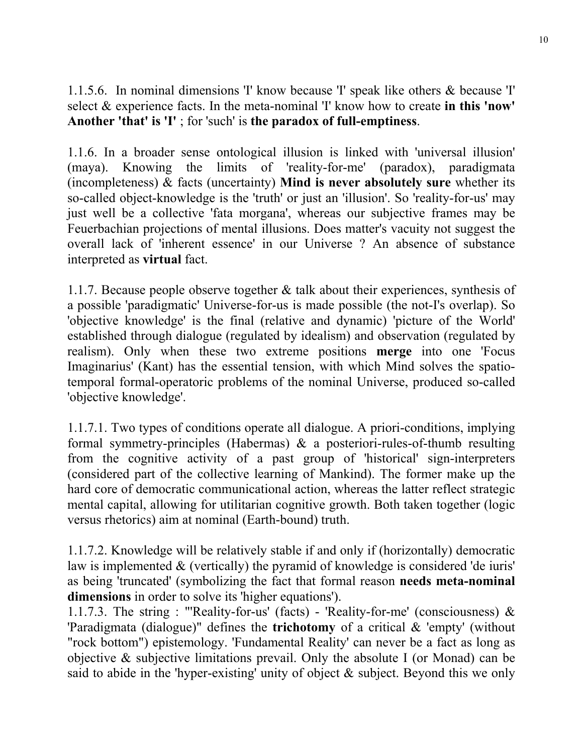1.1.5.6. In nominal dimensions 'I' know because 'I' speak like others & because 'I' select & experience facts. In the meta-nominal 'I' know how to create **in this 'now' Another 'that' is 'I'** ; for 'such' is **the paradox of full-emptiness**.

1.1.6. In a broader sense ontological illusion is linked with 'universal illusion' (maya). Knowing the limits of 'reality-for-me' (paradox), paradigmata (incompleteness) & facts (uncertainty) **Mind is never absolutely sure** whether its so-called object-knowledge is the 'truth' or just an 'illusion'. So 'reality-for-us' may just well be a collective 'fata morgana', whereas our subjective frames may be Feuerbachian projections of mental illusions. Does matter's vacuity not suggest the overall lack of 'inherent essence' in our Universe ? An absence of substance interpreted as **virtual** fact.

1.1.7. Because people observe together & talk about their experiences, synthesis of a possible 'paradigmatic' Universe-for-us is made possible (the not-I's overlap). So 'objective knowledge' is the final (relative and dynamic) 'picture of the World' established through dialogue (regulated by idealism) and observation (regulated by realism). Only when these two extreme positions **merge** into one 'Focus Imaginarius' (Kant) has the essential tension, with which Mind solves the spatio-temporal formal-operatoric problems of the nominal Universe, produced so-called 'objective knowledge'.

1.1.7.1. Two types of conditions operate all dialogue. A priori-conditions, implying formal symmetry-principles (Habermas) & a posteriori-rules-of-thumb resulting from the cognitive activity of a past group of 'historical' sign-interpreters (considered part of the collective learning of Mankind). The former make up the hard core of democratic communicational action, whereas the latter reflect strategic mental capital, allowing for utilitarian cognitive growth. Both taken together (logic versus rhetorics) aim at nominal (Earth-bound) truth.

1.1.7.2. Knowledge will be relatively stable if and only if (horizontally) democratic law is implemented & (vertically) the pyramid of knowledge is considered 'de iuris' as being 'truncated' (symbolizing the fact that formal reason **needs meta-nominal dimensions** in order to solve its 'higher equations').

1.1.7.3. The string : "'Reality-for-us' (facts) - 'Reality-for-me' (consciousness) & 'Paradigmata (dialogue)" defines the **trichotomy** of a critical & 'empty' (without "rock bottom") epistemology. 'Fundamental Reality' can never be a fact as long as objective & subjective limitations prevail. Only the absolute I (or Monad) can be said to abide in the 'hyper-existing' unity of object & subject. Beyond this we only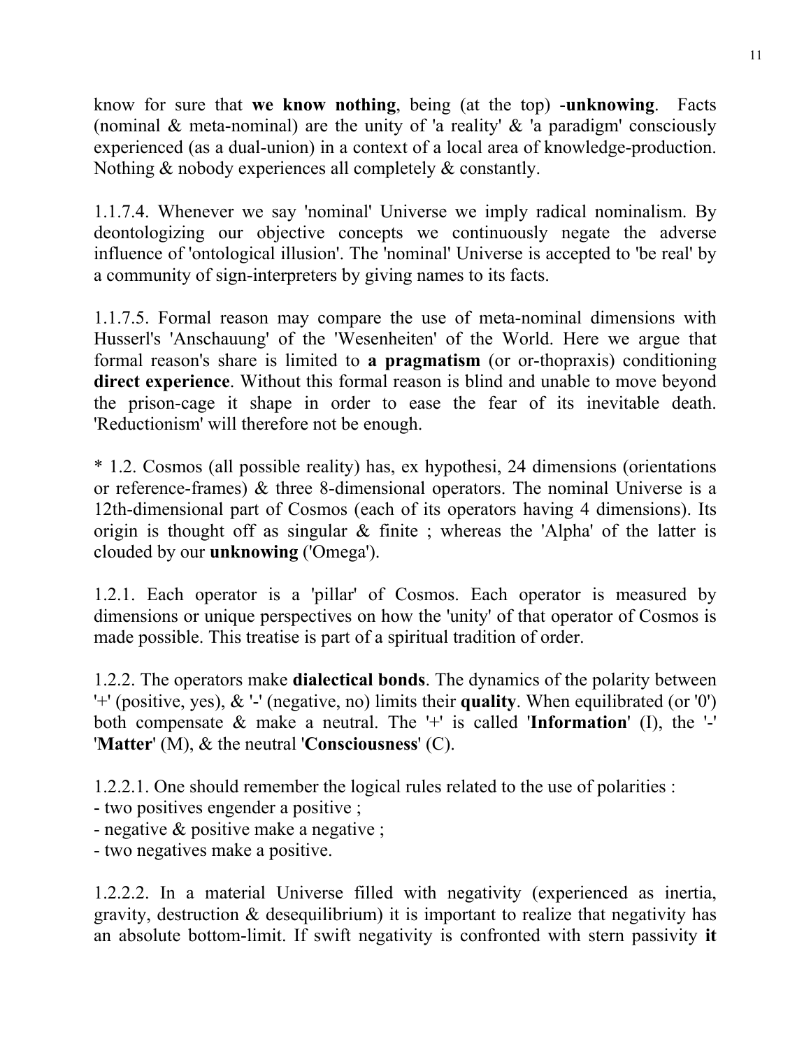know for sure that **we know nothing**, being (at the top) -**unknowing**. Facts (nominal & meta-nominal) are the unity of 'a reality' & 'a paradigm' consciously experienced (as a dual-union) in a context of a local area of knowledge-production. Nothing & nobody experiences all completely & constantly.

1.1.7.4. Whenever we say 'nominal' Universe we imply radical nominalism. By deontologizing our objective concepts we continuously negate the adverse influence of 'ontological illusion'. The 'nominal' Universe is accepted to 'be real' by a community of sign-interpreters by giving names to its facts.

1.1.7.5. Formal reason may compare the use of meta-nominal dimensions with Husserl's 'Anschauung' of the 'Wesenheiten' of the World. Here we argue that formal reason's share is limited to **a pragmatism** (or or-thopraxis) conditioning **direct experience**. Without this formal reason is blind and unable to move beyond the prison-cage it shape in order to ease the fear of its inevitable death. 'Reductionism' will therefore not be enough.

* 1.2. Cosmos (all possible reality) has, ex hypothesi, 24 dimensions (orientations or reference-frames) & three 8-dimensional operators. The nominal Universe is a 12th-dimensional part of Cosmos (each of its operators having 4 dimensions). Its origin is thought off as singular & finite ; whereas the 'Alpha' of the latter is clouded by our **unknowing** ('Omega').

1.2.1. Each operator is a 'pillar' of Cosmos. Each operator is measured by dimensions or unique perspectives on how the 'unity' of that operator of Cosmos is made possible. This treatise is part of a spiritual tradition of order.

1.2.2. The operators make **dialectical bonds**. The dynamics of the polarity between '+' (positive, yes), & '-' (negative, no) limits their **quality**. When equilibrated (or '0') both compensate & make a neutral. The '+' is called '**Information**' (I), the '-' '**Matter**' (M), & the neutral '**Consciousness**' (C).

1.2.2.1. One should remember the logical rules related to the use of polarities :
- two positives engender a positive ;
- negative & positive make a negative ;
- two negatives make a positive.

1.2.2.2. In a material Universe filled with negativity (experienced as inertia, gravity, destruction & desequilibrium) it is important to realize that negativity has an absolute bottom-limit. If swift negativity is confronted with stern passivity **it**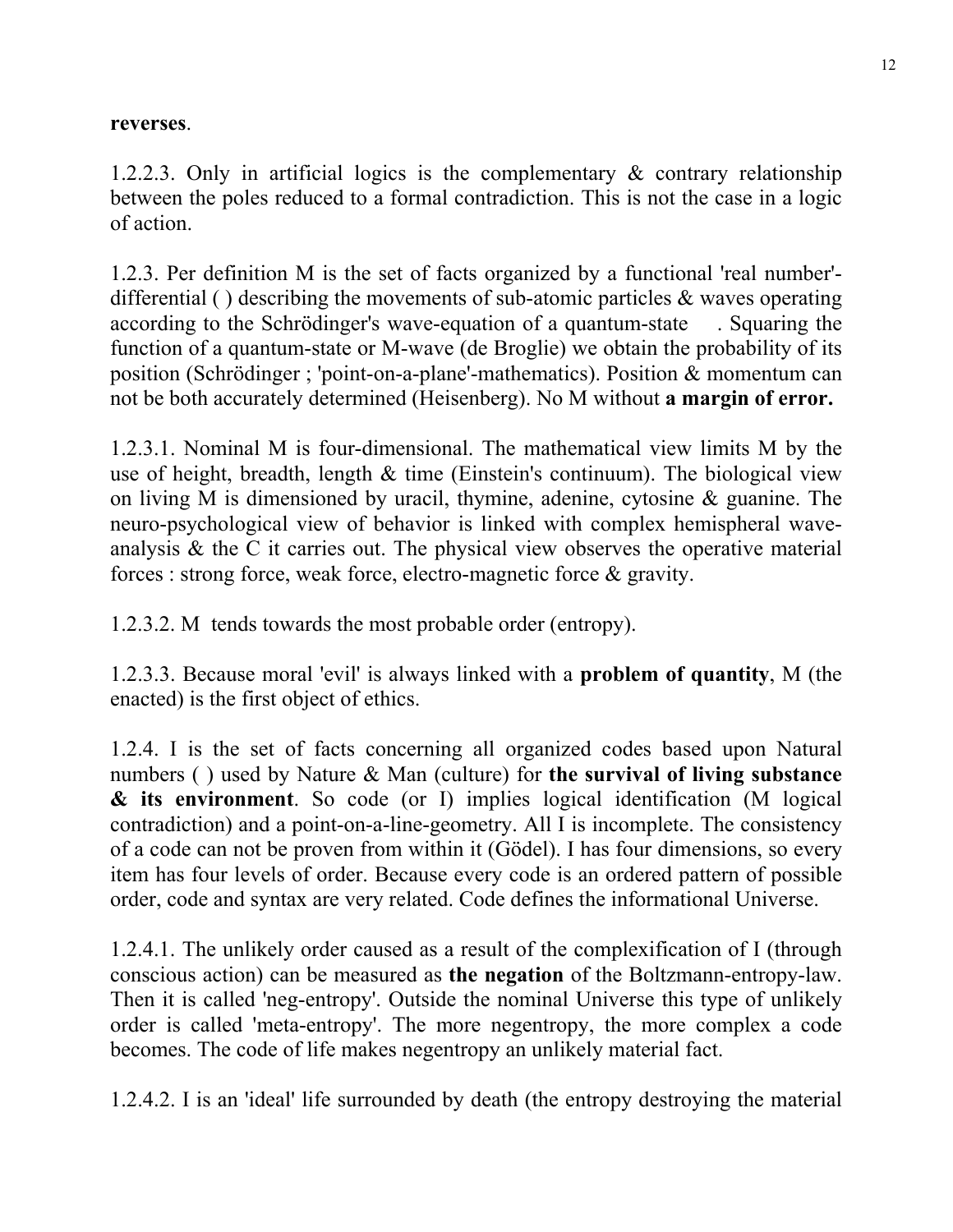**reverses**.

1.2.2.3. Only in artificial logics is the complementary & contrary relationship between the poles reduced to a formal contradiction. This is not the case in a logic of action.

1.2.3. Per definition M is the set of facts organized by a functional 'real number'-differential ( ) describing the movements of sub-atomic particles & waves operating according to the Schrödinger's wave-equation of a quantum-state . Squaring the function of a quantum-state or M-wave (de Broglie) we obtain the probability of its position (Schrödinger ; 'point-on-a-plane'-mathematics). Position & momentum can not be both accurately determined (Heisenberg). No M without **a margin of error.**

1.2.3.1. Nominal M is four-dimensional. The mathematical view limits M by the use of height, breadth, length & time (Einstein's continuum). The biological view on living M is dimensioned by uracil, thymine, adenine, cytosine & guanine. The neuro-psychological view of behavior is linked with complex hemispheral wave-analysis & the C it carries out. The physical view observes the operative material forces : strong force, weak force, electro-magnetic force & gravity.

1.2.3.2. M tends towards the most probable order (entropy).

1.2.3.3. Because moral 'evil' is always linked with a **problem of quantity**, M (the enacted) is the first object of ethics.

1.2.4. I is the set of facts concerning all organized codes based upon Natural numbers ( ) used by Nature & Man (culture) for **the survival of living substance & its environment**. So code (or I) implies logical identification (M logical contradiction) and a point-on-a-line-geometry. All I is incomplete. The consistency of a code can not be proven from within it (Gödel). I has four dimensions, so every item has four levels of order. Because every code is an ordered pattern of possible order, code and syntax are very related. Code defines the informational Universe.

1.2.4.1. The unlikely order caused as a result of the complexification of I (through conscious action) can be measured as **the negation** of the Boltzmann-entropy-law. Then it is called 'neg-entropy'. Outside the nominal Universe this type of unlikely order is called 'meta-entropy'. The more negentropy, the more complex a code becomes. The code of life makes negentropy an unlikely material fact.

1.2.4.2. I is an 'ideal' life surrounded by death (the entropy destroying the material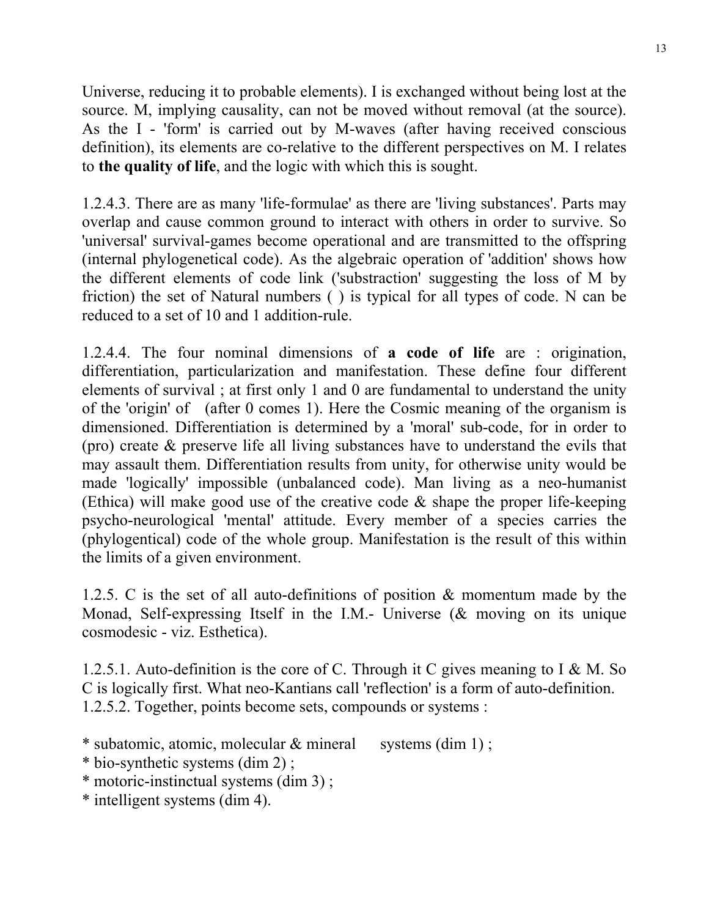Universe, reducing it to probable elements). I is exchanged without being lost at the source. M, implying causality, can not be moved without removal (at the source). As the I - 'form' is carried out by M-waves (after having received conscious definition), its elements are co-relative to the different perspectives on M. I relates to **the quality of life**, and the logic with which this is sought.

1.2.4.3. There are as many 'life-formulae' as there are 'living substances'. Parts may overlap and cause common ground to interact with others in order to survive. So 'universal' survival-games become operational and are transmitted to the offspring (internal phylogenetical code). As the algebraic operation of 'addition' shows how the different elements of code link ('substraction' suggesting the loss of M by friction) the set of Natural numbers ( ) is typical for all types of code. N can be reduced to a set of 10 and 1 addition-rule.

1.2.4.4. The four nominal dimensions of **a code of life** are : origination, differentiation, particularization and manifestation. These define four different elements of survival ; at first only 1 and 0 are fundamental to understand the unity of the 'origin' of (after 0 comes 1). Here the Cosmic meaning of the organism is dimensioned. Differentiation is determined by a 'moral' sub-code, for in order to (pro) create & preserve life all living substances have to understand the evils that may assault them. Differentiation results from unity, for otherwise unity would be made 'logically' impossible (unbalanced code). Man living as a neo-humanist (Ethica) will make good use of the creative code & shape the proper life-keeping psycho-neurological 'mental' attitude. Every member of a species carries the (phylogentical) code of the whole group. Manifestation is the result of this within the limits of a given environment.

1.2.5. C is the set of all auto-definitions of position & momentum made by the Monad, Self-expressing Itself in the I.M.- Universe (& moving on its unique cosmodesic - viz. Esthetica).

1.2.5.1. Auto-definition is the core of C. Through it C gives meaning to I & M. So C is logically first. What neo-Kantians call 'reflection' is a form of auto-definition.
1.2.5.2. Together, points become sets, compounds or systems :

* subatomic, atomic, molecular & mineral systems (dim 1) ;
* bio-synthetic systems (dim 2) ;
* motoric-instinctual systems (dim 3) ;
* intelligent systems (dim 4).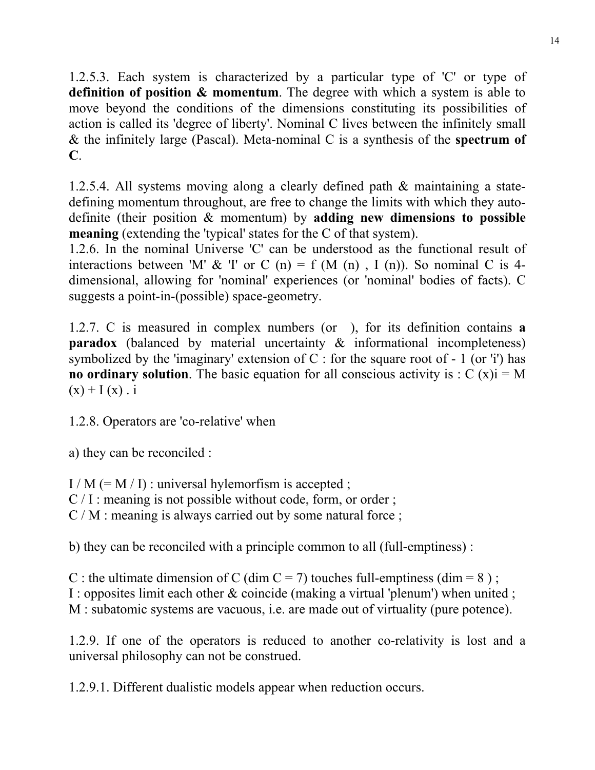1.2.5.3. Each system is characterized by a particular type of 'C' or type of **definition of position & momentum**. The degree with which a system is able to move beyond the conditions of the dimensions constituting its possibilities of action is called its 'degree of liberty'. Nominal C lives between the infinitely small & the infinitely large (Pascal). Meta-nominal C is a synthesis of the **spectrum of C**.

1.2.5.4. All systems moving along a clearly defined path & maintaining a state-defining momentum throughout, are free to change the limits with which they auto-definite (their position & momentum) by **adding new dimensions to possible meaning** (extending the 'typical' states for the C of that system).

1.2.6. In the nominal Universe 'C' can be understood as the functional result of interactions between 'M' & 'I' or $C(n) = f(M(n), I(n))$. So nominal C is 4-dimensional, allowing for 'nominal' experiences (or 'nominal' bodies of facts). C suggests a point-in-(possible) space-geometry.

1.2.7. C is measured in complex numbers (or ), for its definition contains **a paradox** (balanced by material uncertainty & informational incompleteness) symbolized by the 'imaginary' extension of C : for the square root of - 1 (or 'i') has **no ordinary solution**. The basic equation for all conscious activity is : $C(x)i = M(x) + I(x) . i$

1.2.8. Operators are 'co-relative' when

a) they can be reconciled :

I / M (= M / I) : universal hylemorfism is accepted ;
C / I : meaning is not possible without code, form, or order ;
C / M : meaning is always carried out by some natural force ;

b) they can be reconciled with a principle common to all (full-emptiness) :

C : the ultimate dimension of C (dim C = 7) touches full-emptiness (dim = 8 ) ;
I : opposites limit each other & coincide (making a virtual 'plenum') when united ;
M : subatomic systems are vacuous, i.e. are made out of virtuality (pure potence).

1.2.9. If one of the operators is reduced to another co-relativity is lost and a universal philosophy can not be construed.

1.2.9.1. Different dualistic models appear when reduction occurs.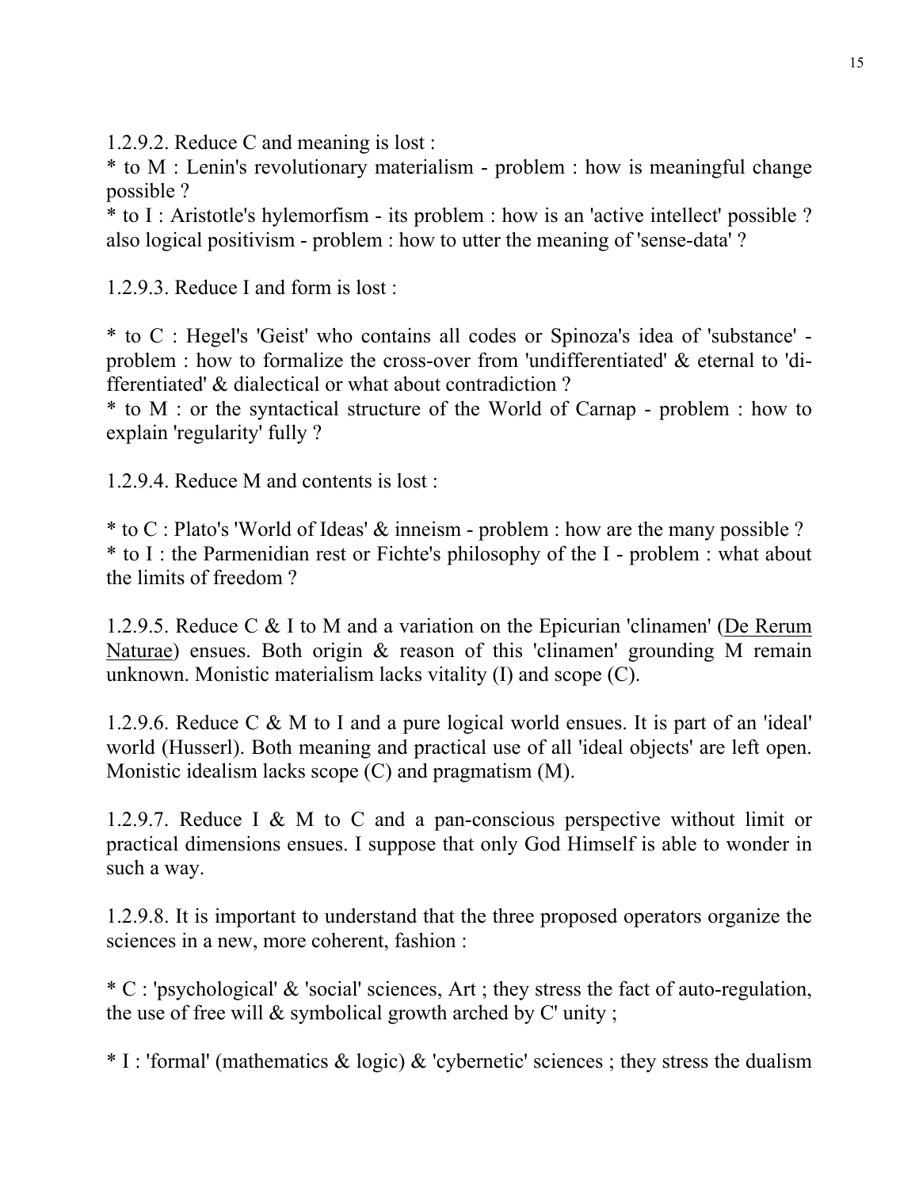1.2.9.2. Reduce C and meaning is lost :

* to M : Lenin's revolutionary materialism - problem : how is meaningful change possible ?
* to I : Aristotle's hylemorfism - its problem : how is an 'active intellect' possible ? also logical positivism - problem : how to utter the meaning of 'sense-data' ?

1.2.9.3. Reduce I and form is lost :

* to C : Hegel's 'Geist' who contains all codes or Spinoza's idea of 'substance' - problem : how to formalize the cross-over from 'undifferentiated' & eternal to 'differentiated' & dialectical or what about contradiction ?
* to M : or the syntactical structure of the World of Carnap - problem : how to explain 'regularity' fully ?

1.2.9.4. Reduce M and contents is lost :

* to C : Plato's 'World of Ideas' & inneism - problem : how are the many possible ?
* to I : the Parmenidian rest or Fichte's philosophy of the I - problem : what about the limits of freedom ?

1.2.9.5. Reduce C & I to M and a variation on the Epicurian 'clinamen' (De Rerum Naturae) ensues. Both origin & reason of this 'clinamen' grounding M remain unknown. Monistic materialism lacks vitality (I) and scope (C).

1.2.9.6. Reduce C & M to I and a pure logical world ensues. It is part of an 'ideal' world (Husserl). Both meaning and practical use of all 'ideal objects' are left open. Monistic idealism lacks scope (C) and pragmatism (M).

1.2.9.7. Reduce I & M to C and a pan-conscious perspective without limit or practical dimensions ensues. I suppose that only God Himself is able to wonder in such a way.

1.2.9.8. It is important to understand that the three proposed operators organize the sciences in a new, more coherent, fashion :

* C : 'psychological' & 'social' sciences, Art ; they stress the fact of auto-regulation, the use of free will & symbolical growth arched by C' unity ;

* I : 'formal' (mathematics & logic) & 'cybernetic' sciences ; they stress the dualism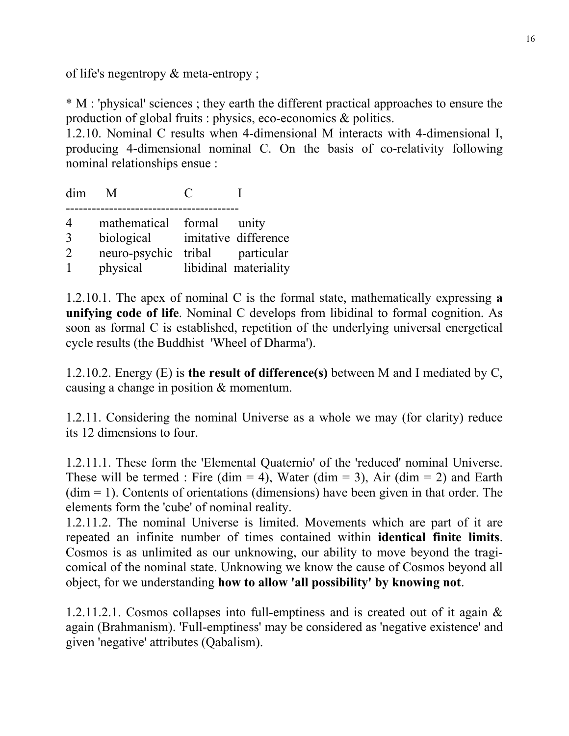of life's negentropy & meta-entropy ;

* M : 'physical' sciences ; they earth the different practical approaches to ensure the production of global fruits : physics, eco-economics & politics.

1.2.10. Nominal C results when 4-dimensional M interacts with 4-dimensional I, producing 4-dimensional nominal C. On the basis of co-relativity following nominal relationships ensue :

| dim | M | C | I |
|---|---|---|---|
| 4 | mathematical | formal | unity |
| 3 | biological | imitative | difference |
| 2 | neuro-psychic | tribal | particular |
| 1 | physical | libidinal | materiality |

1.2.10.1. The apex of nominal C is the formal state, mathematically expressing **a unifying code of life**. Nominal C develops from libidinal to formal cognition. As soon as formal C is established, repetition of the underlying universal energetical cycle results (the Buddhist 'Wheel of Dharma').

1.2.10.2. Energy (E) is **the result of difference(s)** between M and I mediated by C, causing a change in position & momentum.

1.2.11. Considering the nominal Universe as a whole we may (for clarity) reduce its 12 dimensions to four.

1.2.11.1. These form the 'Elemental Quaternio' of the 'reduced' nominal Universe. These will be termed : Fire (dim = 4), Water (dim = 3), Air (dim = 2) and Earth (dim = 1). Contents of orientations (dimensions) have been given in that order. The elements form the 'cube' of nominal reality.

1.2.11.2. The nominal Universe is limited. Movements which are part of it are repeated an infinite number of times contained within **identical finite limits**. Cosmos is as unlimited as our unknowing, our ability to move beyond the tragi-comical of the nominal state. Unknowing we know the cause of Cosmos beyond all object, for we understanding **how to allow 'all possibility' by knowing not**.

1.2.11.2.1. Cosmos collapses into full-emptiness and is created out of it again & again (Brahmanism). 'Full-emptiness' may be considered as 'negative existence' and given 'negative' attributes (Qabalism).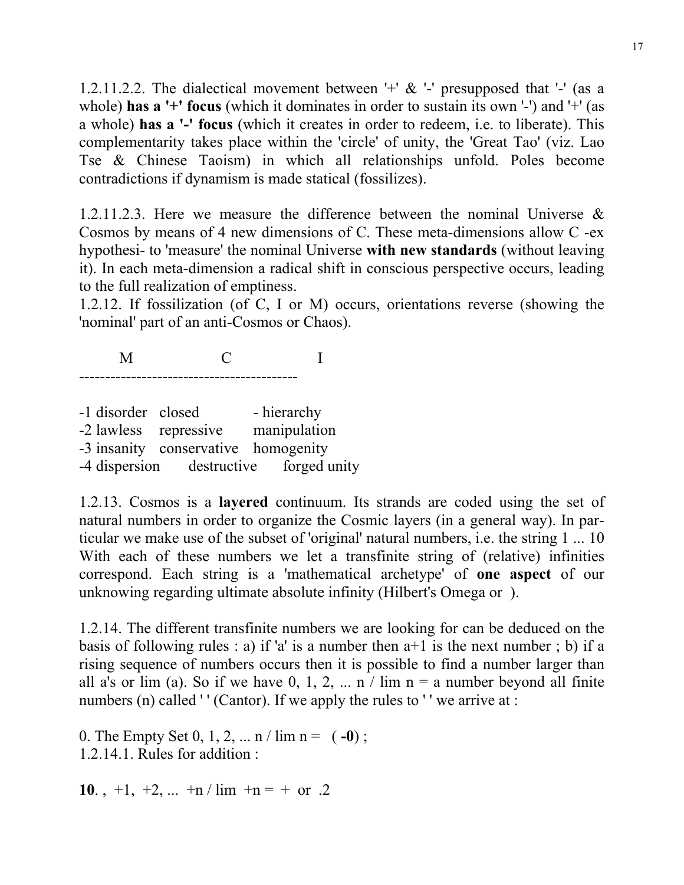1.2.11.2.2. The dialectical movement between '+' & '-' presupposed that '-' (as a whole) **has a '+' focus** (which it dominates in order to sustain its own '-') and '+' (as a whole) **has a '-' focus** (which it creates in order to redeem, i.e. to liberate). This complementarity takes place within the 'circle' of unity, the 'Great Tao' (viz. Lao Tse & Chinese Taoism) in which all relationships unfold. Poles become contradictions if dynamism is made statical (fossilizes).

1.2.11.2.3. Here we measure the difference between the nominal Universe & Cosmos by means of 4 new dimensions of C. These meta-dimensions allow C -ex hypothesi- to 'measure' the nominal Universe **with new standards** (without leaving it). In each meta-dimension a radical shift in conscious perspective occurs, leading to the full realization of emptiness.

1.2.12. If fossilization (of C, I or M) occurs, orientations reverse (showing the 'nominal' part of an anti-Cosmos or Chaos).

| M | C | I |
|---|---|---|
| -1 disorder | closed | - hierarchy |
| -2 lawless | repressive | manipulation |
| -3 insanity | conservative | homogenity |
| -4 dispersion | destructive | forged unity |

1.2.13. Cosmos is a **layered** continuum. Its strands are coded using the set of natural numbers in order to organize the Cosmic layers (in a general way). In particular we make use of the subset of 'original' natural numbers, i.e. the string 1 ... 10 With each of these numbers we let a transfinite string of (relative) infinities correspond. Each string is a 'mathematical archetype' of **one aspect** of our unknowing regarding ultimate absolute infinity (Hilbert's Omega or  ).

1.2.14. The different transfinite numbers we are looking for can be deduced on the basis of following rules : a) if 'a' is a number then a+1 is the next number ; b) if a rising sequence of numbers occurs then it is possible to find a number larger than all a's or lim (a). So if we have 0, 1, 2, ... n / lim n = a number beyond all finite numbers (n) called ' ' (Cantor). If we apply the rules to ' ' we arrive at :

0. The Empty Set 0, 1, 2, ... n / lim n =   ( **-0**) ;
1.2.14.1. Rules for addition :

**10**. ,  +1,  +2, ...  +n / lim  +n =  +  or  .2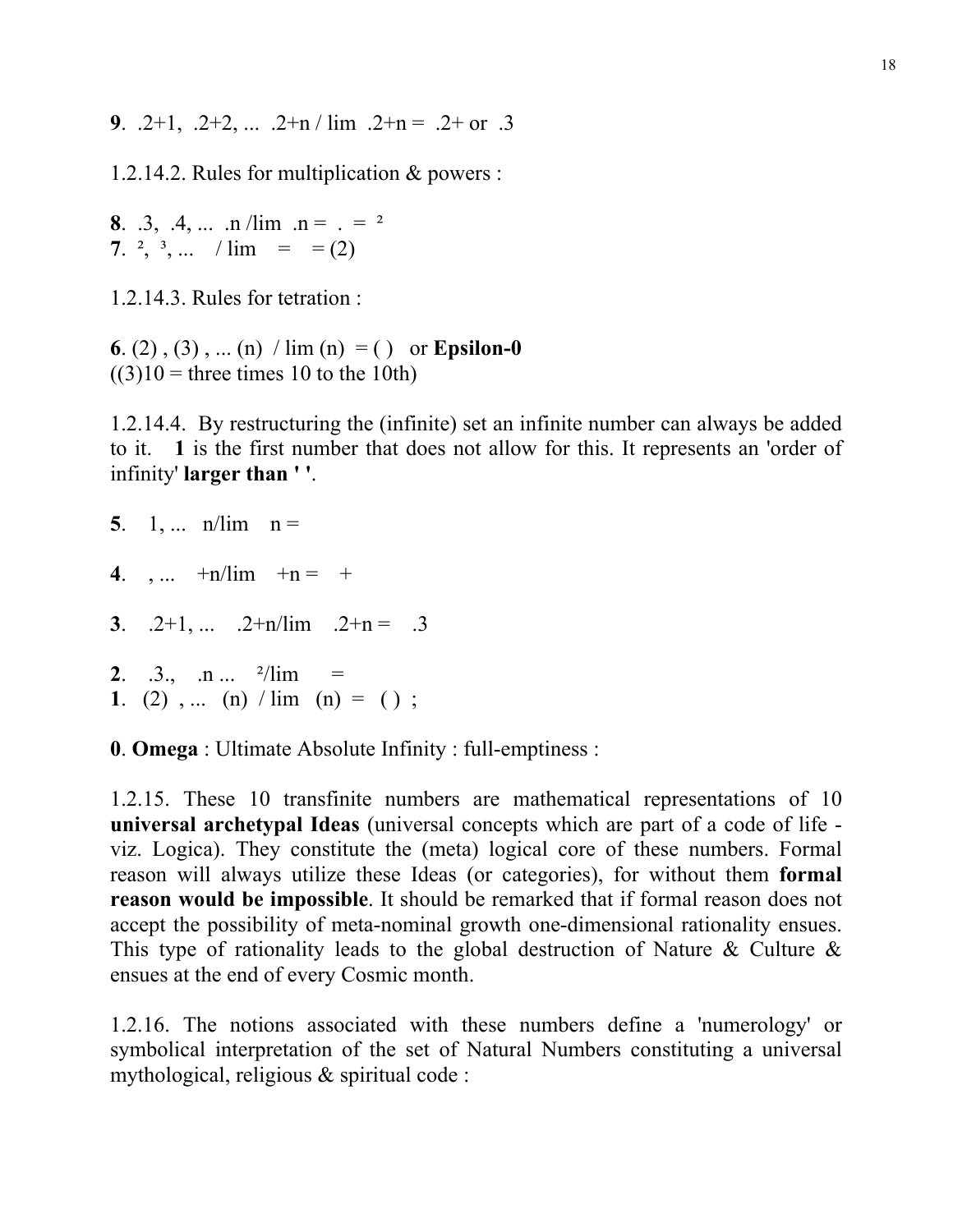**9**. .2+1, .2+2, ... .2+n / lim .2+n = .2+ or .3

1.2.14.2. Rules for multiplication & powers :

**8**. .3, .4, ... .n /lim .n = . = $^2$
**7**. $^2$, $^3$, ... / lim = = (2)

1.2.14.3. Rules for tetration :

**6**. (2) , (3) , ... (n) / lim (n) = ( ) or **Epsilon-0**
((3)10 = three times 10 to the 10th)

1.2.14.4. By restructuring the (infinite) set an infinite number can always be added to it. **1** is the first number that does not allow for this. It represents an 'order of infinity' **larger than ' '**.

**5**. 1, ... n/lim n =

**4**. , ... +n/lim +n = +

**3**. .2+1, ... .2+n/lim .2+n = .3

**2**. .3., .n ... $^2$/lim =
**1**. (2) , ... (n) / lim (n) = ( ) ;

**0**. **Omega** : Ultimate Absolute Infinity : full-emptiness :

1.2.15. These 10 transfinite numbers are mathematical representations of 10 **universal archetypal Ideas** (universal concepts which are part of a code of life - viz. Logica). They constitute the (meta) logical core of these numbers. Formal reason will always utilize these Ideas (or categories), for without them **formal reason would be impossible**. It should be remarked that if formal reason does not accept the possibility of meta-nominal growth one-dimensional rationality ensues. This type of rationality leads to the global destruction of Nature & Culture & ensues at the end of every Cosmic month.

1.2.16. The notions associated with these numbers define a 'numerology' or symbolical interpretation of the set of Natural Numbers constituting a universal mythological, religious & spiritual code :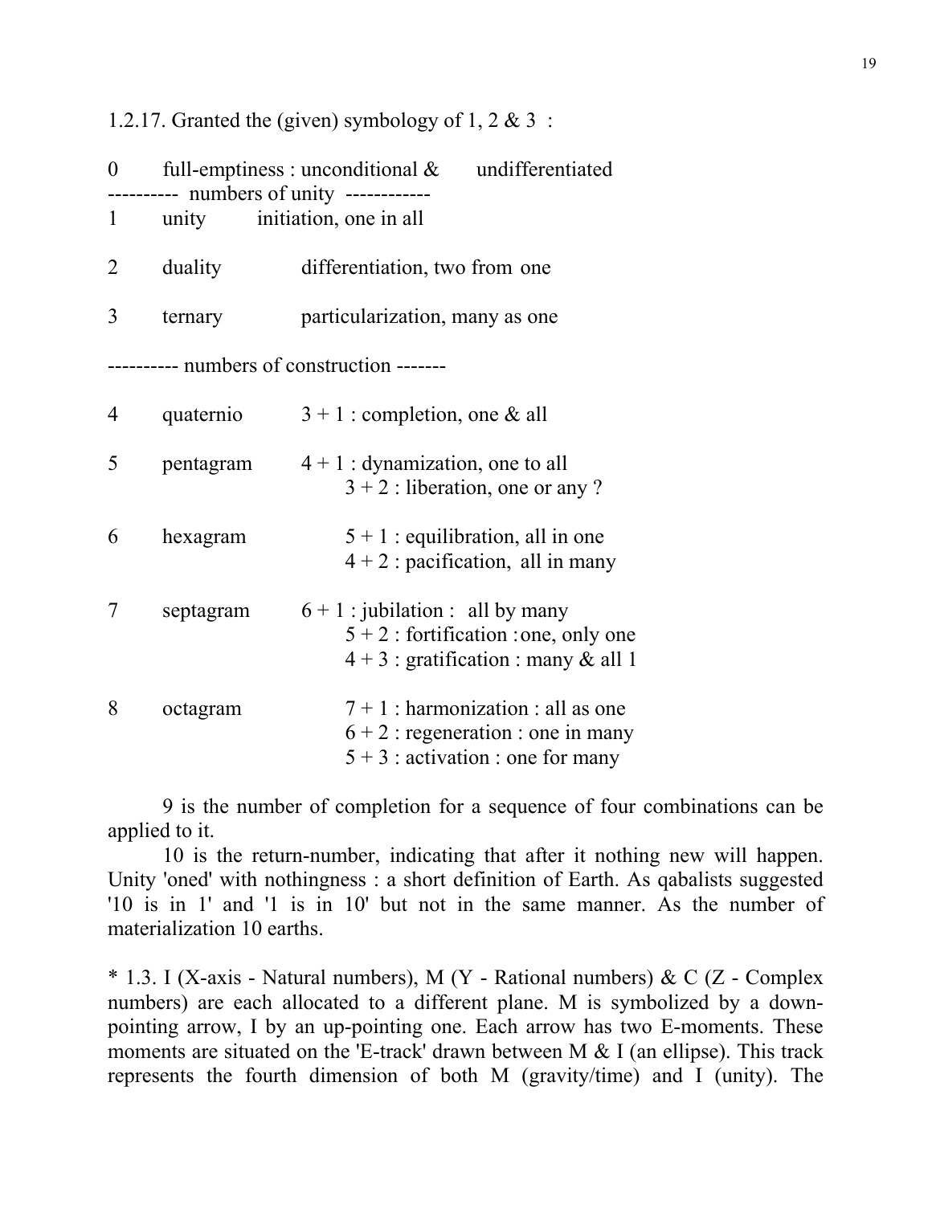1.2.17. Granted the (given) symbology of 1, 2 & 3 :

| | | |
|---|---|---|
| 0 | full-emptiness : unconditional & undifferentiated | |
| ---------- numbers of unity ------------ | | |
| 1 | unity | initiation, one in all |
| 2 | duality | differentiation, two from one |
| 3 | ternary | particularization, many as one |
| ---------- numbers of construction ------- | | |
| 4 | quaternio | 3 + 1 : completion, one & all |
| 5 | pentagram | 4 + 1 : dynamization, one to all |
| | | 3 + 2 : liberation, one or any ? |
| 6 | hexagram | 5 + 1 : equilibration, all in one |
| | | 4 + 2 : pacification, all in many |
| 7 | septagram | 6 + 1 : jubilation : all by many |
| | | 5 + 2 : fortification : one, only one |
| | | 4 + 3 : gratification : many & all 1 |
| 8 | octagram | 7 + 1 : harmonization : all as one |
| | | 6 + 2 : regeneration : one in many |
| | | 5 + 3 : activation : one for many |

9 is the number of completion for a sequence of four combinations can be applied to it.

10 is the return-number, indicating that after it nothing new will happen. Unity 'oned' with nothingness : a short definition of Earth. As qabalists suggested '10 is in 1' and '1 is in 10' but not in the same manner. As the number of materialization 10 earths.

* 1.3. I (X-axis - Natural numbers), M (Y - Rational numbers) & C (Z - Complex numbers) are each allocated to a different plane. M is symbolized by a down-pointing arrow, I by an up-pointing one. Each arrow has two E-moments. These moments are situated on the 'E-track' drawn between M & I (an ellipse). This track represents the fourth dimension of both M (gravity/time) and I (unity). The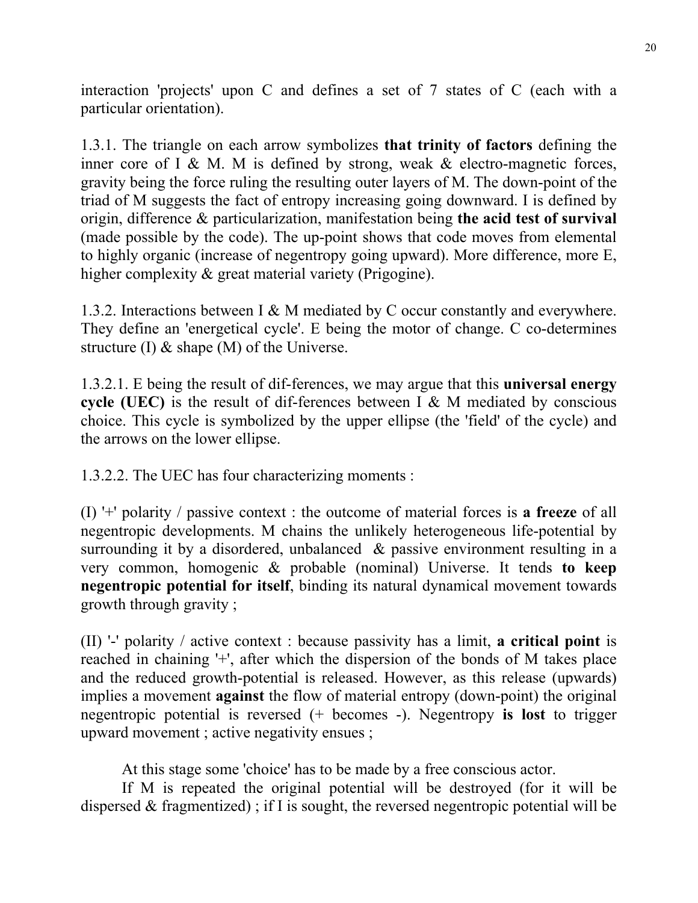interaction 'projects' upon C and defines a set of 7 states of C (each with a particular orientation).

1.3.1. The triangle on each arrow symbolizes **that trinity of factors** defining the inner core of I & M. M is defined by strong, weak & electro-magnetic forces, gravity being the force ruling the resulting outer layers of M. The down-point of the triad of M suggests the fact of entropy increasing going downward. I is defined by origin, difference & particularization, manifestation being **the acid test of survival** (made possible by the code). The up-point shows that code moves from elemental to highly organic (increase of negentropy going upward). More difference, more E, higher complexity & great material variety (Prigogine).

1.3.2. Interactions between I & M mediated by C occur constantly and everywhere. They define an 'energetical cycle'. E being the motor of change. C co-determines structure (I) & shape (M) of the Universe.

1.3.2.1. E being the result of dif-ferences, we may argue that this **universal energy cycle (UEC)** is the result of dif-ferences between I & M mediated by conscious choice. This cycle is symbolized by the upper ellipse (the 'field' of the cycle) and the arrows on the lower ellipse.

1.3.2.2. The UEC has four characterizing moments :

(I) '+' polarity / passive context : the outcome of material forces is **a freeze** of all negentropic developments. M chains the unlikely heterogeneous life-potential by surrounding it by a disordered, unbalanced & passive environment resulting in a very common, homogenic & probable (nominal) Universe. It tends **to keep negentropic potential for itself**, binding its natural dynamical movement towards growth through gravity ;

(II) '-' polarity / active context : because passivity has a limit, **a critical point** is reached in chaining '+', after which the dispersion of the bonds of M takes place and the reduced growth-potential is released. However, as this release (upwards) implies a movement **against** the flow of material entropy (down-point) the original negentropic potential is reversed (+ becomes -). Negentropy **is lost** to trigger upward movement ; active negativity ensues ;

At this stage some 'choice' has to be made by a free conscious actor.

If M is repeated the original potential will be destroyed (for it will be dispersed & fragmentized) ; if I is sought, the reversed negentropic potential will be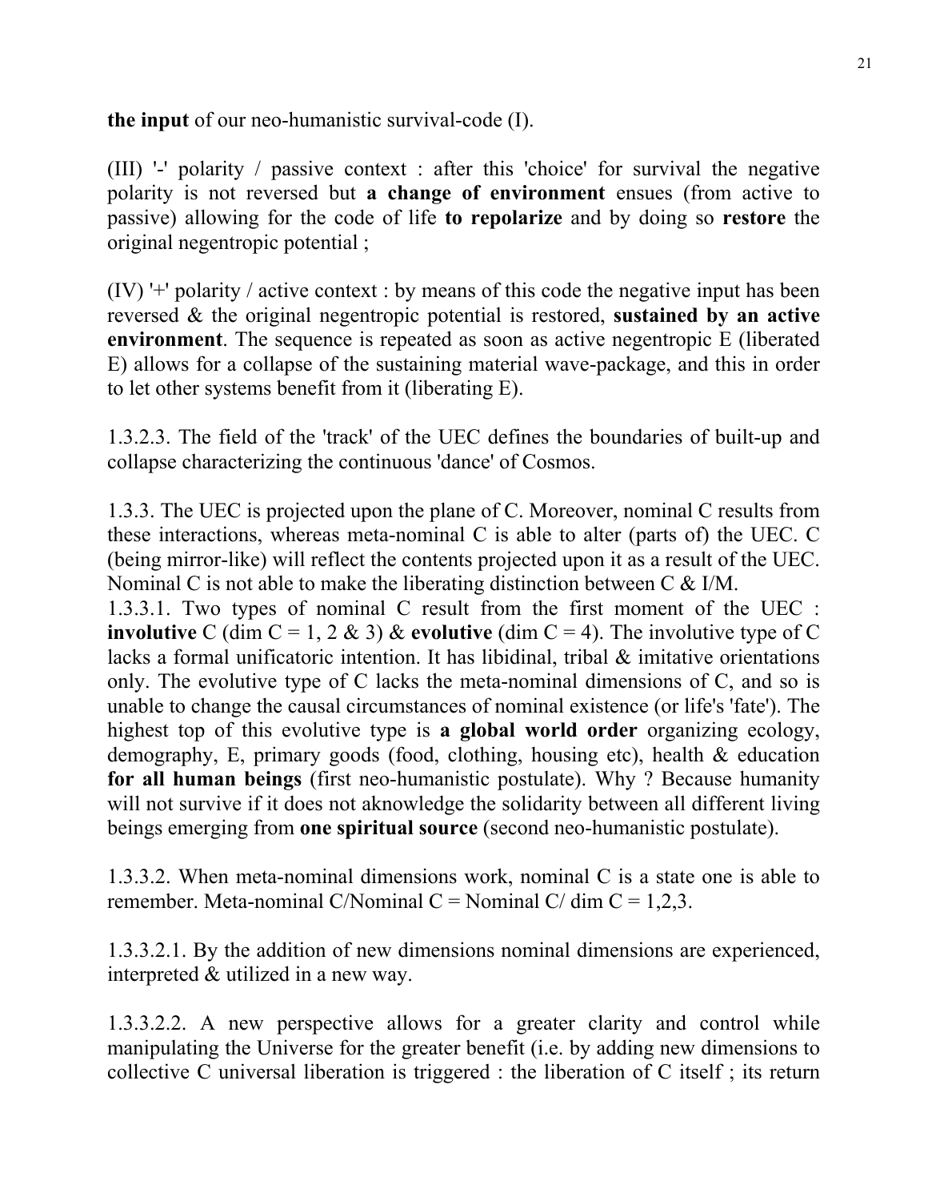**the input** of our neo-humanistic survival-code (I).

(III) '-' polarity / passive context : after this 'choice' for survival the negative polarity is not reversed but **a change of environment** ensues (from active to passive) allowing for the code of life **to repolarize** and by doing so **restore** the original negentropic potential ;

(IV) '+' polarity / active context : by means of this code the negative input has been reversed & the original negentropic potential is restored, **sustained by an active environment**. The sequence is repeated as soon as active negentropic E (liberated E) allows for a collapse of the sustaining material wave-package, and this in order to let other systems benefit from it (liberating E).

1.3.2.3. The field of the 'track' of the UEC defines the boundaries of built-up and collapse characterizing the continuous 'dance' of Cosmos.

1.3.3. The UEC is projected upon the plane of C. Moreover, nominal C results from these interactions, whereas meta-nominal C is able to alter (parts of) the UEC. C (being mirror-like) will reflect the contents projected upon it as a result of the UEC. Nominal C is not able to make the liberating distinction between C & I/M.

1.3.3.1. Two types of nominal C result from the first moment of the UEC : **involutive** C (dim C = 1, 2 & 3) & **evolutive** (dim C = 4). The involutive type of C lacks a formal unificatoric intention. It has libidinal, tribal & imitative orientations only. The evolutive type of C lacks the meta-nominal dimensions of C, and so is unable to change the causal circumstances of nominal existence (or life's 'fate'). The highest top of this evolutive type is **a global world order** organizing ecology, demography, E, primary goods (food, clothing, housing etc), health & education **for all human beings** (first neo-humanistic postulate). Why ? Because humanity will not survive if it does not aknowledge the solidarity between all different living beings emerging from **one spiritual source** (second neo-humanistic postulate).

1.3.3.2. When meta-nominal dimensions work, nominal C is a state one is able to remember. Meta-nominal C/Nominal C = Nominal C/ dim C = 1,2,3.

1.3.3.2.1. By the addition of new dimensions nominal dimensions are experienced, interpreted & utilized in a new way.

1.3.3.2.2. A new perspective allows for a greater clarity and control while manipulating the Universe for the greater benefit (i.e. by adding new dimensions to collective C universal liberation is triggered : the liberation of C itself ; its return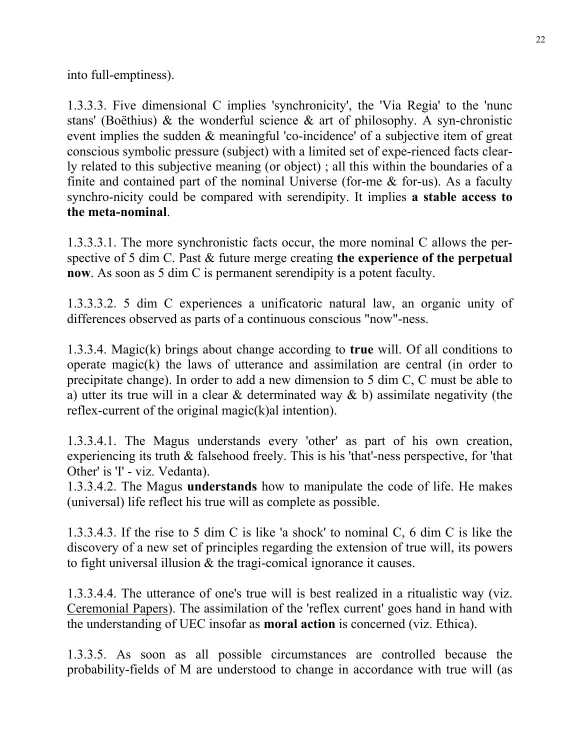into full-emptiness).

1.3.3.3. Five dimensional C implies 'synchronicity', the 'Via Regia' to the 'nunc stans' (Boëthius) & the wonderful science & art of philosophy. A syn-chronistic event implies the sudden & meaningful 'co-incidence' of a subjective item of great conscious symbolic pressure (subject) with a limited set of expe-rienced facts clear-ly related to this subjective meaning (or object) ; all this within the boundaries of a finite and contained part of the nominal Universe (for-me & for-us). As a faculty synchro-nicity could be compared with serendipity. It implies **a stable access to the meta-nominal**.

1.3.3.3.1. The more synchronistic facts occur, the more nominal C allows the per-spective of 5 dim C. Past & future merge creating **the experience of the perpetual now**. As soon as 5 dim C is permanent serendipity is a potent faculty.

1.3.3.3.2. 5 dim C experiences a unificatoric natural law, an organic unity of differences observed as parts of a continuous conscious "now"-ness.

1.3.3.4. Magic(k) brings about change according to **true** will. Of all conditions to operate magic(k) the laws of utterance and assimilation are central (in order to precipitate change). In order to add a new dimension to 5 dim C, C must be able to a) utter its true will in a clear & determinated way & b) assimilate negativity (the reflex-current of the original magic(k)al intention).

1.3.3.4.1. The Magus understands every 'other' as part of his own creation, experiencing its truth & falsehood freely. This is his 'that'-ness perspective, for 'that Other' is 'I' - viz. Vedanta).

1.3.3.4.2. The Magus **understands** how to manipulate the code of life. He makes (universal) life reflect his true will as complete as possible.

1.3.3.4.3. If the rise to 5 dim C is like 'a shock' to nominal C, 6 dim C is like the discovery of a new set of principles regarding the extension of true will, its powers to fight universal illusion & the tragi-comical ignorance it causes.

1.3.3.4.4. The utterance of one's true will is best realized in a ritualistic way (viz. Ceremonial Papers). The assimilation of the 'reflex current' goes hand in hand with the understanding of UEC insofar as **moral action** is concerned (viz. Ethica).

1.3.3.5. As soon as all possible circumstances are controlled because the probability-fields of M are understood to change in accordance with true will (as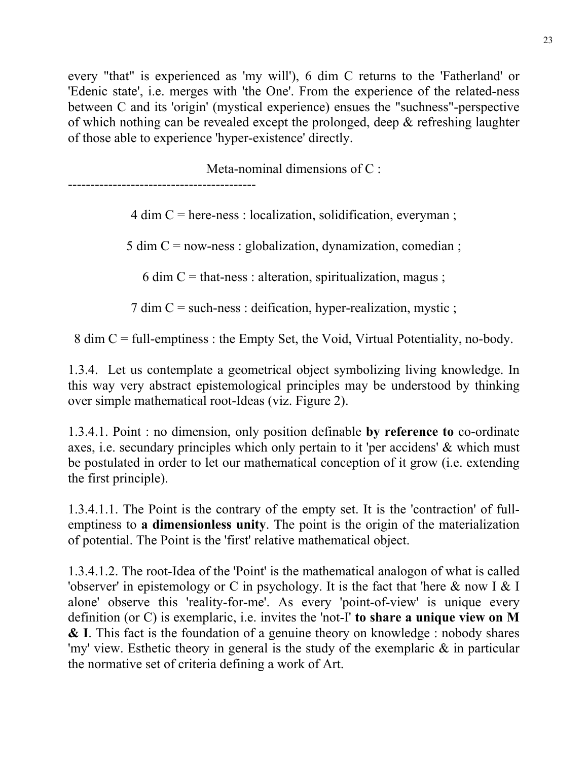every "that" is experienced as 'my will'), 6 dim C returns to the 'Fatherland' or 'Edenic state', i.e. merges with 'the One'. From the experience of the related-ness between C and its 'origin' (mystical experience) ensues the "suchness"-perspective of which nothing can be revealed except the prolonged, deep & refreshing laughter of those able to experience 'hyper-existence' directly.

Meta-nominal dimensions of C :

-----------------------------------------

4 dim C = here-ness : localization, solidification, everyman ;

5 dim C = now-ness : globalization, dynamization, comedian ;

6 dim C = that-ness : alteration, spiritualization, magus ;

7 dim C = such-ness : deification, hyper-realization, mystic ;

8 dim C = full-emptiness : the Empty Set, the Void, Virtual Potentiality, no-body.

1.3.4. Let us contemplate a geometrical object symbolizing living knowledge. In this way very abstract epistemological principles may be understood by thinking over simple mathematical root-Ideas (viz. Figure 2).

1.3.4.1. Point : no dimension, only position definable **by reference to** co-ordinate axes, i.e. secundary principles which only pertain to it 'per accidens' & which must be postulated in order to let our mathematical conception of it grow (i.e. extending the first principle).

1.3.4.1.1. The Point is the contrary of the empty set. It is the 'contraction' of full-emptiness to **a dimensionless unity**. The point is the origin of the materialization of potential. The Point is the 'first' relative mathematical object.

1.3.4.1.2. The root-Idea of the 'Point' is the mathematical analogon of what is called 'observer' in epistemology or C in psychology. It is the fact that 'here & now I & I alone' observe this 'reality-for-me'. As every 'point-of-view' is unique every definition (or C) is exemplaric, i.e. invites the 'not-I' **to share a unique view on M & I**. This fact is the foundation of a genuine theory on knowledge : nobody shares 'my' view. Esthetic theory in general is the study of the exemplaric & in particular the normative set of criteria defining a work of Art.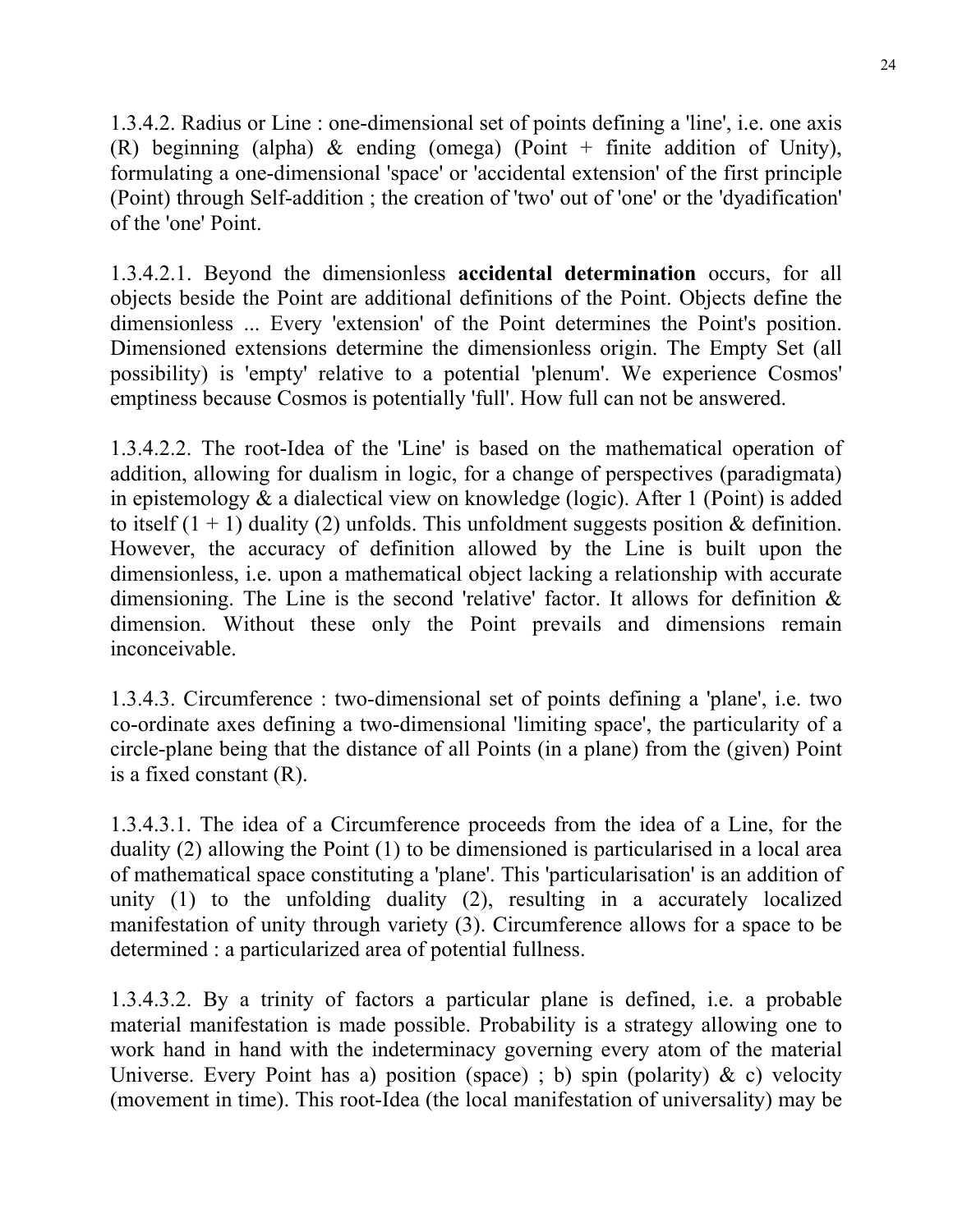1.3.4.2. Radius or Line : one-dimensional set of points defining a 'line', i.e. one axis (R) beginning (alpha) & ending (omega) (Point + finite addition of Unity), formulating a one-dimensional 'space' or 'accidental extension' of the first principle (Point) through Self-addition ; the creation of 'two' out of 'one' or the 'dyadification' of the 'one' Point.

1.3.4.2.1. Beyond the dimensionless **accidental determination** occurs, for all objects beside the Point are additional definitions of the Point. Objects define the dimensionless ... Every 'extension' of the Point determines the Point's position. Dimensioned extensions determine the dimensionless origin. The Empty Set (all possibility) is 'empty' relative to a potential 'plenum'. We experience Cosmos' emptiness because Cosmos is potentially 'full'. How full can not be answered.

1.3.4.2.2. The root-Idea of the 'Line' is based on the mathematical operation of addition, allowing for dualism in logic, for a change of perspectives (paradigmata) in epistemology & a dialectical view on knowledge (logic). After 1 (Point) is added to itself (1 + 1) duality (2) unfolds. This unfoldment suggests position & definition. However, the accuracy of definition allowed by the Line is built upon the dimensionless, i.e. upon a mathematical object lacking a relationship with accurate dimensioning. The Line is the second 'relative' factor. It allows for definition & dimension. Without these only the Point prevails and dimensions remain inconceivable.

1.3.4.3. Circumference : two-dimensional set of points defining a 'plane', i.e. two co-ordinate axes defining a two-dimensional 'limiting space', the particularity of a circle-plane being that the distance of all Points (in a plane) from the (given) Point is a fixed constant (R).

1.3.4.3.1. The idea of a Circumference proceeds from the idea of a Line, for the duality (2) allowing the Point (1) to be dimensioned is particularised in a local area of mathematical space constituting a 'plane'. This 'particularisation' is an addition of unity (1) to the unfolding duality (2), resulting in a accurately localized manifestation of unity through variety (3). Circumference allows for a space to be determined : a particularized area of potential fullness.

1.3.4.3.2. By a trinity of factors a particular plane is defined, i.e. a probable material manifestation is made possible. Probability is a strategy allowing one to work hand in hand with the indeterminacy governing every atom of the material Universe. Every Point has a) position (space) ; b) spin (polarity) & c) velocity (movement in time). This root-Idea (the local manifestation of universality) may be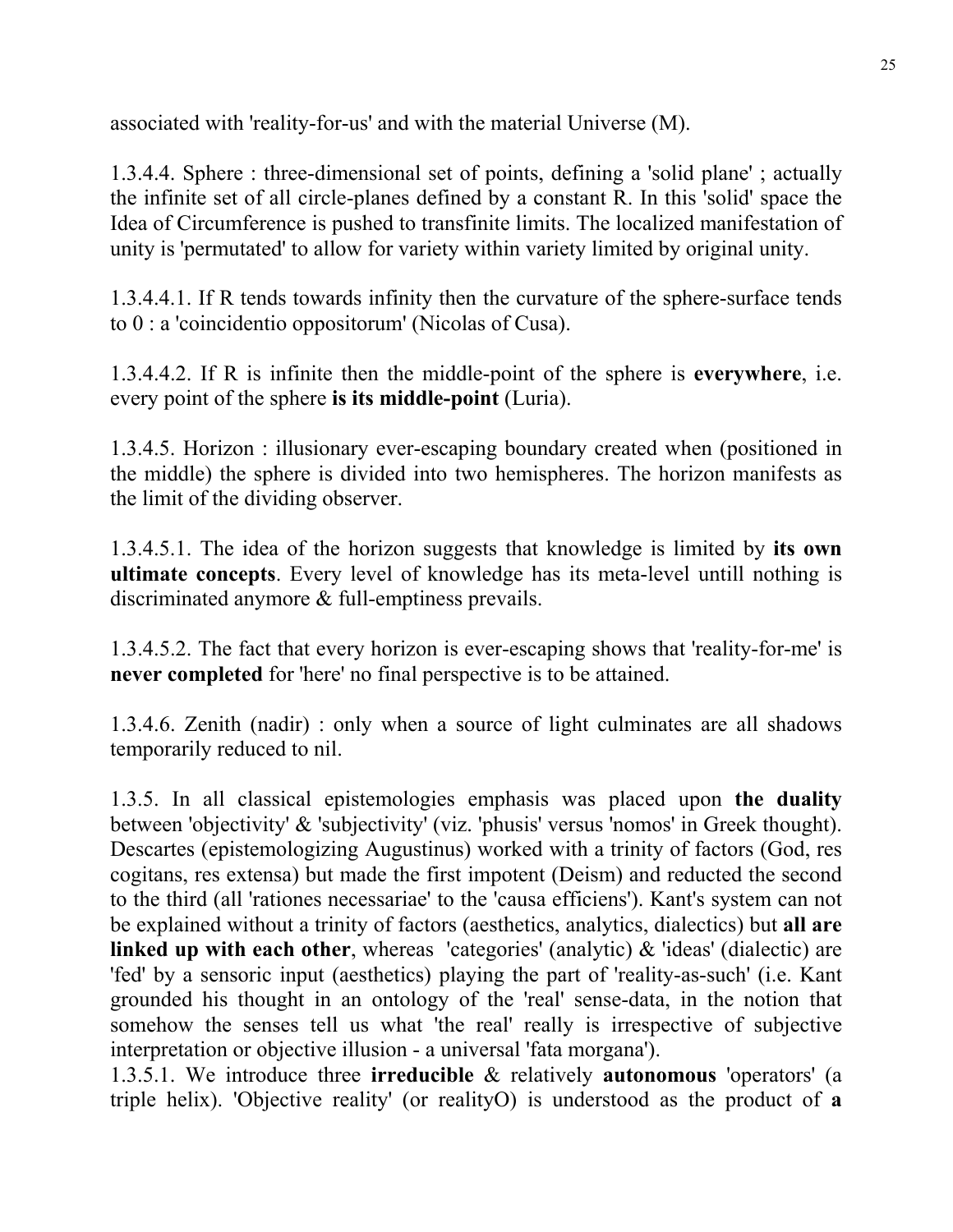associated with 'reality-for-us' and with the material Universe (M).

1.3.4.4. Sphere : three-dimensional set of points, defining a 'solid plane' ; actually the infinite set of all circle-planes defined by a constant R. In this 'solid' space the Idea of Circumference is pushed to transfinite limits. The localized manifestation of unity is 'permutated' to allow for variety within variety limited by original unity.

1.3.4.4.1. If R tends towards infinity then the curvature of the sphere-surface tends to 0 : a 'coincidentio oppositorum' (Nicolas of Cusa).

1.3.4.4.2. If R is infinite then the middle-point of the sphere is **everywhere**, i.e. every point of the sphere **is its middle-point** (Luria).

1.3.4.5. Horizon : illusionary ever-escaping boundary created when (positioned in the middle) the sphere is divided into two hemispheres. The horizon manifests as the limit of the dividing observer.

1.3.4.5.1. The idea of the horizon suggests that knowledge is limited by **its own ultimate concepts**. Every level of knowledge has its meta-level untill nothing is discriminated anymore & full-emptiness prevails.

1.3.4.5.2. The fact that every horizon is ever-escaping shows that 'reality-for-me' is **never completed** for 'here' no final perspective is to be attained.

1.3.4.6. Zenith (nadir) : only when a source of light culminates are all shadows temporarily reduced to nil.

1.3.5. In all classical epistemologies emphasis was placed upon **the duality** between 'objectivity' & 'subjectivity' (viz. 'phusis' versus 'nomos' in Greek thought). Descartes (epistemologizing Augustinus) worked with a trinity of factors (God, res cogitans, res extensa) but made the first impotent (Deism) and reducted the second to the third (all 'rationes necessariae' to the 'causa efficiens'). Kant's system can not be explained without a trinity of factors (aesthetics, analytics, dialectics) but **all are linked up with each other**, whereas 'categories' (analytic) & 'ideas' (dialectic) are 'fed' by a sensoric input (aesthetics) playing the part of 'reality-as-such' (i.e. Kant grounded his thought in an ontology of the 'real' sense-data, in the notion that somehow the senses tell us what 'the real' really is irrespective of subjective interpretation or objective illusion - a universal 'fata morgana').

1.3.5.1. We introduce three **irreducible** & relatively **autonomous** 'operators' (a triple helix). 'Objective reality' (or realityO) is understood as the product of **a**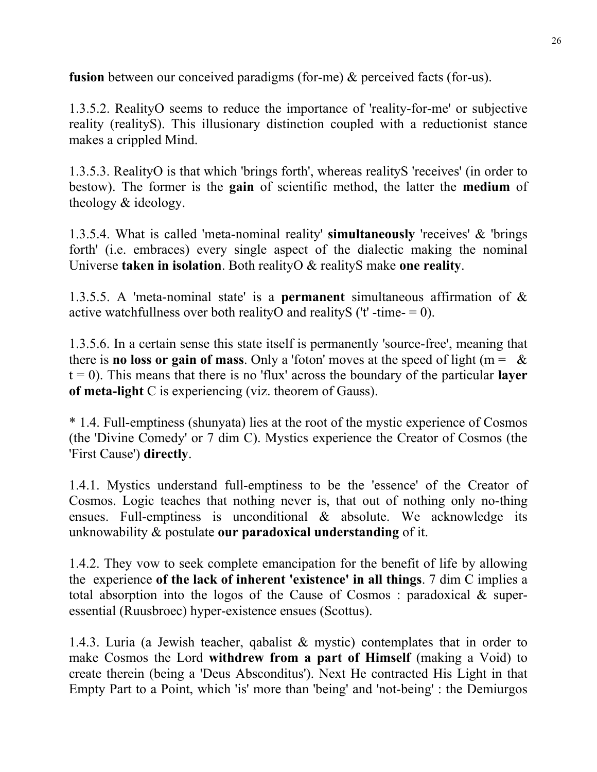**fusion** between our conceived paradigms (for-me) & perceived facts (for-us).

1.3.5.2. RealityO seems to reduce the importance of 'reality-for-me' or subjective reality (realityS). This illusionary distinction coupled with a reductionist stance makes a crippled Mind.

1.3.5.3. RealityO is that which 'brings forth', whereas realityS 'receives' (in order to bestow). The former is the **gain** of scientific method, the latter the **medium** of theology & ideology.

1.3.5.4. What is called 'meta-nominal reality' **simultaneously** 'receives' & 'brings forth' (i.e. embraces) every single aspect of the dialectic making the nominal Universe **taken in isolation**. Both realityO & realityS make **one reality**.

1.3.5.5. A 'meta-nominal state' is a **permanent** simultaneous affirmation of & active watchfullness over both realityO and realityS ('t' -time- = 0).

1.3.5.6. In a certain sense this state itself is permanently 'source-free', meaning that there is **no loss or gain of mass**. Only a 'foton' moves at the speed of light (m =   & t = 0). This means that there is no 'flux' across the boundary of the particular **layer of meta-light** C is experiencing (viz. theorem of Gauss).

* 1.4. Full-emptiness (shunyata) lies at the root of the mystic experience of Cosmos (the 'Divine Comedy' or 7 dim C). Mystics experience the Creator of Cosmos (the 'First Cause') **directly**.

1.4.1. Mystics understand full-emptiness to be the 'essence' of the Creator of Cosmos. Logic teaches that nothing never is, that out of nothing only no-thing ensues. Full-emptiness is unconditional & absolute. We acknowledge its unknowability & postulate **our paradoxical understanding** of it.

1.4.2. They vow to seek complete emancipation for the benefit of life by allowing the experience **of the lack of inherent 'existence' in all things**. 7 dim C implies a total absorption into the logos of the Cause of Cosmos : paradoxical & super-essential (Ruusbroec) hyper-existence ensues (Scottus).

1.4.3. Luria (a Jewish teacher, qabalist & mystic) contemplates that in order to make Cosmos the Lord **withdrew from a part of Himself** (making a Void) to create therein (being a 'Deus Absconditus'). Next He contracted His Light in that Empty Part to a Point, which 'is' more than 'being' and 'not-being' : the Demiurgos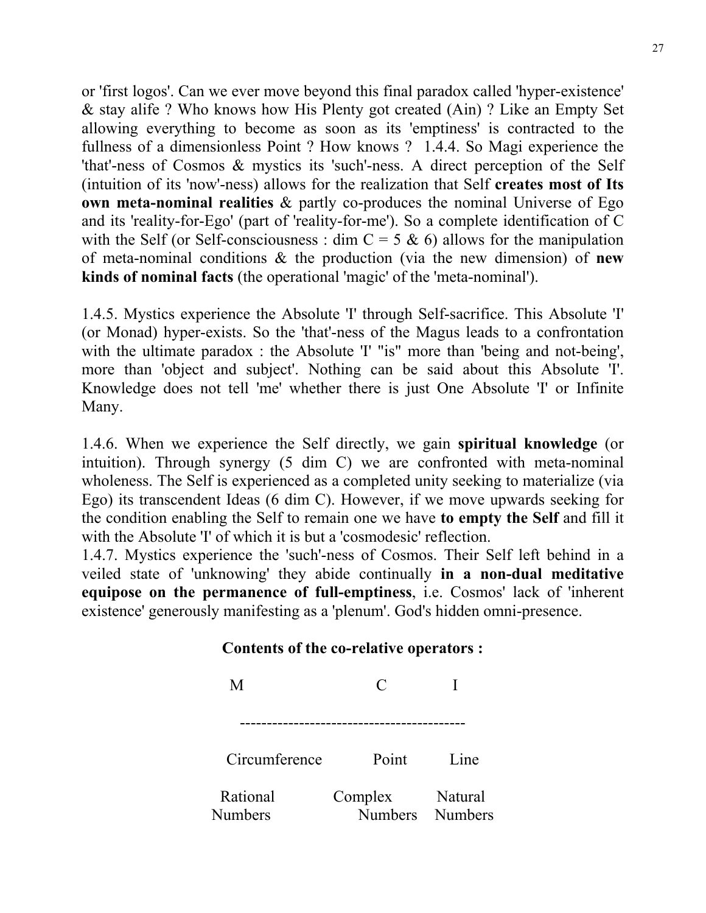or 'first logos'. Can we ever move beyond this final paradox called 'hyper-existence' & stay alife ? Who knows how His Plenty got created (Ain) ? Like an Empty Set allowing everything to become as soon as its 'emptiness' is contracted to the fullness of a dimensionless Point ? How knows ? 1.4.4. So Magi experience the 'that'-ness of Cosmos & mystics its 'such'-ness. A direct perception of the Self (intuition of its 'now'-ness) allows for the realization that Self **creates most of Its own meta-nominal realities** & partly co-produces the nominal Universe of Ego and its 'reality-for-Ego' (part of 'reality-for-me'). So a complete identification of C with the Self (or Self-consciousness : dim C = 5 & 6) allows for the manipulation of meta-nominal conditions & the production (via the new dimension) of **new kinds of nominal facts** (the operational 'magic' of the 'meta-nominal').

1.4.5. Mystics experience the Absolute 'I' through Self-sacrifice. This Absolute 'I' (or Monad) hyper-exists. So the 'that'-ness of the Magus leads to a confrontation with the ultimate paradox : the Absolute 'I' "is" more than 'being and not-being', more than 'object and subject'. Nothing can be said about this Absolute 'I'. Knowledge does not tell 'me' whether there is just One Absolute 'I' or Infinite Many.

1.4.6. When we experience the Self directly, we gain **spiritual knowledge** (or intuition). Through synergy (5 dim C) we are confronted with meta-nominal wholeness. The Self is experienced as a completed unity seeking to materialize (via Ego) its transcendent Ideas (6 dim C). However, if we move upwards seeking for the condition enabling the Self to remain one we have **to empty the Self** and fill it with the Absolute 'I' of which it is but a 'cosmodesic' reflection.

1.4.7. Mystics experience the 'such'-ness of Cosmos. Their Self left behind in a veiled state of 'unknowing' they abide continually **in a non-dual meditative equipose on the permanence of full-emptiness**, i.e. Cosmos' lack of 'inherent existence' generously manifesting as a 'plenum'. God's hidden omni-presence.

**Contents of the co-relative operators :**

| M | C | I |
|---|---|---|
| Circumference | Point | Line |
| Rational Numbers | Complex Numbers | Natural Numbers |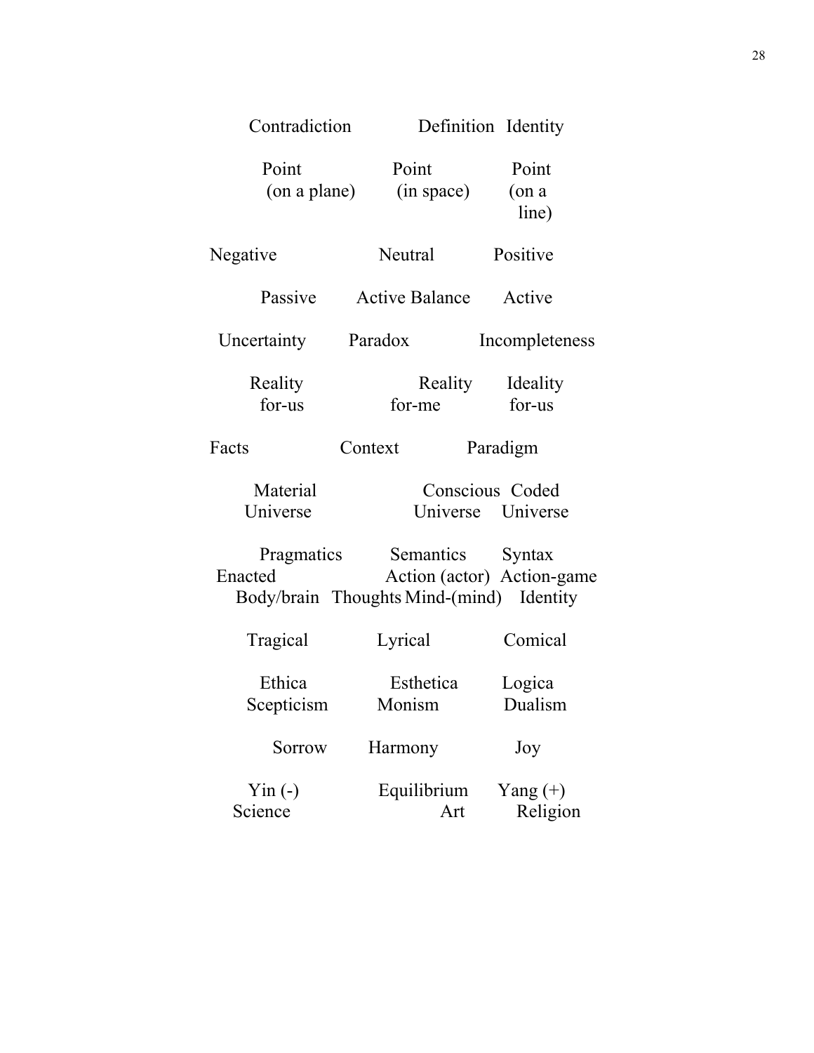Contradiction    Definition    Identity

Point (on a plane)    Point (in space)    Point (on a line)

Negative    Neutral    Positive

Passive    Active Balance    Active

Uncertainty    Paradox    Incompleteness

Reality for-us    Reality for-me    Ideality for-us

Facts    Context    Paradigm

Material Universe    Conscious Universe    Coded Universe

Pragmatics    Semantics    Syntax
Enacted    Action (actor)    Action-game
Body/brain    Thoughts Mind-(mind)    Identity

Tragical    Lyrical    Comical

Ethica    Esthetica    Logica
Scepticism    Monism    Dualism

Sorrow    Harmony    Joy

Yin (-)    Equilibrium    Yang (+)
Science    Art    Religion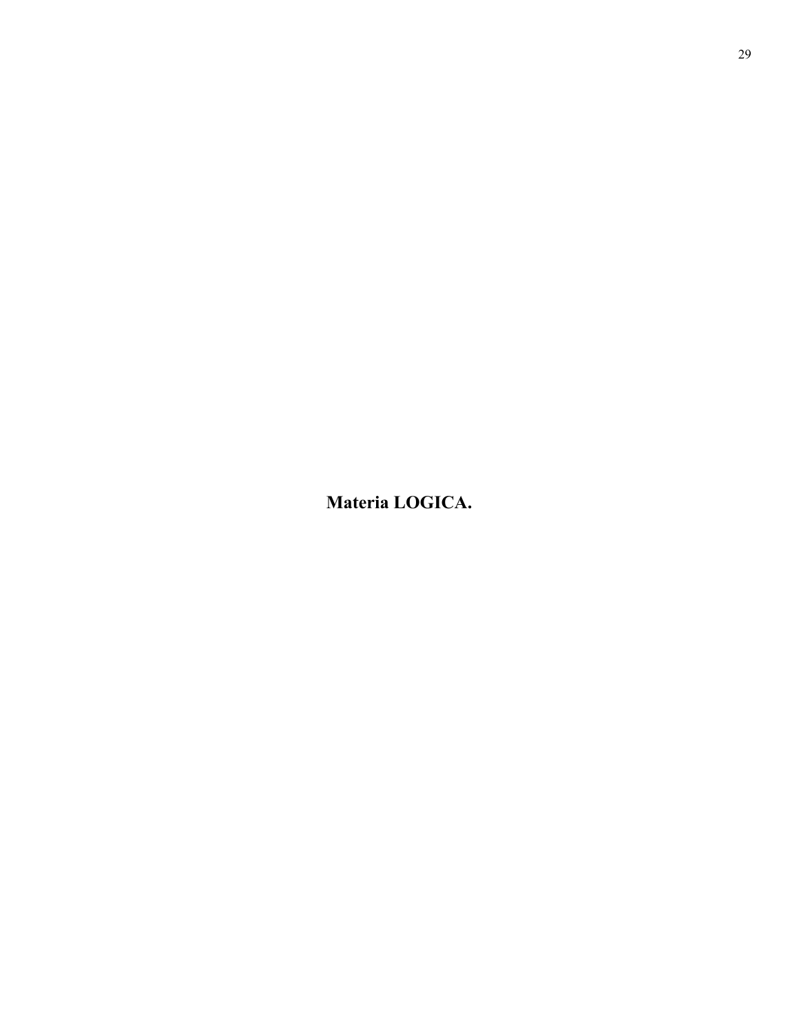**Materia LOGICA.**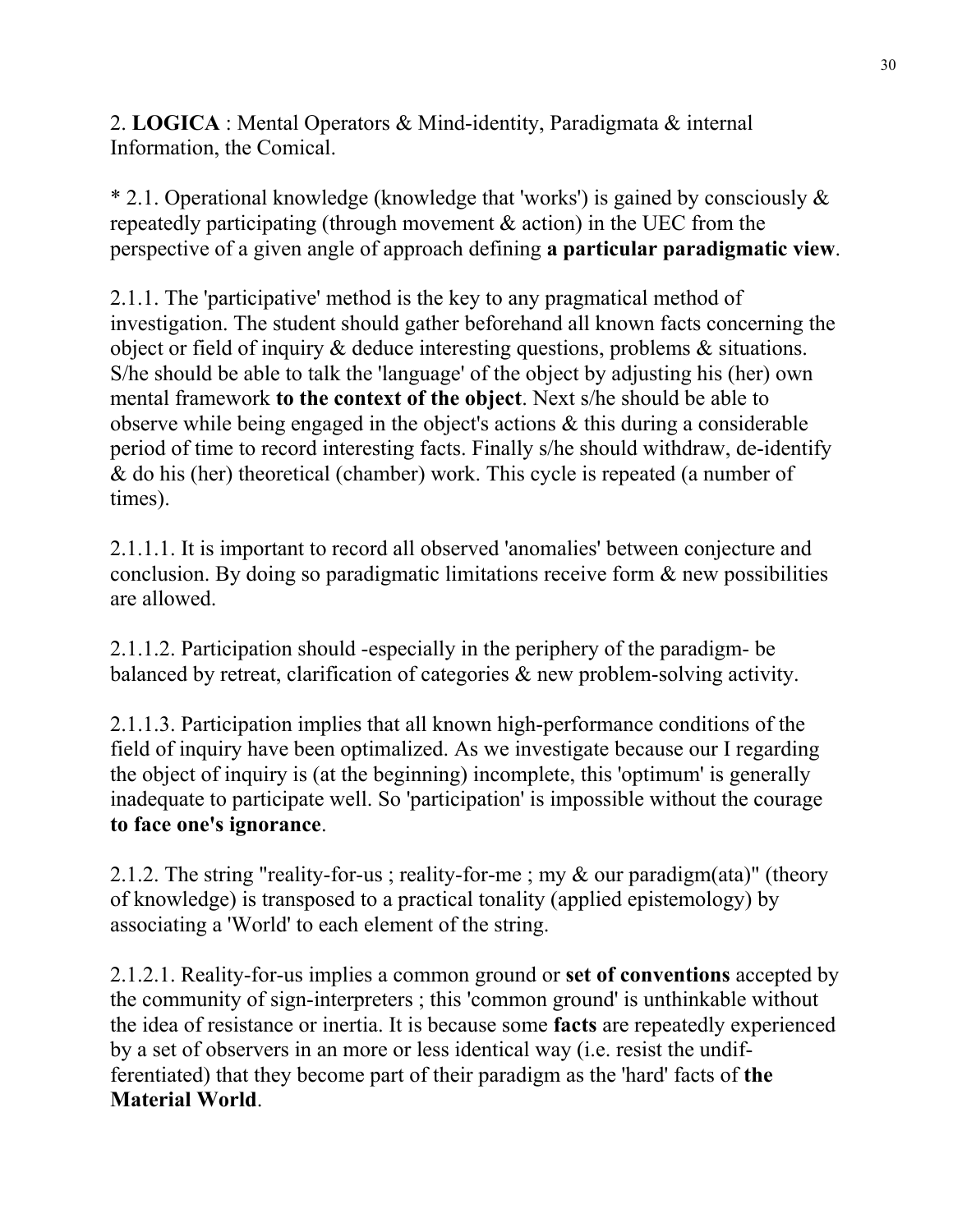2. **LOGICA** : Mental Operators & Mind-identity, Paradigmata & internal Information, the Comical.

* 2.1. Operational knowledge (knowledge that 'works') is gained by consciously & repeatedly participating (through movement & action) in the UEC from the perspective of a given angle of approach defining **a particular paradigmatic view**.

2.1.1. The 'participative' method is the key to any pragmatical method of investigation. The student should gather beforehand all known facts concerning the object or field of inquiry & deduce interesting questions, problems & situations. S/he should be able to talk the 'language' of the object by adjusting his (her) own mental framework **to the context of the object**. Next s/he should be able to observe while being engaged in the object's actions & this during a considerable period of time to record interesting facts. Finally s/he should withdraw, de-identify & do his (her) theoretical (chamber) work. This cycle is repeated (a number of times).

2.1.1.1. It is important to record all observed 'anomalies' between conjecture and conclusion. By doing so paradigmatic limitations receive form & new possibilities are allowed.

2.1.1.2. Participation should -especially in the periphery of the paradigm- be balanced by retreat, clarification of categories & new problem-solving activity.

2.1.1.3. Participation implies that all known high-performance conditions of the field of inquiry have been optimalized. As we investigate because our I regarding the object of inquiry is (at the beginning) incomplete, this 'optimum' is generally inadequate to participate well. So 'participation' is impossible without the courage **to face one's ignorance**.

2.1.2. The string "reality-for-us ; reality-for-me ; my & our paradigm(ata)" (theory of knowledge) is transposed to a practical tonality (applied epistemology) by associating a 'World' to each element of the string.

2.1.2.1. Reality-for-us implies a common ground or **set of conventions** accepted by the community of sign-interpreters ; this 'common ground' is unthinkable without the idea of resistance or inertia. It is because some **facts** are repeatedly experienced by a set of observers in an more or less identical way (i.e. resist the undifferentiated) that they become part of their paradigm as the 'hard' facts of **the Material World**.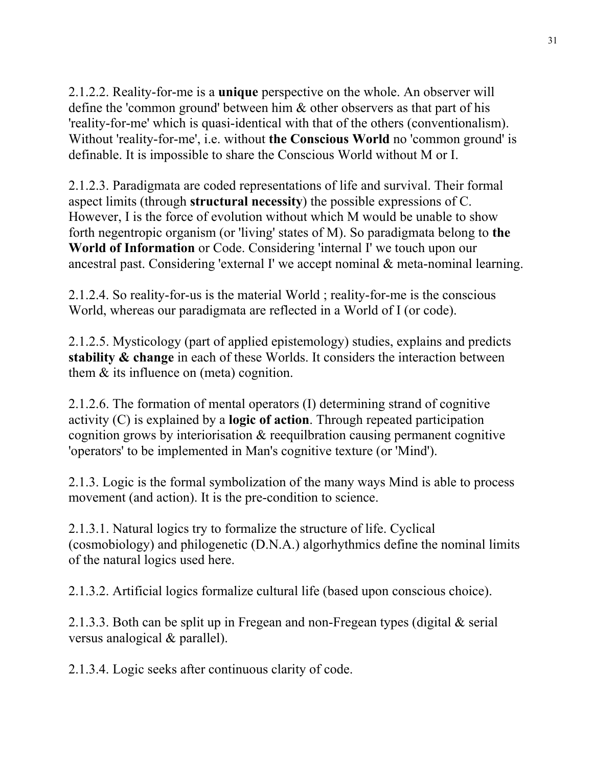2.1.2.2. Reality-for-me is a **unique** perspective on the whole. An observer will define the 'common ground' between him & other observers as that part of his 'reality-for-me' which is quasi-identical with that of the others (conventionalism). Without 'reality-for-me', i.e. without **the Conscious World** no 'common ground' is definable. It is impossible to share the Conscious World without M or I.

2.1.2.3. Paradigmata are coded representations of life and survival. Their formal aspect limits (through **structural necessity**) the possible expressions of C. However, I is the force of evolution without which M would be unable to show forth negentropic organism (or 'living' states of M). So paradigmata belong to **the World of Information** or Code. Considering 'internal I' we touch upon our ancestral past. Considering 'external I' we accept nominal & meta-nominal learning.

2.1.2.4. So reality-for-us is the material World ; reality-for-me is the conscious World, whereas our paradigmata are reflected in a World of I (or code).

2.1.2.5. Mysticology (part of applied epistemology) studies, explains and predicts **stability & change** in each of these Worlds. It considers the interaction between them & its influence on (meta) cognition.

2.1.2.6. The formation of mental operators (I) determining strand of cognitive activity (C) is explained by a **logic of action**. Through repeated participation cognition grows by interiorisation & reequilbration causing permanent cognitive 'operators' to be implemented in Man's cognitive texture (or 'Mind').

2.1.3. Logic is the formal symbolization of the many ways Mind is able to process movement (and action). It is the pre-condition to science.

2.1.3.1. Natural logics try to formalize the structure of life. Cyclical (cosmobiology) and philogenetic (D.N.A.) algorhythmics define the nominal limits of the natural logics used here.

2.1.3.2. Artificial logics formalize cultural life (based upon conscious choice).

2.1.3.3. Both can be split up in Fregean and non-Fregean types (digital & serial versus analogical & parallel).

2.1.3.4. Logic seeks after continuous clarity of code.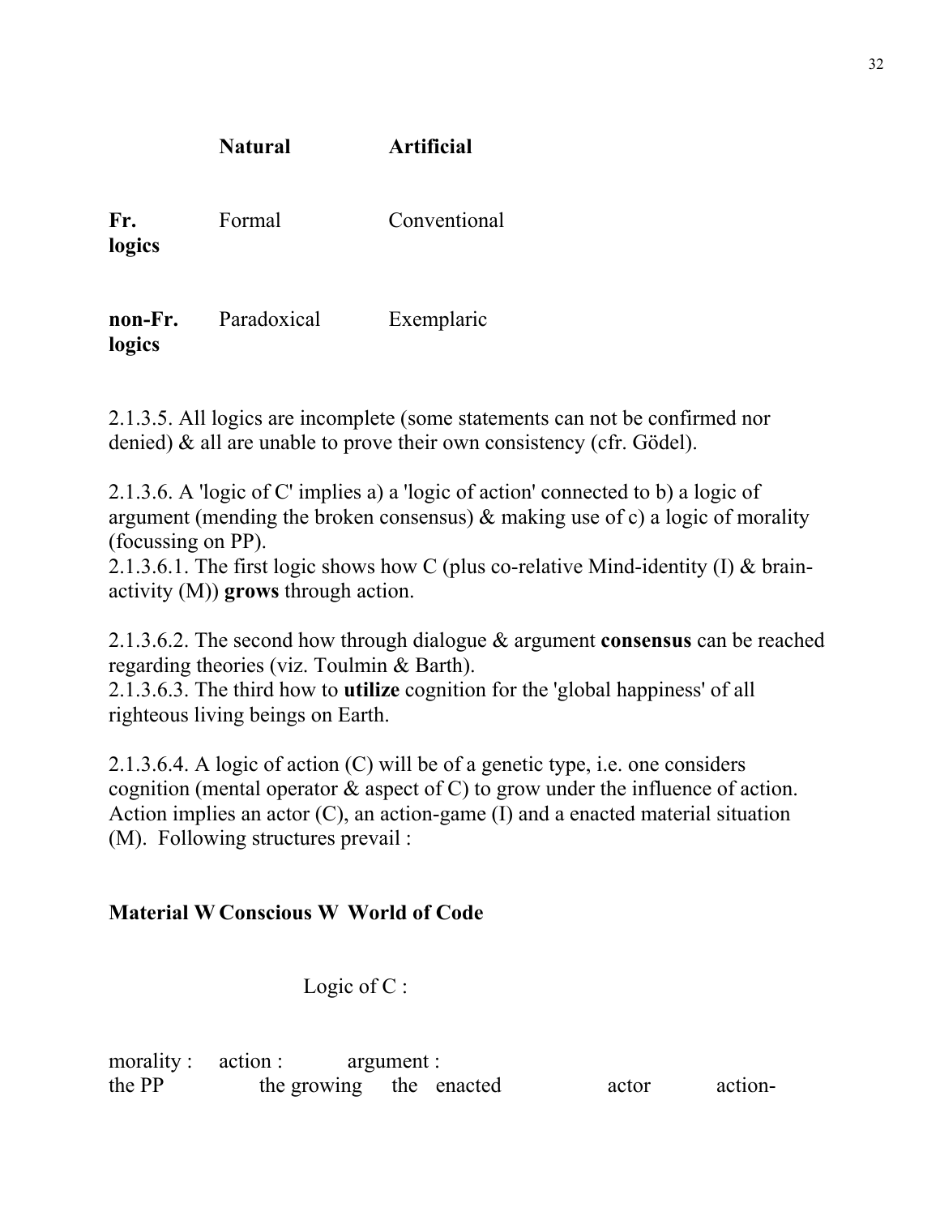| | **Natural** | **Artificial** |
|---|---|---|
| **Fr. logics** | Formal | Conventional |
| **non-Fr. logics** | Paradoxical | Exemplaric |

2.1.3.5. All logics are incomplete (some statements can not be confirmed nor denied) & all are unable to prove their own consistency (cfr. Gödel).

2.1.3.6. A 'logic of C' implies a) a 'logic of action' connected to b) a logic of argument (mending the broken consensus) & making use of c) a logic of morality (focussing on PP).

2.1.3.6.1. The first logic shows how C (plus co-relative Mind-identity (I) & brain-activity (M)) **grows** through action.

2.1.3.6.2. The second how through dialogue & argument **consensus** can be reached regarding theories (viz. Toulmin & Barth).

2.1.3.6.3. The third how to **utilize** cognition for the 'global happiness' of all righteous living beings on Earth.

2.1.3.6.4. A logic of action (C) will be of a genetic type, i.e. one considers cognition (mental operator & aspect of C) to grow under the influence of action. Action implies an actor (C), an action-game (I) and a enacted material situation (M). Following structures prevail :

**Material W Conscious W World of Code**

Logic of C :

morality : action : argument :
the PP the growing the enacted actor action-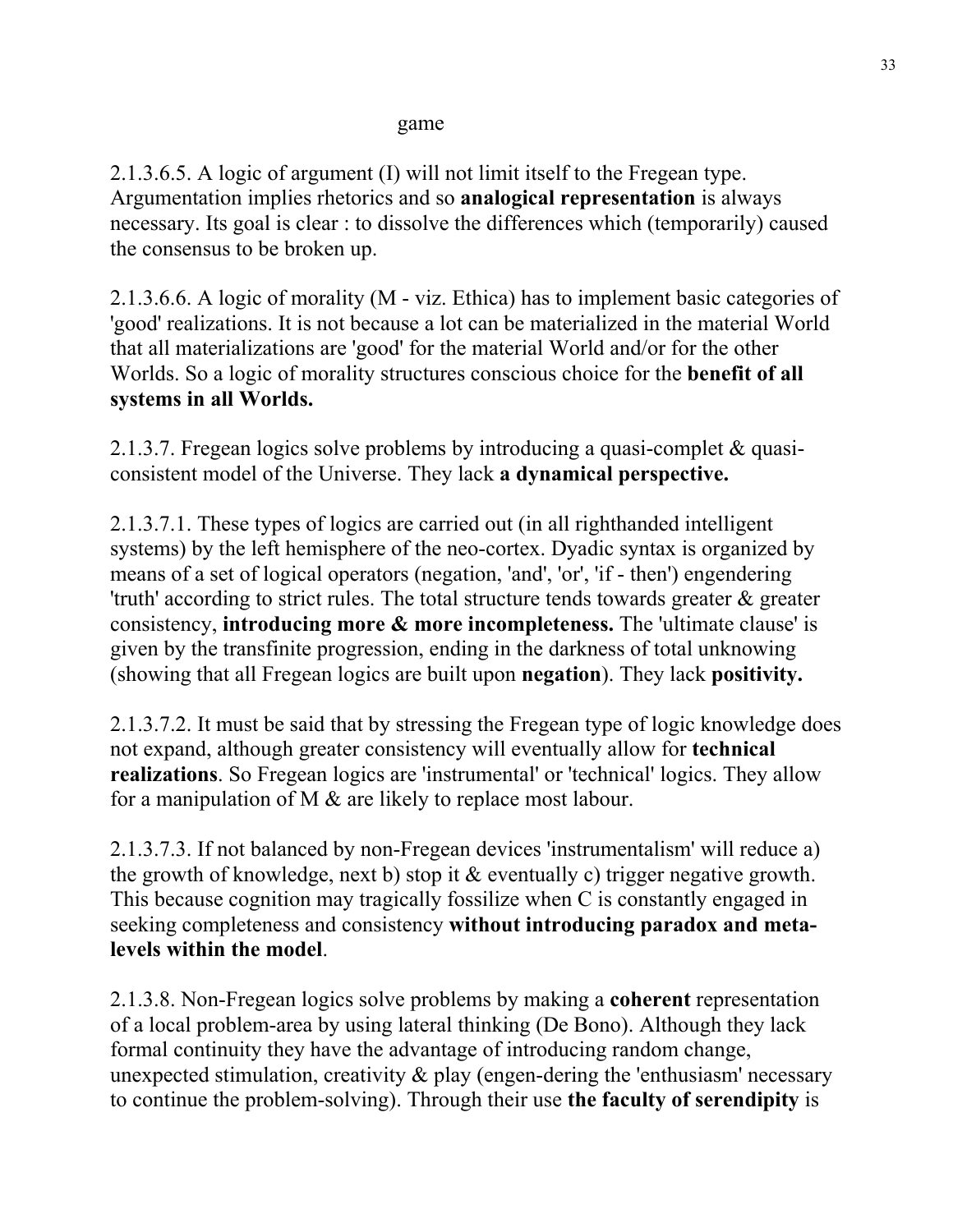game

2.1.3.6.5. A logic of argument (I) will not limit itself to the Fregean type. Argumentation implies rhetorics and so **analogical representation** is always necessary. Its goal is clear : to dissolve the differences which (temporarily) caused the consensus to be broken up.

2.1.3.6.6. A logic of morality (M - viz. Ethica) has to implement basic categories of 'good' realizations. It is not because a lot can be materialized in the material World that all materializations are 'good' for the material World and/or for the other Worlds. So a logic of morality structures conscious choice for the **benefit of all systems in all Worlds.**

2.1.3.7. Fregean logics solve problems by introducing a quasi-complet & quasi-consistent model of the Universe. They lack **a dynamical perspective.**

2.1.3.7.1. These types of logics are carried out (in all righthanded intelligent systems) by the left hemisphere of the neo-cortex. Dyadic syntax is organized by means of a set of logical operators (negation, 'and', 'or', 'if - then') engendering 'truth' according to strict rules. The total structure tends towards greater & greater consistency, **introducing more & more incompleteness.** The 'ultimate clause' is given by the transfinite progression, ending in the darkness of total unknowing (showing that all Fregean logics are built upon **negation**). They lack **positivity.**

2.1.3.7.2. It must be said that by stressing the Fregean type of logic knowledge does not expand, although greater consistency will eventually allow for **technical realizations**. So Fregean logics are 'instrumental' or 'technical' logics. They allow for a manipulation of M & are likely to replace most labour.

2.1.3.7.3. If not balanced by non-Fregean devices 'instrumentalism' will reduce a) the growth of knowledge, next b) stop it & eventually c) trigger negative growth. This because cognition may tragically fossilize when C is constantly engaged in seeking completeness and consistency **without introducing paradox and meta-levels within the model**.

2.1.3.8. Non-Fregean logics solve problems by making a **coherent** representation of a local problem-area by using lateral thinking (De Bono). Although they lack formal continuity they have the advantage of introducing random change, unexpected stimulation, creativity & play (engen-dering the 'enthusiasm' necessary to continue the problem-solving). Through their use **the faculty of serendipity** is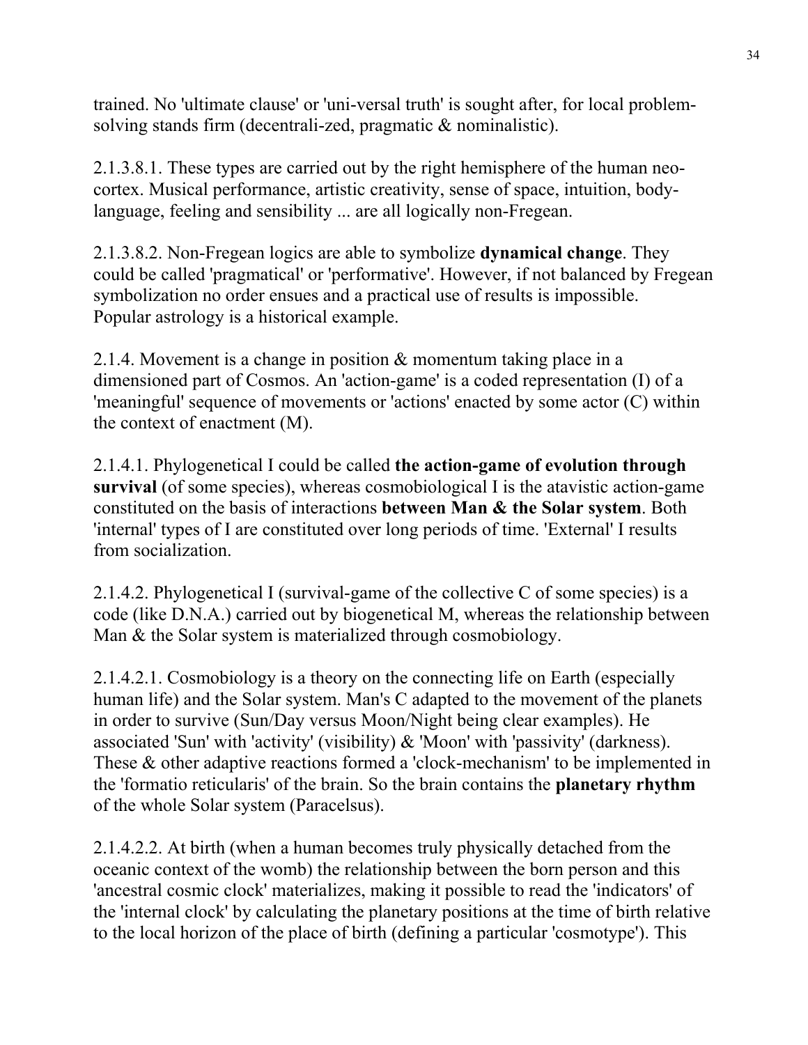trained. No 'ultimate clause' or 'uni-versal truth' is sought after, for local problem-solving stands firm (decentrali-zed, pragmatic & nominalistic).

2.1.3.8.1. These types are carried out by the right hemisphere of the human neo-cortex. Musical performance, artistic creativity, sense of space, intuition, body-language, feeling and sensibility ... are all logically non-Fregean.

2.1.3.8.2. Non-Fregean logics are able to symbolize **dynamical change**. They could be called 'pragmatical' or 'performative'. However, if not balanced by Fregean symbolization no order ensues and a practical use of results is impossible. Popular astrology is a historical example.

2.1.4. Movement is a change in position & momentum taking place in a dimensioned part of Cosmos. An 'action-game' is a coded representation (I) of a 'meaningful' sequence of movements or 'actions' enacted by some actor (C) within the context of enactment (M).

2.1.4.1. Phylogenetical I could be called **the action-game of evolution through survival** (of some species), whereas cosmobiological I is the atavistic action-game constituted on the basis of interactions **between Man & the Solar system**. Both 'internal' types of I are constituted over long periods of time. 'External' I results from socialization.

2.1.4.2. Phylogenetical I (survival-game of the collective C of some species) is a code (like D.N.A.) carried out by biogenetical M, whereas the relationship between Man & the Solar system is materialized through cosmobiology.

2.1.4.2.1. Cosmobiology is a theory on the connecting life on Earth (especially human life) and the Solar system. Man's C adapted to the movement of the planets in order to survive (Sun/Day versus Moon/Night being clear examples). He associated 'Sun' with 'activity' (visibility) & 'Moon' with 'passivity' (darkness). These & other adaptive reactions formed a 'clock-mechanism' to be implemented in the 'formatio reticularis' of the brain. So the brain contains the **planetary rhythm** of the whole Solar system (Paracelsus).

2.1.4.2.2. At birth (when a human becomes truly physically detached from the oceanic context of the womb) the relationship between the born person and this 'ancestral cosmic clock' materializes, making it possible to read the 'indicators' of the 'internal clock' by calculating the planetary positions at the time of birth relative to the local horizon of the place of birth (defining a particular 'cosmotype'). This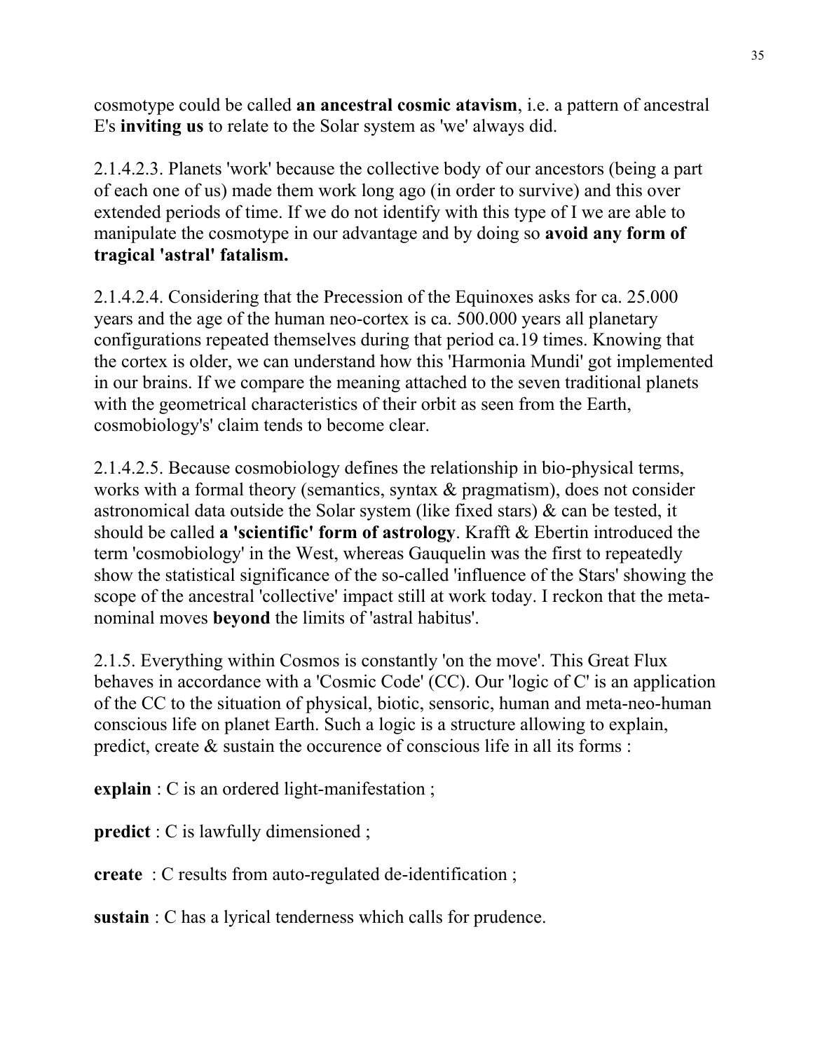cosmotype could be called **an ancestral cosmic atavism**, i.e. a pattern of ancestral E's **inviting us** to relate to the Solar system as 'we' always did.

2.1.4.2.3. Planets 'work' because the collective body of our ancestors (being a part of each one of us) made them work long ago (in order to survive) and this over extended periods of time. If we do not identify with this type of I we are able to manipulate the cosmotype in our advantage and by doing so **avoid any form of tragical 'astral' fatalism.**

2.1.4.2.4. Considering that the Precession of the Equinoxes asks for ca. 25.000 years and the age of the human neo-cortex is ca. 500.000 years all planetary configurations repeated themselves during that period ca.19 times. Knowing that the cortex is older, we can understand how this 'Harmonia Mundi' got implemented in our brains. If we compare the meaning attached to the seven traditional planets with the geometrical characteristics of their orbit as seen from the Earth, cosmobiology's' claim tends to become clear.

2.1.4.2.5. Because cosmobiology defines the relationship in bio-physical terms, works with a formal theory (semantics, syntax & pragmatism), does not consider astronomical data outside the Solar system (like fixed stars) & can be tested, it should be called **a 'scientific' form of astrology**. Krafft & Ebertin introduced the term 'cosmobiology' in the West, whereas Gauquelin was the first to repeatedly show the statistical significance of the so-called 'influence of the Stars' showing the scope of the ancestral 'collective' impact still at work today. I reckon that the meta-nominal moves **beyond** the limits of 'astral habitus'.

2.1.5. Everything within Cosmos is constantly 'on the move'. This Great Flux behaves in accordance with a 'Cosmic Code' (CC). Our 'logic of C' is an application of the CC to the situation of physical, biotic, sensoric, human and meta-neo-human conscious life on planet Earth. Such a logic is a structure allowing to explain, predict, create & sustain the occurence of conscious life in all its forms :

**explain** : C is an ordered light-manifestation ;

**predict** : C is lawfully dimensioned ;

**create** : C results from auto-regulated de-identification ;

**sustain** : C has a lyrical tenderness which calls for prudence.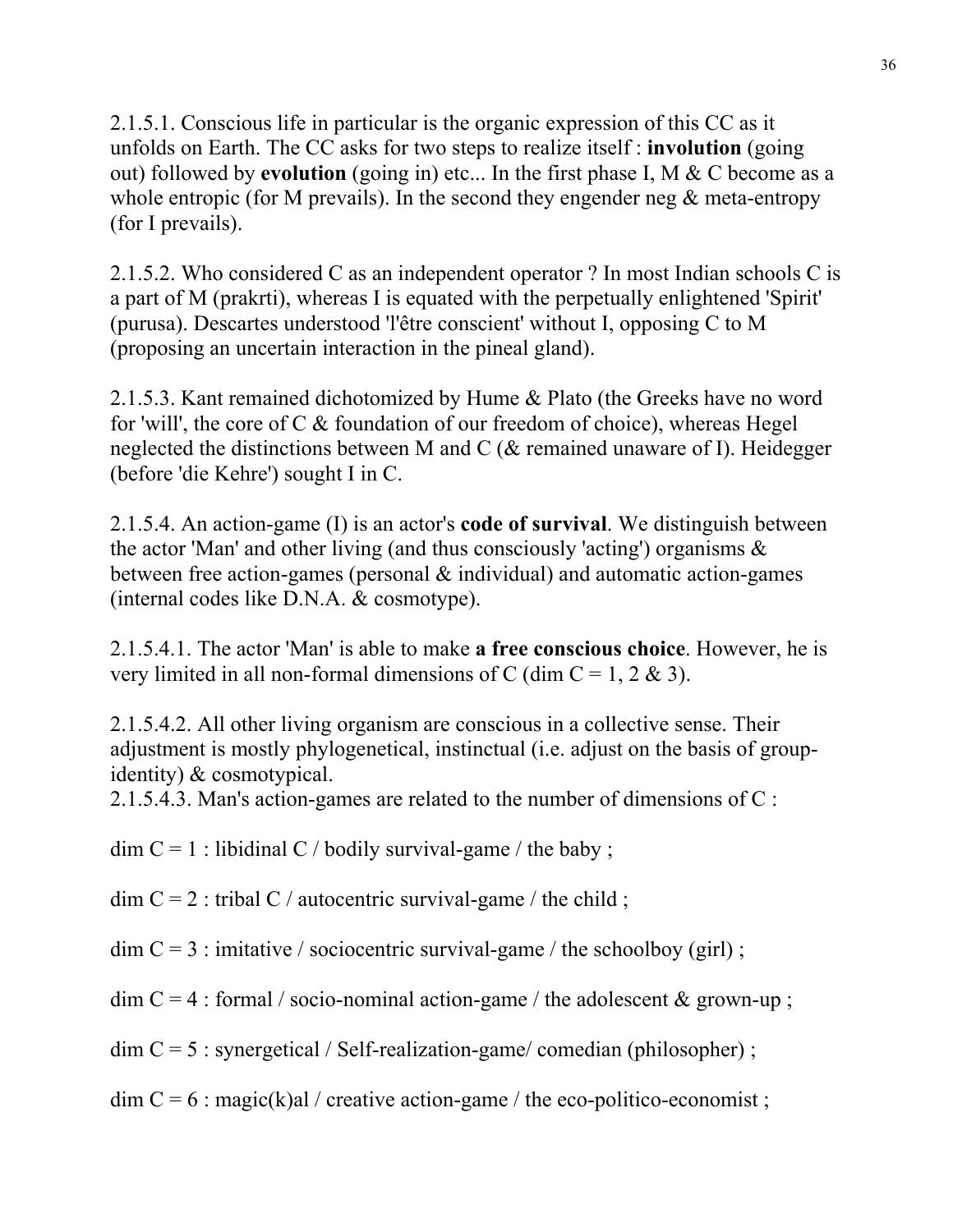2.1.5.1. Conscious life in particular is the organic expression of this CC as it unfolds on Earth. The CC asks for two steps to realize itself : **involution** (going out) followed by **evolution** (going in) etc... In the first phase I, M & C become as a whole entropic (for M prevails). In the second they engender neg & meta-entropy (for I prevails).

2.1.5.2. Who considered C as an independent operator ? In most Indian schools C is a part of M (prakrti), whereas I is equated with the perpetually enlightened 'Spirit' (purusa). Descartes understood 'l'être conscient' without I, opposing C to M (proposing an uncertain interaction in the pineal gland).

2.1.5.3. Kant remained dichotomized by Hume & Plato (the Greeks have no word for 'will', the core of C & foundation of our freedom of choice), whereas Hegel neglected the distinctions between M and C (& remained unaware of I). Heidegger (before 'die Kehre') sought I in C.

2.1.5.4. An action-game (I) is an actor's **code of survival**. We distinguish between the actor 'Man' and other living (and thus consciously 'acting') organisms & between free action-games (personal & individual) and automatic action-games (internal codes like D.N.A. & cosmotype).

2.1.5.4.1. The actor 'Man' is able to make **a free conscious choice**. However, he is very limited in all non-formal dimensions of C (dim C = 1, 2 & 3).

2.1.5.4.2. All other living organism are conscious in a collective sense. Their adjustment is mostly phylogenetical, instinctual (i.e. adjust on the basis of group-identity) & cosmotypical.
2.1.5.4.3. Man's action-games are related to the number of dimensions of C :

dim C = 1 : libidinal C / bodily survival-game / the baby ;

dim C = 2 : tribal C / autocentric survival-game / the child ;

dim C = 3 : imitative / sociocentric survival-game / the schoolboy (girl) ;

dim C = 4 : formal / socio-nominal action-game / the adolescent & grown-up ;

dim C = 5 : synergetical / Self-realization-game/ comedian (philosopher) ;

dim C = 6 : magic(k)al / creative action-game / the eco-politico-economist ;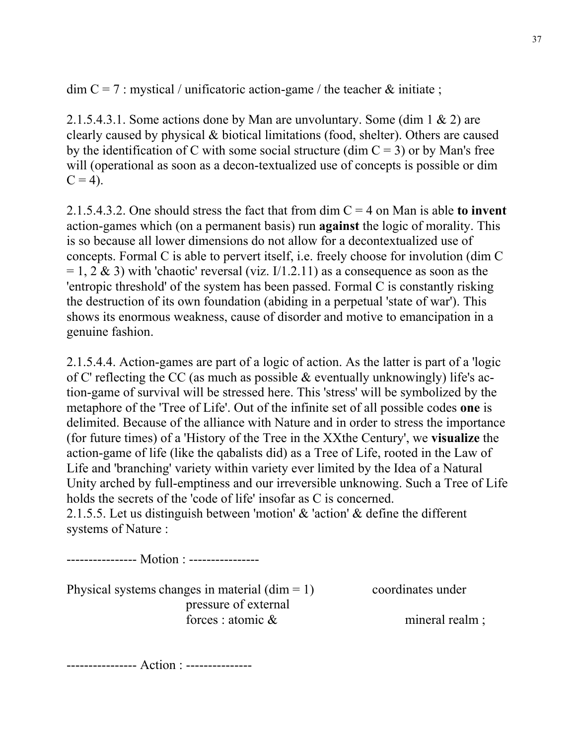dim C = 7 : mystical / unificatoric action-game / the teacher & initiate ;

2.1.5.4.3.1. Some actions done by Man are unvoluntary. Some (dim 1 & 2) are clearly caused by physical & biotical limitations (food, shelter). Others are caused by the identification of C with some social structure (dim C = 3) or by Man's free will (operational as soon as a decon-textualized use of concepts is possible or dim C = 4).

2.1.5.4.3.2. One should stress the fact that from dim C = 4 on Man is able **to invent** action-games which (on a permanent basis) run **against** the logic of morality. This is so because all lower dimensions do not allow for a decontextualized use of concepts. Formal C is able to pervert itself, i.e. freely choose for involution (dim C = 1, 2 & 3) with 'chaotic' reversal (viz. I/1.2.11) as a consequence as soon as the 'entropic threshold' of the system has been passed. Formal C is constantly risking the destruction of its own foundation (abiding in a perpetual 'state of war'). This shows its enormous weakness, cause of disorder and motive to emancipation in a genuine fashion.

2.1.5.4.4. Action-games are part of a logic of action. As the latter is part of a 'logic of C' reflecting the CC (as much as possible & eventually unknowingly) life's action-game of survival will be stressed here. This 'stress' will be symbolized by the metaphore of the 'Tree of Life'. Out of the infinite set of all possible codes **one** is delimited. Because of the alliance with Nature and in order to stress the importance (for future times) of a 'History of the Tree in the XXthe Century', we **visualize** the action-game of life (like the qabalists did) as a Tree of Life, rooted in the Law of Life and 'branching' variety within variety ever limited by the Idea of a Natural Unity arched by full-emptiness and our irreversible unknowing. Such a Tree of Life holds the secrets of the 'code of life' insofar as C is concerned.

2.1.5.5. Let us distinguish between 'motion' & 'action' & define the different systems of Nature :

---------------- Motion : ----------------

Physical systems (dim = 1) changes in material coordinates under pressure of external forces : atomic & mineral realm ;

---------------- Action : ---------------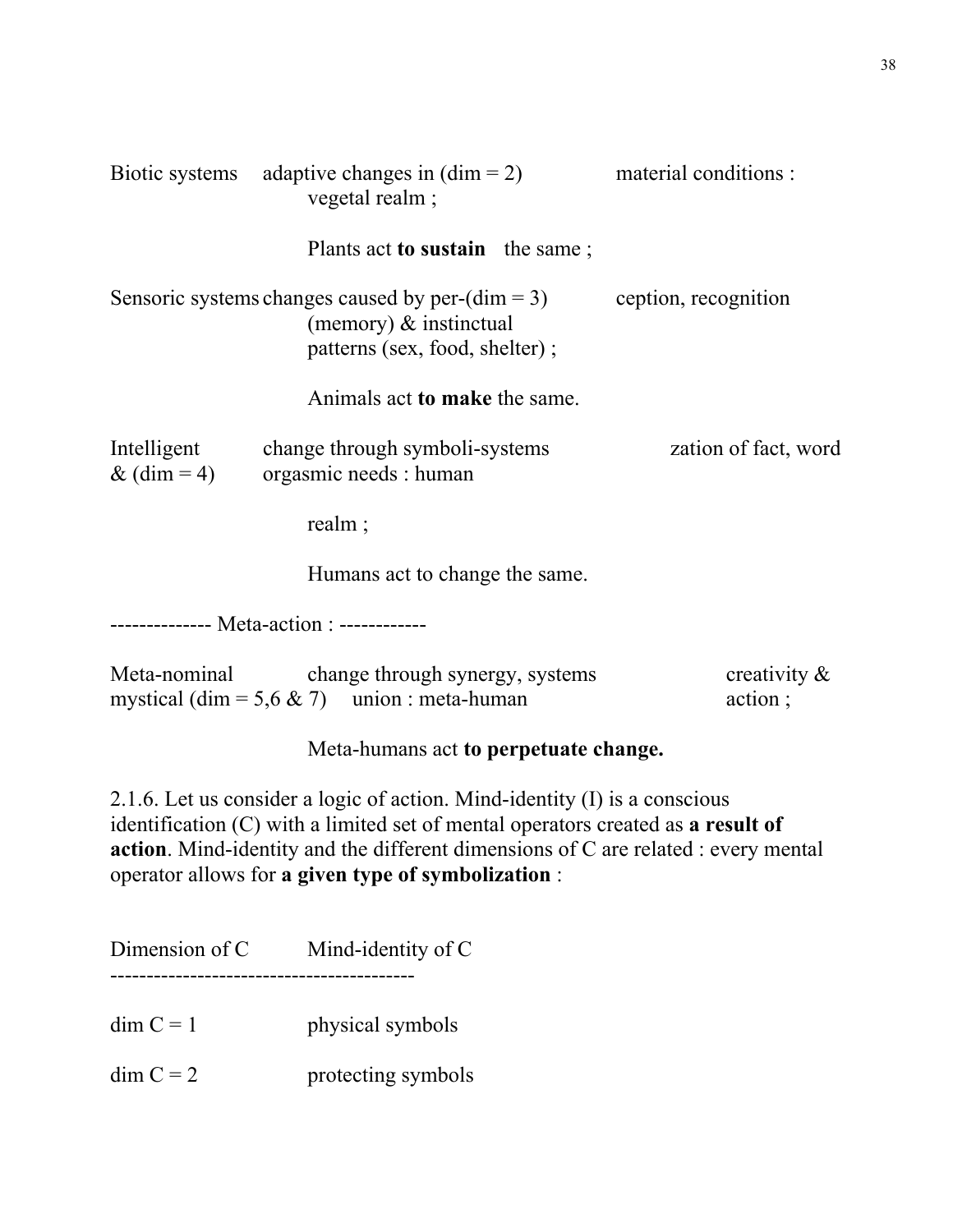Biotic systems adaptive changes in (dim = 2) material conditions : vegetal realm ;

Plants act **to sustain** the same ;

Sensoric systems changes caused by per-(dim = 3) ception, recognition (memory) & instinctual patterns (sex, food, shelter) ;

Animals act **to make** the same.

Intelligent & (dim = 4) change through symboli-systems zation of fact, word orgasmic needs : human

realm ;

Humans act to change the same.

-------------- Meta-action : ------------

Meta-nominal mystical (dim = 5,6 & 7) change through synergy, systems union : meta-human creativity & action ;

Meta-humans act **to perpetuate change.**

2.1.6. Let us consider a logic of action. Mind-identity (I) is a conscious identification (C) with a limited set of mental operators created as **a result of action**. Mind-identity and the different dimensions of C are related : every mental operator allows for **a given type of symbolization** :

| Dimension of C | Mind-identity of C |
|---|---|
| dim C = 1 | physical symbols |
| dim C = 2 | protecting symbols |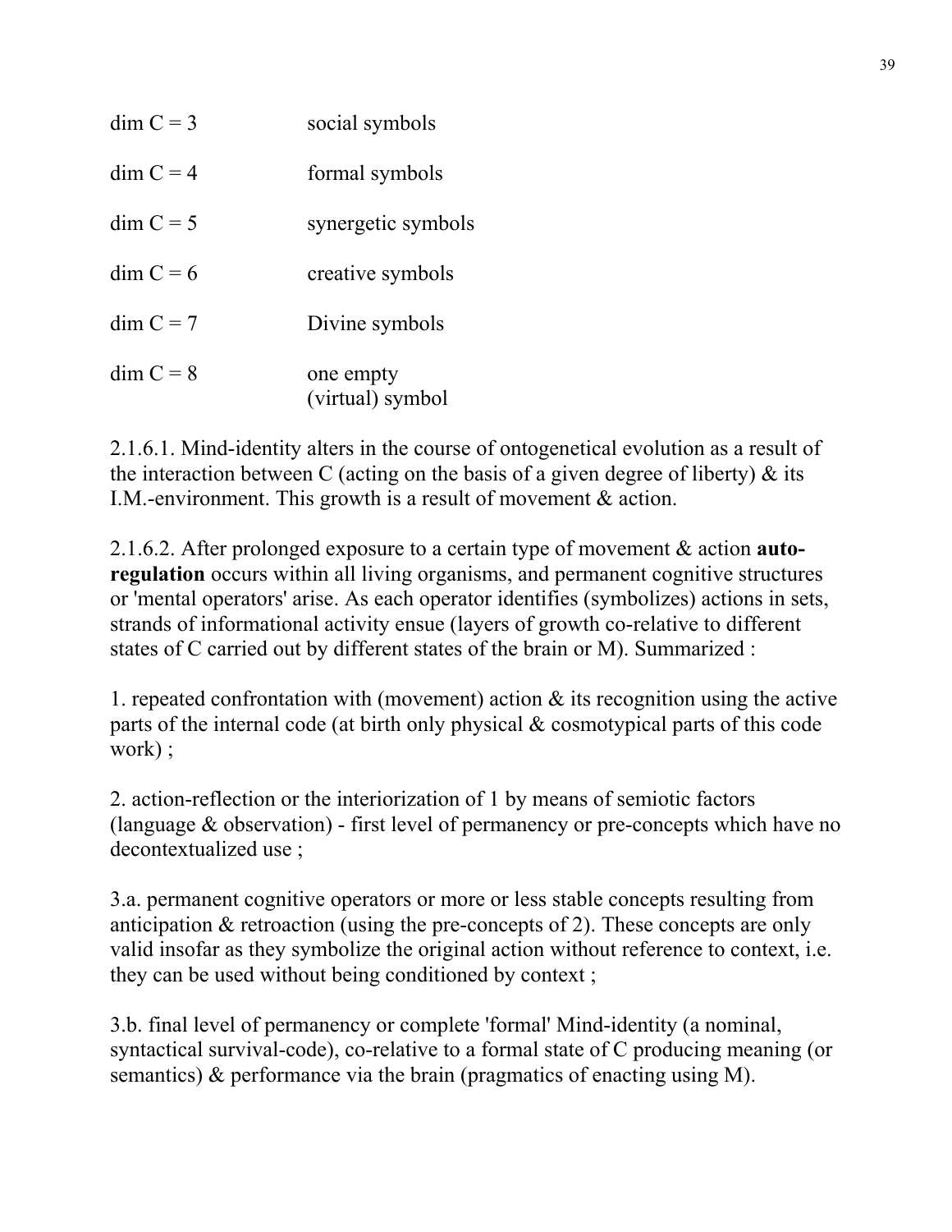| | |
|---|---|
| dim C = 3 | social symbols |
| dim C = 4 | formal symbols |
| dim C = 5 | synergetic symbols |
| dim C = 6 | creative symbols |
| dim C = 7 | Divine symbols |
| dim C = 8 | one empty (virtual) symbol |

2.1.6.1. Mind-identity alters in the course of ontogenetical evolution as a result of the interaction between C (acting on the basis of a given degree of liberty) & its I.M.-environment. This growth is a result of movement & action.

2.1.6.2. After prolonged exposure to a certain type of movement & action **auto-regulation** occurs within all living organisms, and permanent cognitive structures or 'mental operators' arise. As each operator identifies (symbolizes) actions in sets, strands of informational activity ensue (layers of growth co-relative to different states of C carried out by different states of the brain or M). Summarized :

1. repeated confrontation with (movement) action & its recognition using the active parts of the internal code (at birth only physical & cosmotypical parts of this code work) ;

2. action-reflection or the interiorization of 1 by means of semiotic factors (language & observation) - first level of permanency or pre-concepts which have no decontextualized use ;

3.a. permanent cognitive operators or more or less stable concepts resulting from anticipation & retroaction (using the pre-concepts of 2). These concepts are only valid insofar as they symbolize the original action without reference to context, i.e. they can be used without being conditioned by context ;

3.b. final level of permanency or complete 'formal' Mind-identity (a nominal, syntactical survival-code), co-relative to a formal state of C producing meaning (or semantics) & performance via the brain (pragmatics of enacting using M).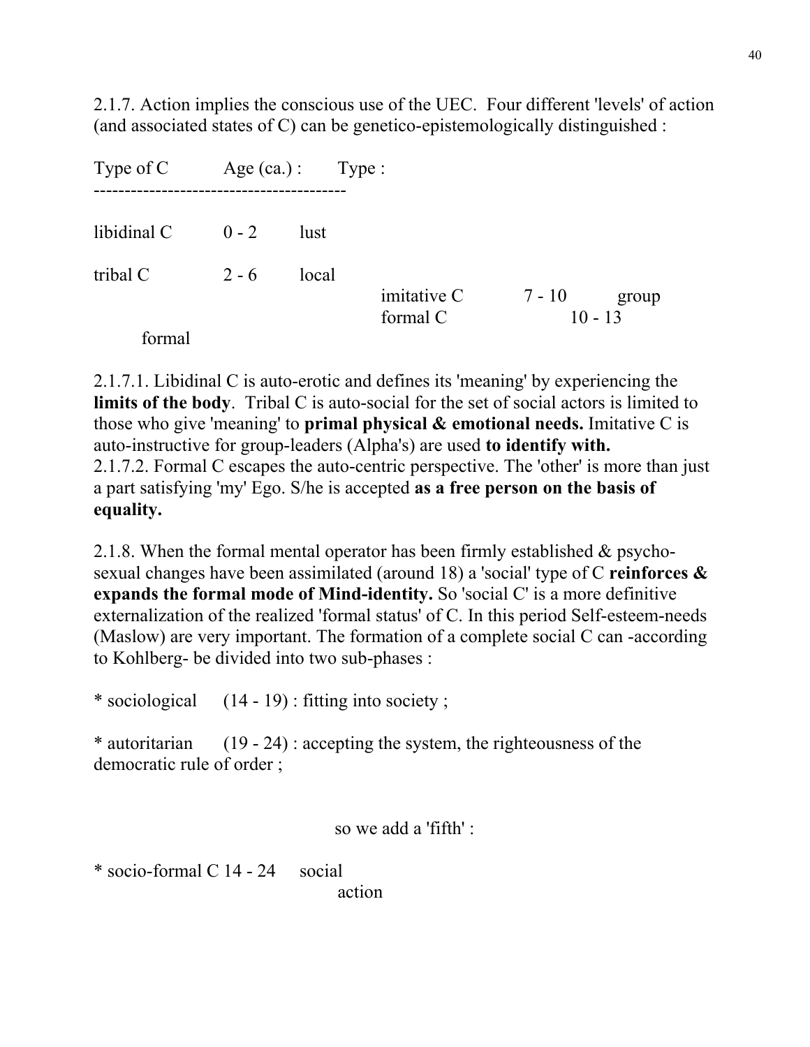2.1.7. Action implies the conscious use of the UEC. Four different 'levels' of action (and associated states of C) can be genetico-epistemologically distinguished :

| Type of C | Age (ca.) : | Type : |
|---|---|---|
| libidinal C | 0 - 2 | lust |
| tribal C | 2 - 6 | local |
| imitative C | 7 - 10 | group |
| formal C | 10 - 13 | formal |

2.1.7.1. Libidinal C is auto-erotic and defines its 'meaning' by experiencing the **limits of the body**. Tribal C is auto-social for the set of social actors is limited to those who give 'meaning' to **primal physical & emotional needs.** Imitative C is auto-instructive for group-leaders (Alpha's) are used **to identify with.**
2.1.7.2. Formal C escapes the auto-centric perspective. The 'other' is more than just a part satisfying 'my' Ego. S/he is accepted **as a free person on the basis of equality.**

2.1.8. When the formal mental operator has been firmly established & psycho-sexual changes have been assimilated (around 18) a 'social' type of C **reinforces & expands the formal mode of Mind-identity.** So 'social C' is a more definitive externalization of the realized 'formal status' of C. In this period Self-esteem-needs (Maslow) are very important. The formation of a complete social C can -according to Kohlberg- be divided into two sub-phases :

* sociological (14 - 19) : fitting into society ;

* autoritarian (19 - 24) : accepting the system, the righteousness of the democratic rule of order ;

so we add a 'fifth' :

* socio-formal C 14 - 24 social action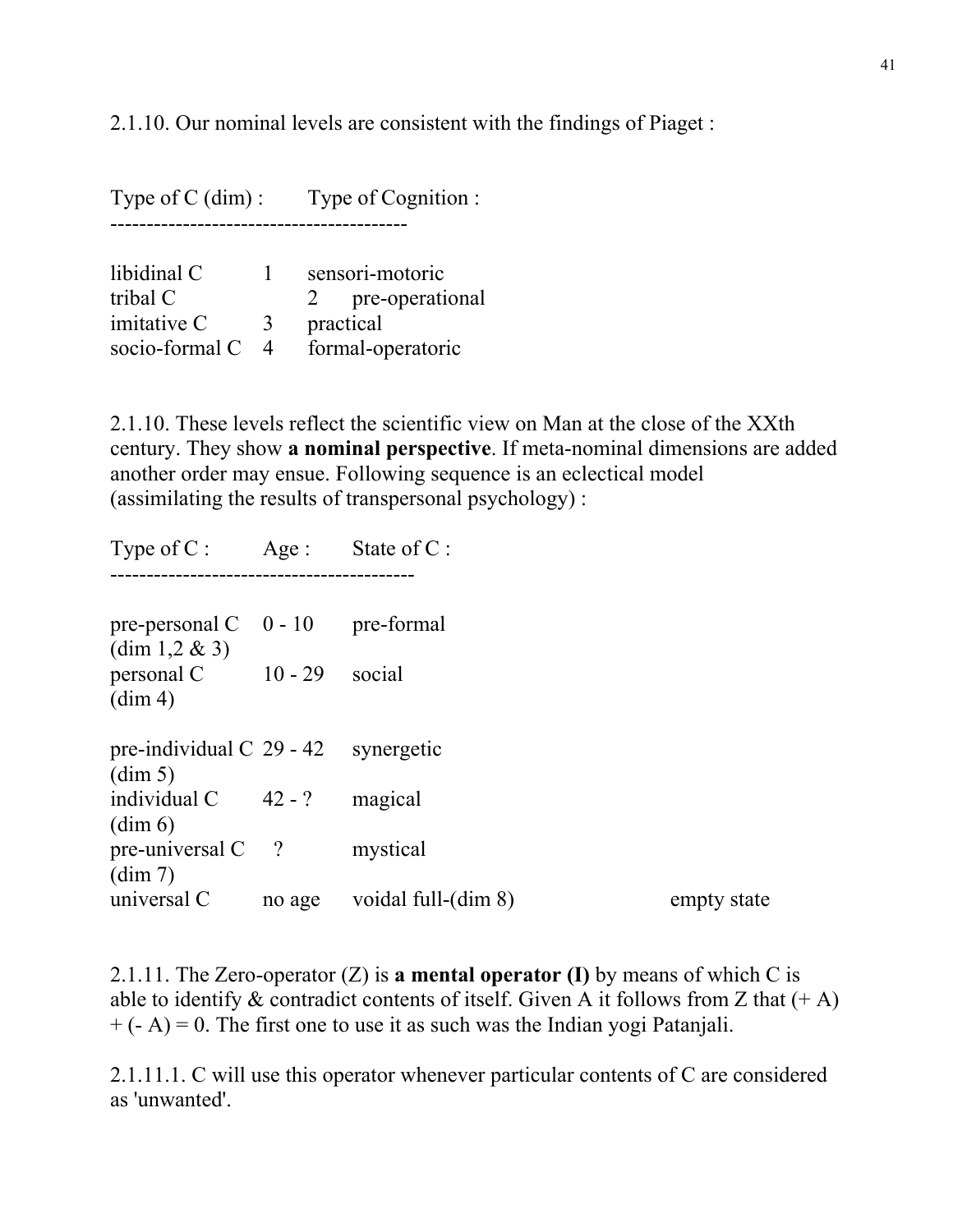2.1.10. Our nominal levels are consistent with the findings of Piaget :

| Type of C (dim) : | | Type of Cognition : |
|---|---|---|
| libidinal C | 1 | sensori-motoric |
| tribal C | 2 | pre-operational |
| imitative C | 3 | practical |
| socio-formal C | 4 | formal-operatoric |

2.1.10. These levels reflect the scientific view on Man at the close of the XXth century. They show **a nominal perspective**. If meta-nominal dimensions are added another order may ensue. Following sequence is an eclectical model (assimilating the results of transpersonal psychology) :

| Type of C : | Age : | State of C : | |
|---|---|---|---|
| pre-personal C (dim 1,2 & 3) | 0 - 10 | pre-formal | |
| personal C (dim 4) | 10 - 29 | social | |
| pre-individual C (dim 5) | 29 - 42 | synergetic | |
| individual C (dim 6) | 42 - ? | magical | |
| pre-universal C (dim 7) | ? | mystical | |
| universal C | no age | voidal full-(dim 8) | empty state |

2.1.11. The Zero-operator (Z) is **a mental operator (I)** by means of which C is able to identify & contradict contents of itself. Given A it follows from Z that $(+ A) + (- A) = 0$. The first one to use it as such was the Indian yogi Patanjali.

2.1.11.1. C will use this operator whenever particular contents of C are considered as 'unwanted'.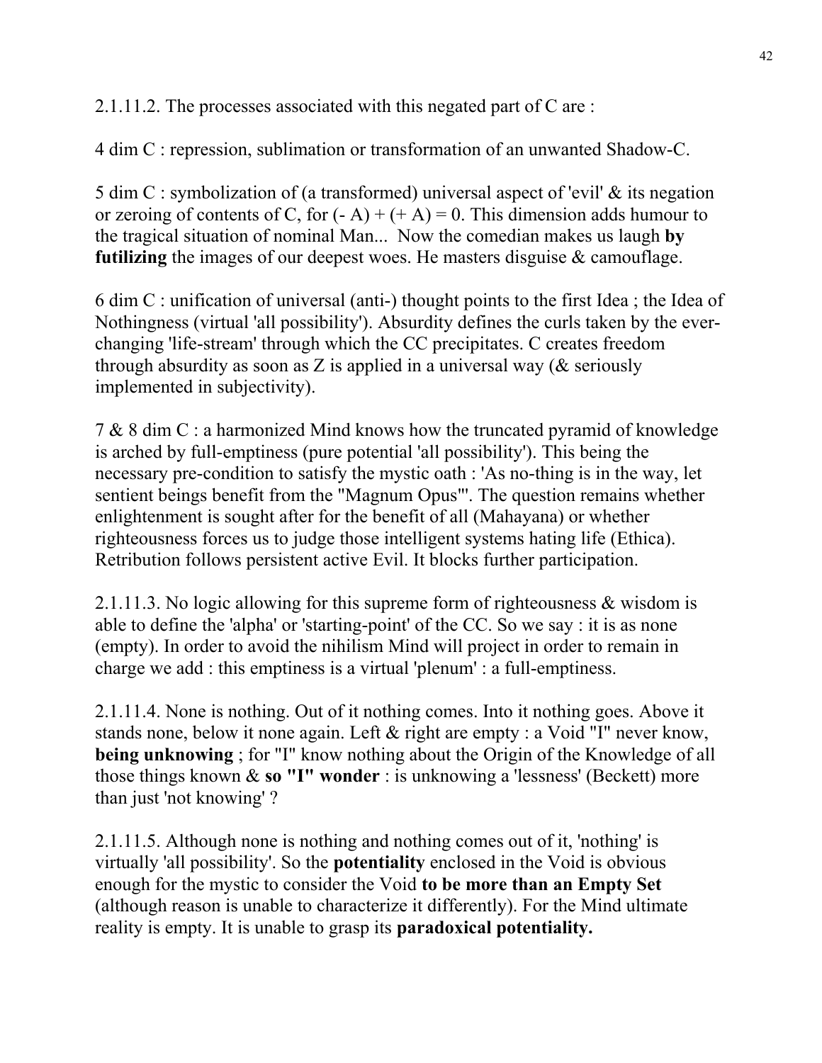2.1.11.2. The processes associated with this negated part of C are :

4 dim C : repression, sublimation or transformation of an unwanted Shadow-C.

5 dim C : symbolization of (a transformed) universal aspect of 'evil' & its negation or zeroing of contents of C, for $(- A) + (+ A) = 0$. This dimension adds humour to the tragical situation of nominal Man... Now the comedian makes us laugh **by futilizing** the images of our deepest woes. He masters disguise & camouflage.

6 dim C : unification of universal (anti-) thought points to the first Idea ; the Idea of Nothingness (virtual 'all possibility'). Absurdity defines the curls taken by the ever-changing 'life-stream' through which the CC precipitates. C creates freedom through absurdity as soon as Z is applied in a universal way (& seriously implemented in subjectivity).

7 & 8 dim C : a harmonized Mind knows how the truncated pyramid of knowledge is arched by full-emptiness (pure potential 'all possibility'). This being the necessary pre-condition to satisfy the mystic oath : 'As no-thing is in the way, let sentient beings benefit from the "Magnum Opus"'. The question remains whether enlightenment is sought after for the benefit of all (Mahayana) or whether righteousness forces us to judge those intelligent systems hating life (Ethica). Retribution follows persistent active Evil. It blocks further participation.

2.1.11.3. No logic allowing for this supreme form of righteousness & wisdom is able to define the 'alpha' or 'starting-point' of the CC. So we say : it is as none (empty). In order to avoid the nihilism Mind will project in order to remain in charge we add : this emptiness is a virtual 'plenum' : a full-emptiness.

2.1.11.4. None is nothing. Out of it nothing comes. Into it nothing goes. Above it stands none, below it none again. Left & right are empty : a Void "I" never know, **being unknowing** ; for "I" know nothing about the Origin of the Knowledge of all those things known & **so "I" wonder** : is unknowing a 'lessness' (Beckett) more than just 'not knowing' ?

2.1.11.5. Although none is nothing and nothing comes out of it, 'nothing' is virtually 'all possibility'. So the **potentiality** enclosed in the Void is obvious enough for the mystic to consider the Void **to be more than an Empty Set** (although reason is unable to characterize it differently). For the Mind ultimate reality is empty. It is unable to grasp its **paradoxical potentiality.**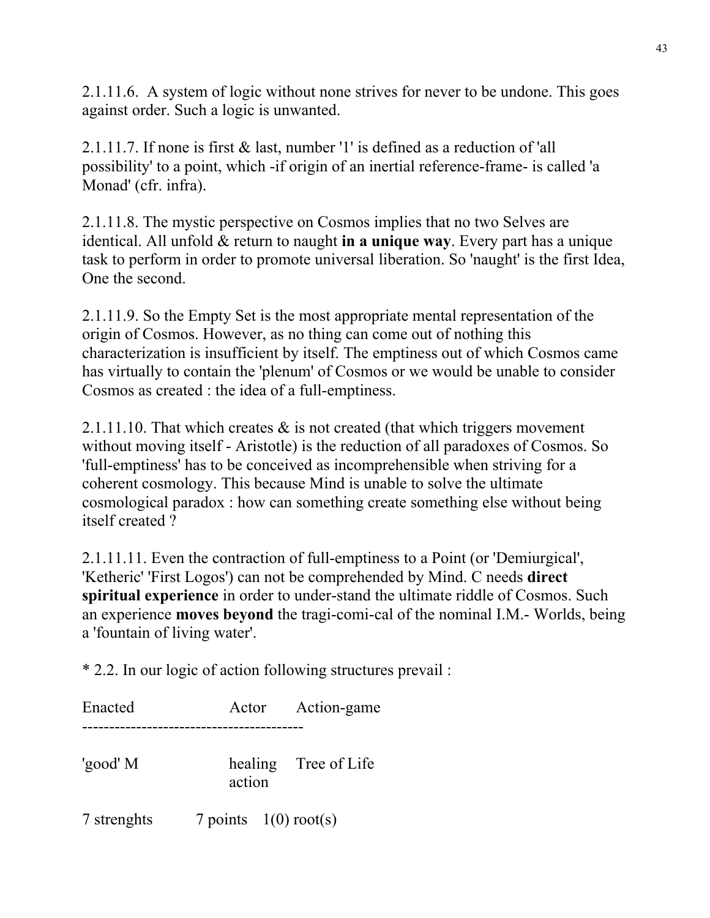2.1.11.6. A system of logic without none strives for never to be undone. This goes against order. Such a logic is unwanted.

2.1.11.7. If none is first & last, number '1' is defined as a reduction of 'all possibility' to a point, which -if origin of an inertial reference-frame- is called 'a Monad' (cfr. infra).

2.1.11.8. The mystic perspective on Cosmos implies that no two Selves are identical. All unfold & return to naught **in a unique way**. Every part has a unique task to perform in order to promote universal liberation. So 'naught' is the first Idea, One the second.

2.1.11.9. So the Empty Set is the most appropriate mental representation of the origin of Cosmos. However, as no thing can come out of nothing this characterization is insufficient by itself. The emptiness out of which Cosmos came has virtually to contain the 'plenum' of Cosmos or we would be unable to consider Cosmos as created : the idea of a full-emptiness.

2.1.11.10. That which creates & is not created (that which triggers movement without moving itself - Aristotle) is the reduction of all paradoxes of Cosmos. So 'full-emptiness' has to be conceived as incomprehensible when striving for a coherent cosmology. This because Mind is unable to solve the ultimate cosmological paradox : how can something create something else without being itself created ?

2.1.11.11. Even the contraction of full-emptiness to a Point (or 'Demiurgical', 'Ketheric' 'First Logos') can not be comprehended by Mind. C needs **direct spiritual experience** in order to under-stand the ultimate riddle of Cosmos. Such an experience **moves beyond** the tragi-comi-cal of the nominal I.M.- Worlds, being a 'fountain of living water'.

* 2.2. In our logic of action following structures prevail :

| Enacted | Actor | Action-game |
|---|---|---|
| 'good' M | healing action | Tree of Life |
| 7 strenghts | 7 points | 1(0) root(s) |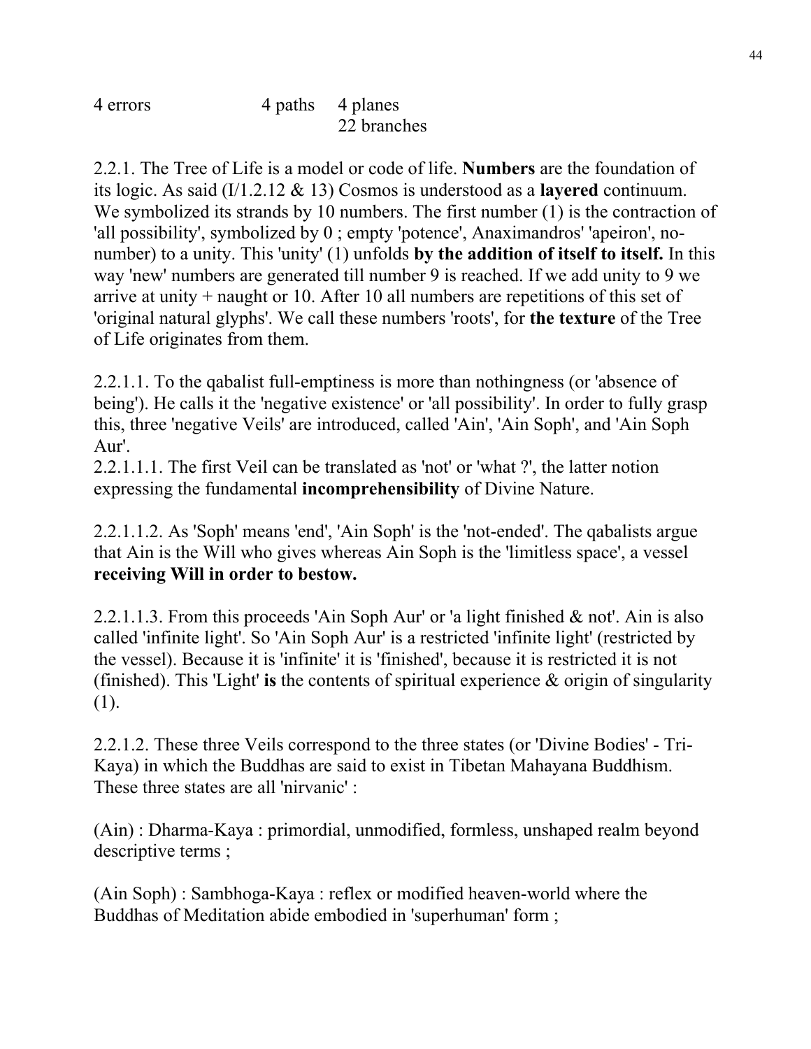| 4 errors | 4 paths | 4 planes |
| --- | --- | --- |
| | | 22 branches |

2.2.1. The Tree of Life is a model or code of life. **Numbers** are the foundation of its logic. As said (I/1.2.12 & 13) Cosmos is understood as a **layered** continuum. We symbolized its strands by 10 numbers. The first number (1) is the contraction of 'all possibility', symbolized by 0 ; empty 'potence', Anaximandros' 'apeiron', no-number) to a unity. This 'unity' (1) unfolds **by the addition of itself to itself.** In this way 'new' numbers are generated till number 9 is reached. If we add unity to 9 we arrive at unity + naught or 10. After 10 all numbers are repetitions of this set of 'original natural glyphs'. We call these numbers 'roots', for **the texture** of the Tree of Life originates from them.

2.2.1.1. To the qabalist full-emptiness is more than nothingness (or 'absence of being'). He calls it the 'negative existence' or 'all possibility'. In order to fully grasp this, three 'negative Veils' are introduced, called 'Ain', 'Ain Soph', and 'Ain Soph Aur'.
2.2.1.1.1. The first Veil can be translated as 'not' or 'what ?', the latter notion expressing the fundamental **incomprehensibility** of Divine Nature.

2.2.1.1.2. As 'Soph' means 'end', 'Ain Soph' is the 'not-ended'. The qabalists argue that Ain is the Will who gives whereas Ain Soph is the 'limitless space', a vessel **receiving Will in order to bestow.**

2.2.1.1.3. From this proceeds 'Ain Soph Aur' or 'a light finished & not'. Ain is also called 'infinite light'. So 'Ain Soph Aur' is a restricted 'infinite light' (restricted by the vessel). Because it is 'infinite' it is 'finished', because it is restricted it is not (finished). This 'Light' **is** the contents of spiritual experience & origin of singularity (1).

2.2.1.2. These three Veils correspond to the three states (or 'Divine Bodies' - Tri-Kaya) in which the Buddhas are said to exist in Tibetan Mahayana Buddhism. These three states are all 'nirvanic' :

(Ain) : Dharma-Kaya : primordial, unmodified, formless, unshaped realm beyond descriptive terms ;

(Ain Soph) : Sambhoga-Kaya : reflex or modified heaven-world where the Buddhas of Meditation abide embodied in 'superhuman' form ;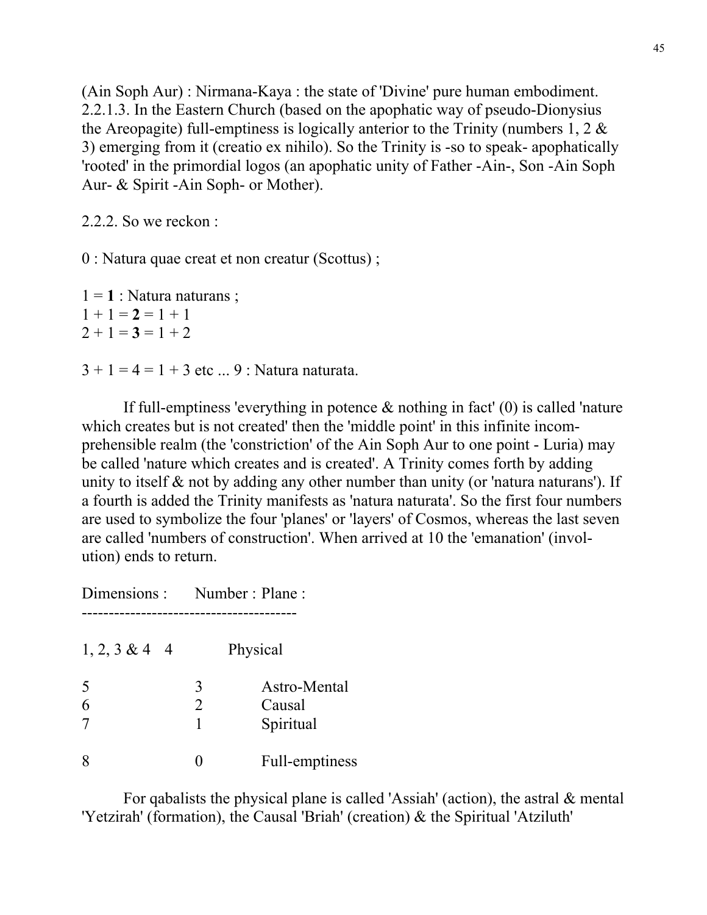(Ain Soph Aur) : Nirmana-Kaya : the state of 'Divine' pure human embodiment.
2.2.1.3. In the Eastern Church (based on the apophatic way of pseudo-Dionysius the Areopagite) full-emptiness is logically anterior to the Trinity (numbers 1, 2 & 3) emerging from it (creatio ex nihilo). So the Trinity is -so to speak- apophatically 'rooted' in the primordial logos (an apophatic unity of Father -Ain-, Son -Ain Soph Aur- & Spirit -Ain Soph- or Mother).

2.2.2. So we reckon :

0 : Natura quae creat et non creatur (Scottus) ;

1 = **1** : Natura naturans ;
1 + 1 = **2** = 1 + 1
2 + 1 = **3** = 1 + 2

3 + 1 = 4 = 1 + 3 etc ... 9 : Natura naturata.

If full-emptiness 'everything in potence & nothing in fact' (0) is called 'nature which creates but is not created' then the 'middle point' in this infinite incomprehensible realm (the 'constriction' of the Ain Soph Aur to one point - Luria) may be called 'nature which creates and is created'. A Trinity comes forth by adding unity to itself & not by adding any other number than unity (or 'natura naturans'). If a fourth is added the Trinity manifests as 'natura naturata'. So the first four numbers are used to symbolize the four 'planes' or 'layers' of Cosmos, whereas the last seven are called 'numbers of construction'. When arrived at 10 the 'emanation' (involution) ends to return.

| Dimensions : | Number : | Plane : |
| --- | --- | --- |
| 1, 2, 3 & 4 | 4 | Physical |
| 5 | 3 | Astro-Mental |
| 6 | 2 | Causal |
| 7 | 1 | Spiritual |
| 8 | 0 | Full-emptiness |

For qabalists the physical plane is called 'Assiah' (action), the astral & mental 'Yetzirah' (formation), the Causal 'Briah' (creation) & the Spiritual 'Atziluth'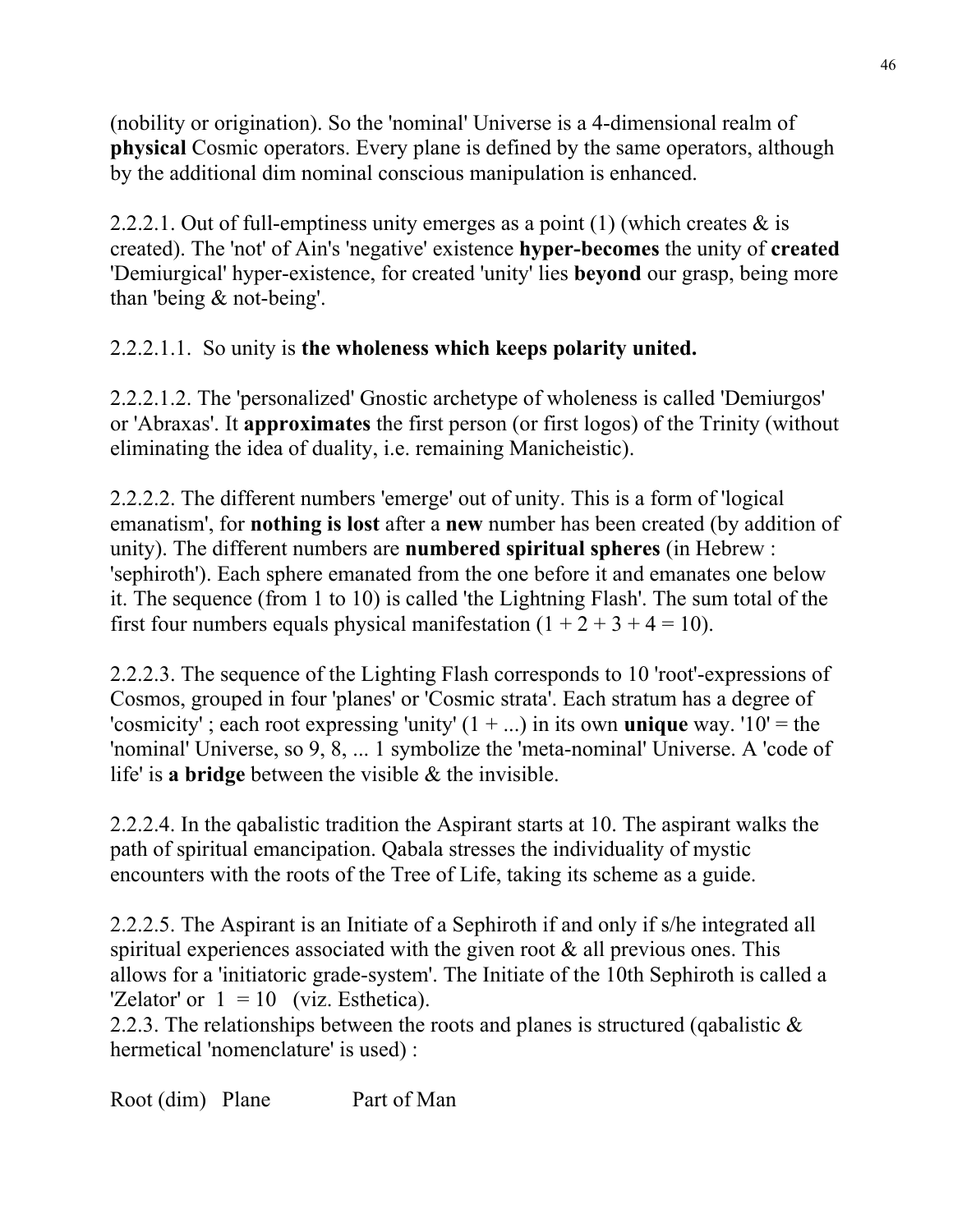(nobility or origination). So the 'nominal' Universe is a 4-dimensional realm of **physical** Cosmic operators. Every plane is defined by the same operators, although by the additional dim nominal conscious manipulation is enhanced.

2.2.2.1. Out of full-emptiness unity emerges as a point (1) (which creates & is created). The 'not' of Ain's 'negative' existence **hyper-becomes** the unity of **created** 'Demiurgical' hyper-existence, for created 'unity' lies **beyond** our grasp, being more than 'being & not-being'.

2.2.2.1.1. So unity is **the wholeness which keeps polarity united.**

2.2.2.1.2. The 'personalized' Gnostic archetype of wholeness is called 'Demiurgos' or 'Abraxas'. It **approximates** the first person (or first logos) of the Trinity (without eliminating the idea of duality, i.e. remaining Manicheistic).

2.2.2.2. The different numbers 'emerge' out of unity. This is a form of 'logical emanatism', for **nothing is lost** after a **new** number has been created (by addition of unity). The different numbers are **numbered spiritual spheres** (in Hebrew : 'sephiroth'). Each sphere emanated from the one before it and emanates one below it. The sequence (from 1 to 10) is called 'the Lightning Flash'. The sum total of the first four numbers equals physical manifestation (1 + 2 + 3 + 4 = 10).

2.2.2.3. The sequence of the Lighting Flash corresponds to 10 'root'-expressions of Cosmos, grouped in four 'planes' or 'Cosmic strata'. Each stratum has a degree of 'cosmicity' ; each root expressing 'unity' (1 + ...) in its own **unique** way. '10' = the 'nominal' Universe, so 9, 8, ... 1 symbolize the 'meta-nominal' Universe. A 'code of life' is **a bridge** between the visible & the invisible.

2.2.2.4. In the qabalistic tradition the Aspirant starts at 10. The aspirant walks the path of spiritual emancipation. Qabala stresses the individuality of mystic encounters with the roots of the Tree of Life, taking its scheme as a guide.

2.2.2.5. The Aspirant is an Initiate of a Sephiroth if and only if s/he integrated all spiritual experiences associated with the given root & all previous ones. This allows for a 'initiatoric grade-system'. The Initiate of the 10th Sephiroth is called a 'Zelator' or 1 = 10 (viz. Esthetica).

2.2.3. The relationships between the roots and planes is structured (qabalistic & hermetical 'nomenclature' is used) :

Root (dim) Plane Part of Man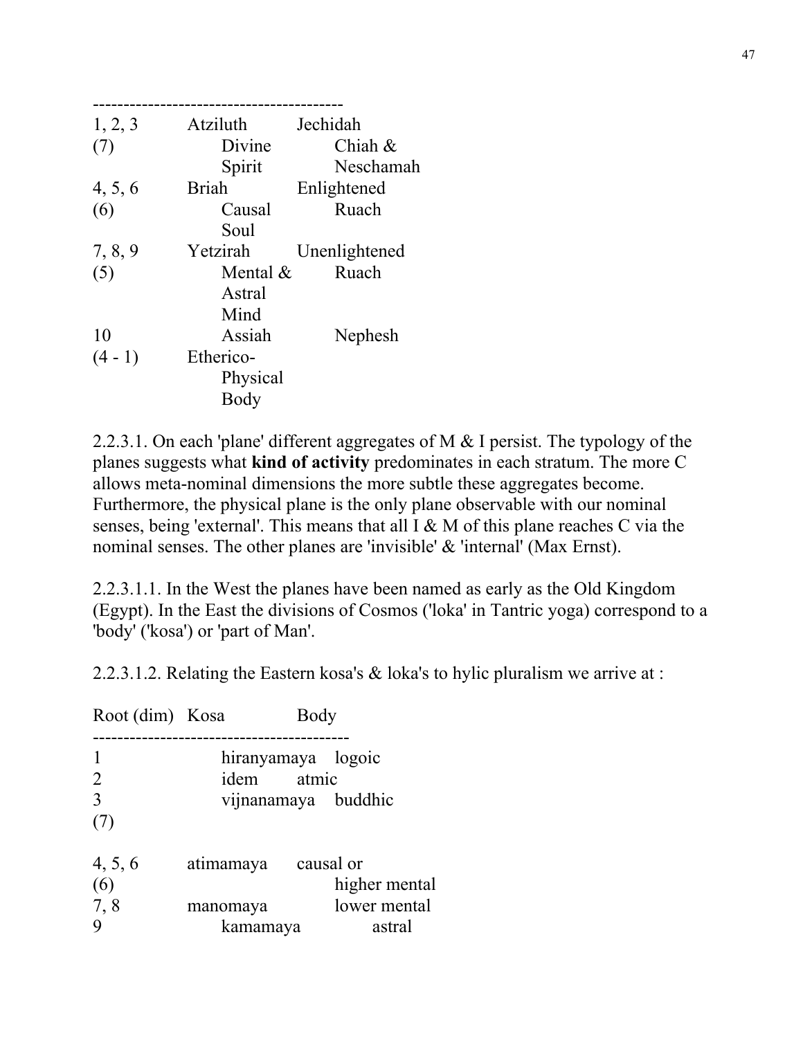| | | |
|---|---|---|
| 1, 2, 3 (7) | Atziluth Divine Spirit | Jechidah Chiah & Neschamah |
| 4, 5, 6 (6) | Briah Causal Soul | Enlightened Ruach |
| 7, 8, 9 (5) | Yetzirah Mental & Astral Mind | Unenlightened Ruach |
| 10 (4 - 1) | Assiah Etherico-Physical Body | Nephesh |

2.2.3.1. On each 'plane' different aggregates of M & I persist. The typology of the planes suggests what **kind of activity** predominates in each stratum. The more C allows meta-nominal dimensions the more subtle these aggregates become. Furthermore, the physical plane is the only plane observable with our nominal senses, being 'external'. This means that all I & M of this plane reaches C via the nominal senses. The other planes are 'invisible' & 'internal' (Max Ernst).

2.2.3.1.1. In the West the planes have been named as early as the Old Kingdom (Egypt). In the East the divisions of Cosmos ('loka' in Tantric yoga) correspond to a 'body' ('kosa') or 'part of Man'.

2.2.3.1.2. Relating the Eastern kosa's & loka's to hylic pluralism we arrive at :

| Root (dim) | Kosa | Body |
|---|---|---|
| 1 | hiranyamaya | logoic |
| 2 | idem | atmic |
| 3 (7) | vijnanamaya | buddhic |
| 4, 5, 6 (6) | atimamaya | causal or higher mental |
| 7, 8 | manomaya | lower mental |
| 9 | kamamaya | astral |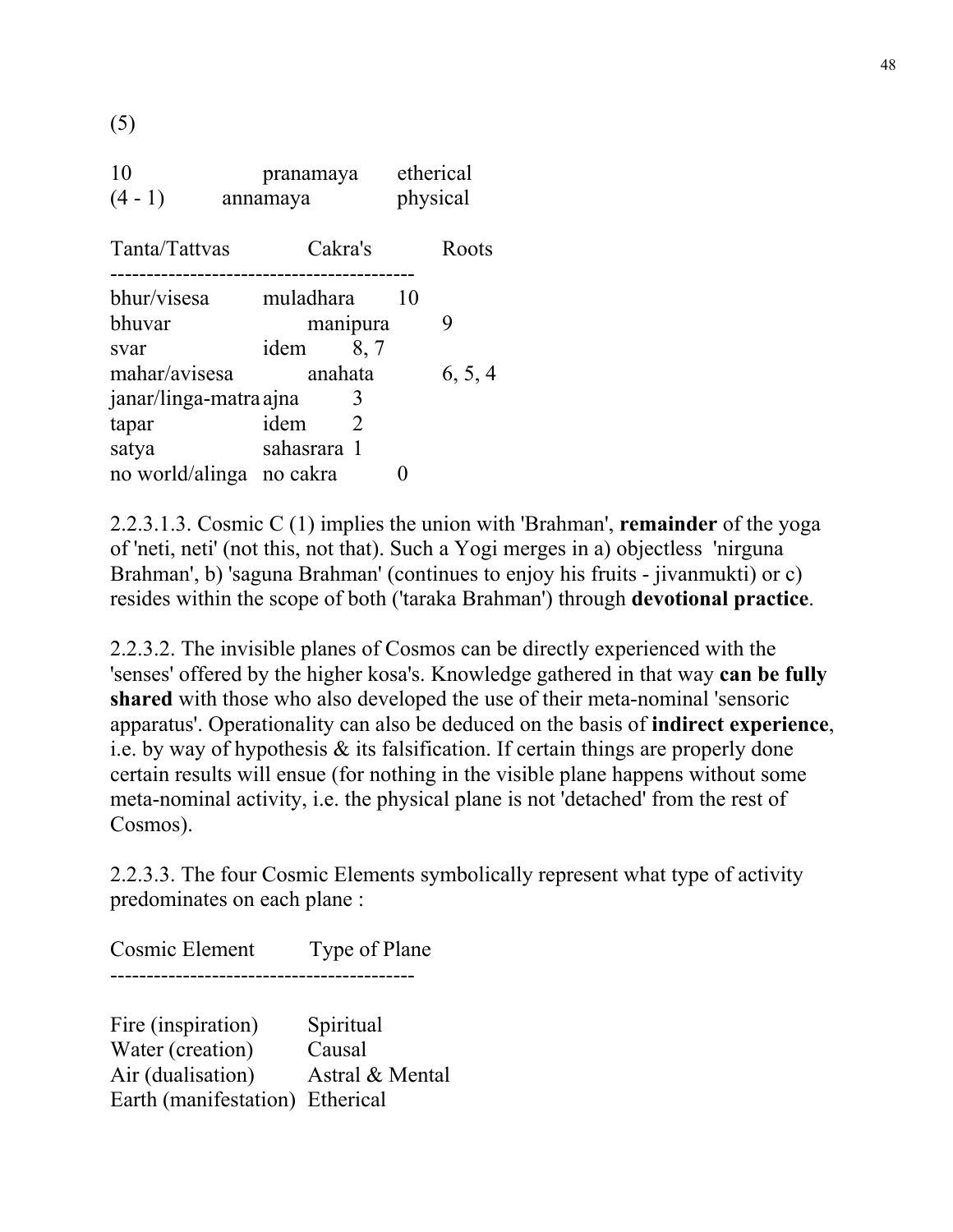(5)

| | | |
|---|---|---|
| 10 | pranamaya | etherical |
| (4 - 1) | annamaya | physical |

| Tanta/Tattvas | Cakra's | Roots |
|---|---|---|
| bhur/visesa | muladhara | 10 |
| bhuvar | manipura | 9 |
| svar | idem | 8, 7 |
| mahar/avisesa | anahata | 6, 5, 4 |
| janar/linga-matra | ajna | 3 |
| tapar | idem | 2 |
| satya | sahasrara | 1 |
| no world/alinga | no cakra | 0 |

2.2.3.1.3. Cosmic C (1) implies the union with 'Brahman', **remainder** of the yoga of 'neti, neti' (not this, not that). Such a Yogi merges in a) objectless 'nirguna Brahman', b) 'saguna Brahman' (continues to enjoy his fruits - jivanmukti) or c) resides within the scope of both ('taraka Brahman') through **devotional practice**.

2.2.3.2. The invisible planes of Cosmos can be directly experienced with the 'senses' offered by the higher kosa's. Knowledge gathered in that way **can be fully shared** with those who also developed the use of their meta-nominal 'sensoric apparatus'. Operationality can also be deduced on the basis of **indirect experience**, i.e. by way of hypothesis & its falsification. If certain things are properly done certain results will ensue (for nothing in the visible plane happens without some meta-nominal activity, i.e. the physical plane is not 'detached' from the rest of Cosmos).

2.2.3.3. The four Cosmic Elements symbolically represent what type of activity predominates on each plane :

| Cosmic Element | Type of Plane |
|---|---|
| Fire (inspiration) | Spiritual |
| Water (creation) | Causal |
| Air (dualisation) | Astral & Mental |
| Earth (manifestation) | Etherical |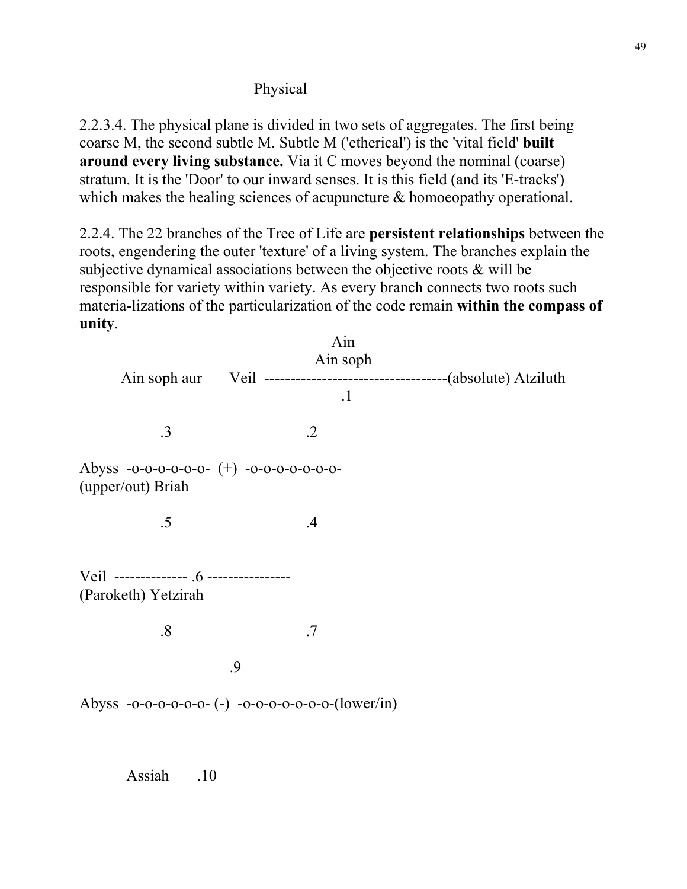Physical

2.2.3.4. The physical plane is divided in two sets of aggregates. The first being coarse M, the second subtle M. Subtle M ('etherical') is the 'vital field' **built around every living substance.** Via it C moves beyond the nominal (coarse) stratum. It is the 'Door' to our inward senses. It is this field (and its 'E-tracks') which makes the healing sciences of acupuncture & homoeopathy operational.

2.2.4. The 22 branches of the Tree of Life are **persistent relationships** between the roots, engendering the outer 'texture' of a living system. The branches explain the subjective dynamical associations between the objective roots & will be responsible for variety within variety. As every branch connects two roots such materia-lizations of the particularization of the code remain **within the compass of unity**.

```
                                        Ain
                                     Ain soph
      Ain soph aur       Veil  -----------------------------------(absolute) Atziluth
                                         .1

            .3                       .2

Abyss  -o-o-o-o-o-o-  (+)  -o-o-o-o-o-o-o-
(upper/out) Briah

            .5                       .4


Veil  -------------- .6 ----------------
(Paroketh) Yetzirah

            .8                       .7

                        .9

Abyss  -o-o-o-o-o-o- (-)  -o-o-o-o-o-o-o-(lower/in)



       Assiah       .10
```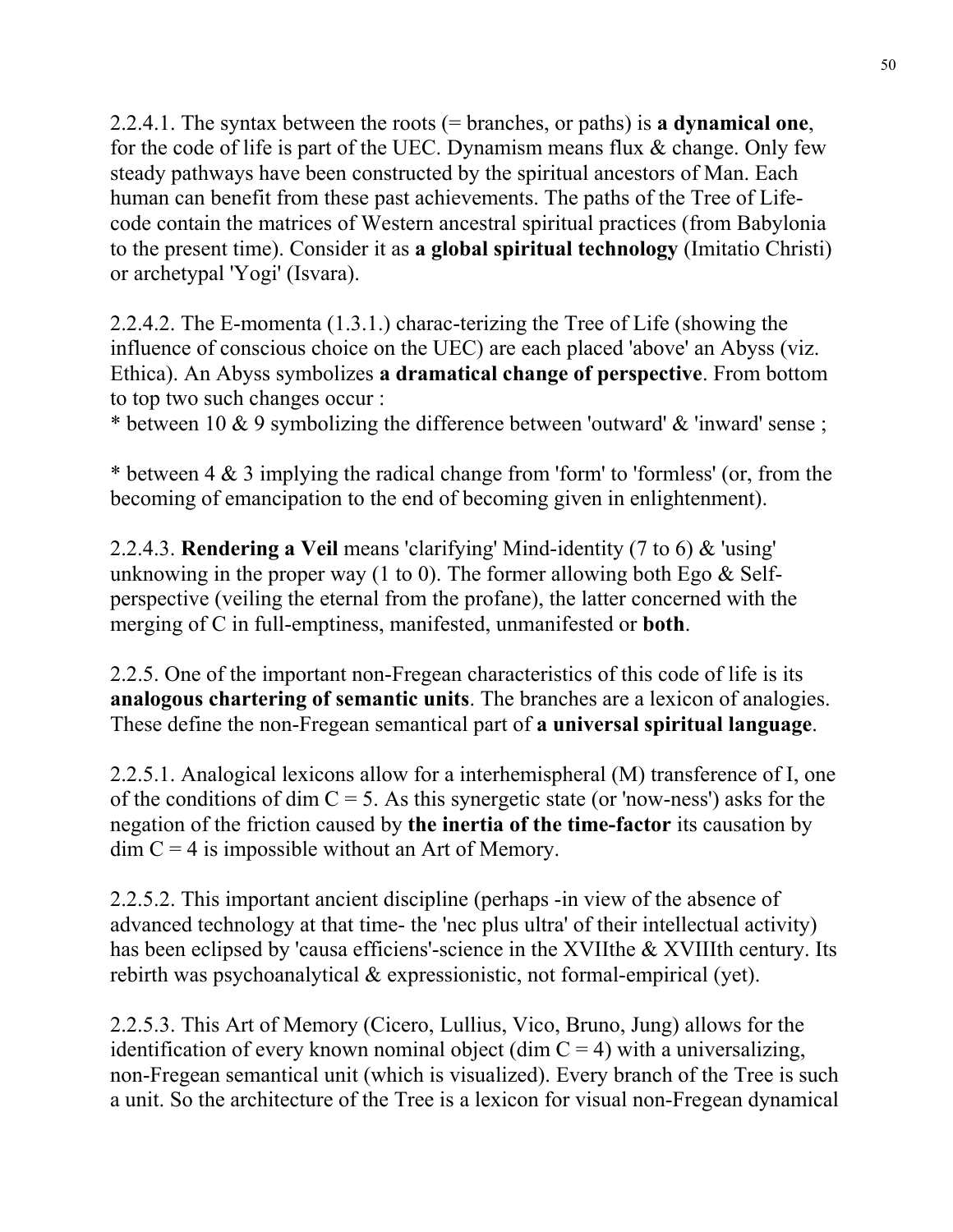2.2.4.1. The syntax between the roots (= branches, or paths) is **a dynamical one**, for the code of life is part of the UEC. Dynamism means flux & change. Only few steady pathways have been constructed by the spiritual ancestors of Man. Each human can benefit from these past achievements. The paths of the Tree of Life-code contain the matrices of Western ancestral spiritual practices (from Babylonia to the present time). Consider it as **a global spiritual technology** (Imitatio Christi) or archetypal 'Yogi' (Isvara).

2.2.4.2. The E-momenta (1.3.1.) charac-terizing the Tree of Life (showing the influence of conscious choice on the UEC) are each placed 'above' an Abyss (viz. Ethica). An Abyss symbolizes **a dramatical change of perspective**. From bottom to top two such changes occur :

* between 10 & 9 symbolizing the difference between 'outward' & 'inward' sense ;

* between 4 & 3 implying the radical change from 'form' to 'formless' (or, from the becoming of emancipation to the end of becoming given in enlightenment).

2.2.4.3. **Rendering a Veil** means 'clarifying' Mind-identity (7 to 6) & 'using' unknowing in the proper way (1 to 0). The former allowing both Ego & Self-perspective (veiling the eternal from the profane), the latter concerned with the merging of C in full-emptiness, manifested, unmanifested or **both**.

2.2.5. One of the important non-Fregean characteristics of this code of life is its **analogous chartering of semantic units**. The branches are a lexicon of analogies. These define the non-Fregean semantical part of **a universal spiritual language**.

2.2.5.1. Analogical lexicons allow for a interhemispheral (M) transference of I, one of the conditions of dim C = 5. As this synergetic state (or 'now-ness') asks for the negation of the friction caused by **the inertia of the time-factor** its causation by dim C = 4 is impossible without an Art of Memory.

2.2.5.2. This important ancient discipline (perhaps -in view of the absence of advanced technology at that time- the 'nec plus ultra' of their intellectual activity) has been eclipsed by 'causa efficiens'-science in the XVIIthe & XVIIIth century. Its rebirth was psychoanalytical & expressionistic, not formal-empirical (yet).

2.2.5.3. This Art of Memory (Cicero, Lullius, Vico, Bruno, Jung) allows for the identification of every known nominal object (dim C = 4) with a universalizing, non-Fregean semantical unit (which is visualized). Every branch of the Tree is such a unit. So the architecture of the Tree is a lexicon for visual non-Fregean dynamical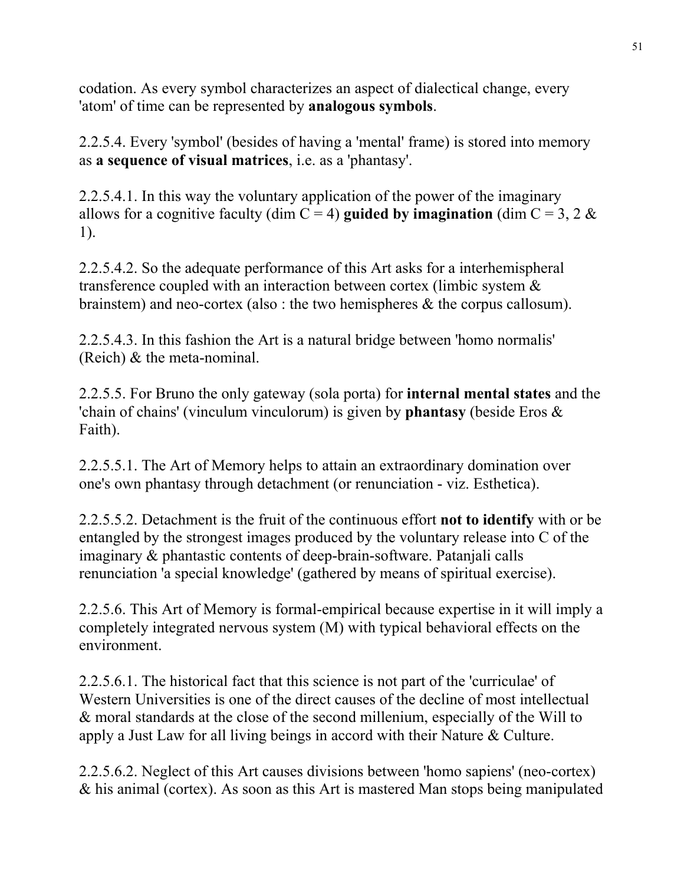codation. As every symbol characterizes an aspect of dialectical change, every 'atom' of time can be represented by **analogous symbols**.

2.2.5.4. Every 'symbol' (besides of having a 'mental' frame) is stored into memory as **a sequence of visual matrices**, i.e. as a 'phantasy'.

2.2.5.4.1. In this way the voluntary application of the power of the imaginary allows for a cognitive faculty (dim C = 4) **guided by imagination** (dim C = 3, 2 & 1).

2.2.5.4.2. So the adequate performance of this Art asks for a interhemispheral transference coupled with an interaction between cortex (limbic system & brainstem) and neo-cortex (also : the two hemispheres & the corpus callosum).

2.2.5.4.3. In this fashion the Art is a natural bridge between 'homo normalis' (Reich) & the meta-nominal.

2.2.5.5. For Bruno the only gateway (sola porta) for **internal mental states** and the 'chain of chains' (vinculum vinculorum) is given by **phantasy** (beside Eros & Faith).

2.2.5.5.1. The Art of Memory helps to attain an extraordinary domination over one's own phantasy through detachment (or renunciation - viz. Esthetica).

2.2.5.5.2. Detachment is the fruit of the continuous effort **not to identify** with or be entangled by the strongest images produced by the voluntary release into C of the imaginary & phantastic contents of deep-brain-software. Patanjali calls renunciation 'a special knowledge' (gathered by means of spiritual exercise).

2.2.5.6. This Art of Memory is formal-empirical because expertise in it will imply a completely integrated nervous system (M) with typical behavioral effects on the environment.

2.2.5.6.1. The historical fact that this science is not part of the 'curriculae' of Western Universities is one of the direct causes of the decline of most intellectual & moral standards at the close of the second millenium, especially of the Will to apply a Just Law for all living beings in accord with their Nature & Culture.

2.2.5.6.2. Neglect of this Art causes divisions between 'homo sapiens' (neo-cortex) & his animal (cortex). As soon as this Art is mastered Man stops being manipulated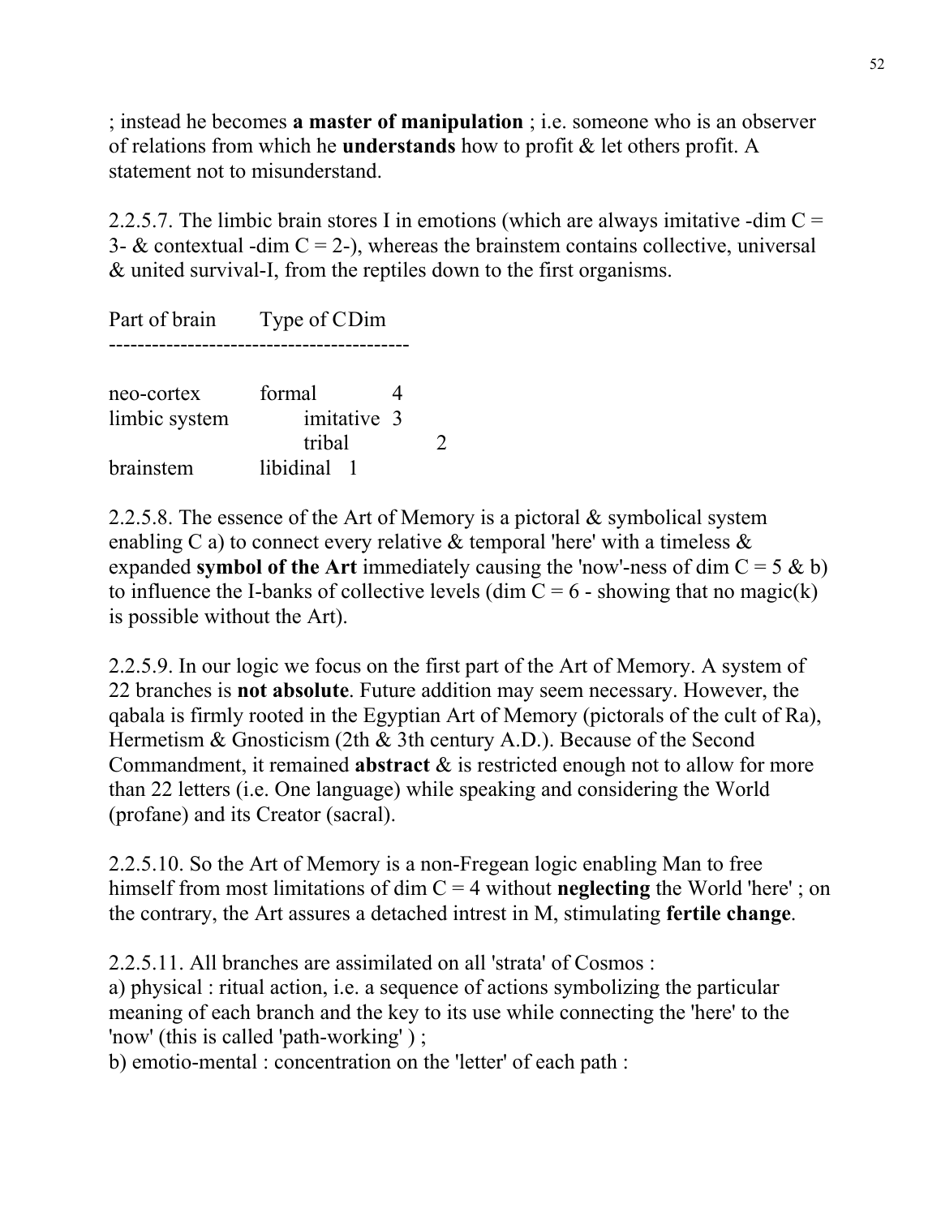; instead he becomes **a master of manipulation** ; i.e. someone who is an observer of relations from which he **understands** how to profit & let others profit. A statement not to misunderstand.

2.2.5.7. The limbic brain stores I in emotions (which are always imitative -dim C = 3- & contextual -dim C = 2-), whereas the brainstem contains collective, universal & united survival-I, from the reptiles down to the first organisms.

| Part of brain | Type of CDim | | |
|---|---|---|---|
| neo-cortex | formal | 4 | |
| limbic system | imitative | 3 | |
| | tribal | | 2 |
| brainstem | libidinal | 1 | |

2.2.5.8. The essence of the Art of Memory is a pictoral & symbolical system enabling C a) to connect every relative & temporal 'here' with a timeless & expanded **symbol of the Art** immediately causing the 'now'-ness of dim C = 5 & b) to influence the I-banks of collective levels (dim C = 6 - showing that no magic(k) is possible without the Art).

2.2.5.9. In our logic we focus on the first part of the Art of Memory. A system of 22 branches is **not absolute**. Future addition may seem necessary. However, the qabala is firmly rooted in the Egyptian Art of Memory (pictorals of the cult of Ra), Hermetism & Gnosticism (2th & 3th century A.D.). Because of the Second Commandment, it remained **abstract** & is restricted enough not to allow for more than 22 letters (i.e. One language) while speaking and considering the World (profane) and its Creator (sacral).

2.2.5.10. So the Art of Memory is a non-Fregean logic enabling Man to free himself from most limitations of dim C = 4 without **neglecting** the World 'here' ; on the contrary, the Art assures a detached intrest in M, stimulating **fertile change**.

2.2.5.11. All branches are assimilated on all 'strata' of Cosmos :
a) physical : ritual action, i.e. a sequence of actions symbolizing the particular meaning of each branch and the key to its use while connecting the 'here' to the 'now' (this is called 'path-working' ) ;
b) emotio-mental : concentration on the 'letter' of each path :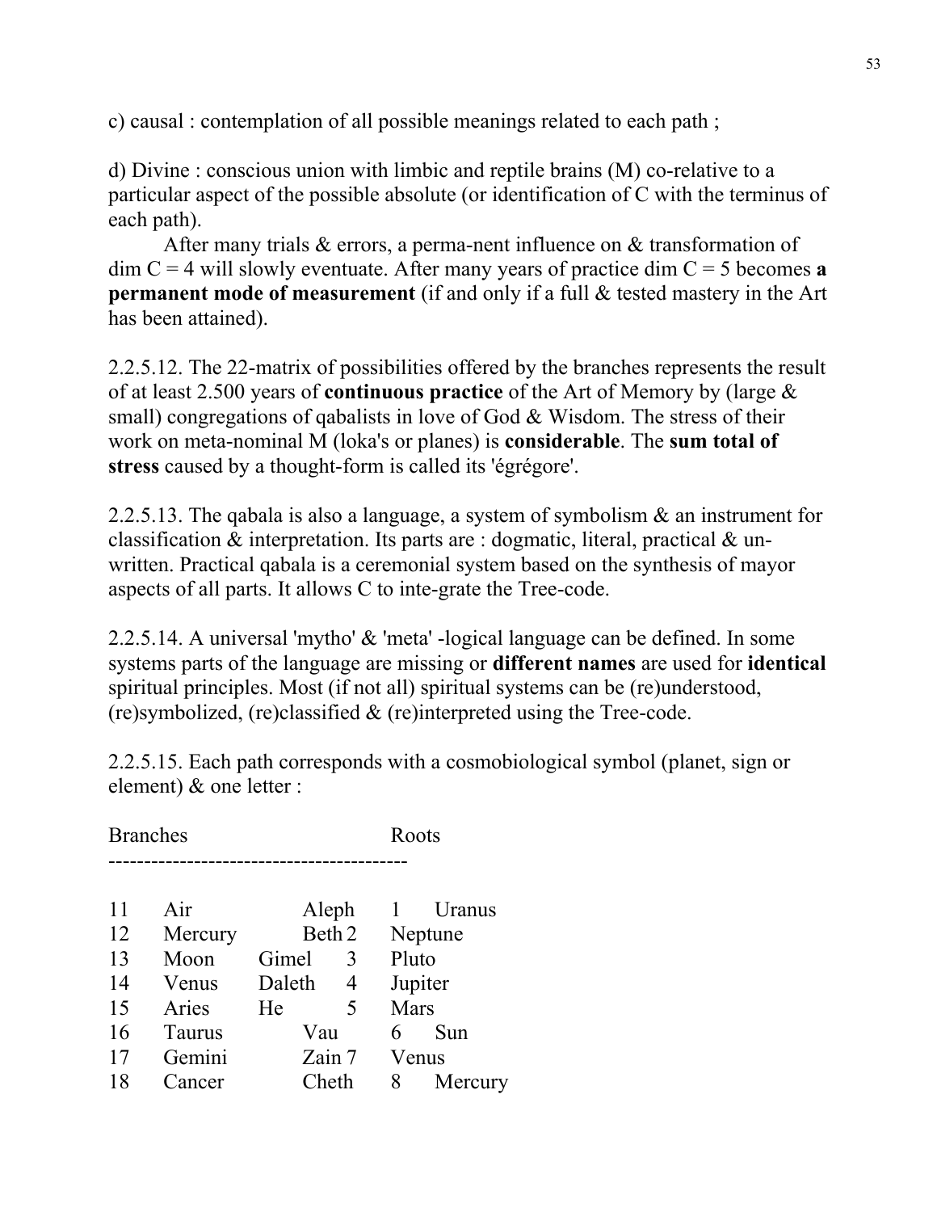c) causal : contemplation of all possible meanings related to each path ;

d) Divine : conscious union with limbic and reptile brains (M) co-relative to a particular aspect of the possible absolute (or identification of C with the terminus of each path).

After many trials & errors, a perma-nent influence on & transformation of dim C = 4 will slowly eventuate. After many years of practice dim C = 5 becomes **a permanent mode of measurement** (if and only if a full & tested mastery in the Art has been attained).

2.2.5.12. The 22-matrix of possibilities offered by the branches represents the result of at least 2.500 years of **continuous practice** of the Art of Memory by (large & small) congregations of qabalists in love of God & Wisdom. The stress of their work on meta-nominal M (loka's or planes) is **considerable**. The **sum total of stress** caused by a thought-form is called its 'égrégore'.

2.2.5.13. The qabala is also a language, a system of symbolism & an instrument for classification & interpretation. Its parts are : dogmatic, literal, practical & un-written. Practical qabala is a ceremonial system based on the synthesis of mayor aspects of all parts. It allows C to inte-grate the Tree-code.

2.2.5.14. A universal 'mytho' & 'meta' -logical language can be defined. In some systems parts of the language are missing or **different names** are used for **identical** spiritual principles. Most (if not all) spiritual systems can be (re)understood, (re)symbolized, (re)classified & (re)interpreted using the Tree-code.

2.2.5.15. Each path corresponds with a cosmobiological symbol (planet, sign or element) & one letter :

| Branches | | | Roots | |
|---|---|---|---|---|
| 11 | Air | Aleph | 1 | Uranus |
| 12 | Mercury | Beth | 2 | Neptune |
| 13 | Moon | Gimel | 3 | Pluto |
| 14 | Venus | Daleth | 4 | Jupiter |
| 15 | Aries | He | 5 | Mars |
| 16 | Taurus | Vau | 6 | Sun |
| 17 | Gemini | Zain | 7 | Venus |
| 18 | Cancer | Cheth | 8 | Mercury |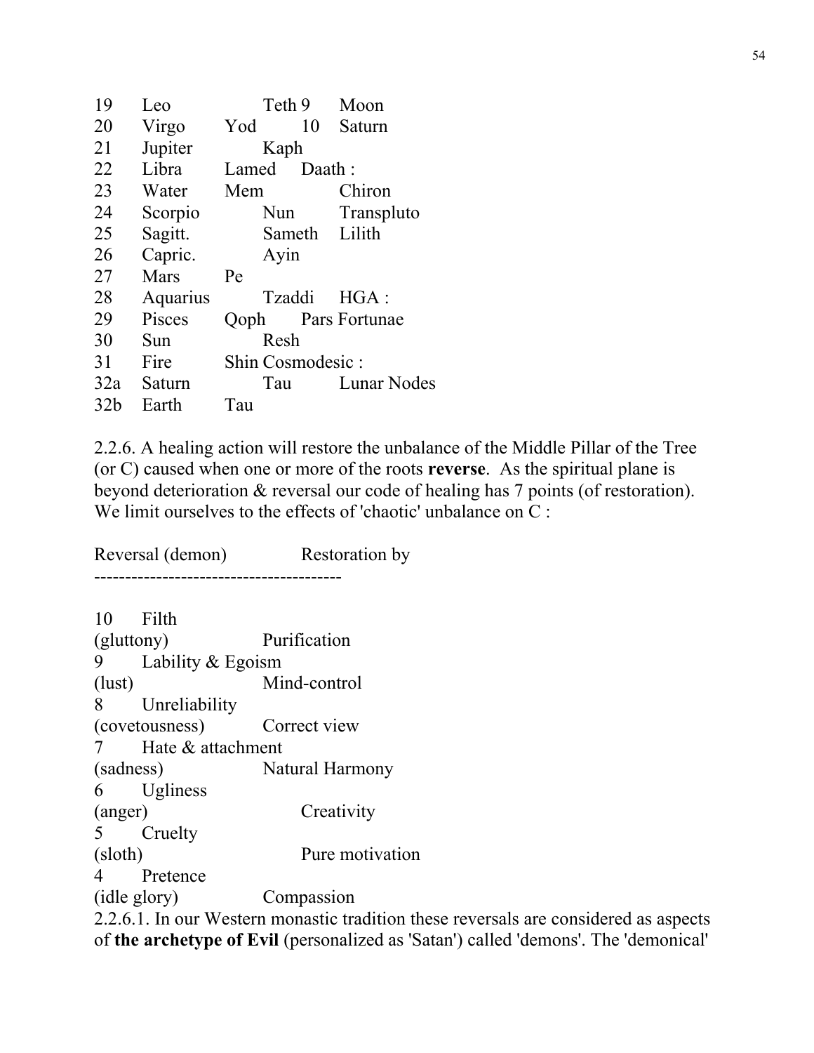| | | | |
|---|---|---|---|
| 19 | Leo | Teth 9 | Moon |
| 20 | Virgo | Yod 10 | Saturn |
| 21 | Jupiter | Kaph | |
| 22 | Libra | Lamed | Daath : |
| 23 | Water | Mem | Chiron |
| 24 | Scorpio | Nun | Transpluto |
| 25 | Sagitt. | Sameth | Lilith |
| 26 | Capric. | Ayin | |
| 27 | Mars | Pe | |
| 28 | Aquarius | Tzaddi | HGA : |
| 29 | Pisces | Qoph | Pars Fortunae |
| 30 | Sun | Resh | |
| 31 | Fire | Shin | Cosmodesic : |
| 32a | Saturn | Tau | Lunar Nodes |
| 32b | Earth | Tau | |

2.2.6. A healing action will restore the unbalance of the Middle Pillar of the Tree (or C) caused when one or more of the roots **reverse**. As the spiritual plane is beyond deterioration & reversal our code of healing has 7 points (of restoration). We limit ourselves to the effects of 'chaotic' unbalance on C :

| Reversal (demon) | Restoration by |
|---|---|
| 10 Filth (gluttony) | Purification |
| 9 Lability & Egoism (lust) | Mind-control |
| 8 Unreliability (covetousness) | Correct view |
| 7 Hate & attachment (sadness) | Natural Harmony |
| 6 Ugliness (anger) | Creativity |
| 5 Cruelty (sloth) | Pure motivation |
| 4 Pretence (idle glory) | Compassion |

2.2.6.1. In our Western monastic tradition these reversals are considered as aspects of **the archetype of Evil** (personalized as 'Satan') called 'demons'. The 'demonical'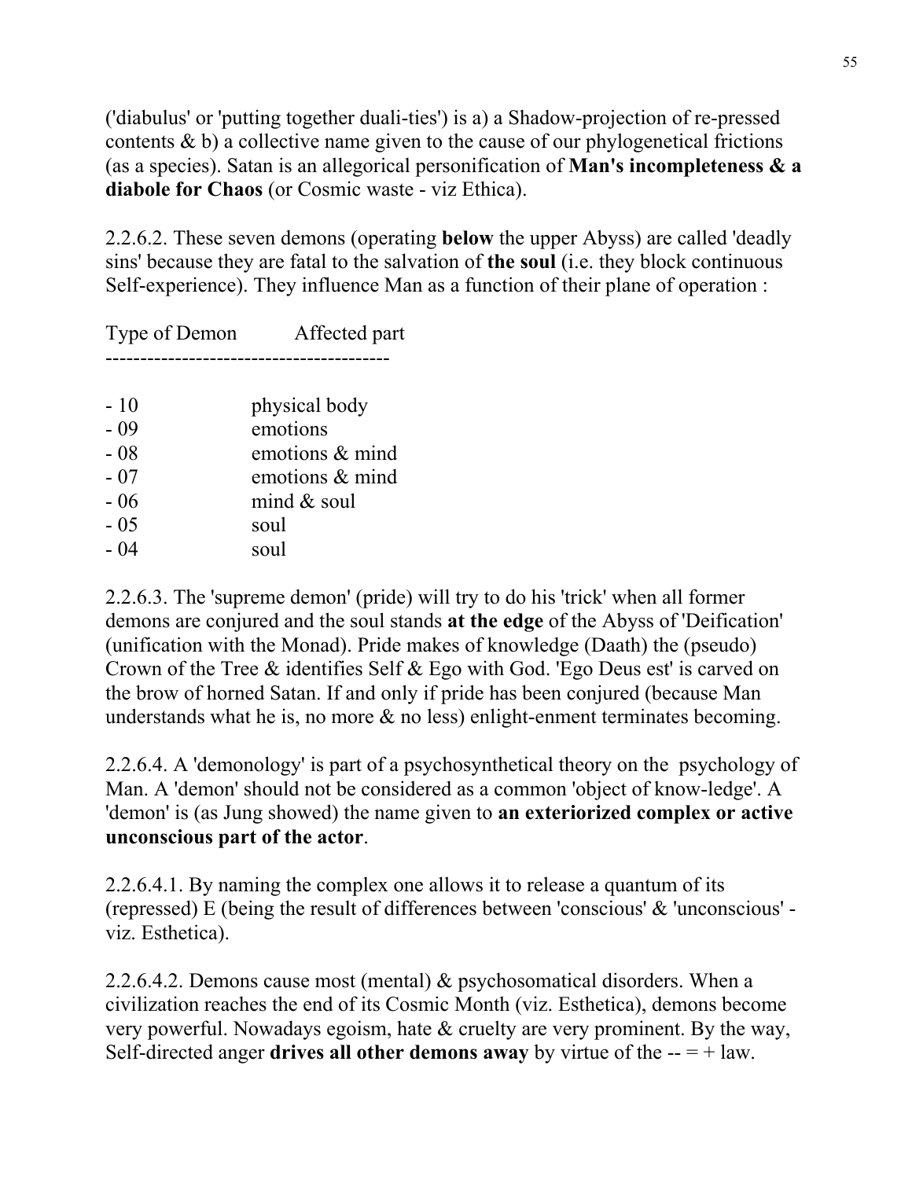('diabulus' or 'putting together duali-ties') is a) a Shadow-projection of re-pressed contents & b) a collective name given to the cause of our phylogenetical frictions (as a species). Satan is an allegorical personification of **Man's incompleteness & a diabole for Chaos** (or Cosmic waste - viz Ethica).

2.2.6.2. These seven demons (operating **below** the upper Abyss) are called 'deadly sins' because they are fatal to the salvation of **the soul** (i.e. they block continuous Self-experience). They influence Man as a function of their plane of operation :

| Type of Demon | Affected part |
|---|---|
| - 10 | physical body |
| - 09 | emotions |
| - 08 | emotions & mind |
| - 07 | emotions & mind |
| - 06 | mind & soul |
| - 05 | soul |
| - 04 | soul |

2.2.6.3. The 'supreme demon' (pride) will try to do his 'trick' when all former demons are conjured and the soul stands **at the edge** of the Abyss of 'Deification' (unification with the Monad). Pride makes of knowledge (Daath) the (pseudo) Crown of the Tree & identifies Self & Ego with God. 'Ego Deus est' is carved on the brow of horned Satan. If and only if pride has been conjured (because Man understands what he is, no more & no less) enlight-enment terminates becoming.

2.2.6.4. A 'demonology' is part of a psychosynthetical theory on the psychology of Man. A 'demon' should not be considered as a common 'object of know-ledge'. A 'demon' is (as Jung showed) the name given to **an exteriorized complex or active unconscious part of the actor**.

2.2.6.4.1. By naming the complex one allows it to release a quantum of its (repressed) E (being the result of differences between 'conscious' & 'unconscious' - viz. Esthetica).

2.2.6.4.2. Demons cause most (mental) & psychosomatical disorders. When a civilization reaches the end of its Cosmic Month (viz. Esthetica), demons become very powerful. Nowadays egoism, hate & cruelty are very prominent. By the way, Self-directed anger **drives all other demons away** by virtue of the -- = + law.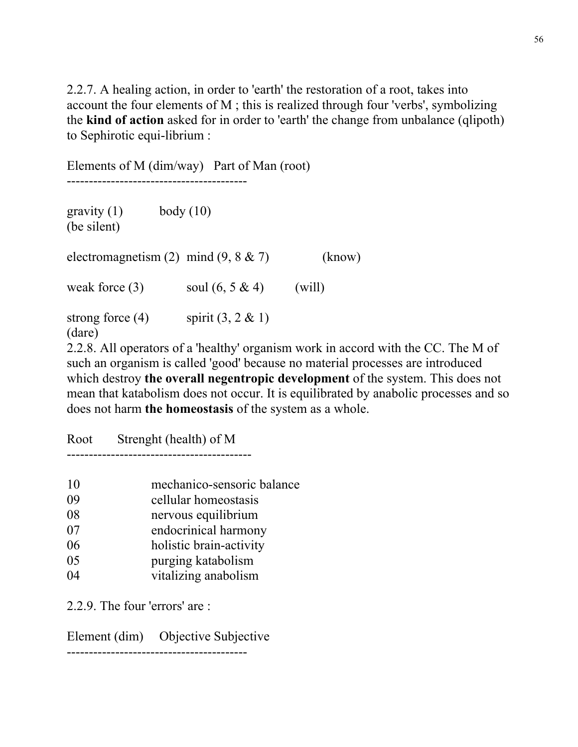2.2.7. A healing action, in order to 'earth' the restoration of a root, takes into account the four elements of M ; this is realized through four 'verbs', symbolizing the **kind of action** asked for in order to 'earth' the change from unbalance (qlipoth) to Sephirotic equi-librium :

| Elements of M (dim/way) | Part of Man (root) | |
|---|---|---|
| gravity (1) (be silent) | body (10) | |
| electromagnetism (2) | mind (9, 8 & 7) | (know) |
| weak force (3) | soul (6, 5 & 4) | (will) |
| strong force (4) (dare) | spirit (3, 2 & 1) | |

2.2.8. All operators of a 'healthy' organism work in accord with the CC. The M of such an organism is called 'good' because no material processes are introduced which destroy **the overall negentropic development** of the system. This does not mean that katabolism does not occur. It is equilibrated by anabolic processes and so does not harm **the homeostasis** of the system as a whole.

| Root | Strenght (health) of M |
|---|---|
| 10 | mechanico-sensoric balance |
| 09 | cellular homeostasis |
| 08 | nervous equilibrium |
| 07 | endocrinical harmony |
| 06 | holistic brain-activity |
| 05 | purging katabolism |
| 04 | vitalizing anabolism |

2.2.9. The four 'errors' are :

| Element (dim) | Objective | Subjective |
|---|---|---|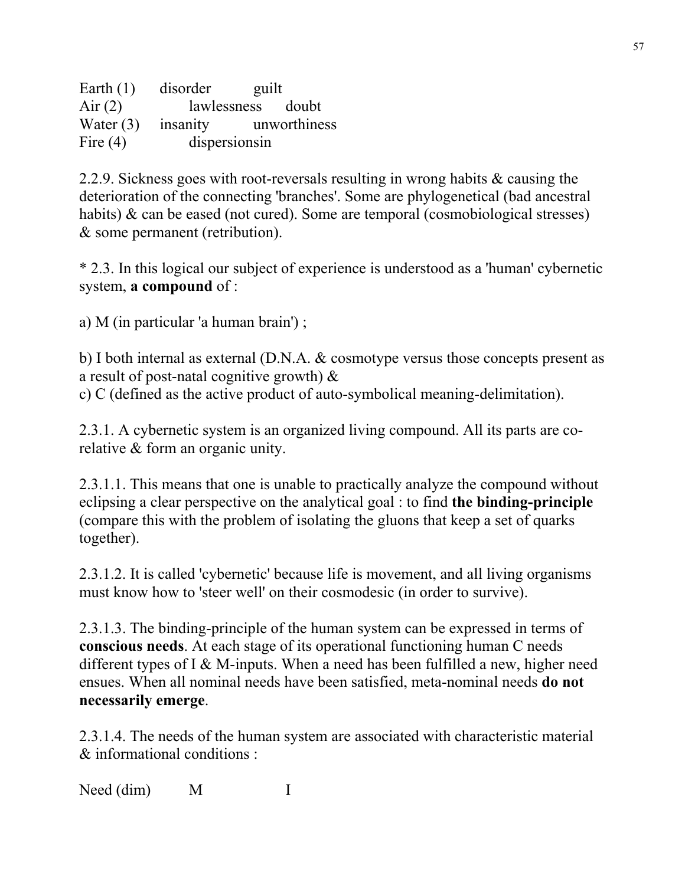| | | |
|---|---|---|
| Earth (1) | disorder | guilt |
| Air (2) | lawlessness | doubt |
| Water (3) | insanity | unworthiness |
| Fire (4) | dispersionsin | |

2.2.9. Sickness goes with root-reversals resulting in wrong habits & causing the deterioration of the connecting 'branches'. Some are phylogenetical (bad ancestral habits) & can be eased (not cured). Some are temporal (cosmobiological stresses) & some permanent (retribution).

* 2.3. In this logical our subject of experience is understood as a 'human' cybernetic system, **a compound** of :

a) M (in particular 'a human brain') ;

b) I both internal as external (D.N.A. & cosmotype versus those concepts present as a result of post-natal cognitive growth) &
c) C (defined as the active product of auto-symbolical meaning-delimitation).

2.3.1. A cybernetic system is an organized living compound. All its parts are co-relative & form an organic unity.

2.3.1.1. This means that one is unable to practically analyze the compound without eclipsing a clear perspective on the analytical goal : to find **the binding-principle** (compare this with the problem of isolating the gluons that keep a set of quarks together).

2.3.1.2. It is called 'cybernetic' because life is movement, and all living organisms must know how to 'steer well' on their cosmodesic (in order to survive).

2.3.1.3. The binding-principle of the human system can be expressed in terms of **conscious needs**. At each stage of its operational functioning human C needs different types of I & M-inputs. When a need has been fulfilled a new, higher need ensues. When all nominal needs have been satisfied, meta-nominal needs **do not necessarily emerge**.

2.3.1.4. The needs of the human system are associated with characteristic material & informational conditions :

| Need (dim) | M | I |
|---|---|---|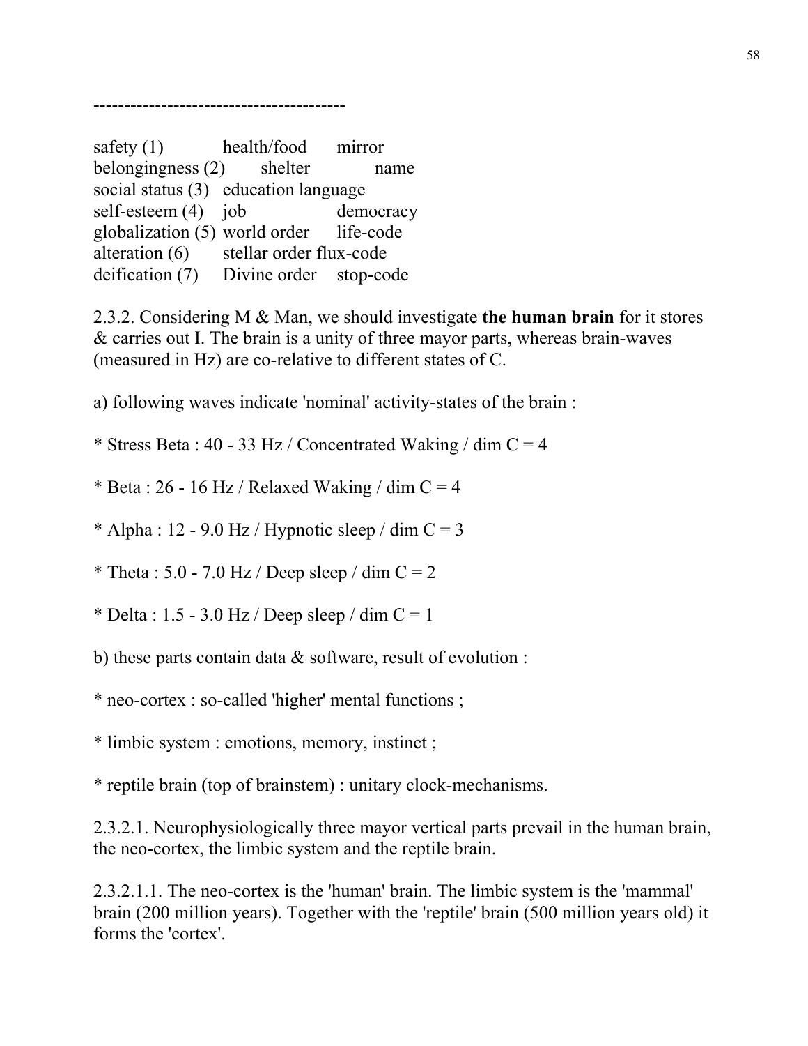----------------------------------------

| | | |
|---|---|---|
| safety (1) | health/food | mirror |
| belongingness (2) | shelter | name |
| social status (3) | education | language |
| self-esteem (4) | job | democracy |
| globalization (5) | world order | life-code |
| alteration (6) | stellar order | flux-code |
| deification (7) | Divine order | stop-code |

2.3.2. Considering M & Man, we should investigate **the human brain** for it stores & carries out I. The brain is a unity of three mayor parts, whereas brain-waves (measured in Hz) are co-relative to different states of C.

a) following waves indicate 'nominal' activity-states of the brain :

* Stress Beta : 40 - 33 Hz / Concentrated Waking / dim C = 4

* Beta : 26 - 16 Hz / Relaxed Waking / dim C = 4

* Alpha : 12 - 9.0 Hz / Hypnotic sleep / dim C = 3

* Theta : 5.0 - 7.0 Hz / Deep sleep / dim C = 2

* Delta : 1.5 - 3.0 Hz / Deep sleep / dim C = 1

b) these parts contain data & software, result of evolution :

* neo-cortex : so-called 'higher' mental functions ;

* limbic system : emotions, memory, instinct ;

* reptile brain (top of brainstem) : unitary clock-mechanisms.

2.3.2.1. Neurophysiologically three mayor vertical parts prevail in the human brain, the neo-cortex, the limbic system and the reptile brain.

2.3.2.1.1. The neo-cortex is the 'human' brain. The limbic system is the 'mammal' brain (200 million years). Together with the 'reptile' brain (500 million years old) it forms the 'cortex'.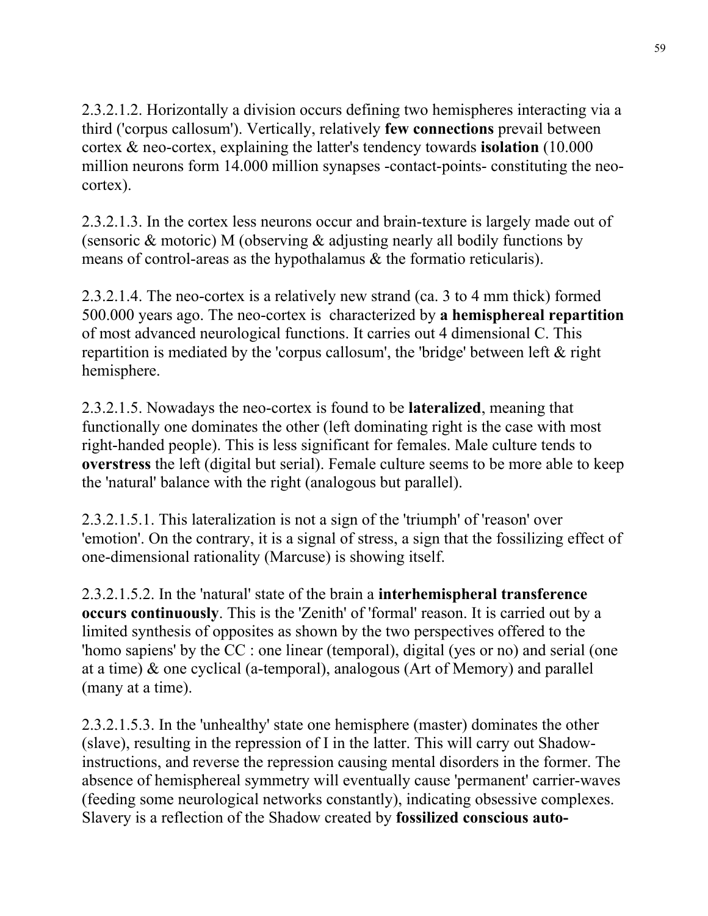2.3.2.1.2. Horizontally a division occurs defining two hemispheres interacting via a third ('corpus callosum'). Vertically, relatively **few connections** prevail between cortex & neo-cortex, explaining the latter's tendency towards **isolation** (10.000 million neurons form 14.000 million synapses -contact-points- constituting the neo-cortex).

2.3.2.1.3. In the cortex less neurons occur and brain-texture is largely made out of (sensoric & motoric) M (observing & adjusting nearly all bodily functions by means of control-areas as the hypothalamus & the formatio reticularis).

2.3.2.1.4. The neo-cortex is a relatively new strand (ca. 3 to 4 mm thick) formed 500.000 years ago. The neo-cortex is characterized by **a hemisphereal repartition** of most advanced neurological functions. It carries out 4 dimensional C. This repartition is mediated by the 'corpus callosum', the 'bridge' between left & right hemisphere.

2.3.2.1.5. Nowadays the neo-cortex is found to be **lateralized**, meaning that functionally one dominates the other (left dominating right is the case with most right-handed people). This is less significant for females. Male culture tends to **overstress** the left (digital but serial). Female culture seems to be more able to keep the 'natural' balance with the right (analogous but parallel).

2.3.2.1.5.1. This lateralization is not a sign of the 'triumph' of 'reason' over 'emotion'. On the contrary, it is a signal of stress, a sign that the fossilizing effect of one-dimensional rationality (Marcuse) is showing itself.

2.3.2.1.5.2. In the 'natural' state of the brain a **interhemispheral transference occurs continuously**. This is the 'Zenith' of 'formal' reason. It is carried out by a limited synthesis of opposites as shown by the two perspectives offered to the 'homo sapiens' by the CC : one linear (temporal), digital (yes or no) and serial (one at a time) & one cyclical (a-temporal), analogous (Art of Memory) and parallel (many at a time).

2.3.2.1.5.3. In the 'unhealthy' state one hemisphere (master) dominates the other (slave), resulting in the repression of I in the latter. This will carry out Shadow-instructions, and reverse the repression causing mental disorders in the former. The absence of hemisphereal symmetry will eventually cause 'permanent' carrier-waves (feeding some neurological networks constantly), indicating obsessive complexes. Slavery is a reflection of the Shadow created by **fossilized conscious auto-**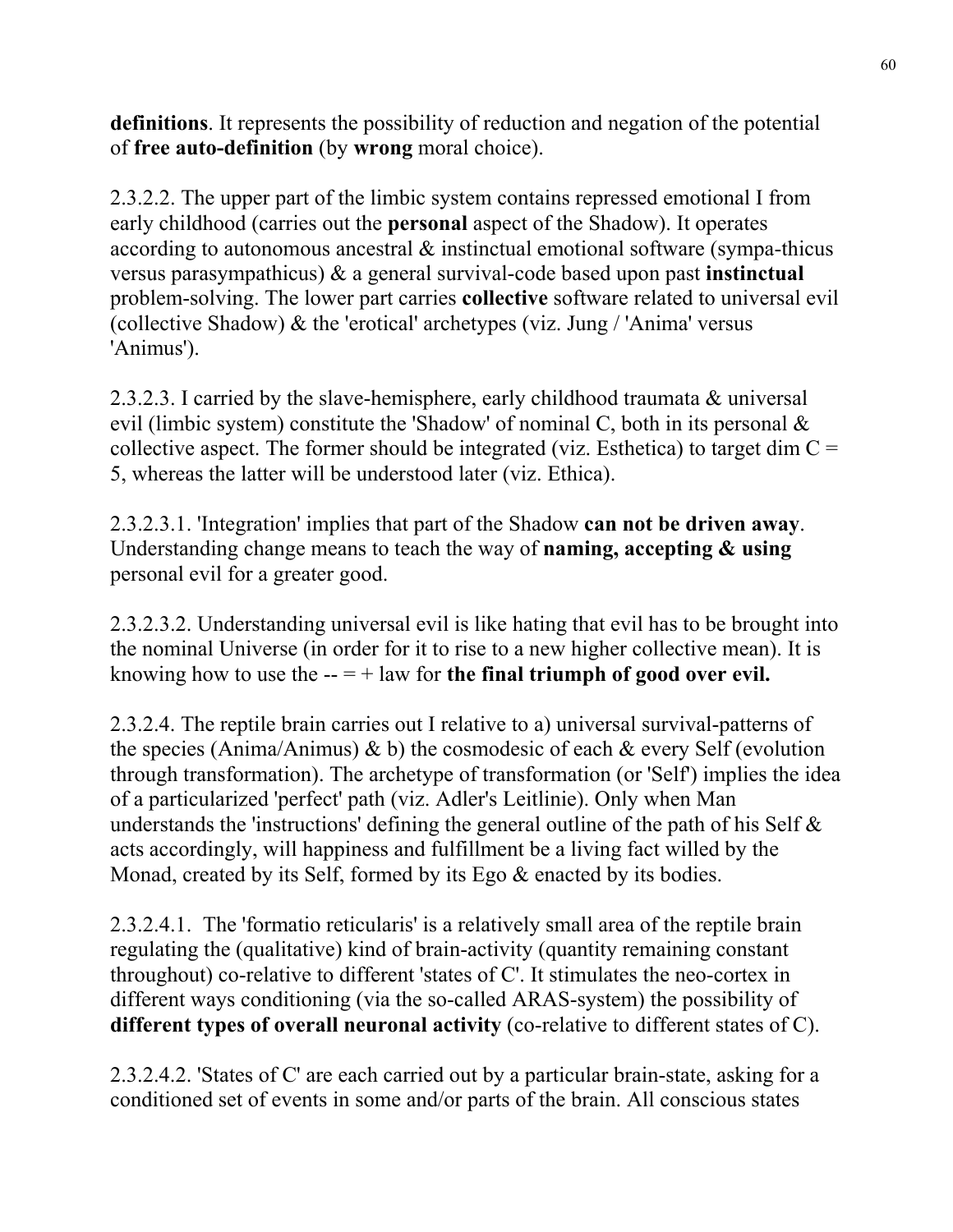**definitions**. It represents the possibility of reduction and negation of the potential of **free auto-definition** (by **wrong** moral choice).

2.3.2.2. The upper part of the limbic system contains repressed emotional I from early childhood (carries out the **personal** aspect of the Shadow). It operates according to autonomous ancestral & instinctual emotional software (sympa-thicus versus parasympathicus) & a general survival-code based upon past **instinctual** problem-solving. The lower part carries **collective** software related to universal evil (collective Shadow) & the 'erotical' archetypes (viz. Jung / 'Anima' versus 'Animus').

2.3.2.3. I carried by the slave-hemisphere, early childhood traumata & universal evil (limbic system) constitute the 'Shadow' of nominal C, both in its personal & collective aspect. The former should be integrated (viz. Esthetica) to target dim C = 5, whereas the latter will be understood later (viz. Ethica).

2.3.2.3.1. 'Integration' implies that part of the Shadow **can not be driven away**. Understanding change means to teach the way of **naming, accepting & using** personal evil for a greater good.

2.3.2.3.2. Understanding universal evil is like hating that evil has to be brought into the nominal Universe (in order for it to rise to a new higher collective mean). It is knowing how to use the -- = + law for **the final triumph of good over evil.**

2.3.2.4. The reptile brain carries out I relative to a) universal survival-patterns of the species (Anima/Animus) & b) the cosmodesic of each & every Self (evolution through transformation). The archetype of transformation (or 'Self') implies the idea of a particularized 'perfect' path (viz. Adler's Leitlinie). Only when Man understands the 'instructions' defining the general outline of the path of his Self & acts accordingly, will happiness and fulfillment be a living fact willed by the Monad, created by its Self, formed by its Ego & enacted by its bodies.

2.3.2.4.1. The 'formatio reticularis' is a relatively small area of the reptile brain regulating the (qualitative) kind of brain-activity (quantity remaining constant throughout) co-relative to different 'states of C'. It stimulates the neo-cortex in different ways conditioning (via the so-called ARAS-system) the possibility of **different types of overall neuronal activity** (co-relative to different states of C).

2.3.2.4.2. 'States of C' are each carried out by a particular brain-state, asking for a conditioned set of events in some and/or parts of the brain. All conscious states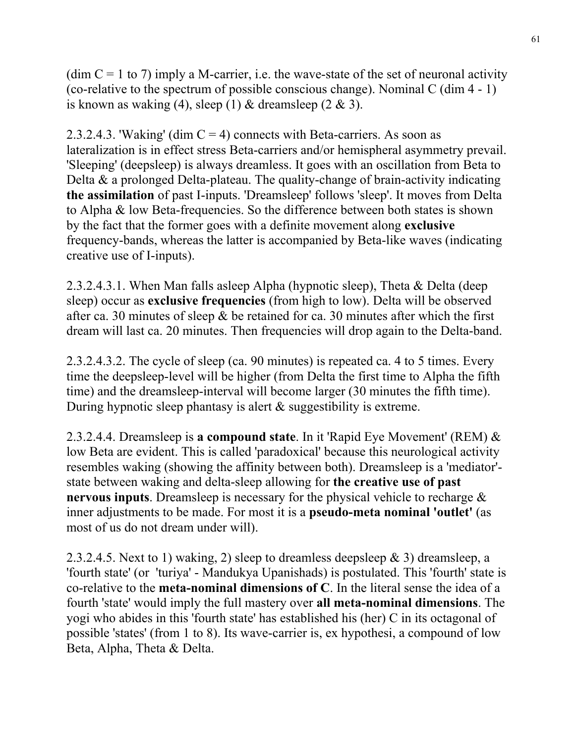(dim C = 1 to 7) imply a M-carrier, i.e. the wave-state of the set of neuronal activity (co-relative to the spectrum of possible conscious change). Nominal C (dim 4 - 1) is known as waking (4), sleep (1) & dreamsleep (2 & 3).

2.3.2.4.3. 'Waking' (dim C = 4) connects with Beta-carriers. As soon as lateralization is in effect stress Beta-carriers and/or hemispheral asymmetry prevail. 'Sleeping' (deepsleep) is always dreamless. It goes with an oscillation from Beta to Delta & a prolonged Delta-plateau. The quality-change of brain-activity indicating **the assimilation** of past I-inputs. 'Dreamsleep' follows 'sleep'. It moves from Delta to Alpha & low Beta-frequencies. So the difference between both states is shown by the fact that the former goes with a definite movement along **exclusive** frequency-bands, whereas the latter is accompanied by Beta-like waves (indicating creative use of I-inputs).

2.3.2.4.3.1. When Man falls asleep Alpha (hypnotic sleep), Theta & Delta (deep sleep) occur as **exclusive frequencies** (from high to low). Delta will be observed after ca. 30 minutes of sleep & be retained for ca. 30 minutes after which the first dream will last ca. 20 minutes. Then frequencies will drop again to the Delta-band.

2.3.2.4.3.2. The cycle of sleep (ca. 90 minutes) is repeated ca. 4 to 5 times. Every time the deepsleep-level will be higher (from Delta the first time to Alpha the fifth time) and the dreamsleep-interval will become larger (30 minutes the fifth time). During hypnotic sleep phantasy is alert & suggestibility is extreme.

2.3.2.4.4. Dreamsleep is **a compound state**. In it 'Rapid Eye Movement' (REM) & low Beta are evident. This is called 'paradoxical' because this neurological activity resembles waking (showing the affinity between both). Dreamsleep is a 'mediator'-state between waking and delta-sleep allowing for **the creative use of past nervous inputs**. Dreamsleep is necessary for the physical vehicle to recharge & inner adjustments to be made. For most it is a **pseudo-meta nominal 'outlet'** (as most of us do not dream under will).

2.3.2.4.5. Next to 1) waking, 2) sleep to dreamless deepsleep & 3) dreamsleep, a 'fourth state' (or 'turiya' - Mandukya Upanishads) is postulated. This 'fourth' state is co-relative to the **meta-nominal dimensions of C**. In the literal sense the idea of a fourth 'state' would imply the full mastery over **all meta-nominal dimensions**. The yogi who abides in this 'fourth state' has established his (her) C in its octagonal of possible 'states' (from 1 to 8). Its wave-carrier is, ex hypothesi, a compound of low Beta, Alpha, Theta & Delta.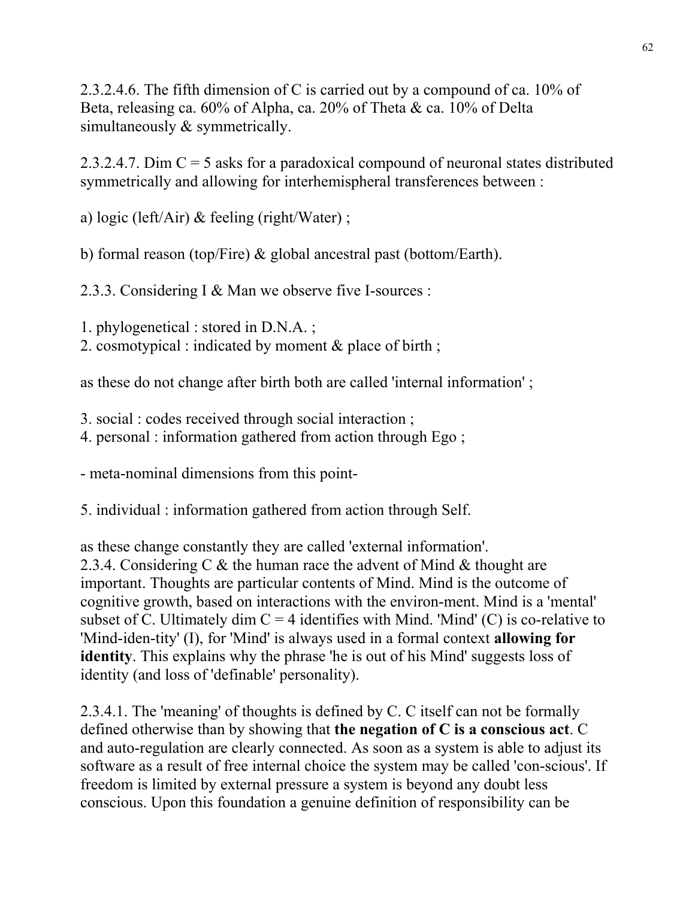2.3.2.4.6. The fifth dimension of C is carried out by a compound of ca. 10% of Beta, releasing ca. 60% of Alpha, ca. 20% of Theta & ca. 10% of Delta simultaneously & symmetrically.

2.3.2.4.7. Dim C = 5 asks for a paradoxical compound of neuronal states distributed symmetrically and allowing for interhemispheral transferences between :

a) logic (left/Air) & feeling (right/Water) ;

b) formal reason (top/Fire) & global ancestral past (bottom/Earth).

2.3.3. Considering I & Man we observe five I-sources :

1. phylogenetical : stored in D.N.A. ;
2. cosmotypical : indicated by moment & place of birth ;

as these do not change after birth both are called 'internal information' ;

3. social : codes received through social interaction ;
4. personal : information gathered from action through Ego ;

- meta-nominal dimensions from this point-

5. individual : information gathered from action through Self.

as these change constantly they are called 'external information'.
2.3.4. Considering C & the human race the advent of Mind & thought are important. Thoughts are particular contents of Mind. Mind is the outcome of cognitive growth, based on interactions with the environ-ment. Mind is a 'mental' subset of C. Ultimately dim C = 4 identifies with Mind. 'Mind' (C) is co-relative to 'Mind-iden-tity' (I), for 'Mind' is always used in a formal context **allowing for identity**. This explains why the phrase 'he is out of his Mind' suggests loss of identity (and loss of 'definable' personality).

2.3.4.1. The 'meaning' of thoughts is defined by C. C itself can not be formally defined otherwise than by showing that **the negation of C is a conscious act**. C and auto-regulation are clearly connected. As soon as a system is able to adjust its software as a result of free internal choice the system may be called 'con-scious'. If freedom is limited by external pressure a system is beyond any doubt less conscious. Upon this foundation a genuine definition of responsibility can be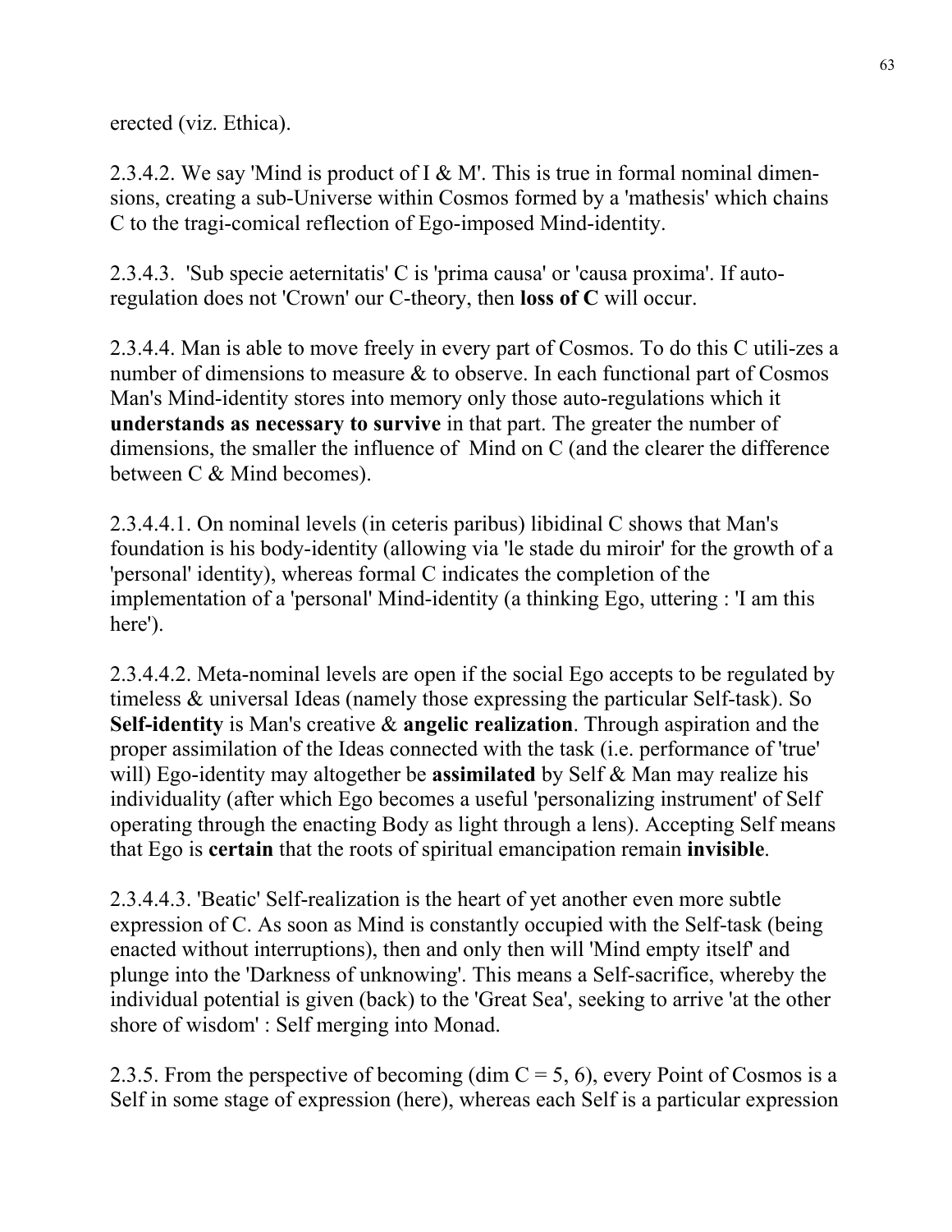erected (viz. Ethica).

2.3.4.2. We say 'Mind is product of I & M'. This is true in formal nominal dimensions, creating a sub-Universe within Cosmos formed by a 'mathesis' which chains C to the tragi-comical reflection of Ego-imposed Mind-identity.

2.3.4.3. 'Sub specie aeternitatis' C is 'prima causa' or 'causa proxima'. If auto-regulation does not 'Crown' our C-theory, then **loss of C** will occur.

2.3.4.4. Man is able to move freely in every part of Cosmos. To do this C utilizes a number of dimensions to measure & to observe. In each functional part of Cosmos Man's Mind-identity stores into memory only those auto-regulations which it **understands as necessary to survive** in that part. The greater the number of dimensions, the smaller the influence of Mind on C (and the clearer the difference between C & Mind becomes).

2.3.4.4.1. On nominal levels (in ceteris paribus) libidinal C shows that Man's foundation is his body-identity (allowing via 'le stade du miroir' for the growth of a 'personal' identity), whereas formal C indicates the completion of the implementation of a 'personal' Mind-identity (a thinking Ego, uttering : 'I am this here').

2.3.4.4.2. Meta-nominal levels are open if the social Ego accepts to be regulated by timeless & universal Ideas (namely those expressing the particular Self-task). So **Self-identity** is Man's creative & **angelic realization**. Through aspiration and the proper assimilation of the Ideas connected with the task (i.e. performance of 'true' will) Ego-identity may altogether be **assimilated** by Self & Man may realize his individuality (after which Ego becomes a useful 'personalizing instrument' of Self operating through the enacting Body as light through a lens). Accepting Self means that Ego is **certain** that the roots of spiritual emancipation remain **invisible**.

2.3.4.4.3. 'Beatic' Self-realization is the heart of yet another even more subtle expression of C. As soon as Mind is constantly occupied with the Self-task (being enacted without interruptions), then and only then will 'Mind empty itself' and plunge into the 'Darkness of unknowing'. This means a Self-sacrifice, whereby the individual potential is given (back) to the 'Great Sea', seeking to arrive 'at the other shore of wisdom' : Self merging into Monad.

2.3.5. From the perspective of becoming (dim C = 5, 6), every Point of Cosmos is a Self in some stage of expression (here), whereas each Self is a particular expression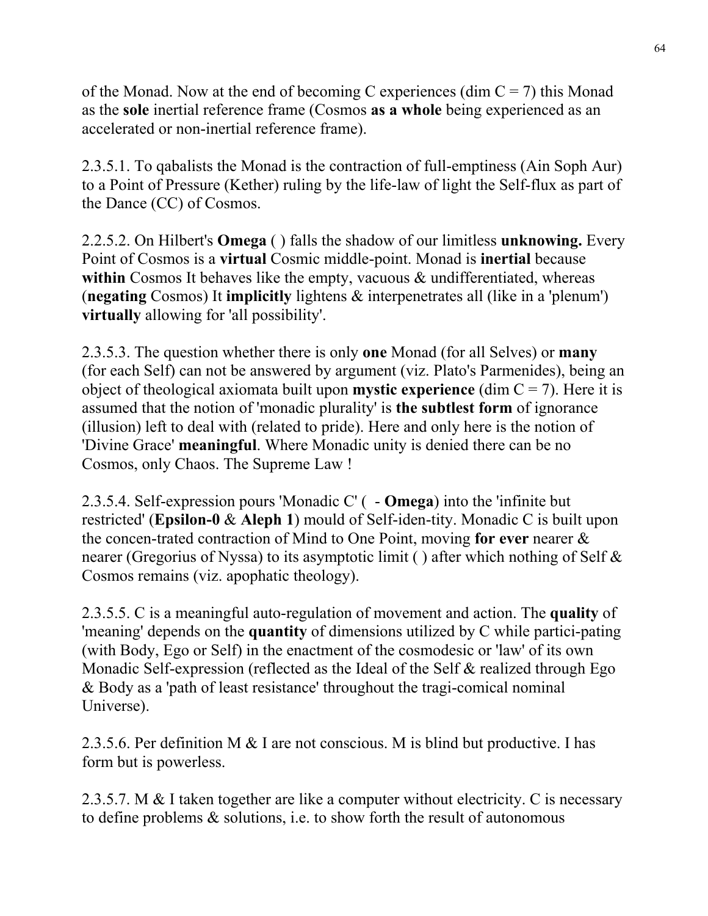of the Monad. Now at the end of becoming C experiences (dim C = 7) this Monad as the **sole** inertial reference frame (Cosmos **as a whole** being experienced as an accelerated or non-inertial reference frame).

2.3.5.1. To qabalists the Monad is the contraction of full-emptiness (Ain Soph Aur) to a Point of Pressure (Kether) ruling by the life-law of light the Self-flux as part of the Dance (CC) of Cosmos.

2.2.5.2. On Hilbert's **Omega** ( ) falls the shadow of our limitless **unknowing.** Every Point of Cosmos is a **virtual** Cosmic middle-point. Monad is **inertial** because **within** Cosmos It behaves like the empty, vacuous & undifferentiated, whereas (**negating** Cosmos) It **implicitly** lightens & interpenetrates all (like in a 'plenum') **virtually** allowing for 'all possibility'.

2.3.5.3. The question whether there is only **one** Monad (for all Selves) or **many** (for each Self) can not be answered by argument (viz. Plato's Parmenides), being an object of theological axiomata built upon **mystic experience** (dim C = 7). Here it is assumed that the notion of 'monadic plurality' is **the subtlest form** of ignorance (illusion) left to deal with (related to pride). Here and only here is the notion of 'Divine Grace' **meaningful**. Where Monadic unity is denied there can be no Cosmos, only Chaos. The Supreme Law !

2.3.5.4. Self-expression pours 'Monadic C' (  - **Omega**) into the 'infinite but restricted' (**Epsilon-0** & **Aleph 1**) mould of Self-iden-tity. Monadic C is built upon the concen-trated contraction of Mind to One Point, moving **for ever** nearer & nearer (Gregorius of Nyssa) to its asymptotic limit ( ) after which nothing of Self & Cosmos remains (viz. apophatic theology).

2.3.5.5. C is a meaningful auto-regulation of movement and action. The **quality** of 'meaning' depends on the **quantity** of dimensions utilized by C while partici-pating (with Body, Ego or Self) in the enactment of the cosmodesic or 'law' of its own Monadic Self-expression (reflected as the Ideal of the Self & realized through Ego & Body as a 'path of least resistance' throughout the tragi-comical nominal Universe).

2.3.5.6. Per definition M & I are not conscious. M is blind but productive. I has form but is powerless.

2.3.5.7. M & I taken together are like a computer without electricity. C is necessary to define problems & solutions, i.e. to show forth the result of autonomous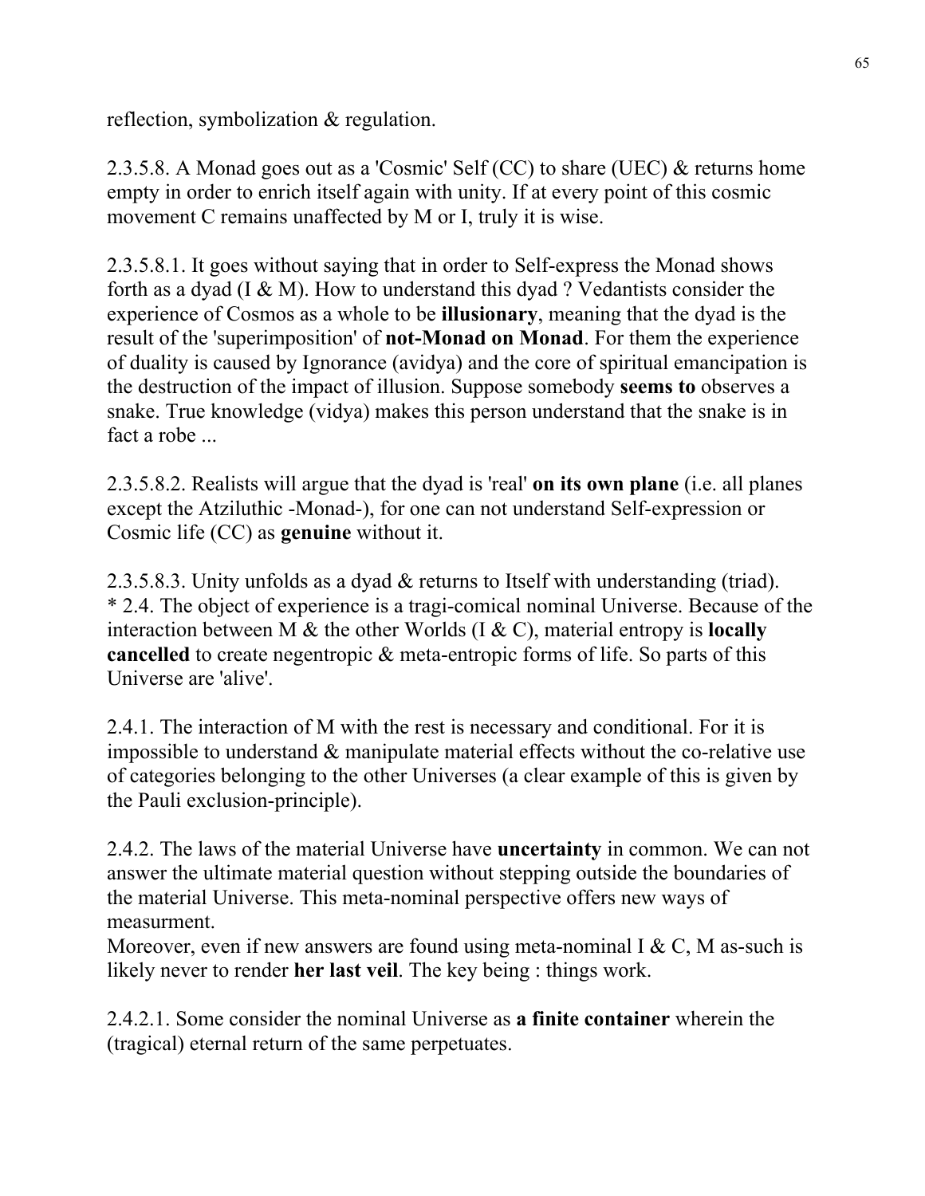reflection, symbolization & regulation.

2.3.5.8. A Monad goes out as a 'Cosmic' Self (CC) to share (UEC) & returns home empty in order to enrich itself again with unity. If at every point of this cosmic movement C remains unaffected by M or I, truly it is wise.

2.3.5.8.1. It goes without saying that in order to Self-express the Monad shows forth as a dyad (I & M). How to understand this dyad ? Vedantists consider the experience of Cosmos as a whole to be **illusionary**, meaning that the dyad is the result of the 'superimposition' of **not-Monad on Monad**. For them the experience of duality is caused by Ignorance (avidya) and the core of spiritual emancipation is the destruction of the impact of illusion. Suppose somebody **seems to** observes a snake. True knowledge (vidya) makes this person understand that the snake is in fact a robe ...

2.3.5.8.2. Realists will argue that the dyad is 'real' **on its own plane** (i.e. all planes except the Atziluthic -Monad-), for one can not understand Self-expression or Cosmic life (CC) as **genuine** without it.

2.3.5.8.3. Unity unfolds as a dyad & returns to Itself with understanding (triad).
* 2.4. The object of experience is a tragi-comical nominal Universe. Because of the interaction between M & the other Worlds (I & C), material entropy is **locally cancelled** to create negentropic & meta-entropic forms of life. So parts of this Universe are 'alive'.

2.4.1. The interaction of M with the rest is necessary and conditional. For it is impossible to understand & manipulate material effects without the co-relative use of categories belonging to the other Universes (a clear example of this is given by the Pauli exclusion-principle).

2.4.2. The laws of the material Universe have **uncertainty** in common. We can not answer the ultimate material question without stepping outside the boundaries of the material Universe. This meta-nominal perspective offers new ways of measurment.
Moreover, even if new answers are found using meta-nominal I & C, M as-such is likely never to render **her last veil**. The key being : things work.

2.4.2.1. Some consider the nominal Universe as **a finite container** wherein the (tragical) eternal return of the same perpetuates.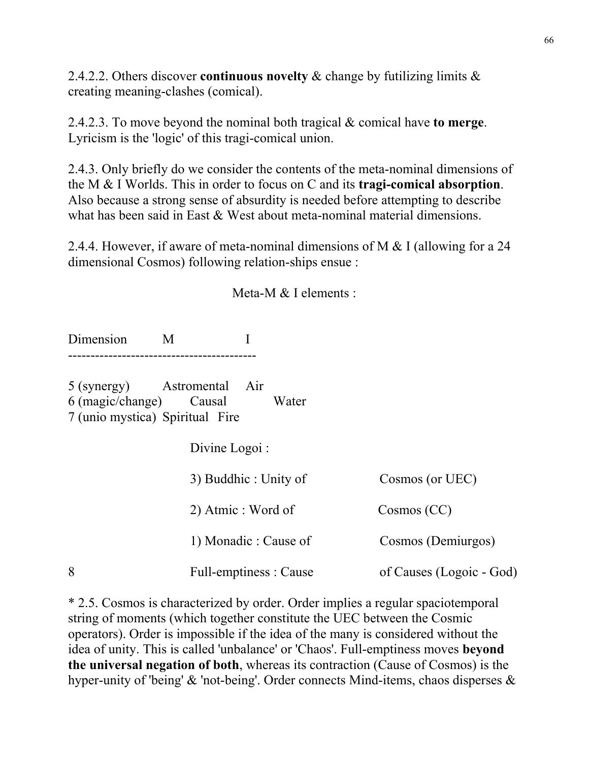2.4.2.2. Others discover **continuous novelty** & change by futilizing limits & creating meaning-clashes (comical).

2.4.2.3. To move beyond the nominal both tragical & comical have **to merge**. Lyricism is the 'logic' of this tragi-comical union.

2.4.3. Only briefly do we consider the contents of the meta-nominal dimensions of the M & I Worlds. This in order to focus on C and its **tragi-comical absorption**. Also because a strong sense of absurdity is needed before attempting to describe what has been said in East & West about meta-nominal material dimensions.

2.4.4. However, if aware of meta-nominal dimensions of M & I (allowing for a 24 dimensional Cosmos) following relation-ships ensue :

Meta-M & I elements :

| Dimension | M | I |
|---|---|---|
| 5 (synergy) | Astromental | Air |
| 6 (magic/change) | Causal | Water |
| 7 (unio mystica) | Spiritual | Fire |

Divine Logoi :

| | | |
|---|---|---|
| | 3) Buddhic : Unity of | Cosmos (or UEC) |
| | 2) Atmic : Word of | Cosmos (CC) |
| | 1) Monadic : Cause of | Cosmos (Demiurgos) |
| 8 | Full-emptiness : Cause | of Causes (Logoic - God) |

* 2.5. Cosmos is characterized by order. Order implies a regular spaciotemporal string of moments (which together constitute the UEC between the Cosmic operators). Order is impossible if the idea of the many is considered without the idea of unity. This is called 'unbalance' or 'Chaos'. Full-emptiness moves **beyond the universal negation of both**, whereas its contraction (Cause of Cosmos) is the hyper-unity of 'being' & 'not-being'. Order connects Mind-items, chaos disperses &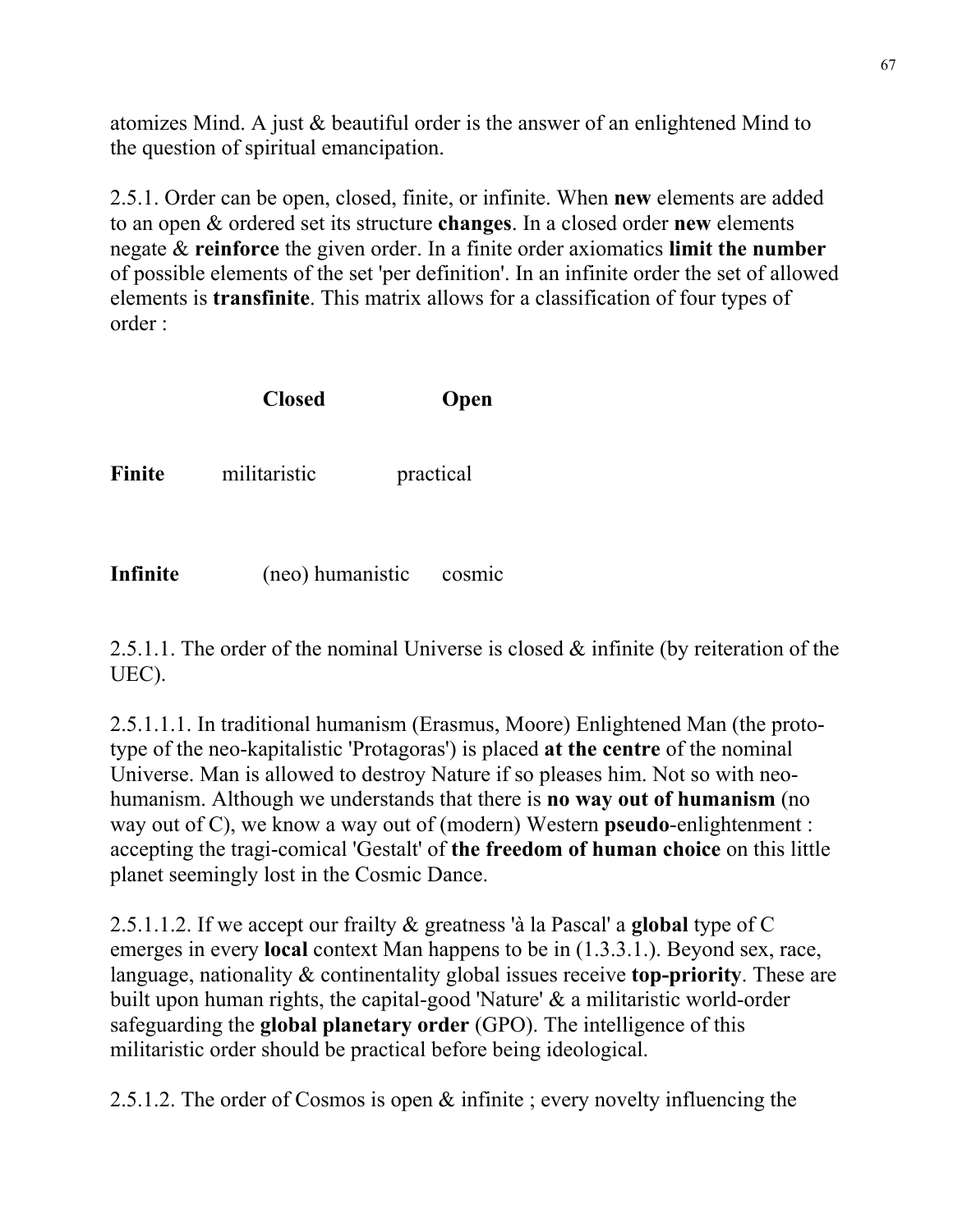atomizes Mind. A just & beautiful order is the answer of an enlightened Mind to the question of spiritual emancipation.

2.5.1. Order can be open, closed, finite, or infinite. When **new** elements are added to an open & ordered set its structure **changes**. In a closed order **new** elements negate & **reinforce** the given order. In a finite order axiomatics **limit the number** of possible elements of the set 'per definition'. In an infinite order the set of allowed elements is **transfinite**. This matrix allows for a classification of four types of order :

| | **Closed** | **Open** |
|---|---|---|
| **Finite** | militaristic | practical |
| **Infinite** | (neo) humanistic | cosmic |

2.5.1.1. The order of the nominal Universe is closed & infinite (by reiteration of the UEC).

2.5.1.1.1. In traditional humanism (Erasmus, Moore) Enlightened Man (the proto-type of the neo-kapitalistic 'Protagoras') is placed **at the centre** of the nominal Universe. Man is allowed to destroy Nature if so pleases him. Not so with neo-humanism. Although we understands that there is **no way out of humanism** (no way out of C), we know a way out of (modern) Western **pseudo**-enlightenment : accepting the tragi-comical 'Gestalt' of **the freedom of human choice** on this little planet seemingly lost in the Cosmic Dance.

2.5.1.1.2. If we accept our frailty & greatness 'à la Pascal' a **global** type of C emerges in every **local** context Man happens to be in (1.3.3.1.). Beyond sex, race, language, nationality & continentality global issues receive **top-priority**. These are built upon human rights, the capital-good 'Nature' & a militaristic world-order safeguarding the **global planetary order** (GPO). The intelligence of this militaristic order should be practical before being ideological.

2.5.1.2. The order of Cosmos is open & infinite ; every novelty influencing the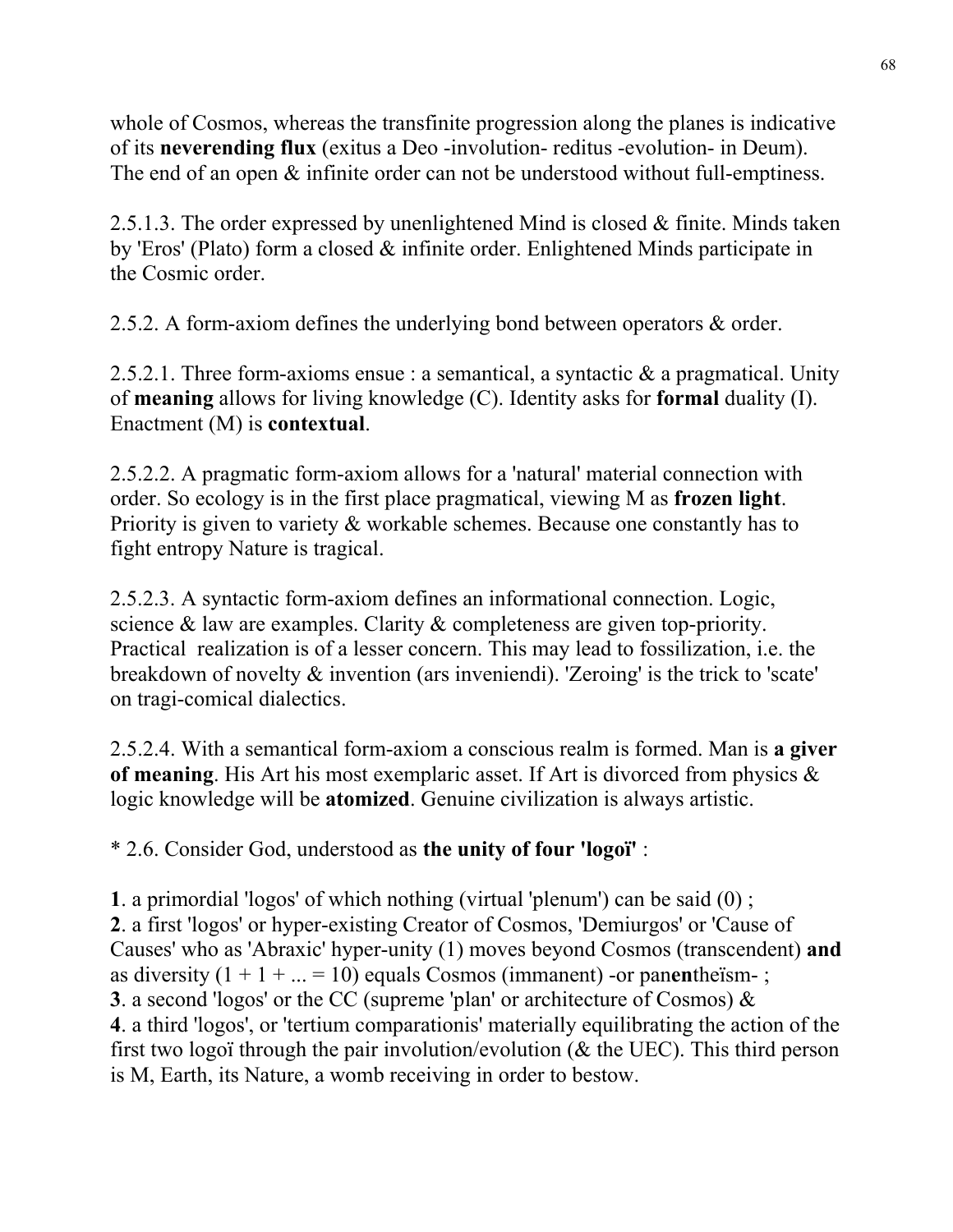whole of Cosmos, whereas the transfinite progression along the planes is indicative of its **neverending flux** (exitus a Deo -involution- reditus -evolution- in Deum). The end of an open & infinite order can not be understood without full-emptiness.

2.5.1.3. The order expressed by unenlightened Mind is closed & finite. Minds taken by 'Eros' (Plato) form a closed & infinite order. Enlightened Minds participate in the Cosmic order.

2.5.2. A form-axiom defines the underlying bond between operators & order.

2.5.2.1. Three form-axioms ensue : a semantical, a syntactic & a pragmatical. Unity of **meaning** allows for living knowledge (C). Identity asks for **formal** duality (I). Enactment (M) is **contextual**.

2.5.2.2. A pragmatic form-axiom allows for a 'natural' material connection with order. So ecology is in the first place pragmatical, viewing M as **frozen light**. Priority is given to variety & workable schemes. Because one constantly has to fight entropy Nature is tragical.

2.5.2.3. A syntactic form-axiom defines an informational connection. Logic, science & law are examples. Clarity & completeness are given top-priority. Practical realization is of a lesser concern. This may lead to fossilization, i.e. the breakdown of novelty & invention (ars inveniendi). 'Zeroing' is the trick to 'scate' on tragi-comical dialectics.

2.5.2.4. With a semantical form-axiom a conscious realm is formed. Man is **a giver of meaning**. His Art his most exemplaric asset. If Art is divorced from physics & logic knowledge will be **atomized**. Genuine civilization is always artistic.

* 2.6. Consider God, understood as **the unity of four 'logoï'** :

**1**. a primordial 'logos' of which nothing (virtual 'plenum') can be said (0) ;
**2**. a first 'logos' or hyper-existing Creator of Cosmos, 'Demiurgos' or 'Cause of Causes' who as 'Abraxic' hyper-unity (1) moves beyond Cosmos (transcendent) **and** as diversity (1 + 1 + ... = 10) equals Cosmos (immanent) -or pan**en**theïsm- ;
**3**. a second 'logos' or the CC (supreme 'plan' or architecture of Cosmos) &
**4**. a third 'logos', or 'tertium comparationis' materially equilibrating the action of the first two logoï through the pair involution/evolution (& the UEC). This third person is M, Earth, its Nature, a womb receiving in order to bestow.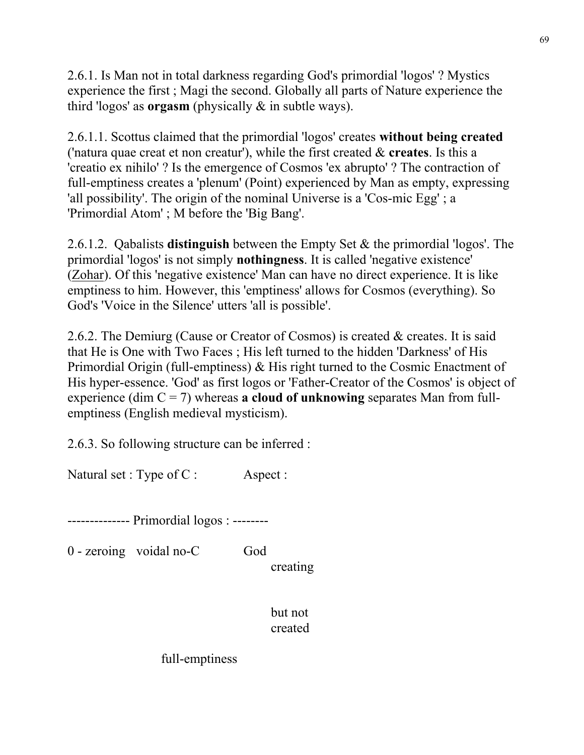2.6.1. Is Man not in total darkness regarding God's primordial 'logos' ? Mystics experience the first ; Magi the second. Globally all parts of Nature experience the third 'logos' as **orgasm** (physically & in subtle ways).

2.6.1.1. Scottus claimed that the primordial 'logos' creates **without being created** ('natura quae creat et non creatur'), while the first created & **creates**. Is this a 'creatio ex nihilo' ? Is the emergence of Cosmos 'ex abrupto' ? The contraction of full-emptiness creates a 'plenum' (Point) experienced by Man as empty, expressing 'all possibility'. The origin of the nominal Universe is a 'Cos-mic Egg' ; a 'Primordial Atom' ; M before the 'Big Bang'.

2.6.1.2. Qabalists **distinguish** between the Empty Set & the primordial 'logos'. The primordial 'logos' is not simply **nothingness**. It is called 'negative existence' (<u>Zohar</u>). Of this 'negative existence' Man can have no direct experience. It is like emptiness to him. However, this 'emptiness' allows for Cosmos (everything). So God's 'Voice in the Silence' utters 'all is possible'.

2.6.2. The Demiurg (Cause or Creator of Cosmos) is created & creates. It is said that He is One with Two Faces ; His left turned to the hidden 'Darkness' of His Primordial Origin (full-emptiness) & His right turned to the Cosmic Enactment of His hyper-essence. 'God' as first logos or 'Father-Creator of the Cosmos' is object of experience (dim C = 7) whereas **a cloud of unknowing** separates Man from full-emptiness (English medieval mysticism).

2.6.3. So following structure can be inferred :

| Natural set : | Type of C : | Aspect : |
|---|---|---|
| -------------- Primordial logos : -------- | | |
| 0 - zeroing | voidal no-C<br><br>full-emptiness | God<br>creating<br><br>but not<br>created |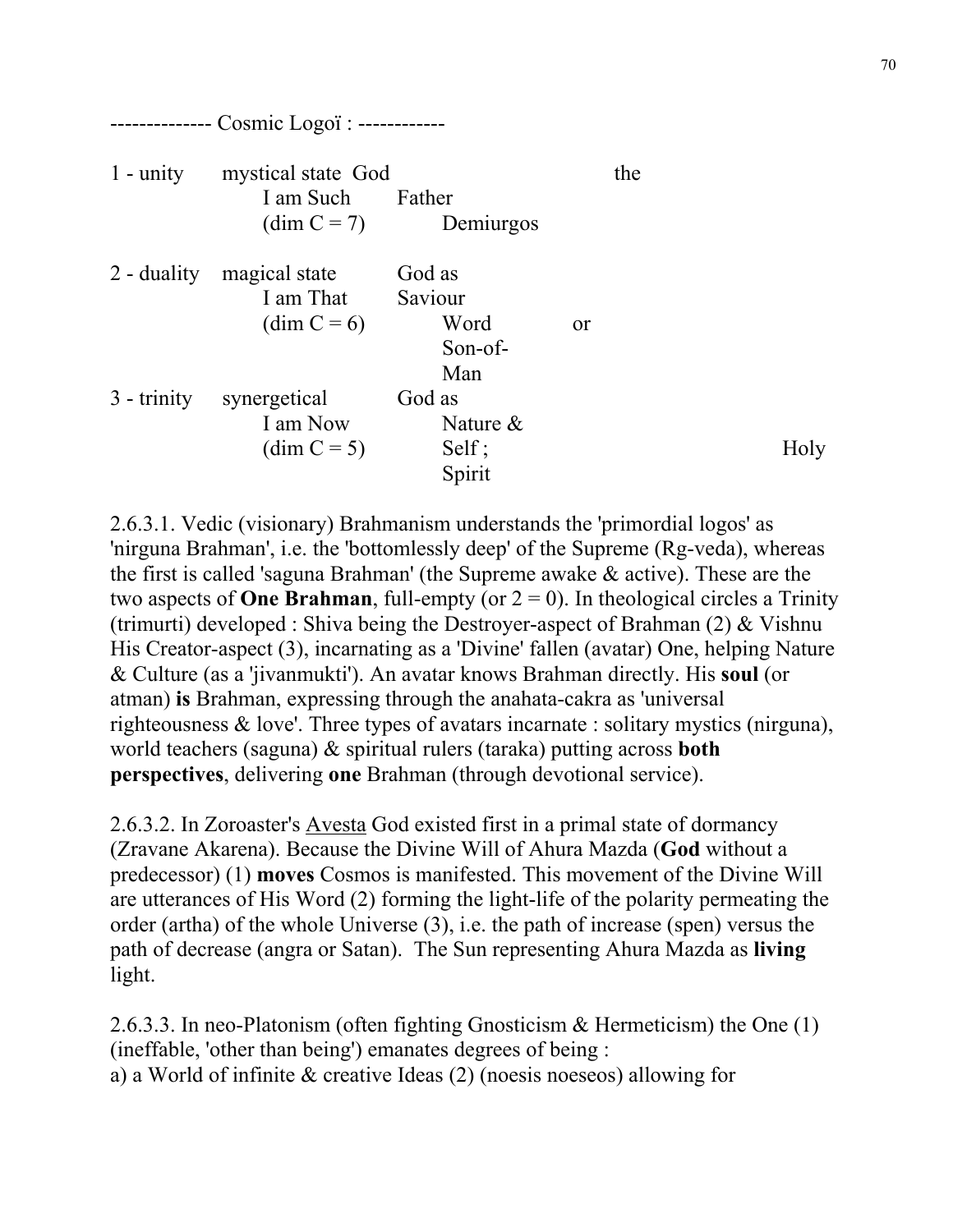-------------- Cosmic Logoï : ------------

| | | | |
|---|---|---|---|
| 1 - unity | mystical state I am Such (dim C = 7) | God the Father Demiurgos | |
| 2 - duality | magical state I am That (dim C = 6) | God as Saviour Word or Son-of-Man | |
| 3 - trinity | synergetical I am Now (dim C = 5) | God as Nature & Self ; Holy Spirit | |

2.6.3.1. Vedic (visionary) Brahmanism understands the 'primordial logos' as 'nirguna Brahman', i.e. the 'bottomlessly deep' of the Supreme (Rg-veda), whereas the first is called 'saguna Brahman' (the Supreme awake & active). These are the two aspects of **One Brahman**, full-empty (or 2 = 0). In theological circles a Trinity (trimurti) developed : Shiva being the Destroyer-aspect of Brahman (2) & Vishnu His Creator-aspect (3), incarnating as a 'Divine' fallen (avatar) One, helping Nature & Culture (as a 'jivanmukti'). An avatar knows Brahman directly. His **soul** (or atman) **is** Brahman, expressing through the anahata-cakra as 'universal righteousness & love'. Three types of avatars incarnate : solitary mystics (nirguna), world teachers (saguna) & spiritual rulers (taraka) putting across **both perspectives**, delivering **one** Brahman (through devotional service).

2.6.3.2. In Zoroaster's <u>Avesta</u> God existed first in a primal state of dormancy (Zravane Akarena). Because the Divine Will of Ahura Mazda (**God** without a predecessor) (1) **moves** Cosmos is manifested. This movement of the Divine Will are utterances of His Word (2) forming the light-life of the polarity permeating the order (artha) of the whole Universe (3), i.e. the path of increase (spen) versus the path of decrease (angra or Satan). The Sun representing Ahura Mazda as **living** light.

2.6.3.3. In neo-Platonism (often fighting Gnosticism & Hermeticism) the One (1) (ineffable, 'other than being') emanates degrees of being :

a) a World of infinite & creative Ideas (2) (noesis noeseos) allowing for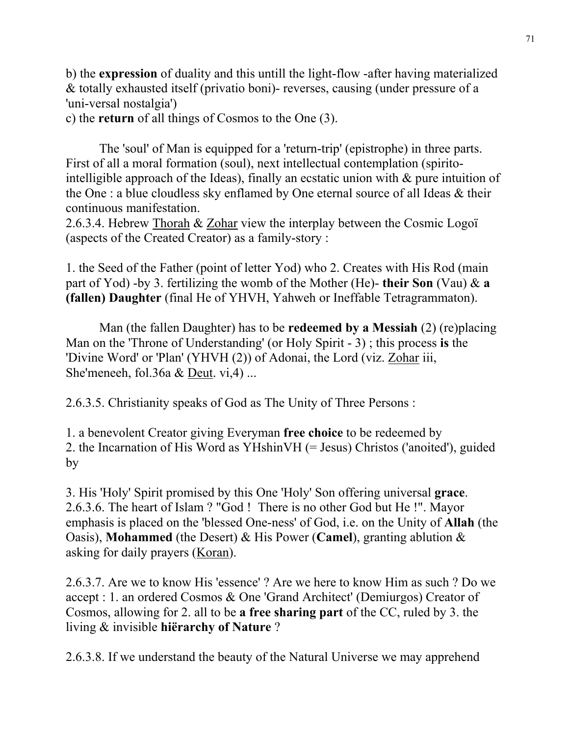b) the **expression** of duality and this untill the light-flow -after having materialized & totally exhausted itself (privatio boni)- reverses, causing (under pressure of a 'uni-versal nostalgia')
c) the **return** of all things of Cosmos to the One (3).

The 'soul' of Man is equipped for a 'return-trip' (epistrophe) in three parts. First of all a moral formation (soul), next intellectual contemplation (spirito-intelligible approach of the Ideas), finally an ecstatic union with & pure intuition of the One : a blue cloudless sky enflamed by One eternal source of all Ideas & their continuous manifestation.

2.6.3.4. Hebrew Thorah & Zohar view the interplay between the Cosmic Logoï (aspects of the Created Creator) as a family-story :

1. the Seed of the Father (point of letter Yod) who 2. Creates with His Rod (main part of Yod) -by 3. fertilizing the womb of the Mother (He)- **their Son** (Vau) & **a (fallen) Daughter** (final He of YHVH, Yahweh or Ineffable Tetragrammaton).

Man (the fallen Daughter) has to be **redeemed by a Messiah** (2) (re)placing Man on the 'Throne of Understanding' (or Holy Spirit - 3) ; this process **is** the 'Divine Word' or 'Plan' (YHVH (2)) of Adonai, the Lord (viz. Zohar iii, She'meneeh, fol.36a & Deut. vi,4) ...

2.6.3.5. Christianity speaks of God as The Unity of Three Persons :

1. a benevolent Creator giving Everyman **free choice** to be redeemed by
2. the Incarnation of His Word as YHshinVH (= Jesus) Christos ('anoited'), guided by

3. His 'Holy' Spirit promised by this One 'Holy' Son offering universal **grace**.

2.6.3.6. The heart of Islam ? "God ! There is no other God but He !". Mayor emphasis is placed on the 'blessed One-ness' of God, i.e. on the Unity of **Allah** (the Oasis), **Mohammed** (the Desert) & His Power (**Camel**), granting ablution & asking for daily prayers (Koran).

2.6.3.7. Are we to know His 'essence' ? Are we here to know Him as such ? Do we accept : 1. an ordered Cosmos & One 'Grand Architect' (Demiurgos) Creator of Cosmos, allowing for 2. all to be **a free sharing part** of the CC, ruled by 3. the living & invisible **hiërarchy of Nature** ?

2.6.3.8. If we understand the beauty of the Natural Universe we may apprehend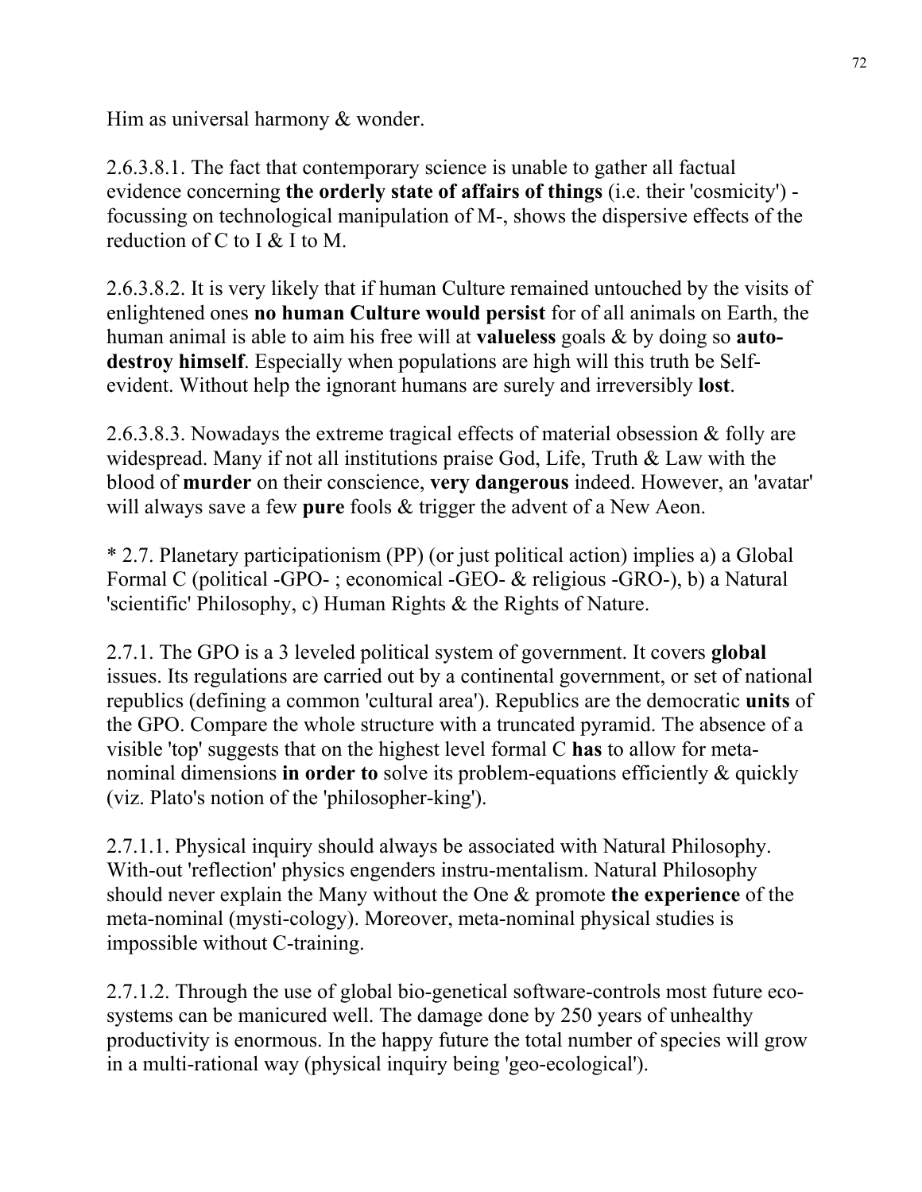Him as universal harmony & wonder.

2.6.3.8.1. The fact that contemporary science is unable to gather all factual evidence concerning **the orderly state of affairs of things** (i.e. their 'cosmicity') - focussing on technological manipulation of M-, shows the dispersive effects of the reduction of C to I & I to M.

2.6.3.8.2. It is very likely that if human Culture remained untouched by the visits of enlightened ones **no human Culture would persist** for of all animals on Earth, the human animal is able to aim his free will at **valueless** goals & by doing so **auto-destroy himself**. Especially when populations are high will this truth be Self-evident. Without help the ignorant humans are surely and irreversibly **lost**.

2.6.3.8.3. Nowadays the extreme tragical effects of material obsession & folly are widespread. Many if not all institutions praise God, Life, Truth & Law with the blood of **murder** on their conscience, **very dangerous** indeed. However, an 'avatar' will always save a few **pure** fools & trigger the advent of a New Aeon.

* 2.7. Planetary participationism (PP) (or just political action) implies a) a Global Formal C (political -GPO- ; economical -GEO- & religious -GRO-), b) a Natural 'scientific' Philosophy, c) Human Rights & the Rights of Nature.

2.7.1. The GPO is a 3 leveled political system of government. It covers **global** issues. Its regulations are carried out by a continental government, or set of national republics (defining a common 'cultural area'). Republics are the democratic **units** of the GPO. Compare the whole structure with a truncated pyramid. The absence of a visible 'top' suggests that on the highest level formal C **has** to allow for meta-nominal dimensions **in order to** solve its problem-equations efficiently & quickly (viz. Plato's notion of the 'philosopher-king').

2.7.1.1. Physical inquiry should always be associated with Natural Philosophy. With-out 'reflection' physics engenders instru-mentalism. Natural Philosophy should never explain the Many without the One & promote **the experience** of the meta-nominal (mysti-cology). Moreover, meta-nominal physical studies is impossible without C-training.

2.7.1.2. Through the use of global bio-genetical software-controls most future eco-systems can be manicured well. The damage done by 250 years of unhealthy productivity is enormous. In the happy future the total number of species will grow in a multi-rational way (physical inquiry being 'geo-ecological').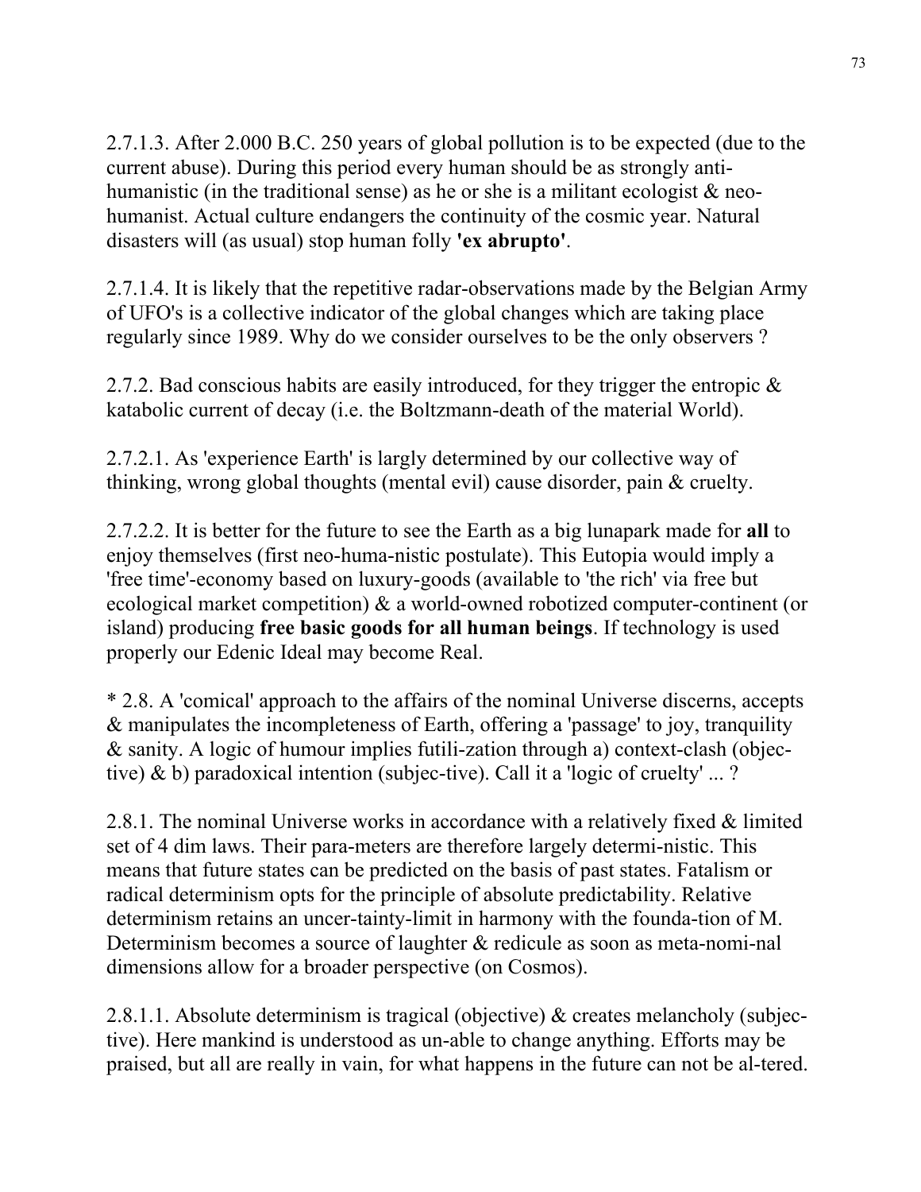2.7.1.3. After 2.000 B.C. 250 years of global pollution is to be expected (due to the current abuse). During this period every human should be as strongly anti-humanistic (in the traditional sense) as he or she is a militant ecologist & neo-humanist. Actual culture endangers the continuity of the cosmic year. Natural disasters will (as usual) stop human folly **'ex abrupto'**.

2.7.1.4. It is likely that the repetitive radar-observations made by the Belgian Army of UFO's is a collective indicator of the global changes which are taking place regularly since 1989. Why do we consider ourselves to be the only observers ?

2.7.2. Bad conscious habits are easily introduced, for they trigger the entropic & katabolic current of decay (i.e. the Boltzmann-death of the material World).

2.7.2.1. As 'experience Earth' is largly determined by our collective way of thinking, wrong global thoughts (mental evil) cause disorder, pain & cruelty.

2.7.2.2. It is better for the future to see the Earth as a big lunapark made for **all** to enjoy themselves (first neo-huma-nistic postulate). This Eutopia would imply a 'free time'-economy based on luxury-goods (available to 'the rich' via free but ecological market competition) & a world-owned robotized computer-continent (or island) producing **free basic goods for all human beings**. If technology is used properly our Edenic Ideal may become Real.

* 2.8. A 'comical' approach to the affairs of the nominal Universe discerns, accepts & manipulates the incompleteness of Earth, offering a 'passage' to joy, tranquility & sanity. A logic of humour implies futili-zation through a) context-clash (objec-tive) & b) paradoxical intention (subjec-tive). Call it a 'logic of cruelty' ... ?

2.8.1. The nominal Universe works in accordance with a relatively fixed & limited set of 4 dim laws. Their para-meters are therefore largely determi-nistic. This means that future states can be predicted on the basis of past states. Fatalism or radical determinism opts for the principle of absolute predictability. Relative determinism retains an uncer-tainty-limit in harmony with the founda-tion of M. Determinism becomes a source of laughter & redicule as soon as meta-nomi-nal dimensions allow for a broader perspective (on Cosmos).

2.8.1.1. Absolute determinism is tragical (objective) & creates melancholy (subjec-tive). Here mankind is understood as un-able to change anything. Efforts may be praised, but all are really in vain, for what happens in the future can not be al-tered.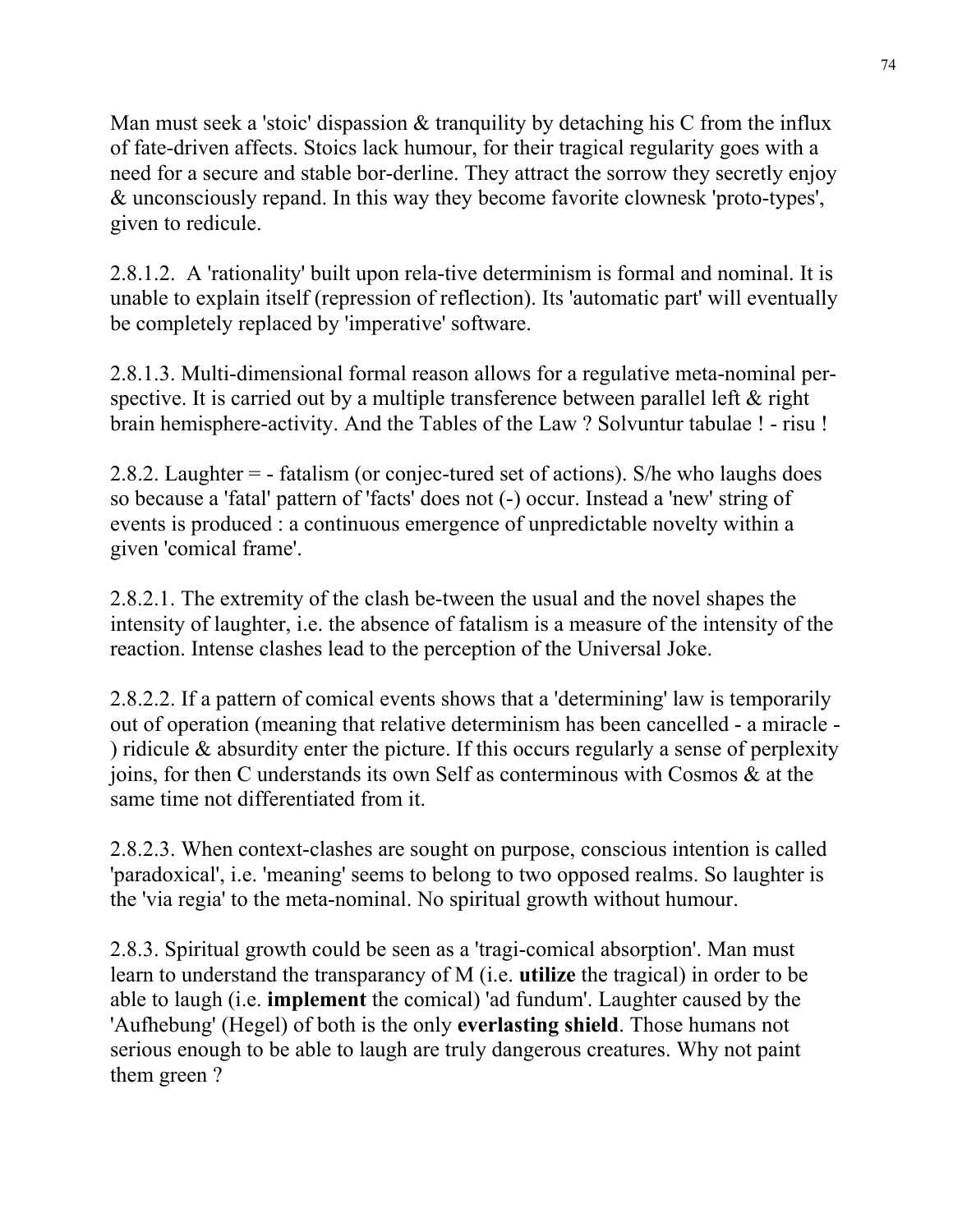Man must seek a 'stoic' dispassion & tranquility by detaching his C from the influx of fate-driven affects. Stoics lack humour, for their tragical regularity goes with a need for a secure and stable bor-derline. They attract the sorrow they secretly enjoy & unconsciously repand. In this way they become favorite clownesk 'proto-types', given to redicule.

2.8.1.2. A 'rationality' built upon rela-tive determinism is formal and nominal. It is unable to explain itself (repression of reflection). Its 'automatic part' will eventually be completely replaced by 'imperative' software.

2.8.1.3. Multi-dimensional formal reason allows for a regulative meta-nominal per-spective. It is carried out by a multiple transference between parallel left & right brain hemisphere-activity. And the Tables of the Law ? Solvuntur tabulae ! - risu !

2.8.2. Laughter = - fatalism (or conjec-tured set of actions). S/he who laughs does so because a 'fatal' pattern of 'facts' does not (-) occur. Instead a 'new' string of events is produced : a continuous emergence of unpredictable novelty within a given 'comical frame'.

2.8.2.1. The extremity of the clash be-tween the usual and the novel shapes the intensity of laughter, i.e. the absence of fatalism is a measure of the intensity of the reaction. Intense clashes lead to the perception of the Universal Joke.

2.8.2.2. If a pattern of comical events shows that a 'determining' law is temporarily out of operation (meaning that relative determinism has been cancelled - a miracle - ) ridicule & absurdity enter the picture. If this occurs regularly a sense of perplexity joins, for then C understands its own Self as conterminous with Cosmos & at the same time not differentiated from it.

2.8.2.3. When context-clashes are sought on purpose, conscious intention is called 'paradoxical', i.e. 'meaning' seems to belong to two opposed realms. So laughter is the 'via regia' to the meta-nominal. No spiritual growth without humour.

2.8.3. Spiritual growth could be seen as a 'tragi-comical absorption'. Man must learn to understand the transparancy of M (i.e. **utilize** the tragical) in order to be able to laugh (i.e. **implement** the comical) 'ad fundum'. Laughter caused by the 'Aufhebung' (Hegel) of both is the only **everlasting shield**. Those humans not serious enough to be able to laugh are truly dangerous creatures. Why not paint them green ?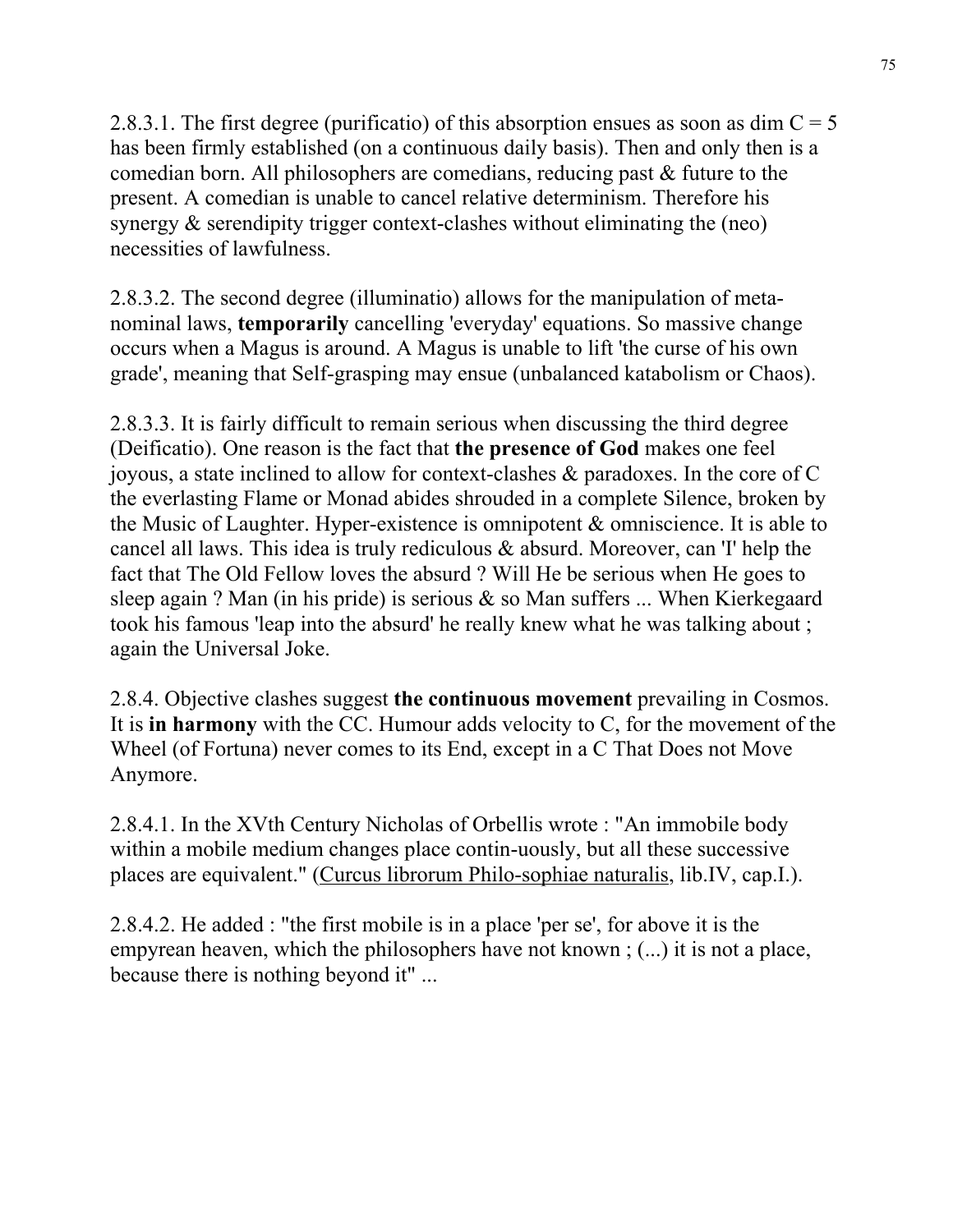2.8.3.1. The first degree (purificatio) of this absorption ensues as soon as $\dim C = 5$ has been firmly established (on a continuous daily basis). Then and only then is a comedian born. All philosophers are comedians, reducing past & future to the present. A comedian is unable to cancel relative determinism. Therefore his synergy & serendipity trigger context-clashes without eliminating the (neo) necessities of lawfulness.

2.8.3.2. The second degree (illuminatio) allows for the manipulation of meta-nominal laws, **temporarily** cancelling 'everyday' equations. So massive change occurs when a Magus is around. A Magus is unable to lift 'the curse of his own grade', meaning that Self-grasping may ensue (unbalanced katabolism or Chaos).

2.8.3.3. It is fairly difficult to remain serious when discussing the third degree (Deificatio). One reason is the fact that **the presence of God** makes one feel joyous, a state inclined to allow for context-clashes & paradoxes. In the core of C the everlasting Flame or Monad abides shrouded in a complete Silence, broken by the Music of Laughter. Hyper-existence is omnipotent & omniscience. It is able to cancel all laws. This idea is truly rediculous & absurd. Moreover, can 'I' help the fact that The Old Fellow loves the absurd ? Will He be serious when He goes to sleep again ? Man (in his pride) is serious & so Man suffers ... When Kierkegaard took his famous 'leap into the absurd' he really knew what he was talking about ; again the Universal Joke.

2.8.4. Objective clashes suggest **the continuous movement** prevailing in Cosmos. It is **in harmony** with the CC. Humour adds velocity to C, for the movement of the Wheel (of Fortuna) never comes to its End, except in a C That Does not Move Anymore.

2.8.4.1. In the XVth Century Nicholas of Orbellis wrote : "An immobile body within a mobile medium changes place contin-uously, but all these successive places are equivalent." (<u>Curcus librorum Philo-sophiae naturalis</u>, lib.IV, cap.I.).

2.8.4.2. He added : "the first mobile is in a place 'per se', for above it is the empyrean heaven, which the philosophers have not known ; (...) it is not a place, because there is nothing beyond it" ...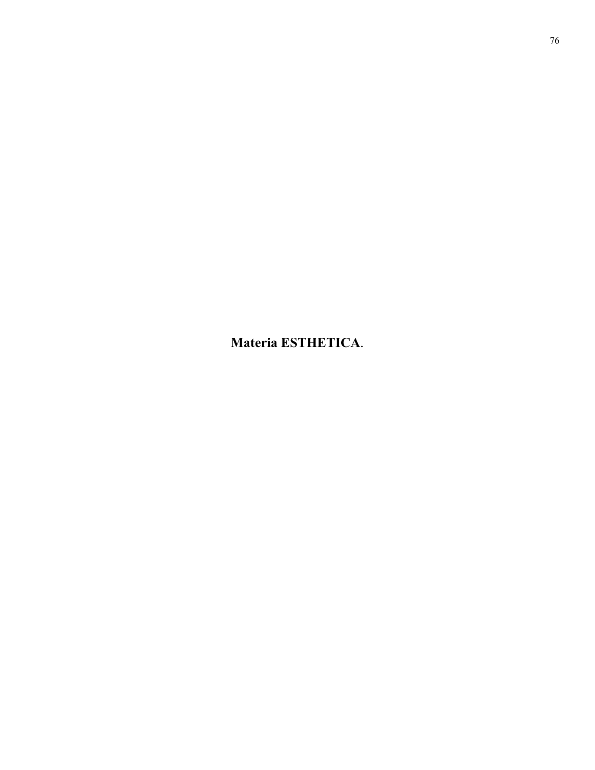**Materia ESTHETICA**.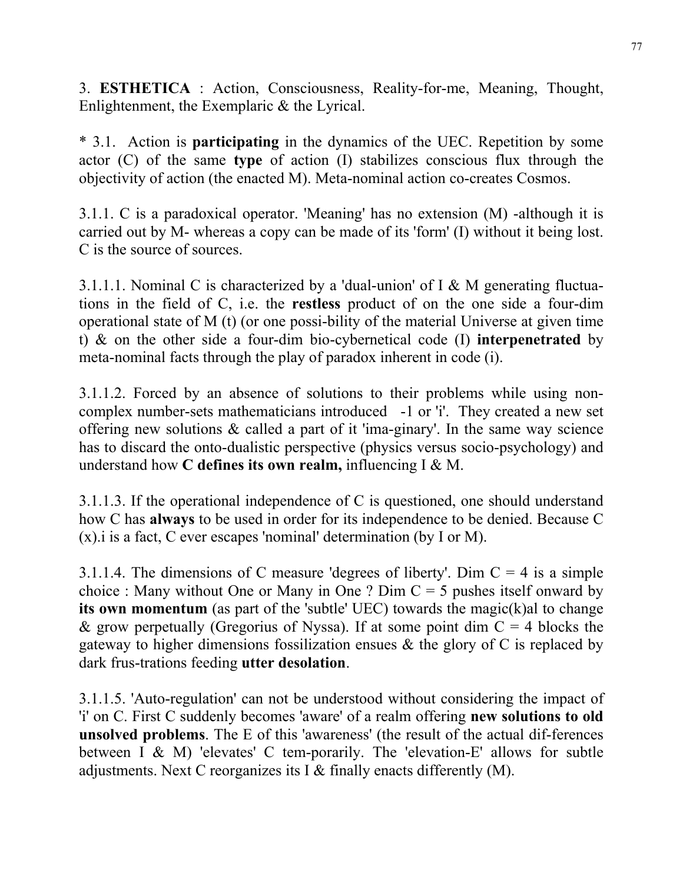3. **ESTHETICA** : Action, Consciousness, Reality-for-me, Meaning, Thought, Enlightenment, the Exemplaric & the Lyrical.

* 3.1. Action is **participating** in the dynamics of the UEC. Repetition by some actor (C) of the same **type** of action (I) stabilizes conscious flux through the objectivity of action (the enacted M). Meta-nominal action co-creates Cosmos.

3.1.1. C is a paradoxical operator. 'Meaning' has no extension (M) -although it is carried out by M- whereas a copy can be made of its 'form' (I) without it being lost. C is the source of sources.

3.1.1.1. Nominal C is characterized by a 'dual-union' of I & M generating fluctuations in the field of C, i.e. the **restless** product of on the one side a four-dim operational state of M (t) (or one possi-bility of the material Universe at given time t) & on the other side a four-dim bio-cybernetical code (I) **interpenetrated** by meta-nominal facts through the play of paradox inherent in code (i).

3.1.1.2. Forced by an absence of solutions to their problems while using non-complex number-sets mathematicians introduced $\sqrt{-1}$ or 'i'. They created a new set offering new solutions & called a part of it 'ima-ginary'. In the same way science has to discard the onto-dualistic perspective (physics versus socio-psychology) and understand how **C defines its own realm,** influencing I & M.

3.1.1.3. If the operational independence of C is questioned, one should understand how C has **always** to be used in order for its independence to be denied. Because C (x).i is a fact, C ever escapes 'nominal' determination (by I or M).

3.1.1.4. The dimensions of C measure 'degrees of liberty'. Dim C = 4 is a simple choice : Many without One or Many in One ? Dim C = 5 pushes itself onward by **its own momentum** (as part of the 'subtle' UEC) towards the magic(k)al to change & grow perpetually (Gregorius of Nyssa). If at some point dim C = 4 blocks the gateway to higher dimensions fossilization ensues & the glory of C is replaced by dark frus-trations feeding **utter desolation**.

3.1.1.5. 'Auto-regulation' can not be understood without considering the impact of 'i' on C. First C suddenly becomes 'aware' of a realm offering **new solutions to old unsolved problems**. The E of this 'awareness' (the result of the actual dif-ferences between I & M) 'elevates' C tem-porarily. The 'elevation-E' allows for subtle adjustments. Next C reorganizes its I & finally enacts differently (M).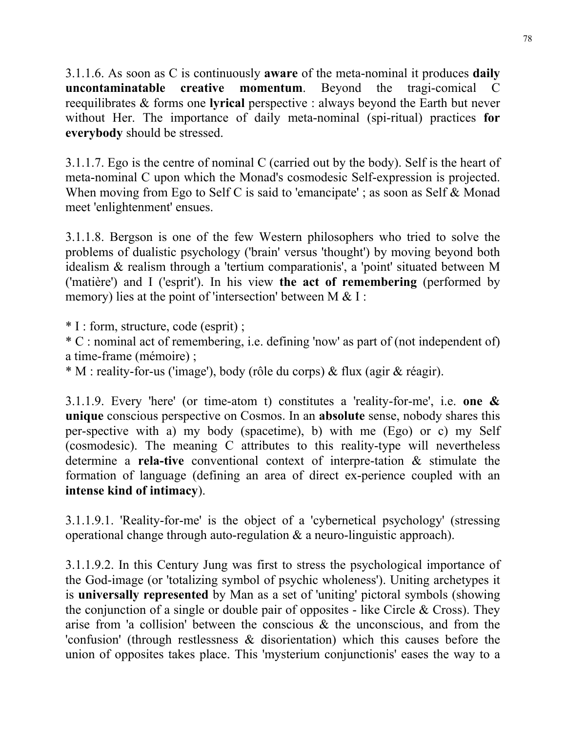3.1.1.6. As soon as C is continuously **aware** of the meta-nominal it produces **daily uncontaminatable creative momentum**. Beyond the tragi-comical C reequilibrates & forms one **lyrical** perspective : always beyond the Earth but never without Her. The importance of daily meta-nominal (spi-ritual) practices **for everybody** should be stressed.

3.1.1.7. Ego is the centre of nominal C (carried out by the body). Self is the heart of meta-nominal C upon which the Monad's cosmodesic Self-expression is projected. When moving from Ego to Self C is said to 'emancipate' ; as soon as Self & Monad meet 'enlightenment' ensues.

3.1.1.8. Bergson is one of the few Western philosophers who tried to solve the problems of dualistic psychology ('brain' versus 'thought') by moving beyond both idealism & realism through a 'tertium comparationis', a 'point' situated between M ('matière') and I ('esprit'). In his view **the act of remembering** (performed by memory) lies at the point of 'intersection' between M & I :

* I : form, structure, code (esprit) ;
* C : nominal act of remembering, i.e. defining 'now' as part of (not independent of) a time-frame (mémoire) ;
* M : reality-for-us ('image'), body (rôle du corps) & flux (agir & réagir).

3.1.1.9. Every 'here' (or time-atom t) constitutes a 'reality-for-me', i.e. **one & unique** conscious perspective on Cosmos. In an **absolute** sense, nobody shares this per-spective with a) my body (spacetime), b) with me (Ego) or c) my Self (cosmodesic). The meaning C attributes to this reality-type will nevertheless determine a **rela-tive** conventional context of interpre-tation & stimulate the formation of language (defining an area of direct ex-perience coupled with an **intense kind of intimacy**).

3.1.1.9.1. 'Reality-for-me' is the object of a 'cybernetical psychology' (stressing operational change through auto-regulation & a neuro-linguistic approach).

3.1.1.9.2. In this Century Jung was first to stress the psychological importance of the God-image (or 'totalizing symbol of psychic wholeness'). Uniting archetypes it is **universally represented** by Man as a set of 'uniting' pictoral symbols (showing the conjunction of a single or double pair of opposites - like Circle & Cross). They arise from 'a collision' between the conscious & the unconscious, and from the 'confusion' (through restlessness & disorientation) which this causes before the union of opposites takes place. This 'mysterium conjunctionis' eases the way to a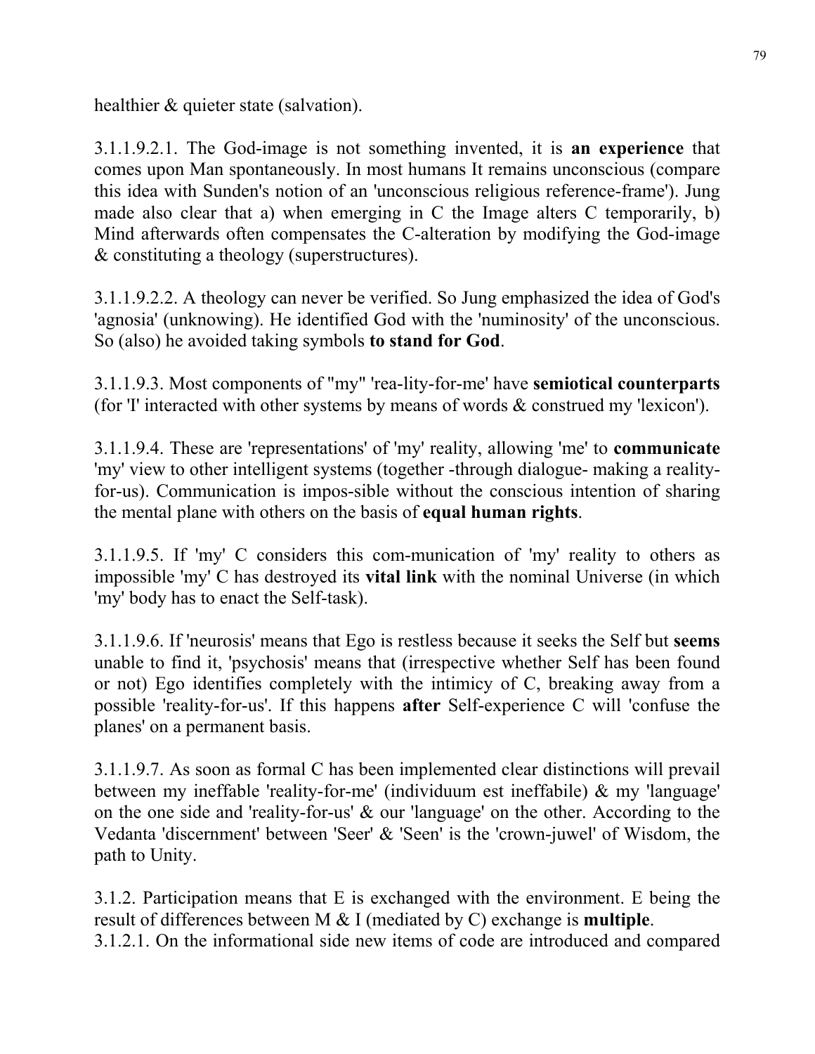healthier & quieter state (salvation).

3.1.1.9.2.1. The God-image is not something invented, it is **an experience** that comes upon Man spontaneously. In most humans It remains unconscious (compare this idea with Sunden's notion of an 'unconscious religious reference-frame'). Jung made also clear that a) when emerging in C the Image alters C temporarily, b) Mind afterwards often compensates the C-alteration by modifying the God-image & constituting a theology (superstructures).

3.1.1.9.2.2. A theology can never be verified. So Jung emphasized the idea of God's 'agnosia' (unknowing). He identified God with the 'numinosity' of the unconscious. So (also) he avoided taking symbols **to stand for God**.

3.1.1.9.3. Most components of "my" 'rea-lity-for-me' have **semiotical counterparts** (for 'I' interacted with other systems by means of words & construed my 'lexicon').

3.1.1.9.4. These are 'representations' of 'my' reality, allowing 'me' to **communicate** 'my' view to other intelligent systems (together -through dialogue- making a reality-for-us). Communication is impos-sible without the conscious intention of sharing the mental plane with others on the basis of **equal human rights**.

3.1.1.9.5. If 'my' C considers this com-munication of 'my' reality to others as impossible 'my' C has destroyed its **vital link** with the nominal Universe (in which 'my' body has to enact the Self-task).

3.1.1.9.6. If 'neurosis' means that Ego is restless because it seeks the Self but **seems** unable to find it, 'psychosis' means that (irrespective whether Self has been found or not) Ego identifies completely with the intimicy of C, breaking away from a possible 'reality-for-us'. If this happens **after** Self-experience C will 'confuse the planes' on a permanent basis.

3.1.1.9.7. As soon as formal C has been implemented clear distinctions will prevail between my ineffable 'reality-for-me' (individuum est ineffabile) & my 'language' on the one side and 'reality-for-us' & our 'language' on the other. According to the Vedanta 'discernment' between 'Seer' & 'Seen' is the 'crown-juwel' of Wisdom, the path to Unity.

3.1.2. Participation means that E is exchanged with the environment. E being the result of differences between M & I (mediated by C) exchange is **multiple**.
3.1.2.1. On the informational side new items of code are introduced and compared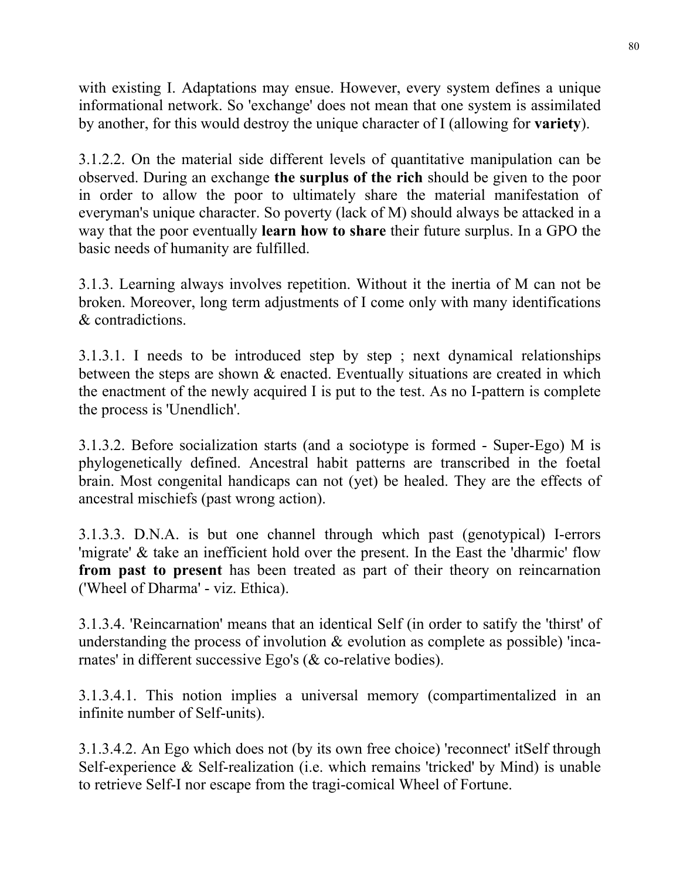with existing I. Adaptations may ensue. However, every system defines a unique informational network. So 'exchange' does not mean that one system is assimilated by another, for this would destroy the unique character of I (allowing for **variety**).

3.1.2.2. On the material side different levels of quantitative manipulation can be observed. During an exchange **the surplus of the rich** should be given to the poor in order to allow the poor to ultimately share the material manifestation of everyman's unique character. So poverty (lack of M) should always be attacked in a way that the poor eventually **learn how to share** their future surplus. In a GPO the basic needs of humanity are fulfilled.

3.1.3. Learning always involves repetition. Without it the inertia of M can not be broken. Moreover, long term adjustments of I come only with many identifications & contradictions.

3.1.3.1. I needs to be introduced step by step ; next dynamical relationships between the steps are shown & enacted. Eventually situations are created in which the enactment of the newly acquired I is put to the test. As no I-pattern is complete the process is 'Unendlich'.

3.1.3.2. Before socialization starts (and a sociotype is formed - Super-Ego) M is phylogenetically defined. Ancestral habit patterns are transcribed in the foetal brain. Most congenital handicaps can not (yet) be healed. They are the effects of ancestral mischiefs (past wrong action).

3.1.3.3. D.N.A. is but one channel through which past (genotypical) I-errors 'migrate' & take an inefficient hold over the present. In the East the 'dharmic' flow **from past to present** has been treated as part of their theory on reincarnation ('Wheel of Dharma' - viz. Ethica).

3.1.3.4. 'Reincarnation' means that an identical Self (in order to satify the 'thirst' of understanding the process of involution & evolution as complete as possible) 'incarnates' in different successive Ego's (& co-relative bodies).

3.1.3.4.1. This notion implies a universal memory (compartimentalized in an infinite number of Self-units).

3.1.3.4.2. An Ego which does not (by its own free choice) 'reconnect' itSelf through Self-experience & Self-realization (i.e. which remains 'tricked' by Mind) is unable to retrieve Self-I nor escape from the tragi-comical Wheel of Fortune.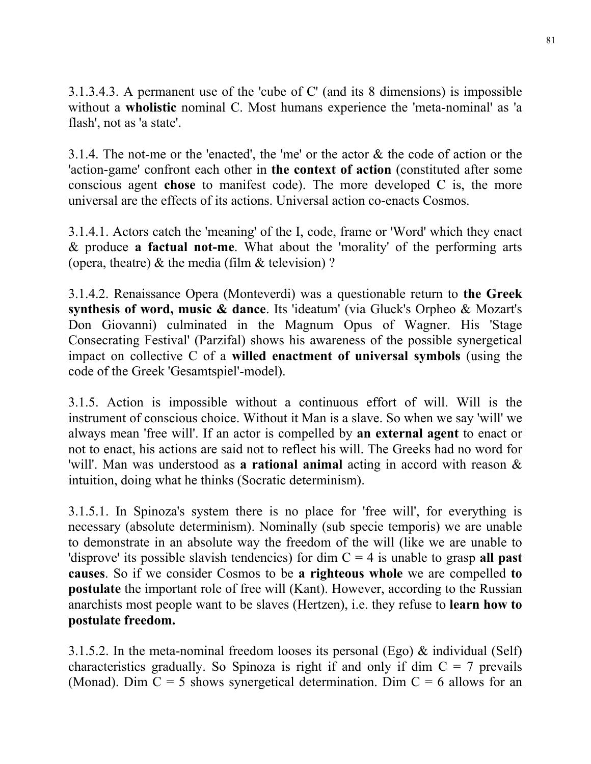3.1.3.4.3. A permanent use of the 'cube of C' (and its 8 dimensions) is impossible without a **wholistic** nominal C. Most humans experience the 'meta-nominal' as 'a flash', not as 'a state'.

3.1.4. The not-me or the 'enacted', the 'me' or the actor & the code of action or the 'action-game' confront each other in **the context of action** (constituted after some conscious agent **chose** to manifest code). The more developed C is, the more universal are the effects of its actions. Universal action co-enacts Cosmos.

3.1.4.1. Actors catch the 'meaning' of the I, code, frame or 'Word' which they enact & produce **a factual not-me**. What about the 'morality' of the performing arts (opera, theatre) & the media (film & television) ?

3.1.4.2. Renaissance Opera (Monteverdi) was a questionable return to **the Greek synthesis of word, music & dance**. Its 'ideatum' (via Gluck's Orpheo & Mozart's Don Giovanni) culminated in the Magnum Opus of Wagner. His 'Stage Consecrating Festival' (Parzifal) shows his awareness of the possible synergetical impact on collective C of a **willed enactment of universal symbols** (using the code of the Greek 'Gesamtspiel'-model).

3.1.5. Action is impossible without a continuous effort of will. Will is the instrument of conscious choice. Without it Man is a slave. So when we say 'will' we always mean 'free will'. If an actor is compelled by **an external agent** to enact or not to enact, his actions are said not to reflect his will. The Greeks had no word for 'will'. Man was understood as **a rational animal** acting in accord with reason & intuition, doing what he thinks (Socratic determinism).

3.1.5.1. In Spinoza's system there is no place for 'free will', for everything is necessary (absolute determinism). Nominally (sub specie temporis) we are unable to demonstrate in an absolute way the freedom of the will (like we are unable to 'disprove' its possible slavish tendencies) for dim C = 4 is unable to grasp **all past causes**. So if we consider Cosmos to be **a righteous whole** we are compelled **to postulate** the important role of free will (Kant). However, according to the Russian anarchists most people want to be slaves (Hertzen), i.e. they refuse to **learn how to postulate freedom.**

3.1.5.2. In the meta-nominal freedom looses its personal (Ego) & individual (Self) characteristics gradually. So Spinoza is right if and only if dim C = 7 prevails (Monad). Dim C = 5 shows synergetical determination. Dim C = 6 allows for an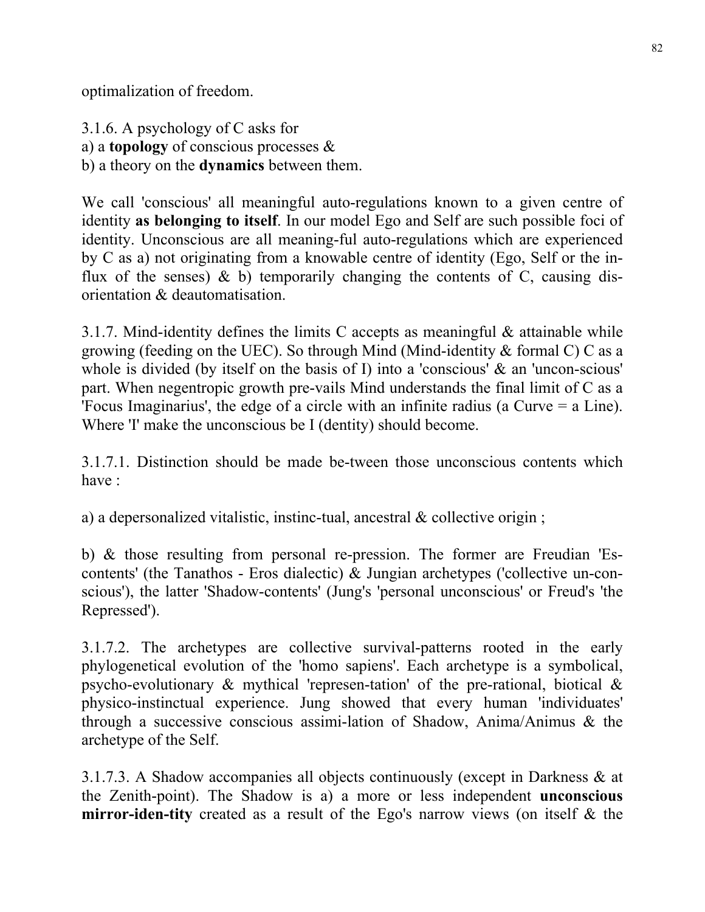optimalization of freedom.

3.1.6. A psychology of C asks for
a) a **topology** of conscious processes &
b) a theory on the **dynamics** between them.

We call 'conscious' all meaningful auto-regulations known to a given centre of identity **as belonging to itself**. In our model Ego and Self are such possible foci of identity. Unconscious are all meaning-ful auto-regulations which are experienced by C as a) not originating from a knowable centre of identity (Ego, Self or the in-flux of the senses) & b) temporarily changing the contents of C, causing dis-orientation & deautomatisation.

3.1.7. Mind-identity defines the limits C accepts as meaningful & attainable while growing (feeding on the UEC). So through Mind (Mind-identity & formal C) C as a whole is divided (by itself on the basis of I) into a 'conscious' & an 'uncon-scious' part. When negentropic growth pre-vails Mind understands the final limit of C as a 'Focus Imaginarius', the edge of a circle with an infinite radius (a Curve = a Line). Where 'I' make the unconscious be I (dentity) should become.

3.1.7.1. Distinction should be made be-tween those unconscious contents which have :

a) a depersonalized vitalistic, instinc-tual, ancestral & collective origin ;

b) & those resulting from personal re-pression. The former are Freudian 'Es-contents' (the Tanathos - Eros dialectic) & Jungian archetypes ('collective un-con-scious'), the latter 'Shadow-contents' (Jung's 'personal unconscious' or Freud's 'the Repressed').

3.1.7.2. The archetypes are collective survival-patterns rooted in the early phylogenetical evolution of the 'homo sapiens'. Each archetype is a symbolical, psycho-evolutionary & mythical 'represen-tation' of the pre-rational, biotical & physico-instinctual experience. Jung showed that every human 'individuates' through a successive conscious assimi-lation of Shadow, Anima/Animus & the archetype of the Self.

3.1.7.3. A Shadow accompanies all objects continuously (except in Darkness & at the Zenith-point). The Shadow is a) a more or less independent **unconscious mirror-iden-tity** created as a result of the Ego's narrow views (on itself & the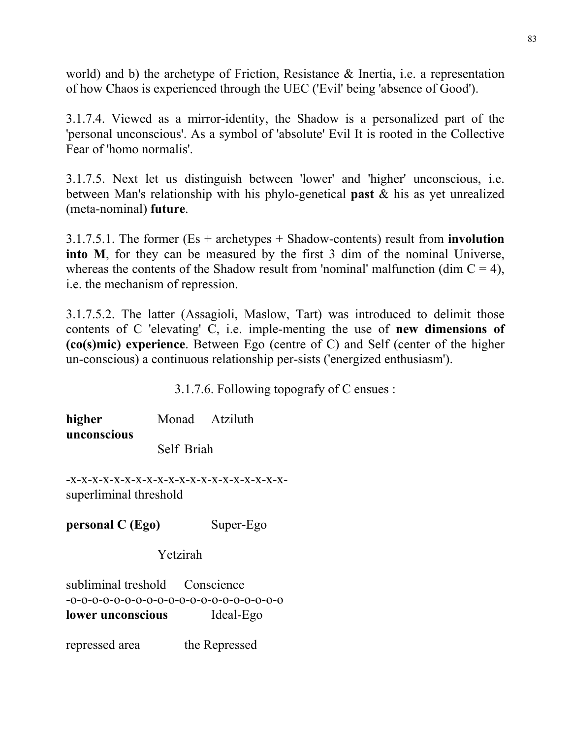world) and b) the archetype of Friction, Resistance & Inertia, i.e. a representation of how Chaos is experienced through the UEC ('Evil' being 'absence of Good').

3.1.7.4. Viewed as a mirror-identity, the Shadow is a personalized part of the 'personal unconscious'. As a symbol of 'absolute' Evil It is rooted in the Collective Fear of 'homo normalis'.

3.1.7.5. Next let us distinguish between 'lower' and 'higher' unconscious, i.e. between Man's relationship with his phylo-genetical **past** & his as yet unrealized (meta-nominal) **future**.

3.1.7.5.1. The former (Es + archetypes + Shadow-contents) result from **involution into M**, for they can be measured by the first 3 dim of the nominal Universe, whereas the contents of the Shadow result from 'nominal' malfunction (dim C = 4), i.e. the mechanism of repression.

3.1.7.5.2. The latter (Assagioli, Maslow, Tart) was introduced to delimit those contents of C 'elevating' C, i.e. imple-menting the use of **new dimensions of (co(s)mic) experience**. Between Ego (centre of C) and Self (center of the higher un-conscious) a continuous relationship per-sists ('energized enthusiasm').

3.1.7.6. Following topografy of C ensues :

**higher unconscious** Monad Atziluth

Self Briah

-x-x-x-x-x-x-x-x-x-x-x-x-x-x-x-x-x-x-x-x-
superliminal threshold

**personal C (Ego)** Super-Ego

Yetzirah

subliminal treshold Conscience
-o-o-o-o-o-o-o-o-o-o-o-o-o-o-o-o-o-o-o-o-o
**lower unconscious** Ideal-Ego

repressed area the Repressed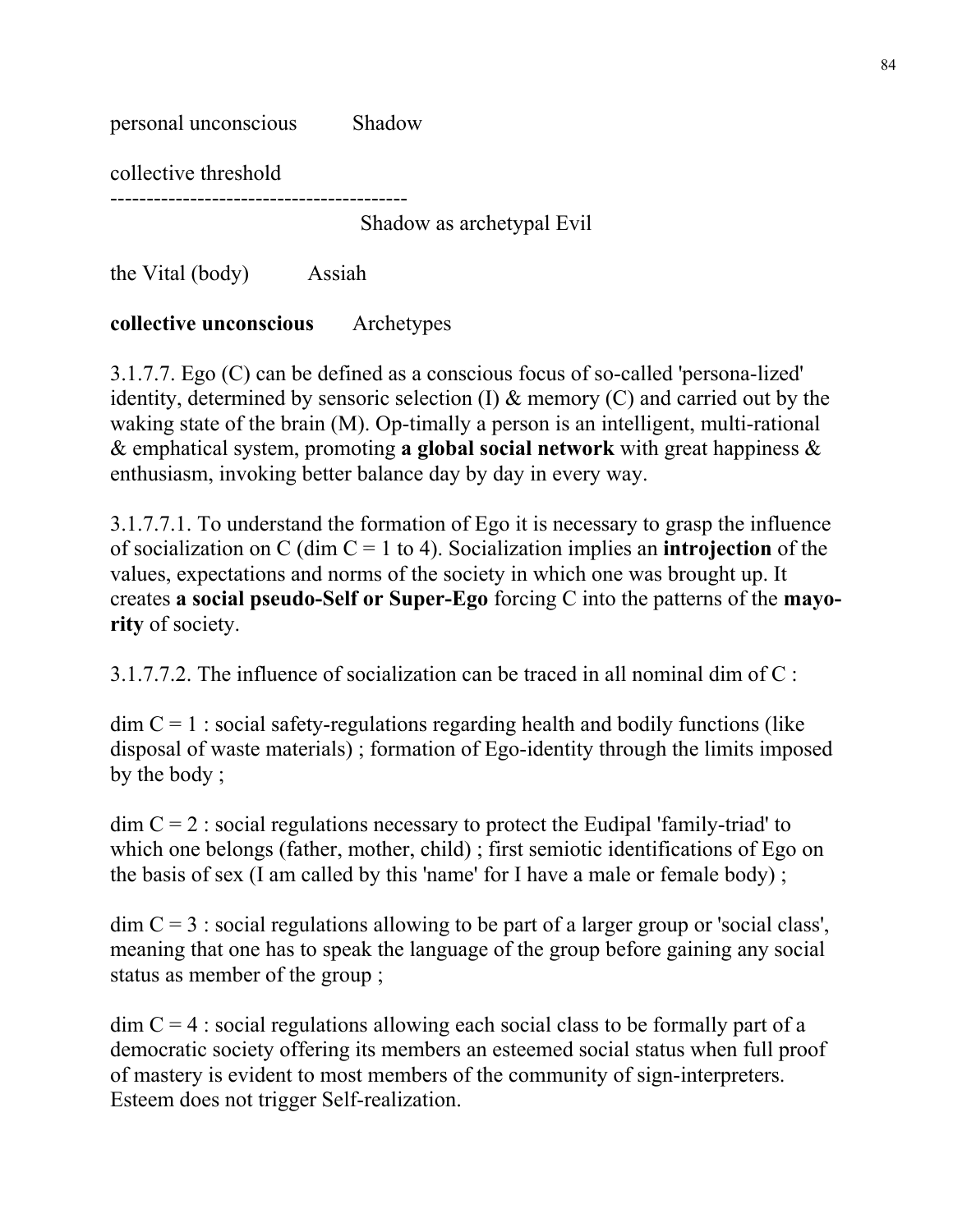personal unconscious    Shadow

collective threshold
-----------------------------------------
Shadow as archetypal Evil

the Vital (body)    Assiah

**collective unconscious**    Archetypes

3.1.7.7. Ego (C) can be defined as a conscious focus of so-called 'persona-lized' identity, determined by sensoric selection (I) & memory (C) and carried out by the waking state of the brain (M). Op-timally a person is an intelligent, multi-rational & emphatical system, promoting **a global social network** with great happiness & enthusiasm, invoking better balance day by day in every way.

3.1.7.7.1. To understand the formation of Ego it is necessary to grasp the influence of socialization on C (dim C = 1 to 4). Socialization implies an **introjection** of the values, expectations and norms of the society in which one was brought up. It creates **a social pseudo-Self or Super-Ego** forcing C into the patterns of the **mayo-rity** of society.

3.1.7.7.2. The influence of socialization can be traced in all nominal dim of C :

dim C = 1 : social safety-regulations regarding health and bodily functions (like disposal of waste materials) ; formation of Ego-identity through the limits imposed by the body ;

dim C = 2 : social regulations necessary to protect the Eudipal 'family-triad' to which one belongs (father, mother, child) ; first semiotic identifications of Ego on the basis of sex (I am called by this 'name' for I have a male or female body) ;

dim C = 3 : social regulations allowing to be part of a larger group or 'social class', meaning that one has to speak the language of the group before gaining any social status as member of the group ;

dim C = 4 : social regulations allowing each social class to be formally part of a democratic society offering its members an esteemed social status when full proof of mastery is evident to most members of the community of sign-interpreters. Esteem does not trigger Self-realization.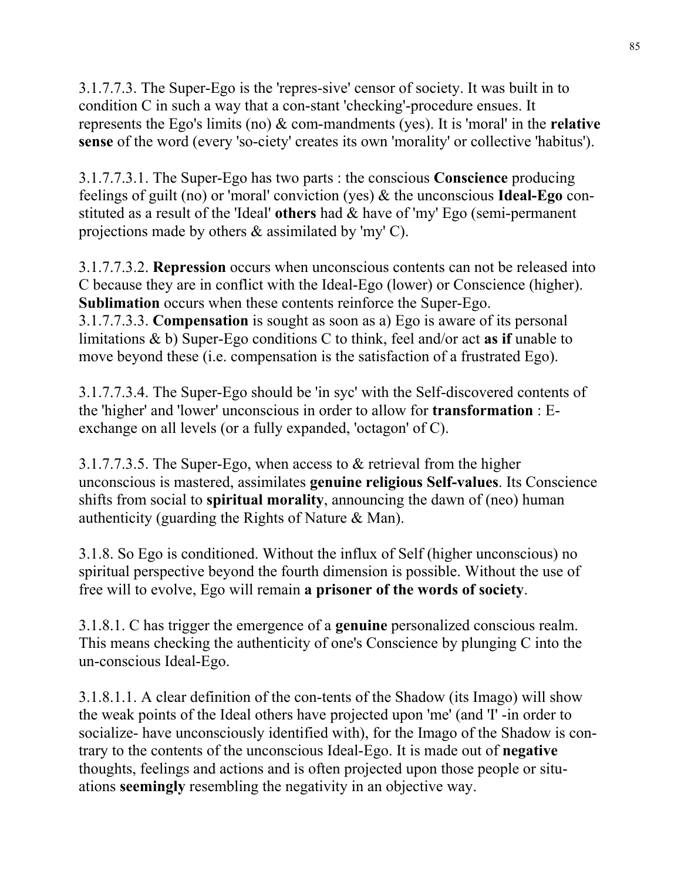3.1.7.7.3. The Super-Ego is the 'repres-sive' censor of society. It was built in to condition C in such a way that a con-stant 'checking'-procedure ensues. It represents the Ego's limits (no) & com-mandments (yes). It is 'moral' in the **relative sense** of the word (every 'so-ciety' creates its own 'morality' or collective 'habitus').

3.1.7.7.3.1. The Super-Ego has two parts : the conscious **Conscience** producing feelings of guilt (no) or 'moral' conviction (yes) & the unconscious **Ideal-Ego** con-stituted as a result of the 'Ideal' **others** had & have of 'my' Ego (semi-permanent projections made by others & assimilated by 'my' C).

3.1.7.7.3.2. **Repression** occurs when unconscious contents can not be released into C because they are in conflict with the Ideal-Ego (lower) or Conscience (higher). **Sublimation** occurs when these contents reinforce the Super-Ego.

3.1.7.7.3.3. **Compensation** is sought as soon as a) Ego is aware of its personal limitations & b) Super-Ego conditions C to think, feel and/or act **as if** unable to move beyond these (i.e. compensation is the satisfaction of a frustrated Ego).

3.1.7.7.3.4. The Super-Ego should be 'in syc' with the Self-discovered contents of the 'higher' and 'lower' unconscious in order to allow for **transformation** : E-exchange on all levels (or a fully expanded, 'octagon' of C).

3.1.7.7.3.5. The Super-Ego, when access to & retrieval from the higher unconscious is mastered, assimilates **genuine religious Self-values**. Its Conscience shifts from social to **spiritual morality**, announcing the dawn of (neo) human authenticity (guarding the Rights of Nature & Man).

3.1.8. So Ego is conditioned. Without the influx of Self (higher unconscious) no spiritual perspective beyond the fourth dimension is possible. Without the use of free will to evolve, Ego will remain **a prisoner of the words of society**.

3.1.8.1. C has trigger the emergence of a **genuine** personalized conscious realm. This means checking the authenticity of one's Conscience by plunging C into the un-conscious Ideal-Ego.

3.1.8.1.1. A clear definition of the con-tents of the Shadow (its Imago) will show the weak points of the Ideal others have projected upon 'me' (and 'I' -in order to socialize- have unconsciously identified with), for the Imago of the Shadow is con-trary to the contents of the unconscious Ideal-Ego. It is made out of **negative** thoughts, feelings and actions and is often projected upon those people or situ-ations **seemingly** resembling the negativity in an objective way.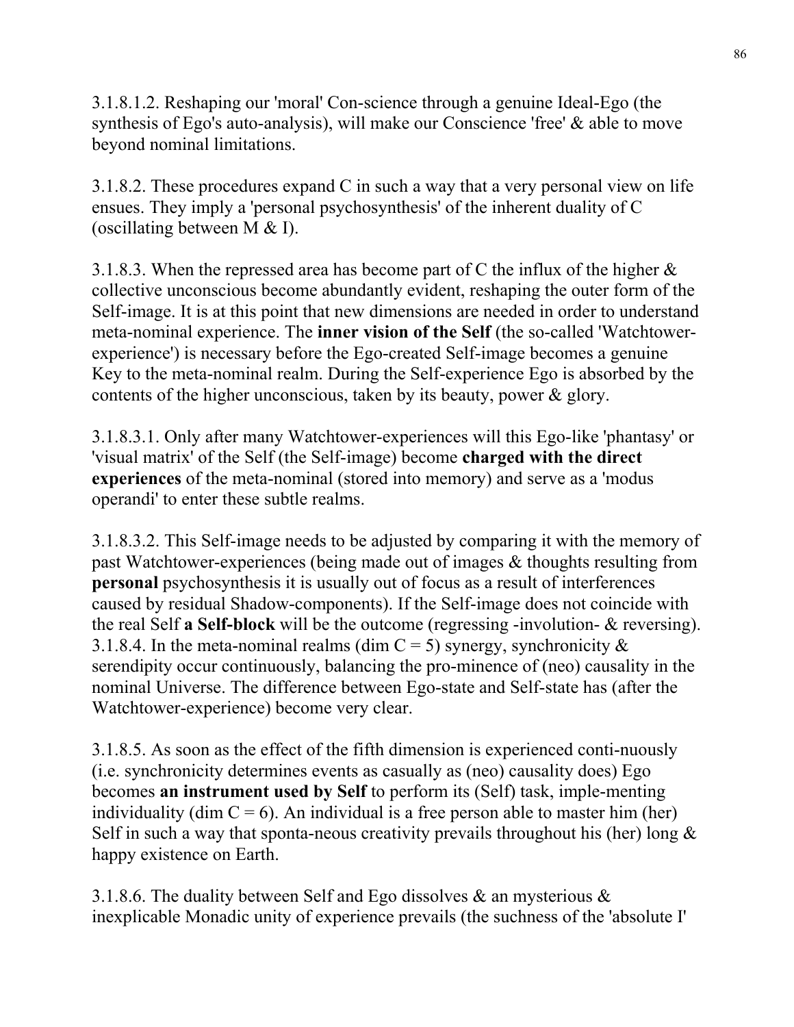3.1.8.1.2. Reshaping our 'moral' Con-science through a genuine Ideal-Ego (the synthesis of Ego's auto-analysis), will make our Conscience 'free' & able to move beyond nominal limitations.

3.1.8.2. These procedures expand C in such a way that a very personal view on life ensues. They imply a 'personal psychosynthesis' of the inherent duality of C (oscillating between M & I).

3.1.8.3. When the repressed area has become part of C the influx of the higher & collective unconscious become abundantly evident, reshaping the outer form of the Self-image. It is at this point that new dimensions are needed in order to understand meta-nominal experience. The **inner vision of the Self** (the so-called 'Watchtower-experience') is necessary before the Ego-created Self-image becomes a genuine Key to the meta-nominal realm. During the Self-experience Ego is absorbed by the contents of the higher unconscious, taken by its beauty, power & glory.

3.1.8.3.1. Only after many Watchtower-experiences will this Ego-like 'phantasy' or 'visual matrix' of the Self (the Self-image) become **charged with the direct experiences** of the meta-nominal (stored into memory) and serve as a 'modus operandi' to enter these subtle realms.

3.1.8.3.2. This Self-image needs to be adjusted by comparing it with the memory of past Watchtower-experiences (being made out of images & thoughts resulting from **personal** psychosynthesis it is usually out of focus as a result of interferences caused by residual Shadow-components). If the Self-image does not coincide with the real Self **a Self-block** will be the outcome (regressing -involution- & reversing).
3.1.8.4. In the meta-nominal realms (dim C = 5) synergy, synchronicity & serendipity occur continuously, balancing the pro-minence of (neo) causality in the nominal Universe. The difference between Ego-state and Self-state has (after the Watchtower-experience) become very clear.

3.1.8.5. As soon as the effect of the fifth dimension is experienced conti-nuously (i.e. synchronicity determines events as casually as (neo) causality does) Ego becomes **an instrument used by Self** to perform its (Self) task, imple-menting individuality (dim C = 6). An individual is a free person able to master him (her) Self in such a way that sponta-neous creativity prevails throughout his (her) long & happy existence on Earth.

3.1.8.6. The duality between Self and Ego dissolves & an mysterious & inexplicable Monadic unity of experience prevails (the suchness of the 'absolute I'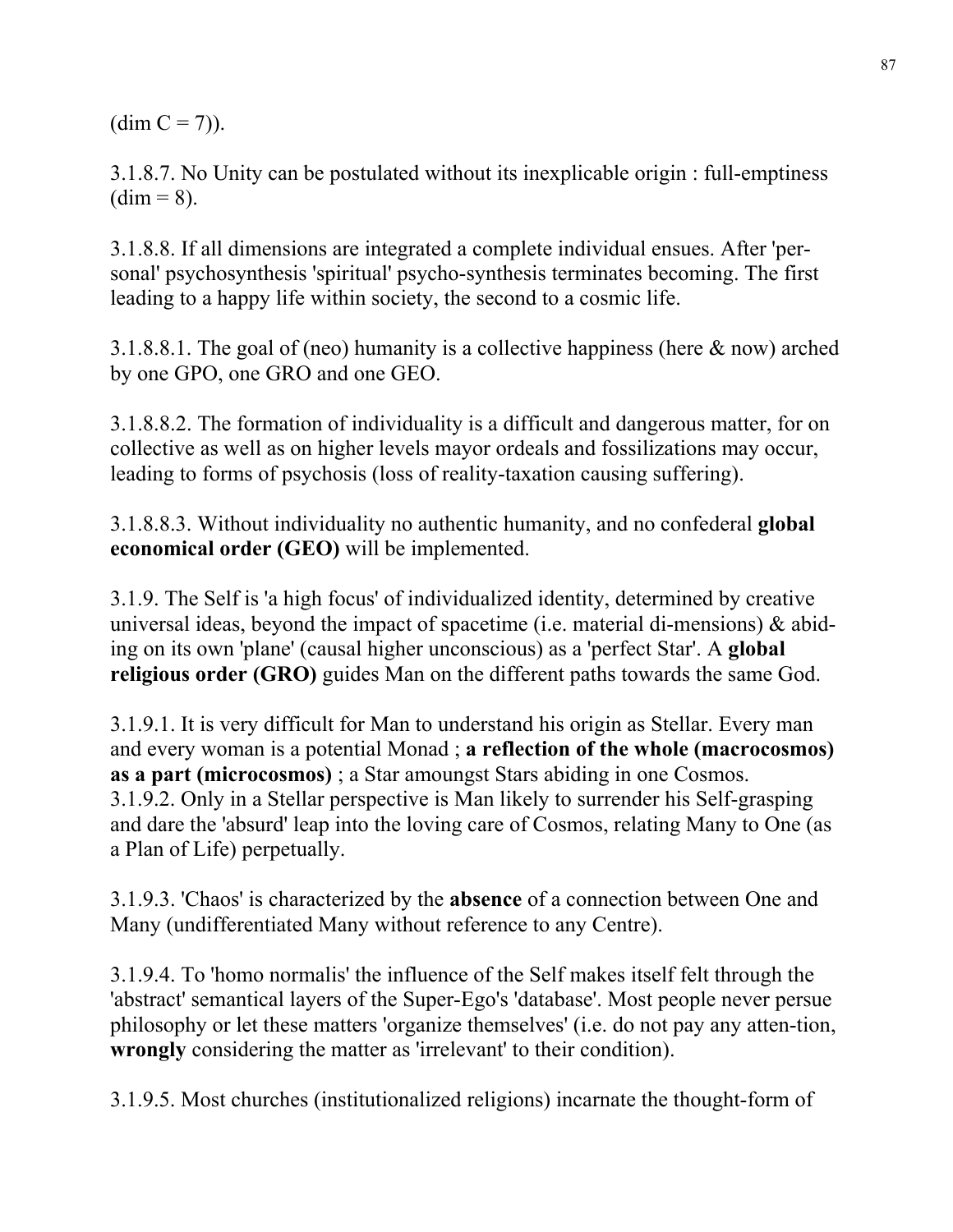(dim C = 7)).

3.1.8.7. No Unity can be postulated without its inexplicable origin : full-emptiness (dim = 8).

3.1.8.8. If all dimensions are integrated a complete individual ensues. After 'personal' psychosynthesis 'spiritual' psycho-synthesis terminates becoming. The first leading to a happy life within society, the second to a cosmic life.

3.1.8.8.1. The goal of (neo) humanity is a collective happiness (here & now) arched by one GPO, one GRO and one GEO.

3.1.8.8.2. The formation of individuality is a difficult and dangerous matter, for on collective as well as on higher levels mayor ordeals and fossilizations may occur, leading to forms of psychosis (loss of reality-taxation causing suffering).

3.1.8.8.3. Without individuality no authentic humanity, and no confederal **global economical order (GEO)** will be implemented.

3.1.9. The Self is 'a high focus' of individualized identity, determined by creative universal ideas, beyond the impact of spacetime (i.e. material dimensions) & abiding on its own 'plane' (causal higher unconscious) as a 'perfect Star'. A **global religious order (GRO)** guides Man on the different paths towards the same God.

3.1.9.1. It is very difficult for Man to understand his origin as Stellar. Every man and every woman is a potential Monad ; **a reflection of the whole (macrocosmos) as a part (microcosmos)** ; a Star amoungst Stars abiding in one Cosmos.
3.1.9.2. Only in a Stellar perspective is Man likely to surrender his Self-grasping and dare the 'absurd' leap into the loving care of Cosmos, relating Many to One (as a Plan of Life) perpetually.

3.1.9.3. 'Chaos' is characterized by the **absence** of a connection between One and Many (undifferentiated Many without reference to any Centre).

3.1.9.4. To 'homo normalis' the influence of the Self makes itself felt through the 'abstract' semantical layers of the Super-Ego's 'database'. Most people never persue philosophy or let these matters 'organize themselves' (i.e. do not pay any attention, **wrongly** considering the matter as 'irrelevant' to their condition).

3.1.9.5. Most churches (institutionalized religions) incarnate the thought-form of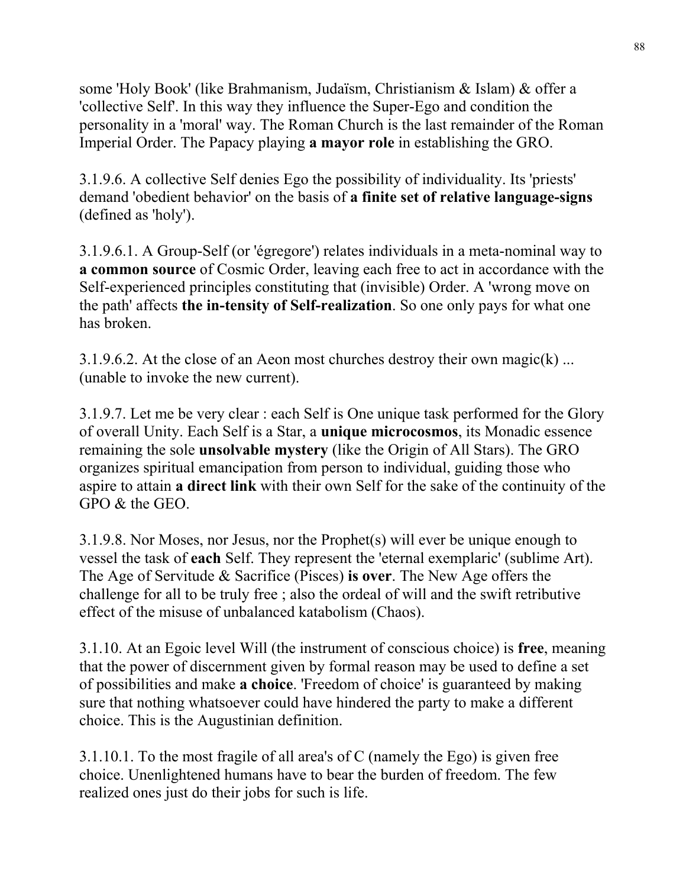some 'Holy Book' (like Brahmanism, Judaïsm, Christianism & Islam) & offer a 'collective Self'. In this way they influence the Super-Ego and condition the personality in a 'moral' way. The Roman Church is the last remainder of the Roman Imperial Order. The Papacy playing **a mayor role** in establishing the GRO.

3.1.9.6. A collective Self denies Ego the possibility of individuality. Its 'priests' demand 'obedient behavior' on the basis of **a finite set of relative language-signs** (defined as 'holy').

3.1.9.6.1. A Group-Self (or 'égregore') relates individuals in a meta-nominal way to **a common source** of Cosmic Order, leaving each free to act in accordance with the Self-experienced principles constituting that (invisible) Order. A 'wrong move on the path' affects **the in-tensity of Self-realization**. So one only pays for what one has broken.

3.1.9.6.2. At the close of an Aeon most churches destroy their own magic(k) ... (unable to invoke the new current).

3.1.9.7. Let me be very clear : each Self is One unique task performed for the Glory of overall Unity. Each Self is a Star, a **unique microcosmos**, its Monadic essence remaining the sole **unsolvable mystery** (like the Origin of All Stars). The GRO organizes spiritual emancipation from person to individual, guiding those who aspire to attain **a direct link** with their own Self for the sake of the continuity of the GPO & the GEO.

3.1.9.8. Nor Moses, nor Jesus, nor the Prophet(s) will ever be unique enough to vessel the task of **each** Self. They represent the 'eternal exemplaric' (sublime Art). The Age of Servitude & Sacrifice (Pisces) **is over**. The New Age offers the challenge for all to be truly free ; also the ordeal of will and the swift retributive effect of the misuse of unbalanced katabolism (Chaos).

3.1.10. At an Egoic level Will (the instrument of conscious choice) is **free**, meaning that the power of discernment given by formal reason may be used to define a set of possibilities and make **a choice**. 'Freedom of choice' is guaranteed by making sure that nothing whatsoever could have hindered the party to make a different choice. This is the Augustinian definition.

3.1.10.1. To the most fragile of all area's of C (namely the Ego) is given free choice. Unenlightened humans have to bear the burden of freedom. The few realized ones just do their jobs for such is life.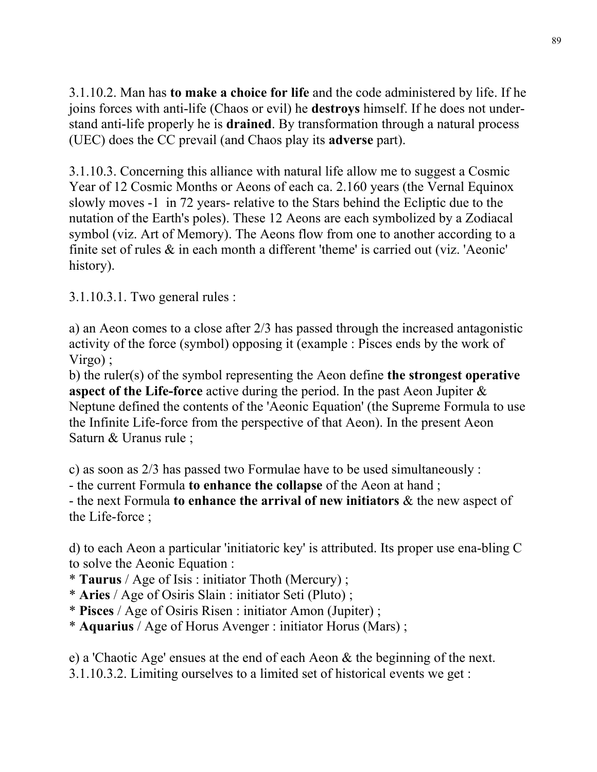3.1.10.2. Man has **to make a choice for life** and the code administered by life. If he joins forces with anti-life (Chaos or evil) he **destroys** himself. If he does not understand anti-life properly he is **drained**. By transformation through a natural process (UEC) does the CC prevail (and Chaos play its **adverse** part).

3.1.10.3. Concerning this alliance with natural life allow me to suggest a Cosmic Year of 12 Cosmic Months or Aeons of each ca. 2.160 years (the Vernal Equinox slowly moves -1 in 72 years- relative to the Stars behind the Ecliptic due to the nutation of the Earth's poles). These 12 Aeons are each symbolized by a Zodiacal symbol (viz. Art of Memory). The Aeons flow from one to another according to a finite set of rules & in each month a different 'theme' is carried out (viz. 'Aeonic' history).

3.1.10.3.1. Two general rules :

a) an Aeon comes to a close after 2/3 has passed through the increased antagonistic activity of the force (symbol) opposing it (example : Pisces ends by the work of Virgo) ;
b) the ruler(s) of the symbol representing the Aeon define **the strongest operative aspect of the Life-force** active during the period. In the past Aeon Jupiter & Neptune defined the contents of the 'Aeonic Equation' (the Supreme Formula to use the Infinite Life-force from the perspective of that Aeon). In the present Aeon Saturn & Uranus rule ;

c) as soon as 2/3 has passed two Formulae have to be used simultaneously :
- the current Formula **to enhance the collapse** of the Aeon at hand ;
- the next Formula **to enhance the arrival of new initiators** & the new aspect of the Life-force ;

d) to each Aeon a particular 'initiatoric key' is attributed. Its proper use ena-bling C to solve the Aeonic Equation :
* **Taurus** / Age of Isis : initiator Thoth (Mercury) ;
* **Aries** / Age of Osiris Slain : initiator Seti (Pluto) ;
* **Pisces** / Age of Osiris Risen : initiator Amon (Jupiter) ;
* **Aquarius** / Age of Horus Avenger : initiator Horus (Mars) ;

e) a 'Chaotic Age' ensues at the end of each Aeon & the beginning of the next.
3.1.10.3.2. Limiting ourselves to a limited set of historical events we get :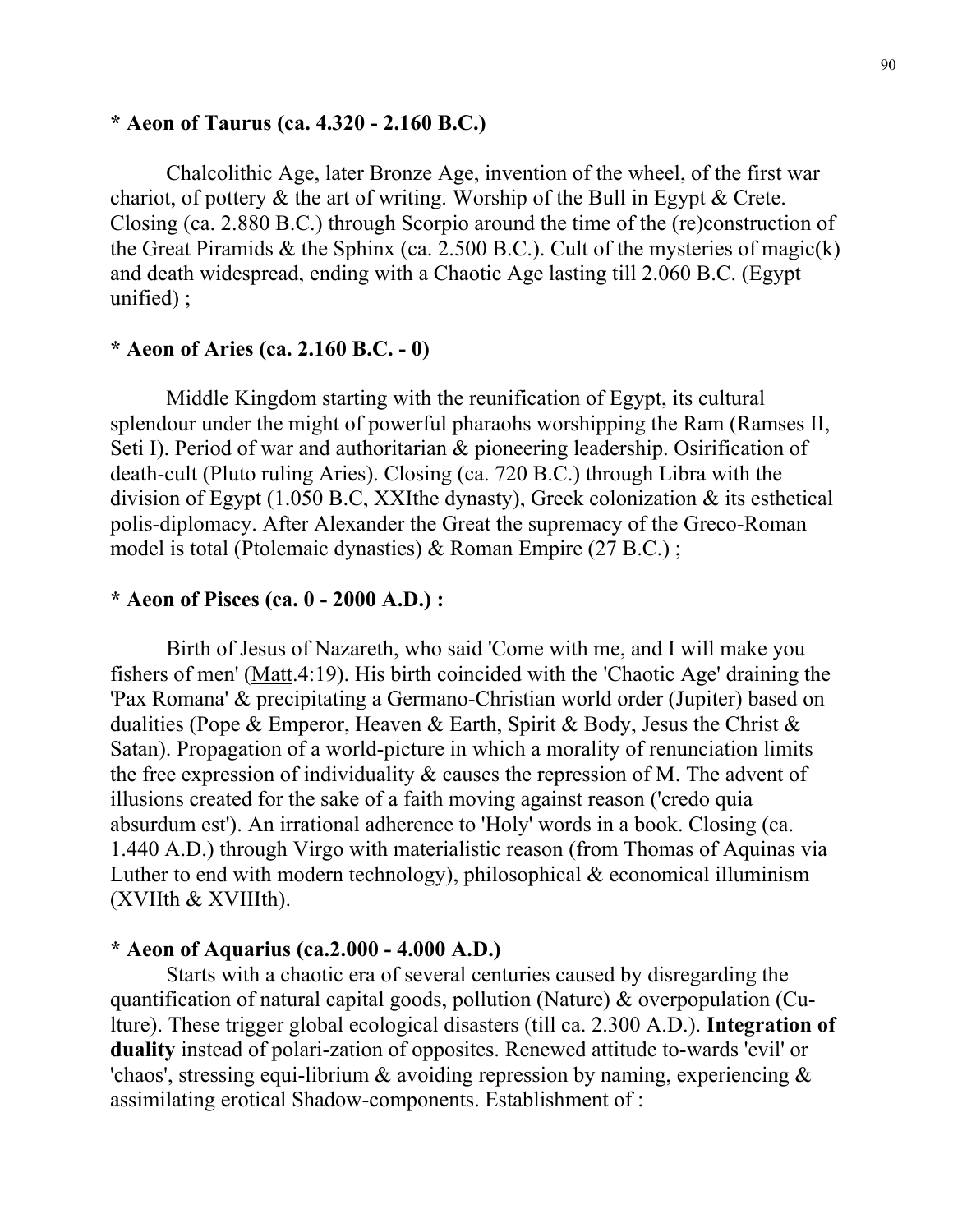**\* Aeon of Taurus (ca. 4.320 - 2.160 B.C.)**

Chalcolithic Age, later Bronze Age, invention of the wheel, of the first war chariot, of pottery & the art of writing. Worship of the Bull in Egypt & Crete. Closing (ca. 2.880 B.C.) through Scorpio around the time of the (re)construction of the Great Piramids & the Sphinx (ca. 2.500 B.C.). Cult of the mysteries of magic(k) and death widespread, ending with a Chaotic Age lasting till 2.060 B.C. (Egypt unified) ;

**\* Aeon of Aries (ca. 2.160 B.C. - 0)**

Middle Kingdom starting with the reunification of Egypt, its cultural splendour under the might of powerful pharaohs worshipping the Ram (Ramses II, Seti I). Period of war and authoritarian & pioneering leadership. Osirification of death-cult (Pluto ruling Aries). Closing (ca. 720 B.C.) through Libra with the division of Egypt (1.050 B.C, XXIthe dynasty), Greek colonization & its esthetical polis-diplomacy. After Alexander the Great the supremacy of the Greco-Roman model is total (Ptolemaic dynasties) & Roman Empire (27 B.C.) ;

**\* Aeon of Pisces (ca. 0 - 2000 A.D.) :**

Birth of Jesus of Nazareth, who said 'Come with me, and I will make you fishers of men' (Matt.4:19). His birth coincided with the 'Chaotic Age' draining the 'Pax Romana' & precipitating a Germano-Christian world order (Jupiter) based on dualities (Pope & Emperor, Heaven & Earth, Spirit & Body, Jesus the Christ & Satan). Propagation of a world-picture in which a morality of renunciation limits the free expression of individuality & causes the repression of M. The advent of illusions created for the sake of a faith moving against reason ('credo quia absurdum est'). An irrational adherence to 'Holy' words in a book. Closing (ca. 1.440 A.D.) through Virgo with materialistic reason (from Thomas of Aquinas via Luther to end with modern technology), philosophical & economical illuminism (XVIIth & XVIIIth).

**\* Aeon of Aquarius (ca.2.000 - 4.000 A.D.)**

Starts with a chaotic era of several centuries caused by disregarding the quantification of natural capital goods, pollution (Nature) & overpopulation (Culture). These trigger global ecological disasters (till ca. 2.300 A.D.). **Integration of duality** instead of polarization of opposites. Renewed attitude towards 'evil' or 'chaos', stressing equilibrium & avoiding repression by naming, experiencing & assimilating erotical Shadow-components. Establishment of :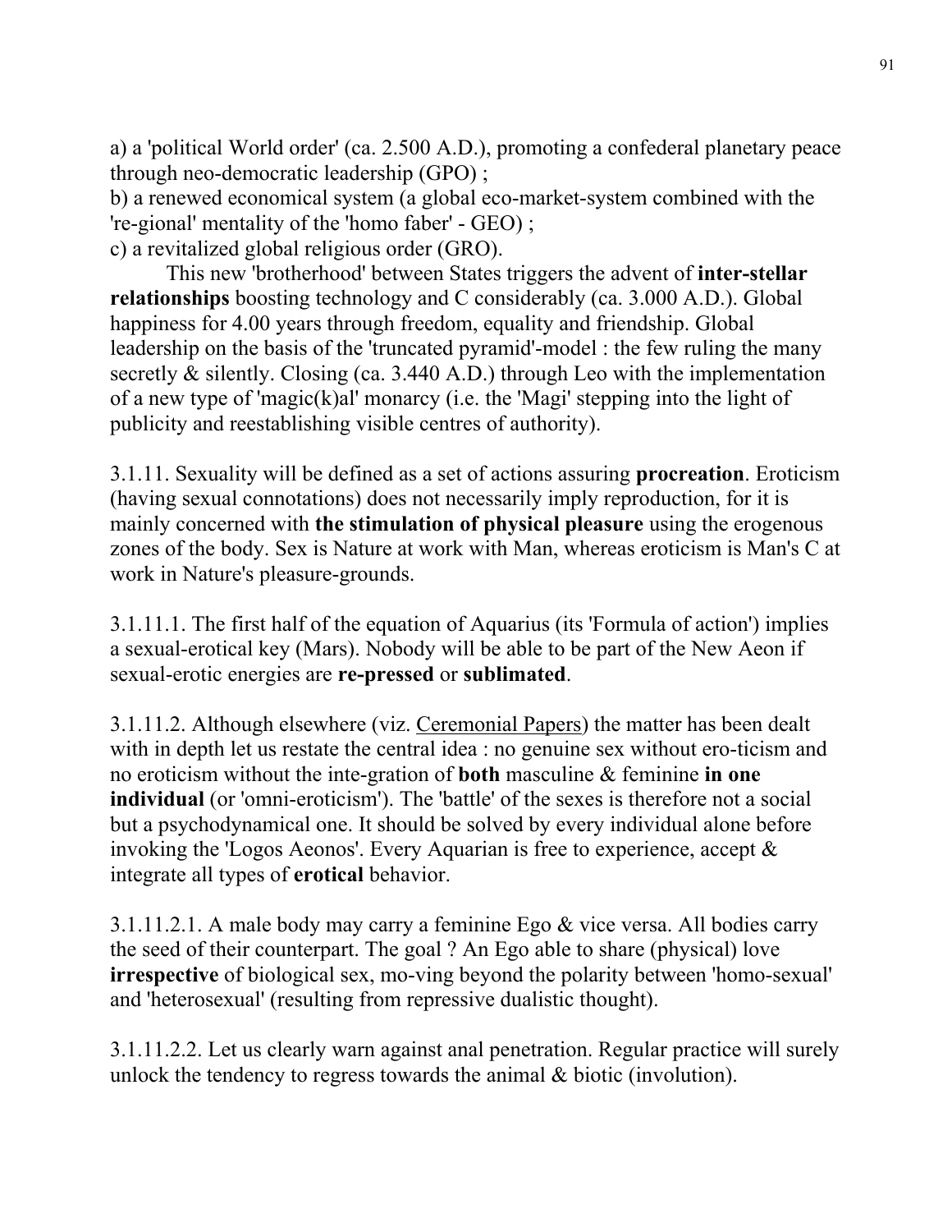a) a 'political World order' (ca. 2.500 A.D.), promoting a confederal planetary peace through neo-democratic leadership (GPO) ;
b) a renewed economical system (a global eco-market-system combined with the 're-gional' mentality of the 'homo faber' - GEO) ;
c) a revitalized global religious order (GRO).

This new 'brotherhood' between States triggers the advent of **inter-stellar relationships** boosting technology and C considerably (ca. 3.000 A.D.). Global happiness for 4.00 years through freedom, equality and friendship. Global leadership on the basis of the 'truncated pyramid'-model : the few ruling the many secretly & silently. Closing (ca. 3.440 A.D.) through Leo with the implementation of a new type of 'magic(k)al' monarcy (i.e. the 'Magi' stepping into the light of publicity and reestablishing visible centres of authority).

3.1.11. Sexuality will be defined as a set of actions assuring **procreation**. Eroticism (having sexual connotations) does not necessarily imply reproduction, for it is mainly concerned with **the stimulation of physical pleasure** using the erogenous zones of the body. Sex is Nature at work with Man, whereas eroticism is Man's C at work in Nature's pleasure-grounds.

3.1.11.1. The first half of the equation of Aquarius (its 'Formula of action') implies a sexual-erotical key (Mars). Nobody will be able to be part of the New Aeon if sexual-erotic energies are **re-pressed** or **sublimated**.

3.1.11.2. Although elsewhere (viz. Ceremonial Papers) the matter has been dealt with in depth let us restate the central idea : no genuine sex without ero-ticism and no eroticism without the inte-gration of **both** masculine & feminine **in one individual** (or 'omni-eroticism'). The 'battle' of the sexes is therefore not a social but a psychodynamical one. It should be solved by every individual alone before invoking the 'Logos Aeonos'. Every Aquarian is free to experience, accept & integrate all types of **erotical** behavior.

3.1.11.2.1. A male body may carry a feminine Ego & vice versa. All bodies carry the seed of their counterpart. The goal ? An Ego able to share (physical) love **irrespective** of biological sex, mo-ving beyond the polarity between 'homo-sexual' and 'heterosexual' (resulting from repressive dualistic thought).

3.1.11.2.2. Let us clearly warn against anal penetration. Regular practice will surely unlock the tendency to regress towards the animal & biotic (involution).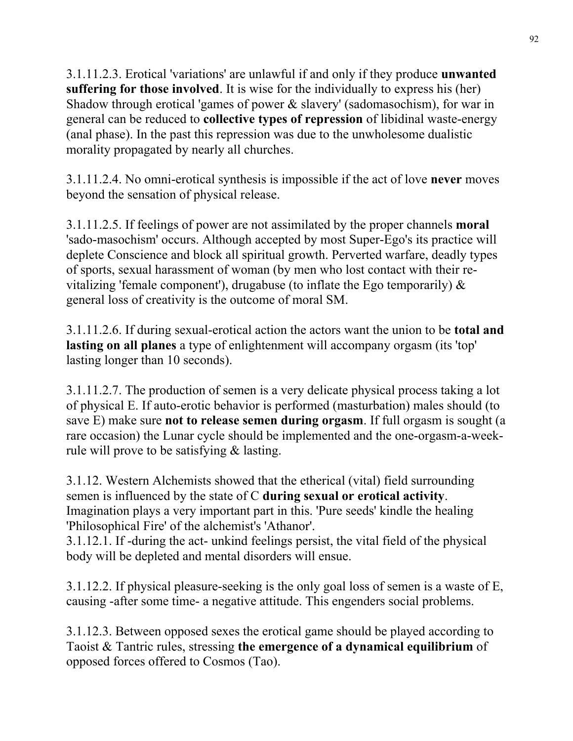3.1.11.2.3. Erotical 'variations' are unlawful if and only if they produce **unwanted suffering for those involved**. It is wise for the individually to express his (her) Shadow through erotical 'games of power & slavery' (sadomasochism), for war in general can be reduced to **collective types of repression** of libidinal waste-energy (anal phase). In the past this repression was due to the unwholesome dualistic morality propagated by nearly all churches.

3.1.11.2.4. No omni-erotical synthesis is impossible if the act of love **never** moves beyond the sensation of physical release.

3.1.11.2.5. If feelings of power are not assimilated by the proper channels **moral** 'sado-masochism' occurs. Although accepted by most Super-Ego's its practice will deplete Conscience and block all spiritual growth. Perverted warfare, deadly types of sports, sexual harassment of woman (by men who lost contact with their re-vitalizing 'female component'), drugabuse (to inflate the Ego temporarily) & general loss of creativity is the outcome of moral SM.

3.1.11.2.6. If during sexual-erotical action the actors want the union to be **total and lasting on all planes** a type of enlightenment will accompany orgasm (its 'top' lasting longer than 10 seconds).

3.1.11.2.7. The production of semen is a very delicate physical process taking a lot of physical E. If auto-erotic behavior is performed (masturbation) males should (to save E) make sure **not to release semen during orgasm**. If full orgasm is sought (a rare occasion) the Lunar cycle should be implemented and the one-orgasm-a-week-rule will prove to be satisfying & lasting.

3.1.12. Western Alchemists showed that the etherical (vital) field surrounding semen is influenced by the state of C **during sexual or erotical activity**. Imagination plays a very important part in this. 'Pure seeds' kindle the healing 'Philosophical Fire' of the alchemist's 'Athanor'.
3.1.12.1. If -during the act- unkind feelings persist, the vital field of the physical body will be depleted and mental disorders will ensue.

3.1.12.2. If physical pleasure-seeking is the only goal loss of semen is a waste of E, causing -after some time- a negative attitude. This engenders social problems.

3.1.12.3. Between opposed sexes the erotical game should be played according to Taoist & Tantric rules, stressing **the emergence of a dynamical equilibrium** of opposed forces offered to Cosmos (Tao).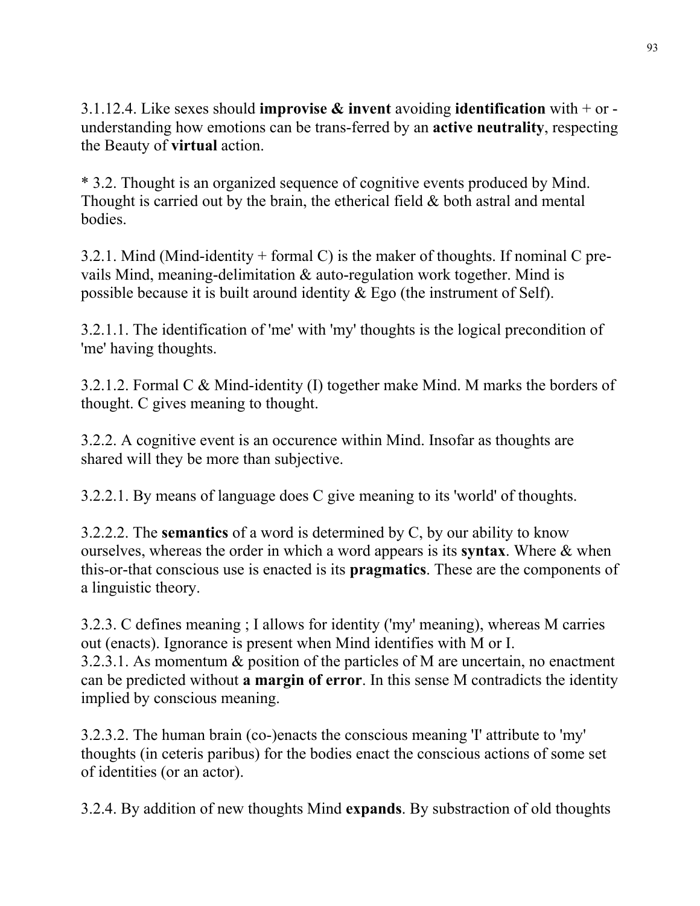3.1.12.4. Like sexes should **improvise & invent** avoiding **identification** with + or - understanding how emotions can be trans-ferred by an **active neutrality**, respecting the Beauty of **virtual** action.

* 3.2. Thought is an organized sequence of cognitive events produced by Mind. Thought is carried out by the brain, the etherical field & both astral and mental bodies.

3.2.1. Mind (Mind-identity + formal C) is the maker of thoughts. If nominal C pre-vails Mind, meaning-delimitation & auto-regulation work together. Mind is possible because it is built around identity & Ego (the instrument of Self).

3.2.1.1. The identification of 'me' with 'my' thoughts is the logical precondition of 'me' having thoughts.

3.2.1.2. Formal C & Mind-identity (I) together make Mind. M marks the borders of thought. C gives meaning to thought.

3.2.2. A cognitive event is an occurence within Mind. Insofar as thoughts are shared will they be more than subjective.

3.2.2.1. By means of language does C give meaning to its 'world' of thoughts.

3.2.2.2. The **semantics** of a word is determined by C, by our ability to know ourselves, whereas the order in which a word appears is its **syntax**. Where & when this-or-that conscious use is enacted is its **pragmatics**. These are the components of a linguistic theory.

3.2.3. C defines meaning ; I allows for identity ('my' meaning), whereas M carries out (enacts). Ignorance is present when Mind identifies with M or I.
3.2.3.1. As momentum & position of the particles of M are uncertain, no enactment can be predicted without **a margin of error**. In this sense M contradicts the identity implied by conscious meaning.

3.2.3.2. The human brain (co-)enacts the conscious meaning 'I' attribute to 'my' thoughts (in ceteris paribus) for the bodies enact the conscious actions of some set of identities (or an actor).

3.2.4. By addition of new thoughts Mind **expands**. By substraction of old thoughts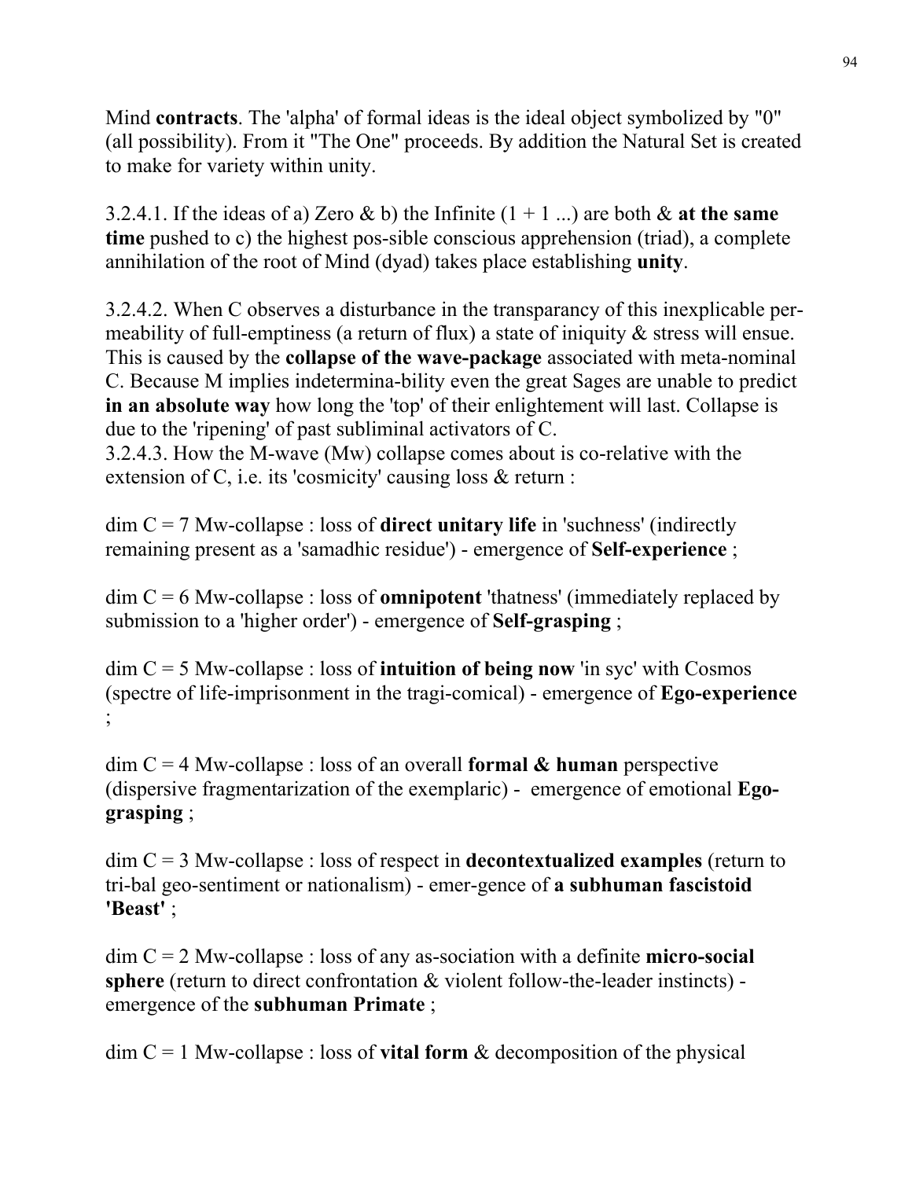Mind **contracts**. The 'alpha' of formal ideas is the ideal object symbolized by "0" (all possibility). From it "The One" proceeds. By addition the Natural Set is created to make for variety within unity.

3.2.4.1. If the ideas of a) Zero & b) the Infinite (1 + 1 ...) are both & **at the same time** pushed to c) the highest pos-sible conscious apprehension (triad), a complete annihilation of the root of Mind (dyad) takes place establishing **unity**.

3.2.4.2. When C observes a disturbance in the transparancy of this inexplicable per-meability of full-emptiness (a return of flux) a state of iniquity & stress will ensue. This is caused by the **collapse of the wave-package** associated with meta-nominal C. Because M implies indetermina-bility even the great Sages are unable to predict **in an absolute way** how long the 'top' of their enlightement will last. Collapse is due to the 'ripening' of past subliminal activators of C.

3.2.4.3. How the M-wave (Mw) collapse comes about is co-relative with the extension of C, i.e. its 'cosmicity' causing loss & return :

dim C = 7 Mw-collapse : loss of **direct unitary life** in 'suchness' (indirectly remaining present as a 'samadhic residue') - emergence of **Self-experience** ;

dim C = 6 Mw-collapse : loss of **omnipotent** 'thatness' (immediately replaced by submission to a 'higher order') - emergence of **Self-grasping** ;

dim C = 5 Mw-collapse : loss of **intuition of being now** 'in syc' with Cosmos (spectre of life-imprisonment in the tragi-comical) - emergence of **Ego-experience** ;

dim C = 4 Mw-collapse : loss of an overall **formal & human** perspective (dispersive fragmentarization of the exemplaric) - emergence of emotional **Ego-grasping** ;

dim C = 3 Mw-collapse : loss of respect in **decontextualized examples** (return to tri-bal geo-sentiment or nationalism) - emer-gence of **a subhuman fascistoid 'Beast'** ;

dim C = 2 Mw-collapse : loss of any as-sociation with a definite **micro-social sphere** (return to direct confrontation & violent follow-the-leader instincts) - emergence of the **subhuman Primate** ;

dim C = 1 Mw-collapse : loss of **vital form** & decomposition of the physical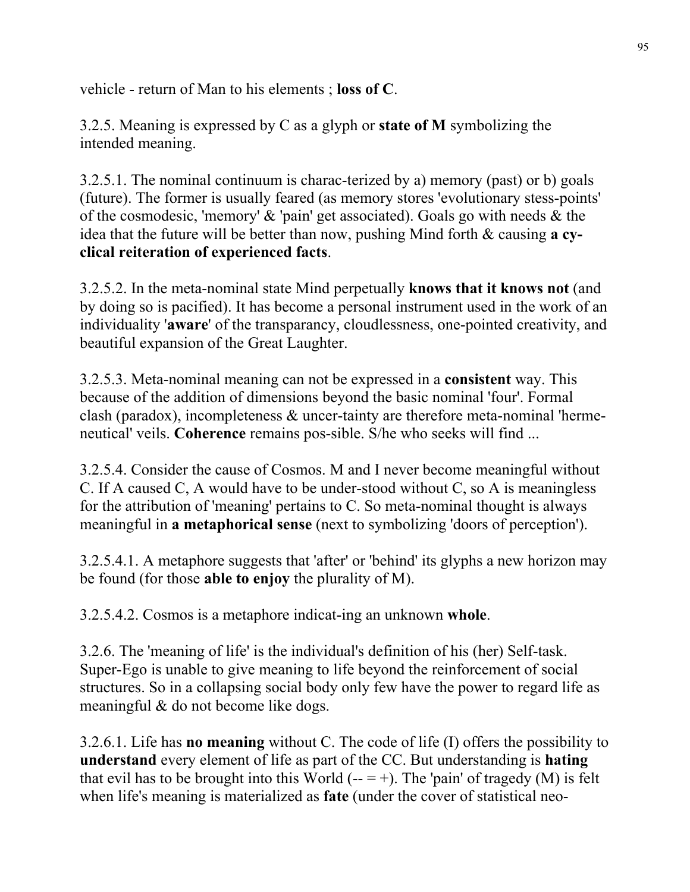vehicle - return of Man to his elements ; **loss of C**.

3.2.5. Meaning is expressed by C as a glyph or **state of M** symbolizing the intended meaning.

3.2.5.1. The nominal continuum is charac-terized by a) memory (past) or b) goals (future). The former is usually feared (as memory stores 'evolutionary stess-points' of the cosmodesic, 'memory' & 'pain' get associated). Goals go with needs & the idea that the future will be better than now, pushing Mind forth & causing **a cy-clical reiteration of experienced facts**.

3.2.5.2. In the meta-nominal state Mind perpetually **knows that it knows not** (and by doing so is pacified). It has become a personal instrument used in the work of an individuality '**aware**' of the transparancy, cloudlessness, one-pointed creativity, and beautiful expansion of the Great Laughter.

3.2.5.3. Meta-nominal meaning can not be expressed in a **consistent** way. This because of the addition of dimensions beyond the basic nominal 'four'. Formal clash (paradox), incompleteness & uncer-tainty are therefore meta-nominal 'herme-neutical' veils. **Coherence** remains pos-sible. S/he who seeks will find ...

3.2.5.4. Consider the cause of Cosmos. M and I never become meaningful without C. If A caused C, A would have to be under-stood without C, so A is meaningless for the attribution of 'meaning' pertains to C. So meta-nominal thought is always meaningful in **a metaphorical sense** (next to symbolizing 'doors of perception').

3.2.5.4.1. A metaphore suggests that 'after' or 'behind' its glyphs a new horizon may be found (for those **able to enjoy** the plurality of M).

3.2.5.4.2. Cosmos is a metaphore indicat-ing an unknown **whole**.

3.2.6. The 'meaning of life' is the individual's definition of his (her) Self-task. Super-Ego is unable to give meaning to life beyond the reinforcement of social structures. So in a collapsing social body only few have the power to regard life as meaningful & do not become like dogs.

3.2.6.1. Life has **no meaning** without C. The code of life (I) offers the possibility to **understand** every element of life as part of the CC. But understanding is **hating** that evil has to be brought into this World (-- = +). The 'pain' of tragedy (M) is felt when life's meaning is materialized as **fate** (under the cover of statistical neo-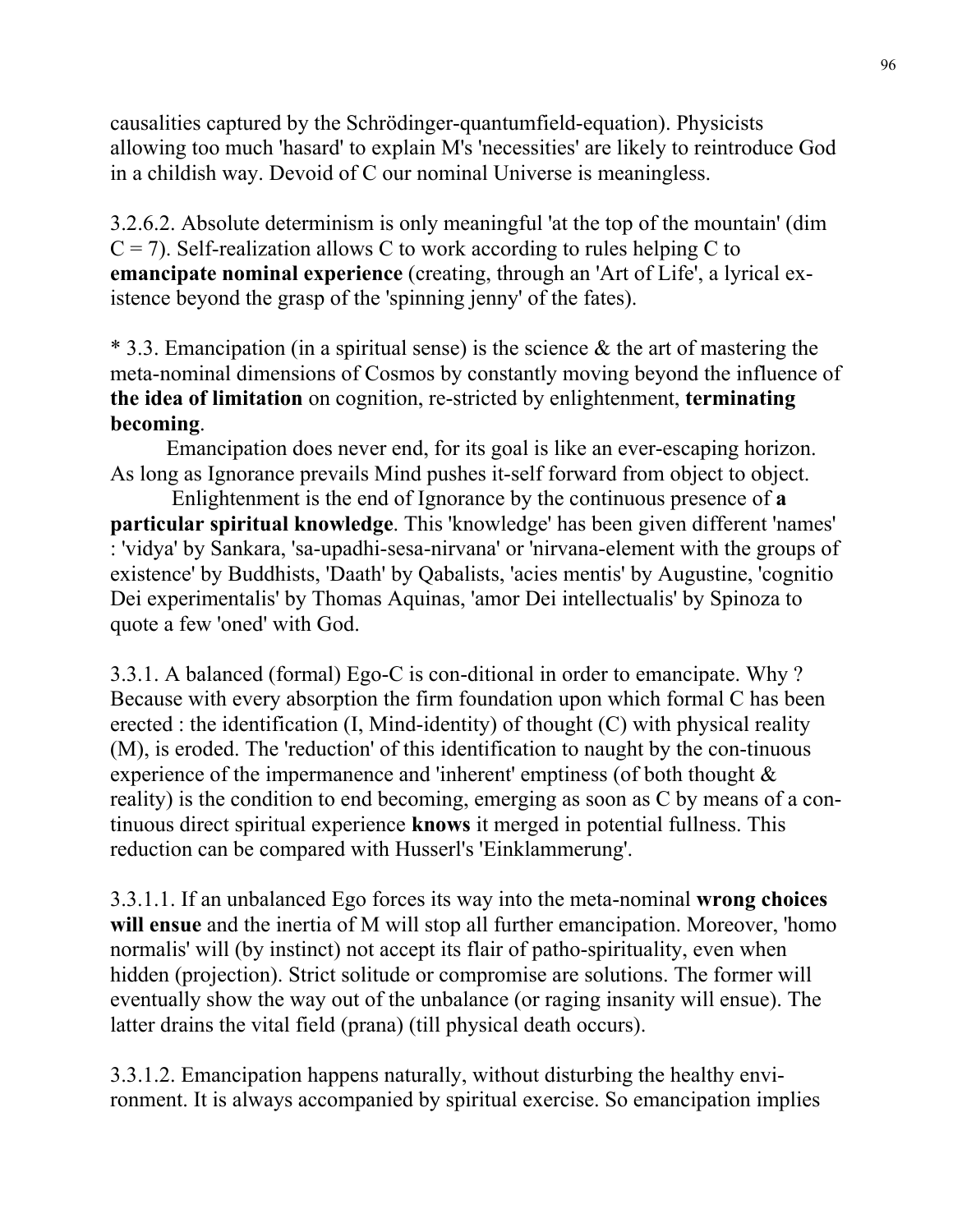causalities captured by the Schrödinger-quantumfield-equation). Physicists allowing too much 'hasard' to explain M's 'necessities' are likely to reintroduce God in a childish way. Devoid of C our nominal Universe is meaningless.

3.2.6.2. Absolute determinism is only meaningful 'at the top of the mountain' (dim C = 7). Self-realization allows C to work according to rules helping C to **emancipate nominal experience** (creating, through an 'Art of Life', a lyrical existence beyond the grasp of the 'spinning jenny' of the fates).

* 3.3. Emancipation (in a spiritual sense) is the science & the art of mastering the meta-nominal dimensions of Cosmos by constantly moving beyond the influence of **the idea of limitation** on cognition, re-stricted by enlightenment, **terminating becoming**.

Emancipation does never end, for its goal is like an ever-escaping horizon. As long as Ignorance prevails Mind pushes it-self forward from object to object.

Enlightenment is the end of Ignorance by the continuous presence of **a particular spiritual knowledge**. This 'knowledge' has been given different 'names' : 'vidya' by Sankara, 'sa-upadhi-sesa-nirvana' or 'nirvana-element with the groups of existence' by Buddhists, 'Daath' by Qabalists, 'acies mentis' by Augustine, 'cognitio Dei experimentalis' by Thomas Aquinas, 'amor Dei intellectualis' by Spinoza to quote a few 'oned' with God.

3.3.1. A balanced (formal) Ego-C is con-ditional in order to emancipate. Why ? Because with every absorption the firm foundation upon which formal C has been erected : the identification (I, Mind-identity) of thought (C) with physical reality (M), is eroded. The 'reduction' of this identification to naught by the con-tinuous experience of the impermanence and 'inherent' emptiness (of both thought & reality) is the condition to end becoming, emerging as soon as C by means of a con-tinuous direct spiritual experience **knows** it merged in potential fullness. This reduction can be compared with Husserl's 'Einklammerung'.

3.3.1.1. If an unbalanced Ego forces its way into the meta-nominal **wrong choices will ensue** and the inertia of M will stop all further emancipation. Moreover, 'homo normalis' will (by instinct) not accept its flair of patho-spirituality, even when hidden (projection). Strict solitude or compromise are solutions. The former will eventually show the way out of the unbalance (or raging insanity will ensue). The latter drains the vital field (prana) (till physical death occurs).

3.3.1.2. Emancipation happens naturally, without disturbing the healthy environment. It is always accompanied by spiritual exercise. So emancipation implies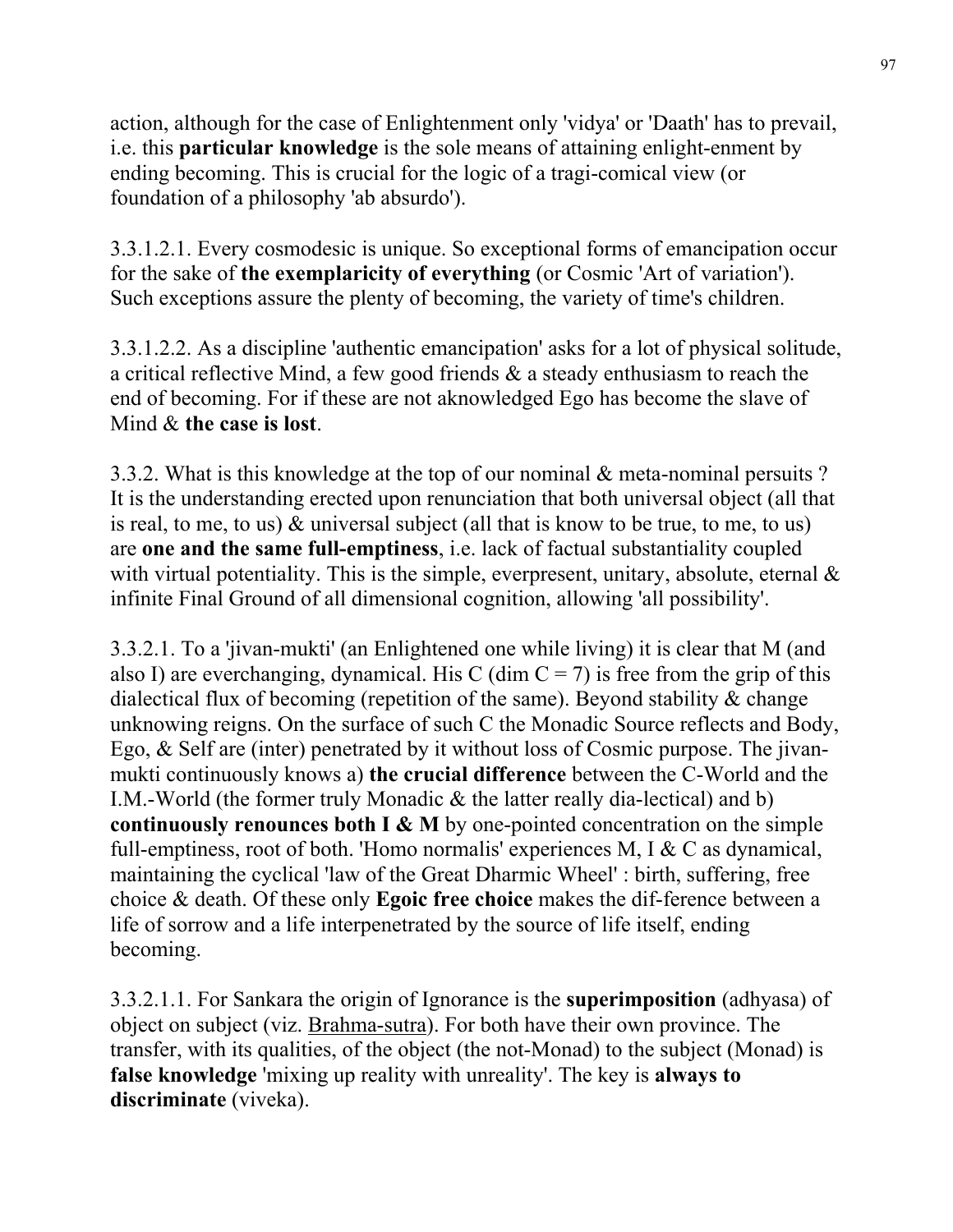action, although for the case of Enlightenment only 'vidya' or 'Daath' has to prevail, i.e. this **particular knowledge** is the sole means of attaining enlight-enment by ending becoming. This is crucial for the logic of a tragi-comical view (or foundation of a philosophy 'ab absurdo').

3.3.1.2.1. Every cosmodesic is unique. So exceptional forms of emancipation occur for the sake of **the exemplaricity of everything** (or Cosmic 'Art of variation'). Such exceptions assure the plenty of becoming, the variety of time's children.

3.3.1.2.2. As a discipline 'authentic emancipation' asks for a lot of physical solitude, a critical reflective Mind, a few good friends & a steady enthusiasm to reach the end of becoming. For if these are not aknowledged Ego has become the slave of Mind & **the case is lost**.

3.3.2. What is this knowledge at the top of our nominal & meta-nominal persuits ? It is the understanding erected upon renunciation that both universal object (all that is real, to me, to us) & universal subject (all that is know to be true, to me, to us) are **one and the same full-emptiness**, i.e. lack of factual substantiality coupled with virtual potentiality. This is the simple, everpresent, unitary, absolute, eternal & infinite Final Ground of all dimensional cognition, allowing 'all possibility'.

3.3.2.1. To a 'jivan-mukti' (an Enlightened one while living) it is clear that M (and also I) are everchanging, dynamical. His C (dim C = 7) is free from the grip of this dialectical flux of becoming (repetition of the same). Beyond stability & change unknowing reigns. On the surface of such C the Monadic Source reflects and Body, Ego, & Self are (inter) penetrated by it without loss of Cosmic purpose. The jivan-mukti continuously knows a) **the crucial difference** between the C-World and the I.M.-World (the former truly Monadic & the latter really dia-lectical) and b) **continuously renounces both I & M** by one-pointed concentration on the simple full-emptiness, root of both. 'Homo normalis' experiences M, I & C as dynamical, maintaining the cyclical 'law of the Great Dharmic Wheel' : birth, suffering, free choice & death. Of these only **Egoic free choice** makes the dif-ference between a life of sorrow and a life interpenetrated by the source of life itself, ending becoming.

3.3.2.1.1. For Sankara the origin of Ignorance is the **superimposition** (adhyasa) of object on subject (viz. Brahma-sutra). For both have their own province. The transfer, with its qualities, of the object (the not-Monad) to the subject (Monad) is **false knowledge** 'mixing up reality with unreality'. The key is **always to discriminate** (viveka).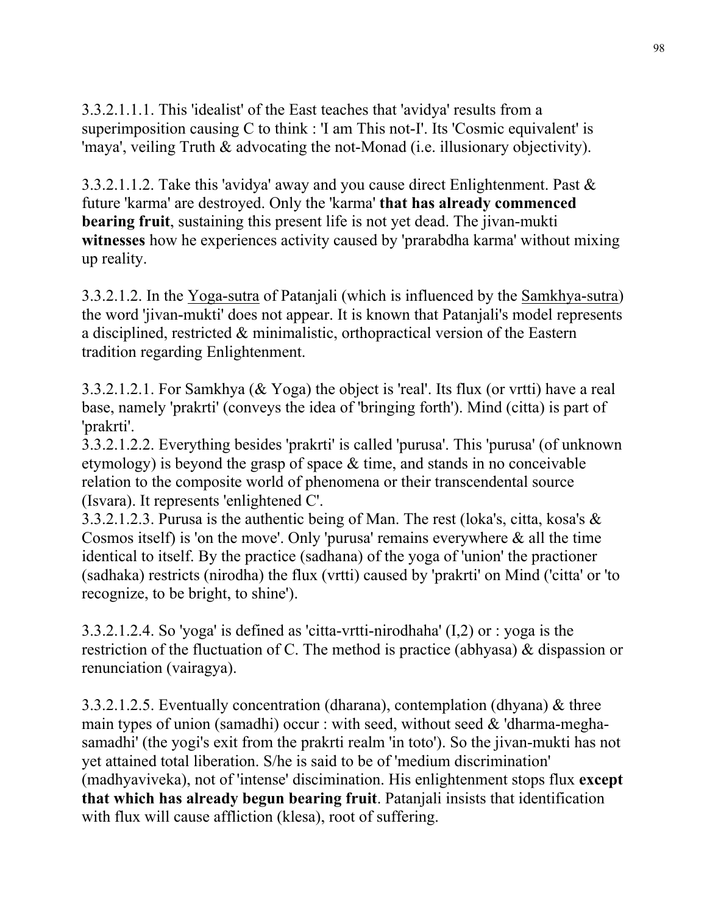3.3.2.1.1.1. This 'idealist' of the East teaches that 'avidya' results from a superimposition causing C to think : 'I am This not-I'. Its 'Cosmic equivalent' is 'maya', veiling Truth & advocating the not-Monad (i.e. illusionary objectivity).

3.3.2.1.1.2. Take this 'avidya' away and you cause direct Enlightenment. Past & future 'karma' are destroyed. Only the 'karma' **that has already commenced bearing fruit**, sustaining this present life is not yet dead. The jivan-mukti **witnesses** how he experiences activity caused by 'prarabdha karma' without mixing up reality.

3.3.2.1.2. In the Yoga-sutra of Patanjali (which is influenced by the Samkhya-sutra) the word 'jivan-mukti' does not appear. It is known that Patanjali's model represents a disciplined, restricted & minimalistic, orthopractical version of the Eastern tradition regarding Enlightenment.

3.3.2.1.2.1. For Samkhya (& Yoga) the object is 'real'. Its flux (or vrtti) have a real base, namely 'prakrti' (conveys the idea of 'bringing forth'). Mind (citta) is part of 'prakrti'.
3.3.2.1.2.2. Everything besides 'prakrti' is called 'purusa'. This 'purusa' (of unknown etymology) is beyond the grasp of space & time, and stands in no conceivable relation to the composite world of phenomena or their transcendental source (Isvara). It represents 'enlightened C'.
3.3.2.1.2.3. Purusa is the authentic being of Man. The rest (loka's, citta, kosa's & Cosmos itself) is 'on the move'. Only 'purusa' remains everywhere & all the time identical to itself. By the practice (sadhana) of the yoga of 'union' the practioner (sadhaka) restricts (nirodha) the flux (vrtti) caused by 'prakrti' on Mind ('citta' or 'to recognize, to be bright, to shine').

3.3.2.1.2.4. So 'yoga' is defined as 'citta-vrtti-nirodhaha' (I,2) or : yoga is the restriction of the fluctuation of C. The method is practice (abhyasa) & dispassion or renunciation (vairagya).

3.3.2.1.2.5. Eventually concentration (dharana), contemplation (dhyana) & three main types of union (samadhi) occur : with seed, without seed & 'dharma-megha-samadhi' (the yogi's exit from the prakrti realm 'in toto'). So the jivan-mukti has not yet attained total liberation. S/he is said to be of 'medium discrimination' (madhyaviveka), not of 'intense' discimination. His enlightenment stops flux **except that which has already begun bearing fruit**. Patanjali insists that identification with flux will cause affliction (klesa), root of suffering.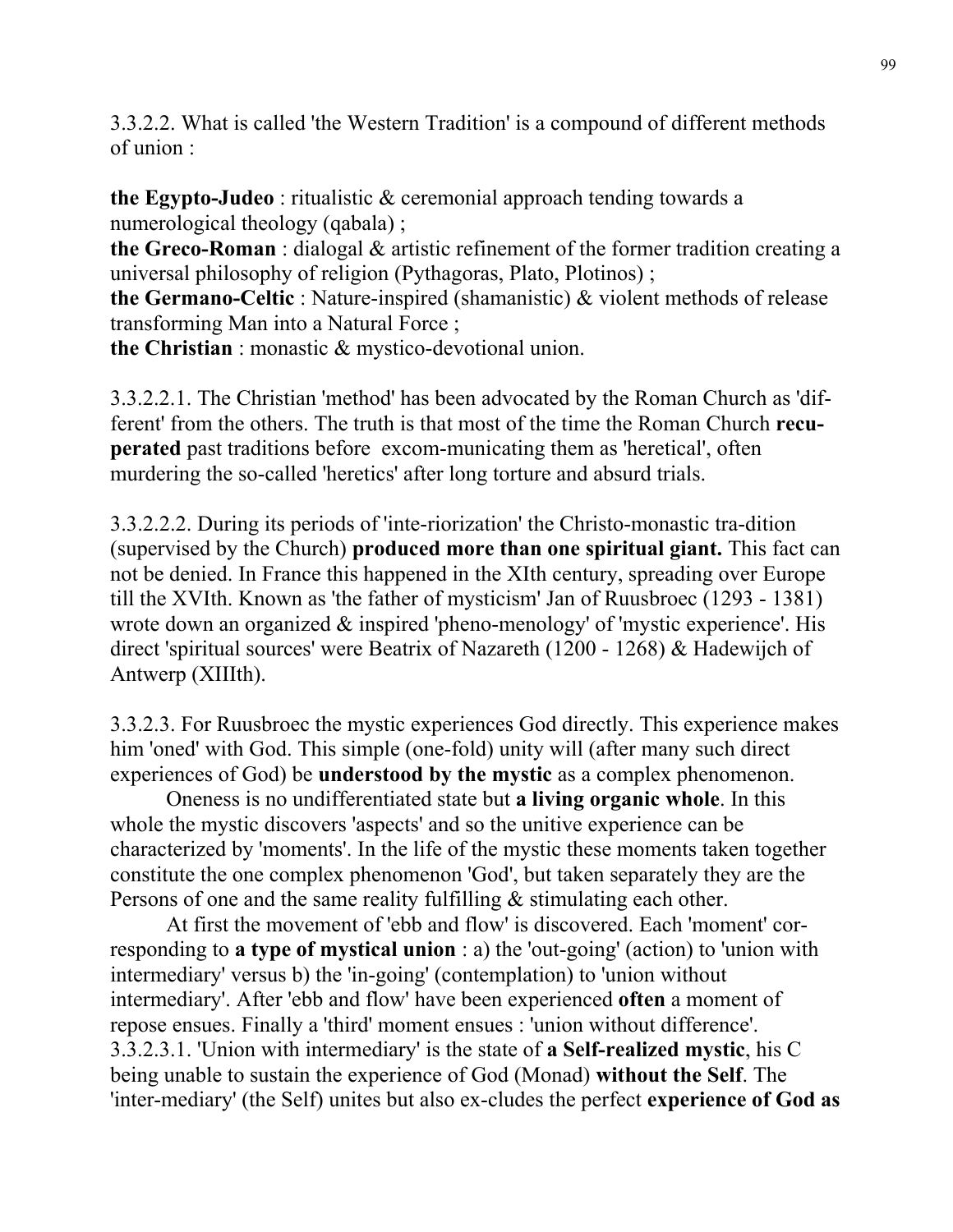3.3.2.2. What is called 'the Western Tradition' is a compound of different methods of union :

**the Egypto-Judeo** : ritualistic & ceremonial approach tending towards a numerological theology (qabala) ;
**the Greco-Roman** : dialogal & artistic refinement of the former tradition creating a universal philosophy of religion (Pythagoras, Plato, Plotinos) ;
**the Germano-Celtic** : Nature-inspired (shamanistic) & violent methods of release transforming Man into a Natural Force ;
**the Christian** : monastic & mystico-devotional union.

3.3.2.2.1. The Christian 'method' has been advocated by the Roman Church as 'different' from the others. The truth is that most of the time the Roman Church **recuperated** past traditions before excom-municating them as 'heretical', often murdering the so-called 'heretics' after long torture and absurd trials.

3.3.2.2.2. During its periods of 'inte-riorization' the Christo-monastic tra-dition (supervised by the Church) **produced more than one spiritual giant.** This fact can not be denied. In France this happened in the XIth century, spreading over Europe till the XVIth. Known as 'the father of mysticism' Jan of Ruusbroec (1293 - 1381) wrote down an organized & inspired 'pheno-menology' of 'mystic experience'. His direct 'spiritual sources' were Beatrix of Nazareth (1200 - 1268) & Hadewijch of Antwerp (XIIIth).

3.3.2.3. For Ruusbroec the mystic experiences God directly. This experience makes him 'oned' with God. This simple (one-fold) unity will (after many such direct experiences of God) be **understood by the mystic** as a complex phenomenon.

Oneness is no undifferentiated state but **a living organic whole**. In this whole the mystic discovers 'aspects' and so the unitive experience can be characterized by 'moments'. In the life of the mystic these moments taken together constitute the one complex phenomenon 'God', but taken separately they are the Persons of one and the same reality fulfilling & stimulating each other.

At first the movement of 'ebb and flow' is discovered. Each 'moment' cor-responding to **a type of mystical union** : a) the 'out-going' (action) to 'union with intermediary' versus b) the 'in-going' (contemplation) to 'union without intermediary'. After 'ebb and flow' have been experienced **often** a moment of repose ensues. Finally a 'third' moment ensues : 'union without difference'.

3.3.2.3.1. 'Union with intermediary' is the state of **a Self-realized mystic**, his C being unable to sustain the experience of God (Monad) **without the Self**. The 'inter-mediary' (the Self) unites but also ex-cludes the perfect **experience of God as**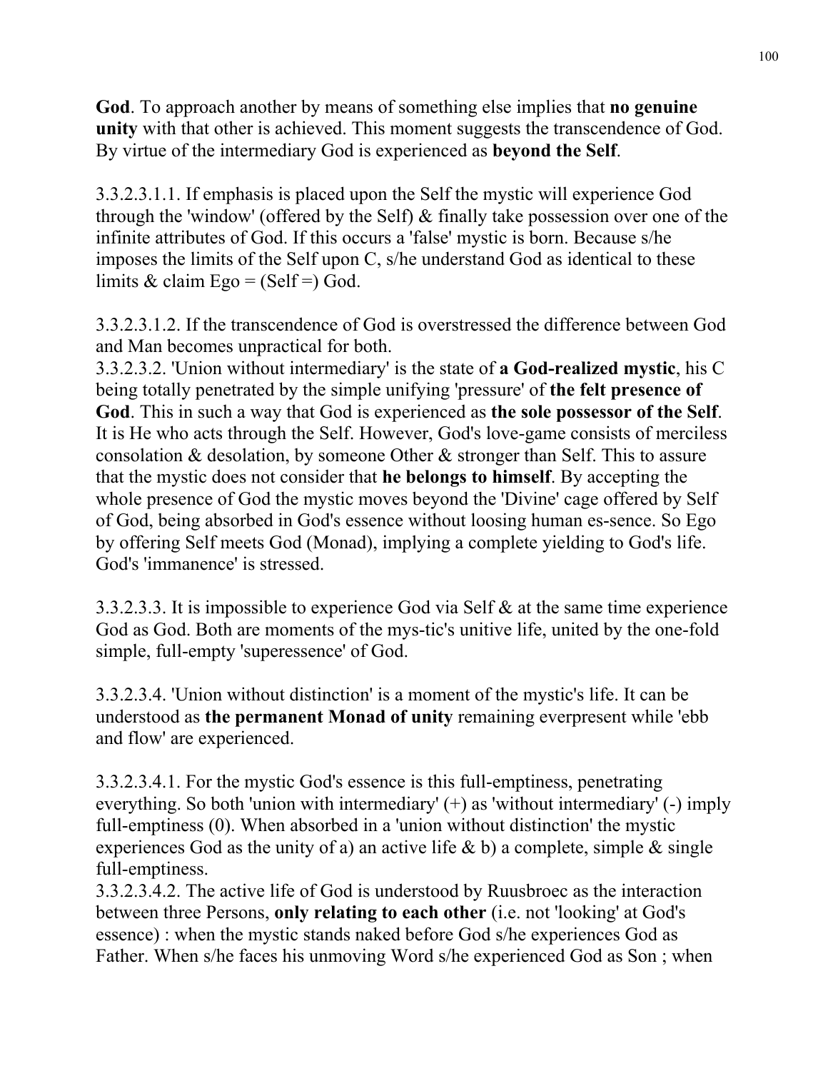**God**. To approach another by means of something else implies that **no genuine unity** with that other is achieved. This moment suggests the transcendence of God. By virtue of the intermediary God is experienced as **beyond the Self**.

3.3.2.3.1.1. If emphasis is placed upon the Self the mystic will experience God through the 'window' (offered by the Self) & finally take possession over one of the infinite attributes of God. If this occurs a 'false' mystic is born. Because s/he imposes the limits of the Self upon C, s/he understand God as identical to these limits & claim Ego = (Self =) God.

3.3.2.3.1.2. If the transcendence of God is overstressed the difference between God and Man becomes unpractical for both.

3.3.2.3.2. 'Union without intermediary' is the state of **a God-realized mystic**, his C being totally penetrated by the simple unifying 'pressure' of **the felt presence of God**. This in such a way that God is experienced as **the sole possessor of the Self**. It is He who acts through the Self. However, God's love-game consists of merciless consolation & desolation, by someone Other & stronger than Self. This to assure that the mystic does not consider that **he belongs to himself**. By accepting the whole presence of God the mystic moves beyond the 'Divine' cage offered by Self of God, being absorbed in God's essence without loosing human es-sence. So Ego by offering Self meets God (Monad), implying a complete yielding to God's life. God's 'immanence' is stressed.

3.3.2.3.3. It is impossible to experience God via Self & at the same time experience God as God. Both are moments of the mys-tic's unitive life, united by the one-fold simple, full-empty 'superessence' of God.

3.3.2.3.4. 'Union without distinction' is a moment of the mystic's life. It can be understood as **the permanent Monad of unity** remaining everpresent while 'ebb and flow' are experienced.

3.3.2.3.4.1. For the mystic God's essence is this full-emptiness, penetrating everything. So both 'union with intermediary' (+) as 'without intermediary' (-) imply full-emptiness (0). When absorbed in a 'union without distinction' the mystic experiences God as the unity of a) an active life & b) a complete, simple & single full-emptiness.

3.3.2.3.4.2. The active life of God is understood by Ruusbroec as the interaction between three Persons, **only relating to each other** (i.e. not 'looking' at God's essence) : when the mystic stands naked before God s/he experiences God as Father. When s/he faces his unmoving Word s/he experienced God as Son ; when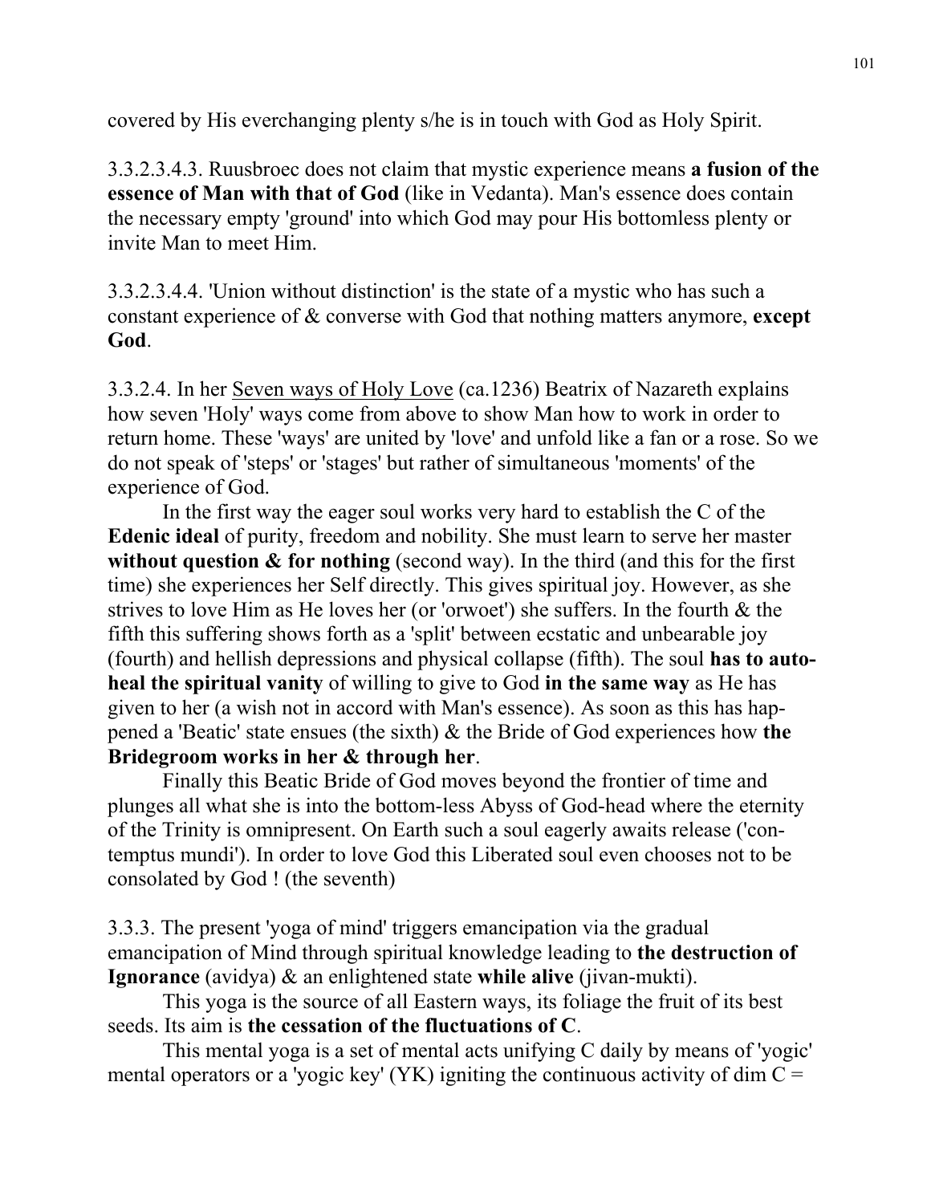covered by His everchanging plenty s/he is in touch with God as Holy Spirit.

3.3.2.3.4.3. Ruusbroec does not claim that mystic experience means **a fusion of the essence of Man with that of God** (like in Vedanta). Man's essence does contain the necessary empty 'ground' into which God may pour His bottomless plenty or invite Man to meet Him.

3.3.2.3.4.4. 'Union without distinction' is the state of a mystic who has such a constant experience of & converse with God that nothing matters anymore, **except God**.

3.3.2.4. In her <u>Seven ways of Holy Love</u> (ca.1236) Beatrix of Nazareth explains how seven 'Holy' ways come from above to show Man how to work in order to return home. These 'ways' are united by 'love' and unfold like a fan or a rose. So we do not speak of 'steps' or 'stages' but rather of simultaneous 'moments' of the experience of God.

In the first way the eager soul works very hard to establish the C of the **Edenic ideal** of purity, freedom and nobility. She must learn to serve her master **without question & for nothing** (second way). In the third (and this for the first time) she experiences her Self directly. This gives spiritual joy. However, as she strives to love Him as He loves her (or 'orwoet') she suffers. In the fourth & the fifth this suffering shows forth as a 'split' between ecstatic and unbearable joy (fourth) and hellish depressions and physical collapse (fifth). The soul **has to auto-heal the spiritual vanity** of willing to give to God **in the same way** as He has given to her (a wish not in accord with Man's essence). As soon as this has happened a 'Beatic' state ensues (the sixth) & the Bride of God experiences how **the Bridegroom works in her & through her**.

Finally this Beatic Bride of God moves beyond the frontier of time and plunges all what she is into the bottom-less Abyss of God-head where the eternity of the Trinity is omnipresent. On Earth such a soul eagerly awaits release ('contemptus mundi'). In order to love God this Liberated soul even chooses not to be consolated by God ! (the seventh)

3.3.3. The present 'yoga of mind' triggers emancipation via the gradual emancipation of Mind through spiritual knowledge leading to **the destruction of Ignorance** (avidya) & an enlightened state **while alive** (jivan-mukti).

This yoga is the source of all Eastern ways, its foliage the fruit of its best seeds. Its aim is **the cessation of the fluctuations of C**.

This mental yoga is a set of mental acts unifying C daily by means of 'yogic' mental operators or a 'yogic key' (YK) igniting the continuous activity of dim C =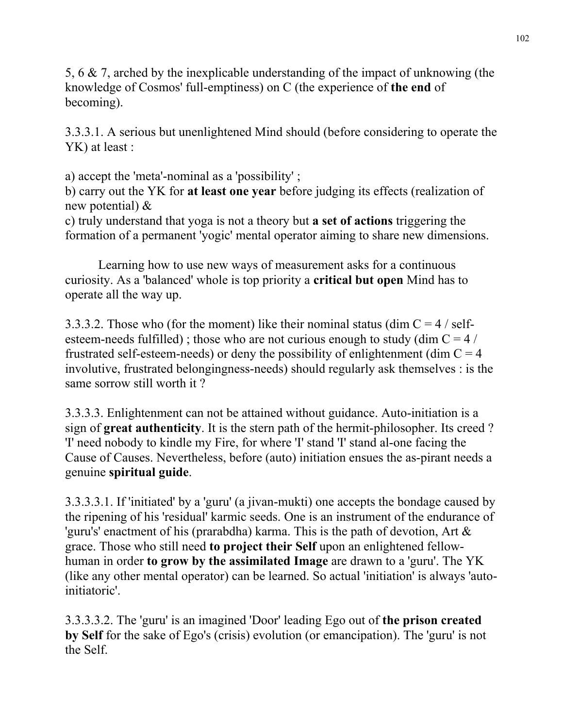5, 6 & 7, arched by the inexplicable understanding of the impact of unknowing (the knowledge of Cosmos' full-emptiness) on C (the experience of **the end** of becoming).

3.3.3.1. A serious but unenlightened Mind should (before considering to operate the YK) at least :

a) accept the 'meta'-nominal as a 'possibility' ;
b) carry out the YK for **at least one year** before judging its effects (realization of new potential) &
c) truly understand that yoga is not a theory but **a set of actions** triggering the formation of a permanent 'yogic' mental operator aiming to share new dimensions.

Learning how to use new ways of measurement asks for a continuous curiosity. As a 'balanced' whole is top priority a **critical but open** Mind has to operate all the way up.

3.3.3.2. Those who (for the moment) like their nominal status (dim C = 4 / self-esteem-needs fulfilled) ; those who are not curious enough to study (dim C = 4 / frustrated self-esteem-needs) or deny the possibility of enlightenment (dim C = 4 involutive, frustrated belongingness-needs) should regularly ask themselves : is the same sorrow still worth it ?

3.3.3.3. Enlightenment can not be attained without guidance. Auto-initiation is a sign of **great authenticity**. It is the stern path of the hermit-philosopher. Its creed ? 'I' need nobody to kindle my Fire, for where 'I' stand 'I' stand al-one facing the Cause of Causes. Nevertheless, before (auto) initiation ensues the as-pirant needs a genuine **spiritual guide**.

3.3.3.3.1. If 'initiated' by a 'guru' (a jivan-mukti) one accepts the bondage caused by the ripening of his 'residual' karmic seeds. One is an instrument of the endurance of 'guru's' enactment of his (prarabdha) karma. This is the path of devotion, Art & grace. Those who still need **to project their Self** upon an enlightened fellow-human in order **to grow by the assimilated Image** are drawn to a 'guru'. The YK (like any other mental operator) can be learned. So actual 'initiation' is always 'auto-initiatoric'.

3.3.3.3.2. The 'guru' is an imagined 'Door' leading Ego out of **the prison created by Self** for the sake of Ego's (crisis) evolution (or emancipation). The 'guru' is not the Self.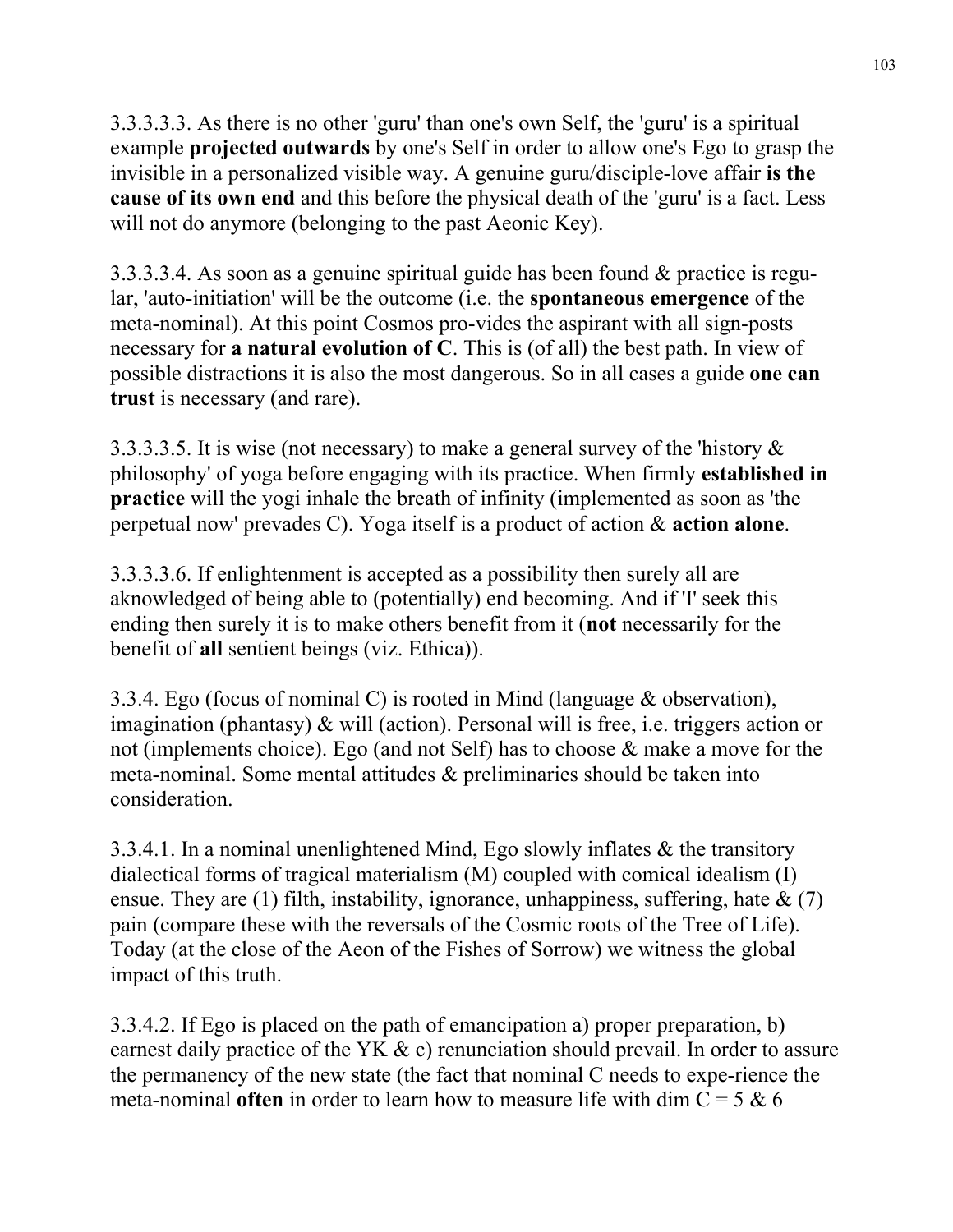3.3.3.3.3. As there is no other 'guru' than one's own Self, the 'guru' is a spiritual example **projected outwards** by one's Self in order to allow one's Ego to grasp the invisible in a personalized visible way. A genuine guru/disciple-love affair **is the cause of its own end** and this before the physical death of the 'guru' is a fact. Less will not do anymore (belonging to the past Aeonic Key).

3.3.3.3.4. As soon as a genuine spiritual guide has been found & practice is regu-lar, 'auto-initiation' will be the outcome (i.e. the **spontaneous emergence** of the meta-nominal). At this point Cosmos pro-vides the aspirant with all sign-posts necessary for **a natural evolution of C**. This is (of all) the best path. In view of possible distractions it is also the most dangerous. So in all cases a guide **one can trust** is necessary (and rare).

3.3.3.3.5. It is wise (not necessary) to make a general survey of the 'history & philosophy' of yoga before engaging with its practice. When firmly **established in practice** will the yogi inhale the breath of infinity (implemented as soon as 'the perpetual now' prevades C). Yoga itself is a product of action & **action alone**.

3.3.3.3.6. If enlightenment is accepted as a possibility then surely all are aknowledged of being able to (potentially) end becoming. And if 'I' seek this ending then surely it is to make others benefit from it (**not** necessarily for the benefit of **all** sentient beings (viz. Ethica)).

3.3.4. Ego (focus of nominal C) is rooted in Mind (language & observation), imagination (phantasy) & will (action). Personal will is free, i.e. triggers action or not (implements choice). Ego (and not Self) has to choose & make a move for the meta-nominal. Some mental attitudes & preliminaries should be taken into consideration.

3.3.4.1. In a nominal unenlightened Mind, Ego slowly inflates & the transitory dialectical forms of tragical materialism (M) coupled with comical idealism (I) ensue. They are (1) filth, instability, ignorance, unhappiness, suffering, hate & (7) pain (compare these with the reversals of the Cosmic roots of the Tree of Life). Today (at the close of the Aeon of the Fishes of Sorrow) we witness the global impact of this truth.

3.3.4.2. If Ego is placed on the path of emancipation a) proper preparation, b) earnest daily practice of the YK & c) renunciation should prevail. In order to assure the permanency of the new state (the fact that nominal C needs to expe-rience the meta-nominal **often** in order to learn how to measure life with dim C = 5 & 6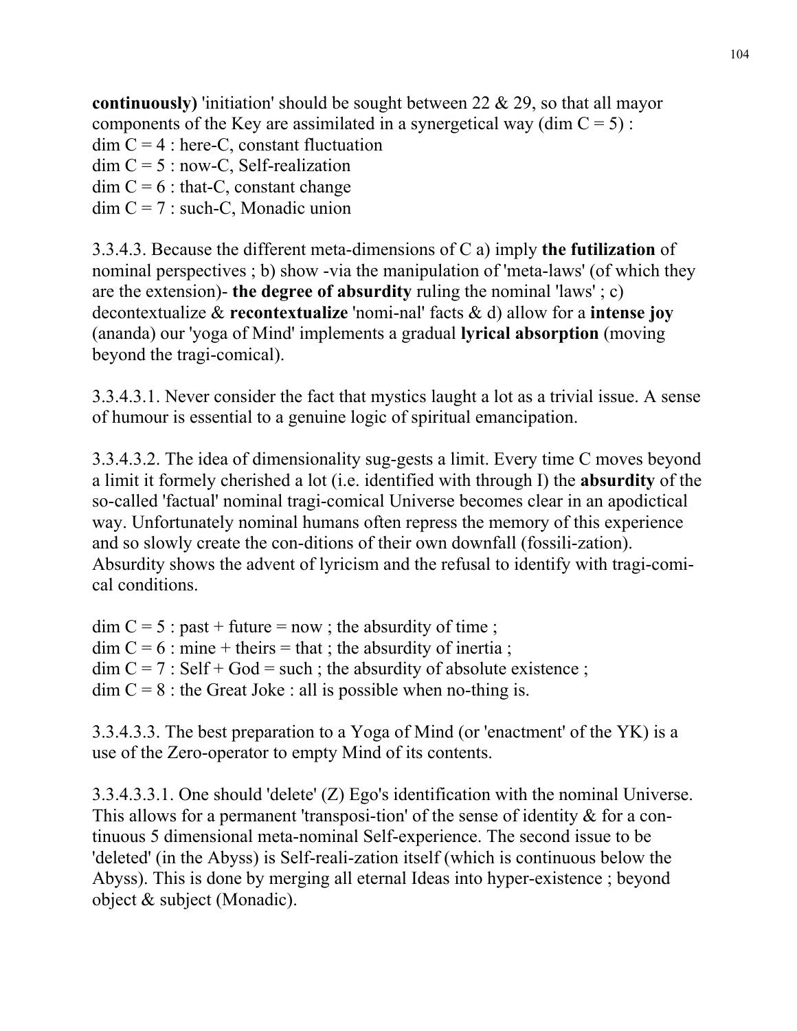**continuously)** 'initiation' should be sought between 22 & 29, so that all mayor components of the Key are assimilated in a synergetical way (dim C = 5) :
dim C = 4 : here-C, constant fluctuation
dim C = 5 : now-C, Self-realization
dim C = 6 : that-C, constant change
dim C = 7 : such-C, Monadic union

3.3.4.3. Because the different meta-dimensions of C a) imply **the futilization** of nominal perspectives ; b) show -via the manipulation of 'meta-laws' (of which they are the extension)- **the degree of absurdity** ruling the nominal 'laws' ; c) decontextualize & **recontextualize** 'nomi-nal' facts & d) allow for a **intense joy** (ananda) our 'yoga of Mind' implements a gradual **lyrical absorption** (moving beyond the tragi-comical).

3.3.4.3.1. Never consider the fact that mystics laught a lot as a trivial issue. A sense of humour is essential to a genuine logic of spiritual emancipation.

3.3.4.3.2. The idea of dimensionality sug-gests a limit. Every time C moves beyond a limit it formely cherished a lot (i.e. identified with through I) the **absurdity** of the so-called 'factual' nominal tragi-comical Universe becomes clear in an apodictical way. Unfortunately nominal humans often repress the memory of this experience and so slowly create the con-ditions of their own downfall (fossili-zation). Absurdity shows the advent of lyricism and the refusal to identify with tragi-comi-cal conditions.

dim C = 5 : past + future = now ; the absurdity of time ;
dim C = 6 : mine + theirs = that ; the absurdity of inertia ;
dim C = 7 : Self + God = such ; the absurdity of absolute existence ;
dim C = 8 : the Great Joke : all is possible when no-thing is.

3.3.4.3.3. The best preparation to a Yoga of Mind (or 'enactment' of the YK) is a use of the Zero-operator to empty Mind of its contents.

3.3.4.3.3.1. One should 'delete' (Z) Ego's identification with the nominal Universe. This allows for a permanent 'transposi-tion' of the sense of identity & for a con-tinuous 5 dimensional meta-nominal Self-experience. The second issue to be 'deleted' (in the Abyss) is Self-reali-zation itself (which is continuous below the Abyss). This is done by merging all eternal Ideas into hyper-existence ; beyond object & subject (Monadic).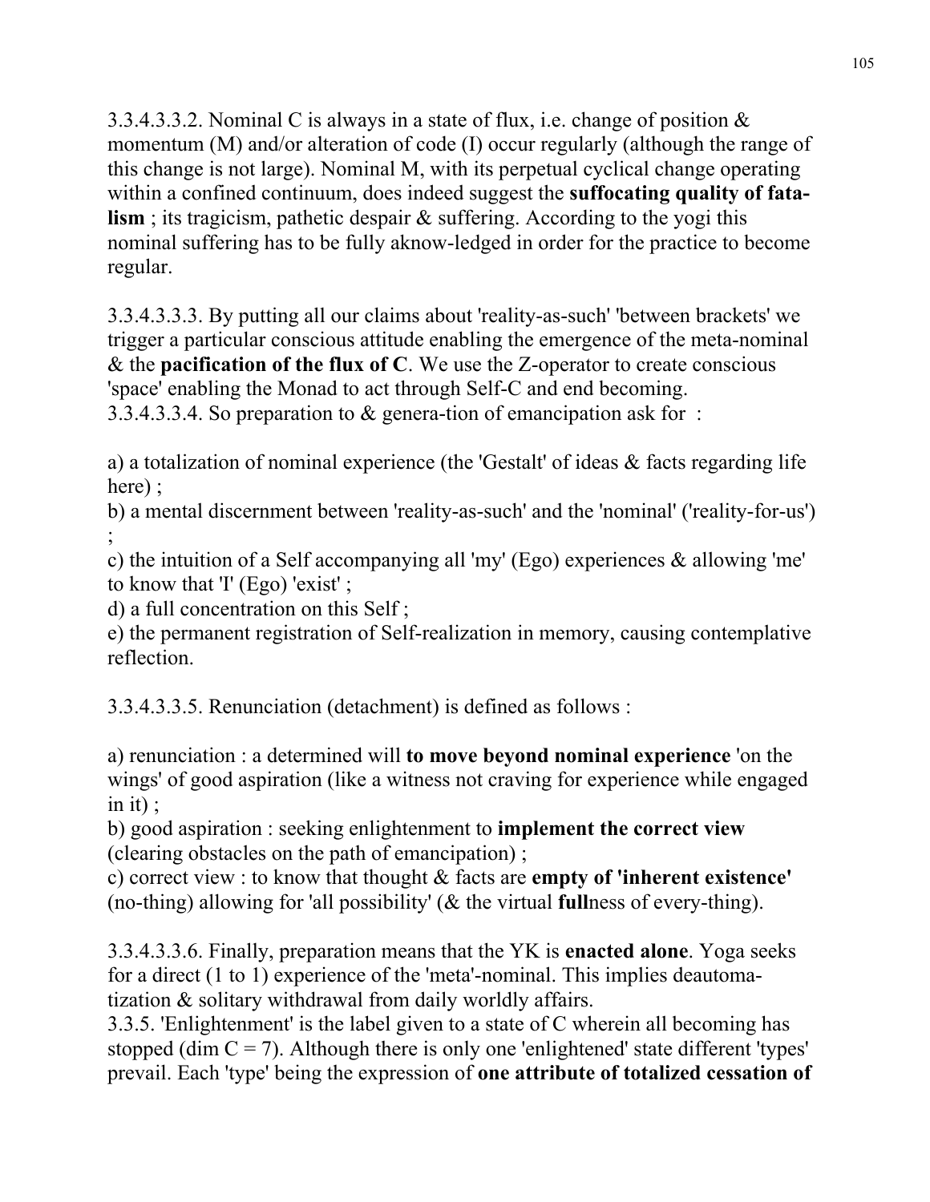3.3.4.3.3.2. Nominal C is always in a state of flux, i.e. change of position & momentum (M) and/or alteration of code (I) occur regularly (although the range of this change is not large). Nominal M, with its perpetual cyclical change operating within a confined continuum, does indeed suggest the **suffocating quality of fatalism** ; its tragicism, pathetic despair & suffering. According to the yogi this nominal suffering has to be fully aknow-ledged in order for the practice to become regular.

3.3.4.3.3.3. By putting all our claims about 'reality-as-such' 'between brackets' we trigger a particular conscious attitude enabling the emergence of the meta-nominal & the **pacification of the flux of C**. We use the Z-operator to create conscious 'space' enabling the Monad to act through Self-C and end becoming.
3.3.4.3.3.4. So preparation to & genera-tion of emancipation ask for :

a) a totalization of nominal experience (the 'Gestalt' of ideas & facts regarding life here) ;
b) a mental discernment between 'reality-as-such' and the 'nominal' ('reality-for-us') ;
c) the intuition of a Self accompanying all 'my' (Ego) experiences & allowing 'me' to know that 'I' (Ego) 'exist' ;
d) a full concentration on this Self ;
e) the permanent registration of Self-realization in memory, causing contemplative reflection.

3.3.4.3.3.5. Renunciation (detachment) is defined as follows :

a) renunciation : a determined will **to move beyond nominal experience** 'on the wings' of good aspiration (like a witness not craving for experience while engaged in it) ;
b) good aspiration : seeking enlightenment to **implement the correct view** (clearing obstacles on the path of emancipation) ;
c) correct view : to know that thought & facts are **empty of 'inherent existence'** (no-thing) allowing for 'all possibility' (& the virtual **full**ness of every-thing).

3.3.4.3.3.6. Finally, preparation means that the YK is **enacted alone**. Yoga seeks for a direct (1 to 1) experience of the 'meta'-nominal. This implies deautomatization & solitary withdrawal from daily worldly affairs.
3.3.5. 'Enlightenment' is the label given to a state of C wherein all becoming has stopped (dim C = 7). Although there is only one 'enlightened' state different 'types' prevail. Each 'type' being the expression of **one attribute of totalized cessation of**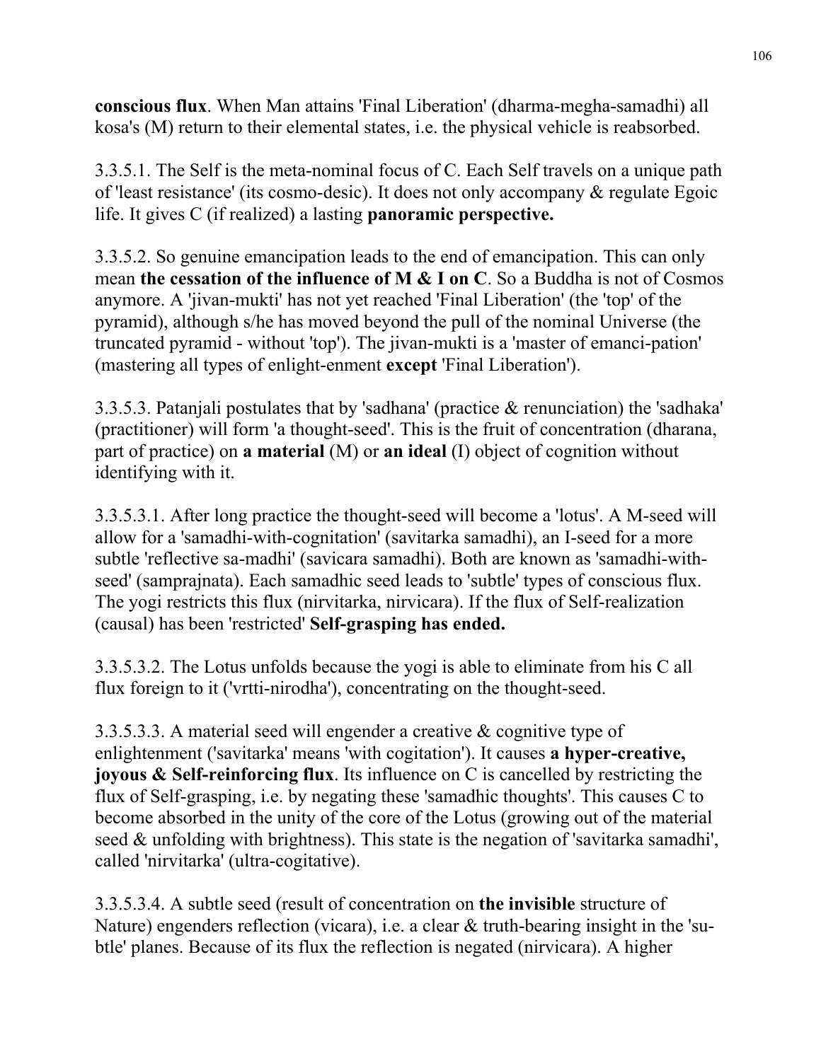**conscious flux**. When Man attains 'Final Liberation' (dharma-megha-samadhi) all kosa's (M) return to their elemental states, i.e. the physical vehicle is reabsorbed.

3.3.5.1. The Self is the meta-nominal focus of C. Each Self travels on a unique path of 'least resistance' (its cosmo-desic). It does not only accompany & regulate Egoic life. It gives C (if realized) a lasting **panoramic perspective.**

3.3.5.2. So genuine emancipation leads to the end of emancipation. This can only mean **the cessation of the influence of M & I on C**. So a Buddha is not of Cosmos anymore. A 'jivan-mukti' has not yet reached 'Final Liberation' (the 'top' of the pyramid), although s/he has moved beyond the pull of the nominal Universe (the truncated pyramid - without 'top'). The jivan-mukti is a 'master of emanci-pation' (mastering all types of enlight-enment **except** 'Final Liberation').

3.3.5.3. Patanjali postulates that by 'sadhana' (practice & renunciation) the 'sadhaka' (practitioner) will form 'a thought-seed'. This is the fruit of concentration (dharana, part of practice) on **a material** (M) or **an ideal** (I) object of cognition without identifying with it.

3.3.5.3.1. After long practice the thought-seed will become a 'lotus'. A M-seed will allow for a 'samadhi-with-cognitation' (savitarka samadhi), an I-seed for a more subtle 'reflective sa-madhi' (savicara samadhi). Both are known as 'samadhi-with-seed' (samprajnata). Each samadhic seed leads to 'subtle' types of conscious flux. The yogi restricts this flux (nirvitarka, nirvicara). If the flux of Self-realization (causal) has been 'restricted' **Self-grasping has ended.**

3.3.5.3.2. The Lotus unfolds because the yogi is able to eliminate from his C all flux foreign to it ('vrtti-nirodha'), concentrating on the thought-seed.

3.3.5.3.3. A material seed will engender a creative & cognitive type of enlightenment ('savitarka' means 'with cogitation'). It causes **a hyper-creative, joyous & Self-reinforcing flux**. Its influence on C is cancelled by restricting the flux of Self-grasping, i.e. by negating these 'samadhic thoughts'. This causes C to become absorbed in the unity of the core of the Lotus (growing out of the material seed & unfolding with brightness). This state is the negation of 'savitarka samadhi', called 'nirvitarka' (ultra-cogitative).

3.3.5.3.4. A subtle seed (result of concentration on **the invisible** structure of Nature) engenders reflection (vicara), i.e. a clear & truth-bearing insight in the 'su-btle' planes. Because of its flux the reflection is negated (nirvicara). A higher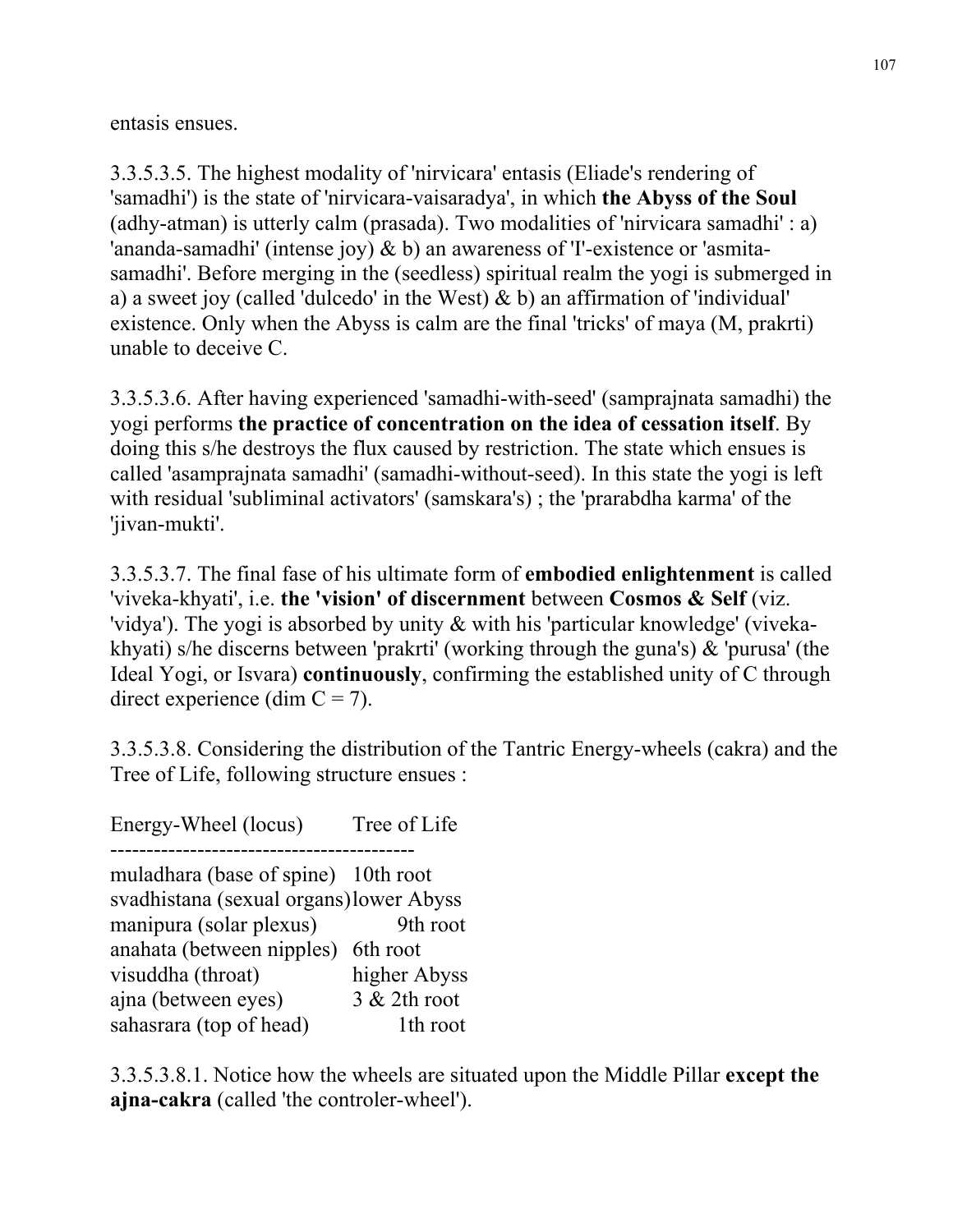entasis ensues.

3.3.5.3.5. The highest modality of 'nirvicara' entasis (Eliade's rendering of 'samadhi') is the state of 'nirvicara-vaisaradya', in which **the Abyss of the Soul** (adhy-atman) is utterly calm (prasada). Two modalities of 'nirvicara samadhi' : a) 'ananda-samadhi' (intense joy) & b) an awareness of 'I'-existence or 'asmita-samadhi'. Before merging in the (seedless) spiritual realm the yogi is submerged in a) a sweet joy (called 'dulcedo' in the West) & b) an affirmation of 'individual' existence. Only when the Abyss is calm are the final 'tricks' of maya (M, prakrti) unable to deceive C.

3.3.5.3.6. After having experienced 'samadhi-with-seed' (samprajnata samadhi) the yogi performs **the practice of concentration on the idea of cessation itself**. By doing this s/he destroys the flux caused by restriction. The state which ensues is called 'asamprajnata samadhi' (samadhi-without-seed). In this state the yogi is left with residual 'subliminal activators' (samskara's) ; the 'prarabdha karma' of the 'jivan-mukti'.

3.3.5.3.7. The final fase of his ultimate form of **embodied enlightenment** is called 'viveka-khyati', i.e. **the 'vision' of discernment** between **Cosmos & Self** (viz. 'vidya'). The yogi is absorbed by unity & with his 'particular knowledge' (viveka-khyati) s/he discerns between 'prakrti' (working through the guna's) & 'purusa' (the Ideal Yogi, or Isvara) **continuously**, confirming the established unity of C through direct experience (dim C = 7).

3.3.5.3.8. Considering the distribution of the Tantric Energy-wheels (cakra) and the Tree of Life, following structure ensues :

| Energy-Wheel (locus) | Tree of Life |
|---|---|
| muladhara (base of spine) | 10th root |
| svadhistana (sexual organs) | lower Abyss |
| manipura (solar plexus) | 9th root |
| anahata (between nipples) | 6th root |
| visuddha (throat) | higher Abyss |
| ajna (between eyes) | 3 & 2th root |
| sahasrara (top of head) | 1th root |

3.3.5.3.8.1. Notice how the wheels are situated upon the Middle Pillar **except the ajna-cakra** (called 'the controler-wheel').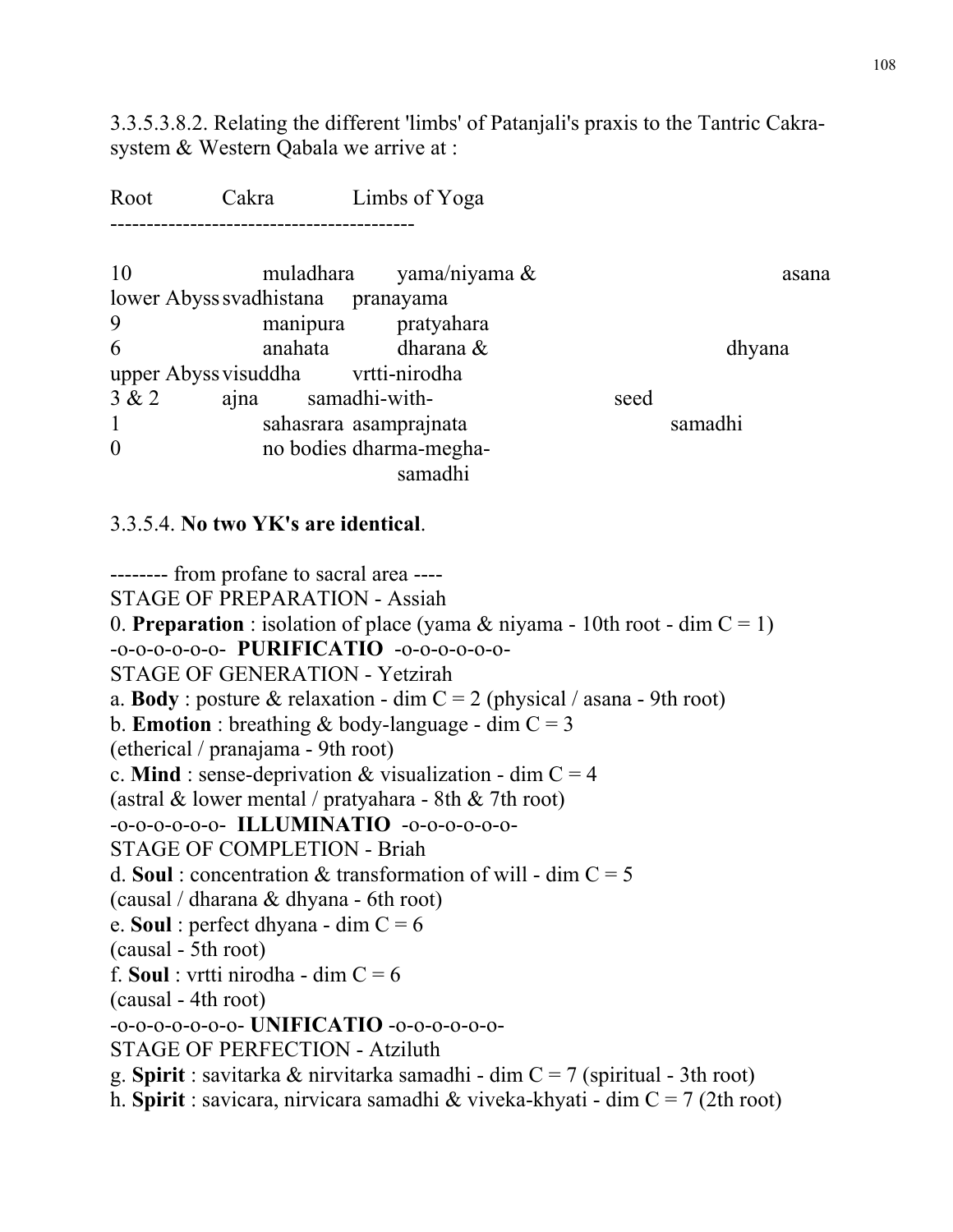3.3.5.3.8.2. Relating the different 'limbs' of Patanjali's praxis to the Tantric Cakra-system & Western Qabala we arrive at :

| Root | Cakra | Limbs of Yoga |
|---|---|---|
| 10 | muladhara | yama/niyama & asana |
| lower Abyss | svadhistana | pranayama |
| 9 | manipura | pratyahara |
| 6 | anahata | dharana & dhyana |
| upper Abyss | visuddha | vrtti-nirodha |
| 3 & 2 | ajna | samadhi-with-seed |
| 1 | sahasrara | asamprajnata samadhi |
| 0 | no bodies | dharma-megha-samadhi |

3.3.5.4. **No two YK's are identical**.

-------- from profane to sacral area ----

STAGE OF PREPARATION - Assiah

0. **Preparation** : isolation of place (yama & niyama - 10th root - dim C = 1)

-o-o-o-o-o-o- **PURIFICATIO** -o-o-o-o-o-o-

STAGE OF GENERATION - Yetzirah

a. **Body** : posture & relaxation - dim C = 2 (physical / asana - 9th root)

b. **Emotion** : breathing & body-language - dim C = 3 (etherical / pranajama - 9th root)

c. **Mind** : sense-deprivation & visualization - dim C = 4 (astral & lower mental / pratyahara - 8th & 7th root)

-o-o-o-o-o-o- **ILLUMINATIO** -o-o-o-o-o-o-

STAGE OF COMPLETION - Briah

d. **Soul** : concentration & transformation of will - dim C = 5 (causal / dharana & dhyana - 6th root)

e. **Soul** : perfect dhyana - dim C = 6 (causal - 5th root)

f. **Soul** : vrtti nirodha - dim C = 6 (causal - 4th root)

-o-o-o-o-o-o-o- **UNIFICATIO** -o-o-o-o-o-o-

STAGE OF PERFECTION - Atziluth

g. **Spirit** : savitarka & nirvitarka samadhi - dim C = 7 (spiritual - 3th root)

h. **Spirit** : savicara, nirvicara samadhi & viveka-khyati - dim C = 7 (2th root)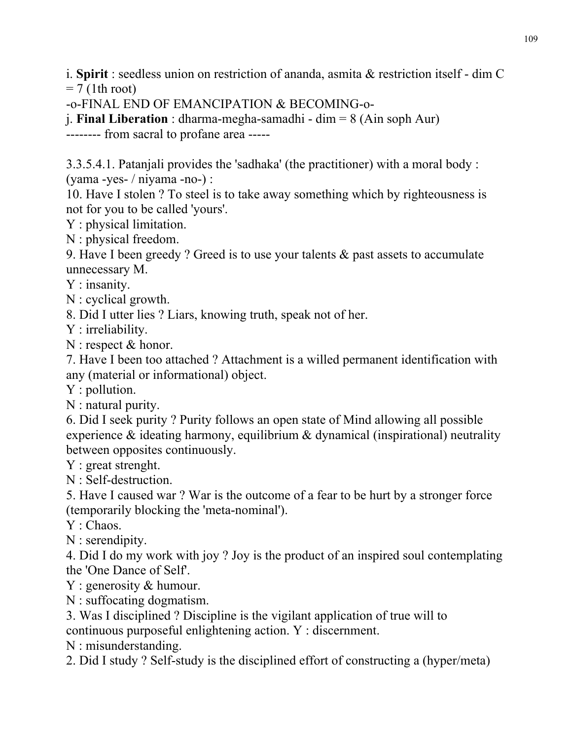i. **Spirit** : seedless union on restriction of ananda, asmita & restriction itself - dim C = 7 (1th root)

-o-FINAL END OF EMANCIPATION & BECOMING-o-

j. **Final Liberation** : dharma-megha-samadhi - dim = 8 (Ain soph Aur)

-------- from sacral to profane area -----

3.3.5.4.1. Patanjali provides the 'sadhaka' (the practitioner) with a moral body : (yama -yes- / niyama -no-) :

10. Have I stolen ? To steel is to take away something which by righteousness is not for you to be called 'yours'.
Y : physical limitation.
N : physical freedom.
9. Have I been greedy ? Greed is to use your talents & past assets to accumulate unnecessary M.
Y : insanity.
N : cyclical growth.
8. Did I utter lies ? Liars, knowing truth, speak not of her.
Y : irreliability.
N : respect & honor.
7. Have I been too attached ? Attachment is a willed permanent identification with any (material or informational) object.
Y : pollution.
N : natural purity.
6. Did I seek purity ? Purity follows an open state of Mind allowing all possible experience & ideating harmony, equilibrium & dynamical (inspirational) neutrality between opposites continuously.
Y : great strenght.
N : Self-destruction.
5. Have I caused war ? War is the outcome of a fear to be hurt by a stronger force (temporarily blocking the 'meta-nominal').
Y : Chaos.
N : serendipity.
4. Did I do my work with joy ? Joy is the product of an inspired soul contemplating the 'One Dance of Self'.
Y : generosity & humour.
N : suffocating dogmatism.
3. Was I disciplined ? Discipline is the vigilant application of true will to continuous purposeful enlightening action. Y : discernment.
N : misunderstanding.
2. Did I study ? Self-study is the disciplined effort of constructing a (hyper/meta)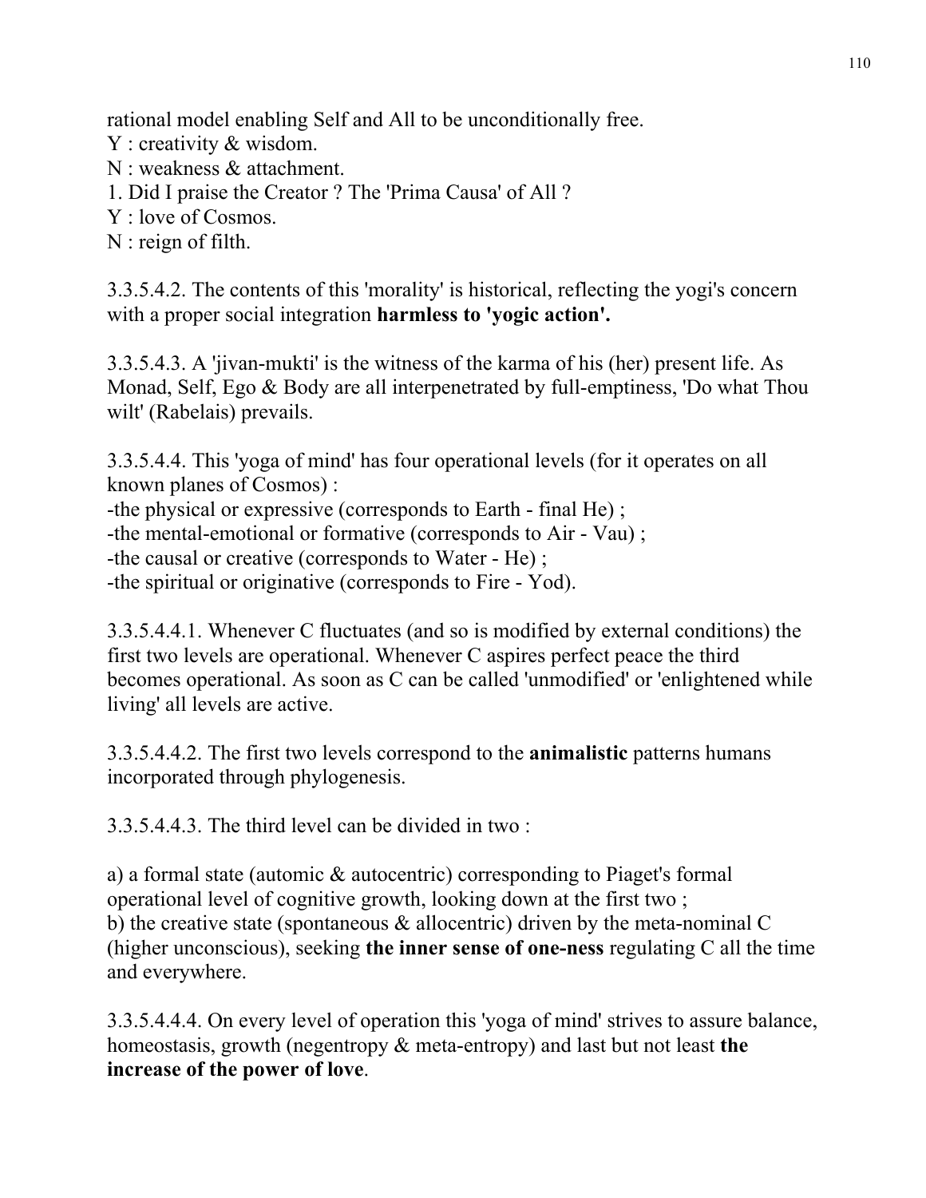rational model enabling Self and All to be unconditionally free.
Y : creativity & wisdom.
N : weakness & attachment.
1. Did I praise the Creator ? The 'Prima Causa' of All ?
Y : love of Cosmos.
N : reign of filth.

3.3.5.4.2. The contents of this 'morality' is historical, reflecting the yogi's concern with a proper social integration **harmless to 'yogic action'.**

3.3.5.4.3. A 'jivan-mukti' is the witness of the karma of his (her) present life. As Monad, Self, Ego & Body are all interpenetrated by full-emptiness, 'Do what Thou wilt' (Rabelais) prevails.

3.3.5.4.4. This 'yoga of mind' has four operational levels (for it operates on all known planes of Cosmos) :
-the physical or expressive (corresponds to Earth - final He) ;
-the mental-emotional or formative (corresponds to Air - Vau) ;
-the causal or creative (corresponds to Water - He) ;
-the spiritual or originative (corresponds to Fire - Yod).

3.3.5.4.4.1. Whenever C fluctuates (and so is modified by external conditions) the first two levels are operational. Whenever C aspires perfect peace the third becomes operational. As soon as C can be called 'unmodified' or 'enlightened while living' all levels are active.

3.3.5.4.4.2. The first two levels correspond to the **animalistic** patterns humans incorporated through phylogenesis.

3.3.5.4.4.3. The third level can be divided in two :

a) a formal state (automic & autocentric) corresponding to Piaget's formal operational level of cognitive growth, looking down at the first two ;
b) the creative state (spontaneous & allocentric) driven by the meta-nominal C (higher unconscious), seeking **the inner sense of one-ness** regulating C all the time and everywhere.

3.3.5.4.4.4. On every level of operation this 'yoga of mind' strives to assure balance, homeostasis, growth (negentropy & meta-entropy) and last but not least **the increase of the power of love**.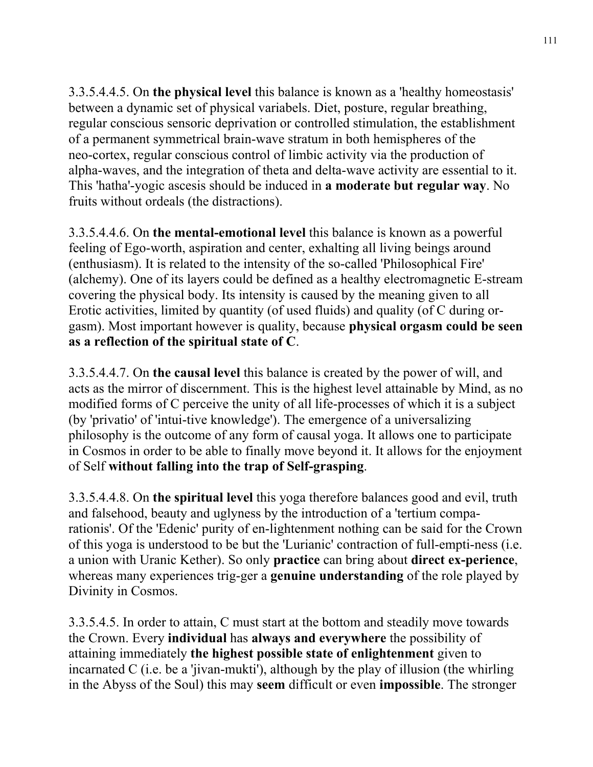3.3.5.4.4.5. On **the physical level** this balance is known as a 'healthy homeostasis' between a dynamic set of physical variabels. Diet, posture, regular breathing, regular conscious sensoric deprivation or controlled stimulation, the establishment of a permanent symmetrical brain-wave stratum in both hemispheres of the neo-cortex, regular conscious control of limbic activity via the production of alpha-waves, and the integration of theta and delta-wave activity are essential to it. This 'hatha'-yogic ascesis should be induced in **a moderate but regular way**. No fruits without ordeals (the distractions).

3.3.5.4.4.6. On **the mental-emotional level** this balance is known as a powerful feeling of Ego-worth, aspiration and center, exhalting all living beings around (enthusiasm). It is related to the intensity of the so-called 'Philosophical Fire' (alchemy). One of its layers could be defined as a healthy electromagnetic E-stream covering the physical body. Its intensity is caused by the meaning given to all Erotic activities, limited by quantity (of used fluids) and quality (of C during orgasm). Most important however is quality, because **physical orgasm could be seen as a reflection of the spiritual state of C**.

3.3.5.4.4.7. On **the causal level** this balance is created by the power of will, and acts as the mirror of discernment. This is the highest level attainable by Mind, as no modified forms of C perceive the unity of all life-processes of which it is a subject (by 'privatio' of 'intui-tive knowledge'). The emergence of a universalizing philosophy is the outcome of any form of causal yoga. It allows one to participate in Cosmos in order to be able to finally move beyond it. It allows for the enjoyment of Self **without falling into the trap of Self-grasping**.

3.3.5.4.4.8. On **the spiritual level** this yoga therefore balances good and evil, truth and falsehood, beauty and uglyness by the introduction of a 'tertium comparationis'. Of the 'Edenic' purity of en-lightenment nothing can be said for the Crown of this yoga is understood to be but the 'Lurianic' contraction of full-empti-ness (i.e. a union with Uranic Kether). So only **practice** can bring about **direct ex-perience**, whereas many experiences trig-ger a **genuine understanding** of the role played by Divinity in Cosmos.

3.3.5.4.5. In order to attain, C must start at the bottom and steadily move towards the Crown. Every **individual** has **always and everywhere** the possibility of attaining immediately **the highest possible state of enlightenment** given to incarnated C (i.e. be a 'jivan-mukti'), although by the play of illusion (the whirling in the Abyss of the Soul) this may **seem** difficult or even **impossible**. The stronger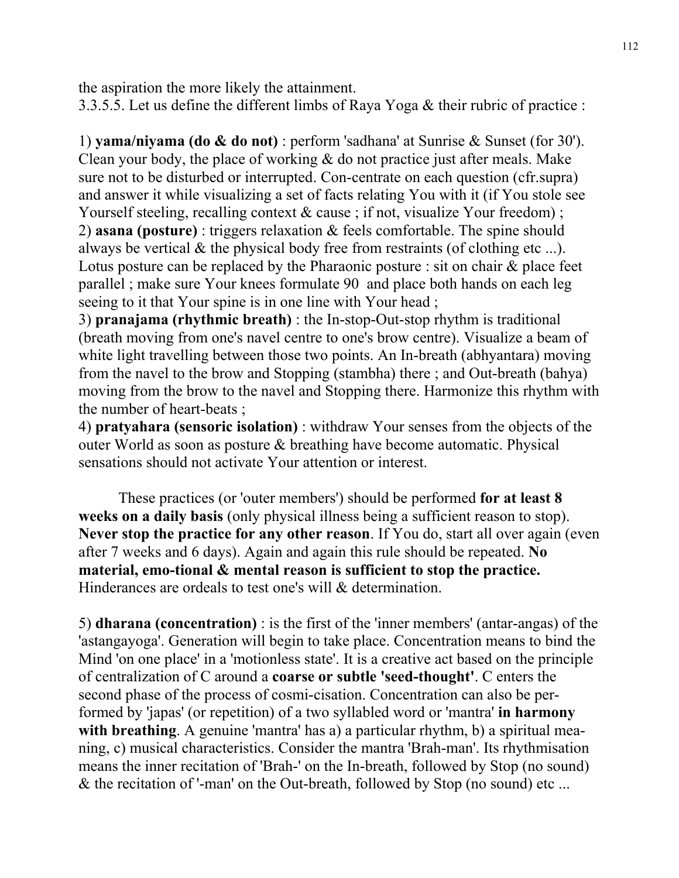the aspiration the more likely the attainment.
3.3.5.5. Let us define the different limbs of Raya Yoga & their rubric of practice :

1) **yama/niyama (do & do not)** : perform 'sadhana' at Sunrise & Sunset (for 30'). Clean your body, the place of working & do not practice just after meals. Make sure not to be disturbed or interrupted. Con-centrate on each question (cfr.supra) and answer it while visualizing a set of facts relating You with it (if You stole see Yourself steeling, recalling context & cause ; if not, visualize Your freedom) ;
2) **asana (posture)** : triggers relaxation & feels comfortable. The spine should always be vertical & the physical body free from restraints (of clothing etc ...). Lotus posture can be replaced by the Pharaonic posture : sit on chair & place feet parallel ; make sure Your knees formulate 90  and place both hands on each leg seeing to it that Your spine is in one line with Your head ;
3) **pranajama (rhythmic breath)** : the In-stop-Out-stop rhythm is traditional (breath moving from one's navel centre to one's brow centre). Visualize a beam of white light travelling between those two points. An In-breath (abhyantara) moving from the navel to the brow and Stopping (stambha) there ; and Out-breath (bahya) moving from the brow to the navel and Stopping there. Harmonize this rhythm with the number of heart-beats ;
4) **pratyahara (sensoric isolation)** : withdraw Your senses from the objects of the outer World as soon as posture & breathing have become automatic. Physical sensations should not activate Your attention or interest.

These practices (or 'outer members') should be performed **for at least 8 weeks on a daily basis** (only physical illness being a sufficient reason to stop). **Never stop the practice for any other reason**. If You do, start all over again (even after 7 weeks and 6 days). Again and again this rule should be repeated. **No material, emo-tional & mental reason is sufficient to stop the practice.** Hinderances are ordeals to test one's will & determination.

5) **dharana (concentration)** : is the first of the 'inner members' (antar-angas) of the 'astangayoga'. Generation will begin to take place. Concentration means to bind the Mind 'on one place' in a 'motionless state'. It is a creative act based on the principle of centralization of C around a **coarse or subtle 'seed-thought'**. C enters the second phase of the process of cosmi-cisation. Concentration can also be per-formed by 'japas' (or repetition) of a two syllabled word or 'mantra' **in harmony with breathing**. A genuine 'mantra' has a) a particular rhythm, b) a spiritual mea-ning, c) musical characteristics. Consider the mantra 'Brah-man'. Its rhythmisation means the inner recitation of 'Brah-' on the In-breath, followed by Stop (no sound) & the recitation of '-man' on the Out-breath, followed by Stop (no sound) etc ...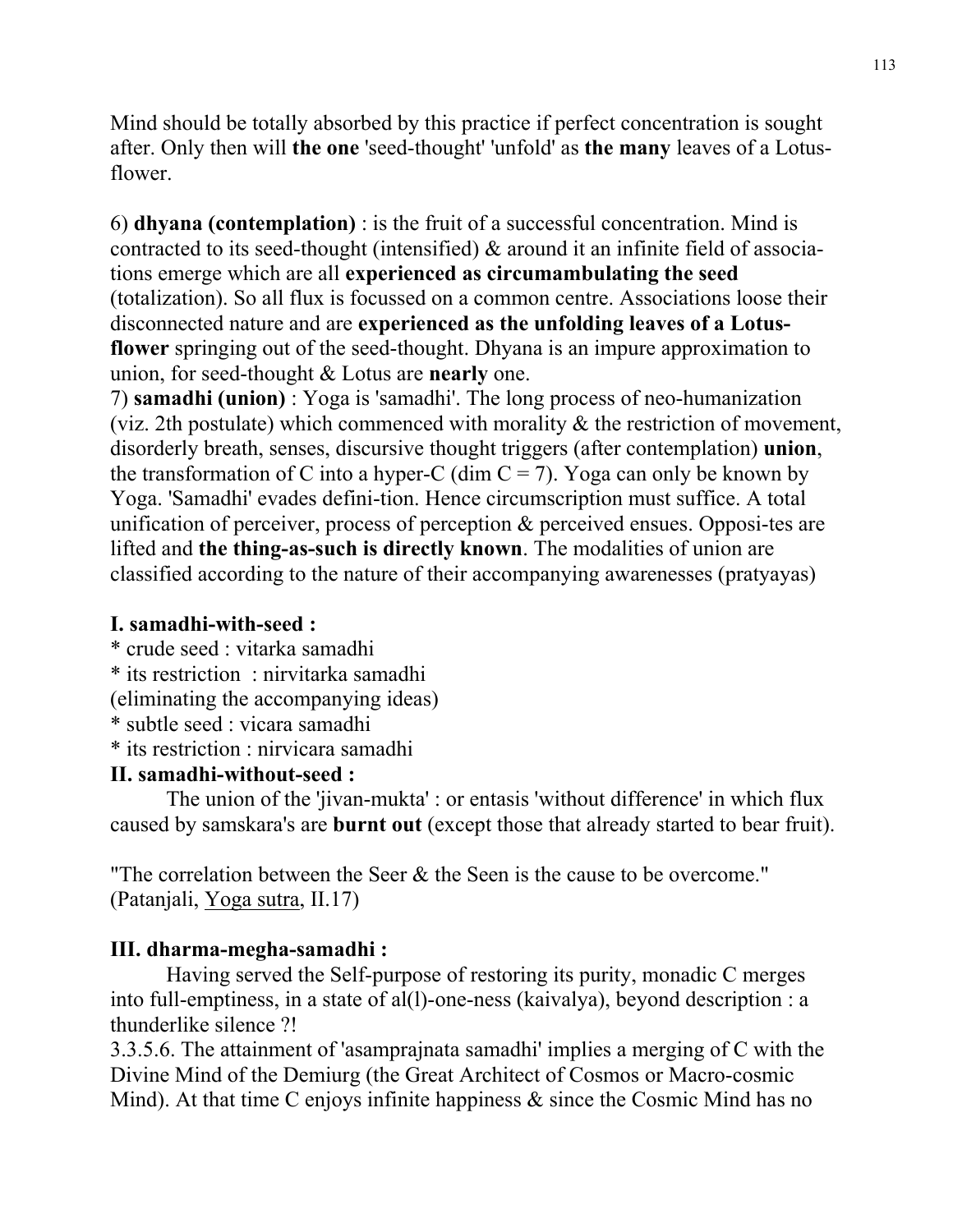Mind should be totally absorbed by this practice if perfect concentration is sought after. Only then will **the one** 'seed-thought' 'unfold' as **the many** leaves of a Lotus-flower.

6) **dhyana (contemplation)** : is the fruit of a successful concentration. Mind is contracted to its seed-thought (intensified) & around it an infinite field of associations emerge which are all **experienced as circumambulating the seed** (totalization). So all flux is focussed on a common centre. Associations loose their disconnected nature and are **experienced as the unfolding leaves of a Lotus-flower** springing out of the seed-thought. Dhyana is an impure approximation to union, for seed-thought & Lotus are **nearly** one.

7) **samadhi (union)** : Yoga is 'samadhi'. The long process of neo-humanization (viz. 2th postulate) which commenced with morality & the restriction of movement, disorderly breath, senses, discursive thought triggers (after contemplation) **union**, the transformation of C into a hyper-C (dim C = 7). Yoga can only be known by Yoga. 'Samadhi' evades defini-tion. Hence circumscription must suffice. A total unification of perceiver, process of perception & perceived ensues. Opposi-tes are lifted and **the thing-as-such is directly known**. The modalities of union are classified according to the nature of their accompanying awarenesses (pratyayas)

**I. samadhi-with-seed :**

* crude seed : vitarka samadhi
* its restriction : nirvitarka samadhi
(eliminating the accompanying ideas)
* subtle seed : vicara samadhi
* its restriction : nirvicara samadhi

**II. samadhi-without-seed :**

The union of the 'jivan-mukta' : or entasis 'without difference' in which flux caused by samskara's are **burnt out** (except those that already started to bear fruit).

"The correlation between the Seer & the Seen is the cause to be overcome." (Patanjali, Yoga sutra, II.17)

**III. dharma-megha-samadhi :**

Having served the Self-purpose of restoring its purity, monadic C merges into full-emptiness, in a state of al(l)-one-ness (kaivalya), beyond description : a thunderlike silence ?!

3.3.5.6. The attainment of 'asamprajnata samadhi' implies a merging of C with the Divine Mind of the Demiurg (the Great Architect of Cosmos or Macro-cosmic Mind). At that time C enjoys infinite happiness & since the Cosmic Mind has no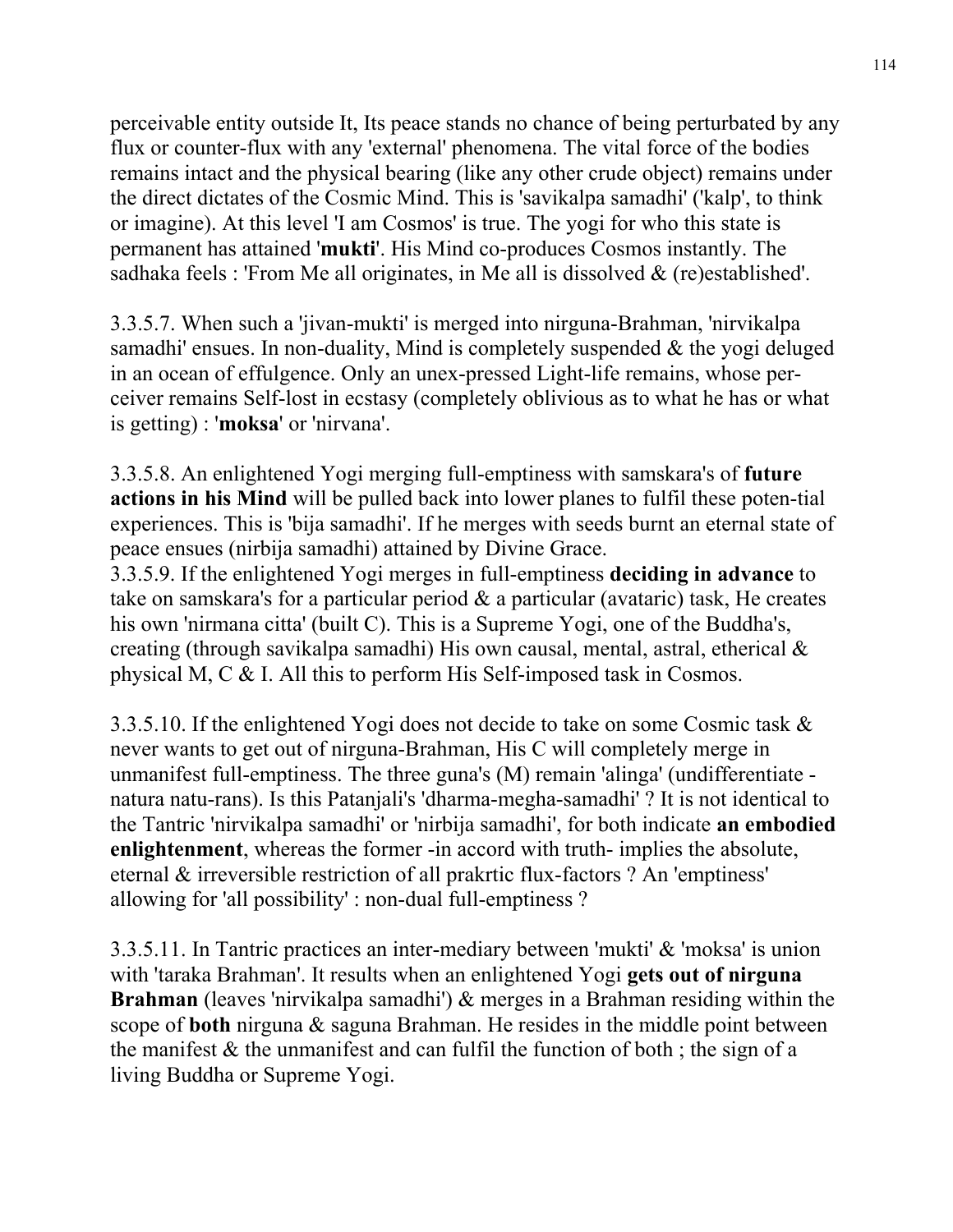perceivable entity outside It, Its peace stands no chance of being perturbated by any flux or counter-flux with any 'external' phenomena. The vital force of the bodies remains intact and the physical bearing (like any other crude object) remains under the direct dictates of the Cosmic Mind. This is 'savikalpa samadhi' ('kalp', to think or imagine). At this level 'I am Cosmos' is true. The yogi for who this state is permanent has attained '**mukti**'. His Mind co-produces Cosmos instantly. The sadhaka feels : 'From Me all originates, in Me all is dissolved & (re)established'.

3.3.5.7. When such a 'jivan-mukti' is merged into nirguna-Brahman, 'nirvikalpa samadhi' ensues. In non-duality, Mind is completely suspended & the yogi deluged in an ocean of effulgence. Only an unex-pressed Light-life remains, whose per-ceiver remains Self-lost in ecstasy (completely oblivious as to what he has or what is getting) : '**moksa**' or 'nirvana'.

3.3.5.8. An enlightened Yogi merging full-emptiness with samskara's of **future actions in his Mind** will be pulled back into lower planes to fulfil these poten-tial experiences. This is 'bija samadhi'. If he merges with seeds burnt an eternal state of peace ensues (nirbija samadhi) attained by Divine Grace.

3.3.5.9. If the enlightened Yogi merges in full-emptiness **deciding in advance** to take on samskara's for a particular period & a particular (avataric) task, He creates his own 'nirmana citta' (built C). This is a Supreme Yogi, one of the Buddha's, creating (through savikalpa samadhi) His own causal, mental, astral, etherical & physical M, C & I. All this to perform His Self-imposed task in Cosmos.

3.3.5.10. If the enlightened Yogi does not decide to take on some Cosmic task & never wants to get out of nirguna-Brahman, His C will completely merge in unmanifest full-emptiness. The three guna's (M) remain 'alinga' (undifferentiate - natura natu-rans). Is this Patanjali's 'dharma-megha-samadhi' ? It is not identical to the Tantric 'nirvikalpa samadhi' or 'nirbija samadhi', for both indicate **an embodied enlightenment**, whereas the former -in accord with truth- implies the absolute, eternal & irreversible restriction of all prakrtic flux-factors ? An 'emptiness' allowing for 'all possibility' : non-dual full-emptiness ?

3.3.5.11. In Tantric practices an inter-mediary between 'mukti' & 'moksa' is union with 'taraka Brahman'. It results when an enlightened Yogi **gets out of nirguna Brahman** (leaves 'nirvikalpa samadhi') & merges in a Brahman residing within the scope of **both** nirguna & saguna Brahman. He resides in the middle point between the manifest & the unmanifest and can fulfil the function of both ; the sign of a living Buddha or Supreme Yogi.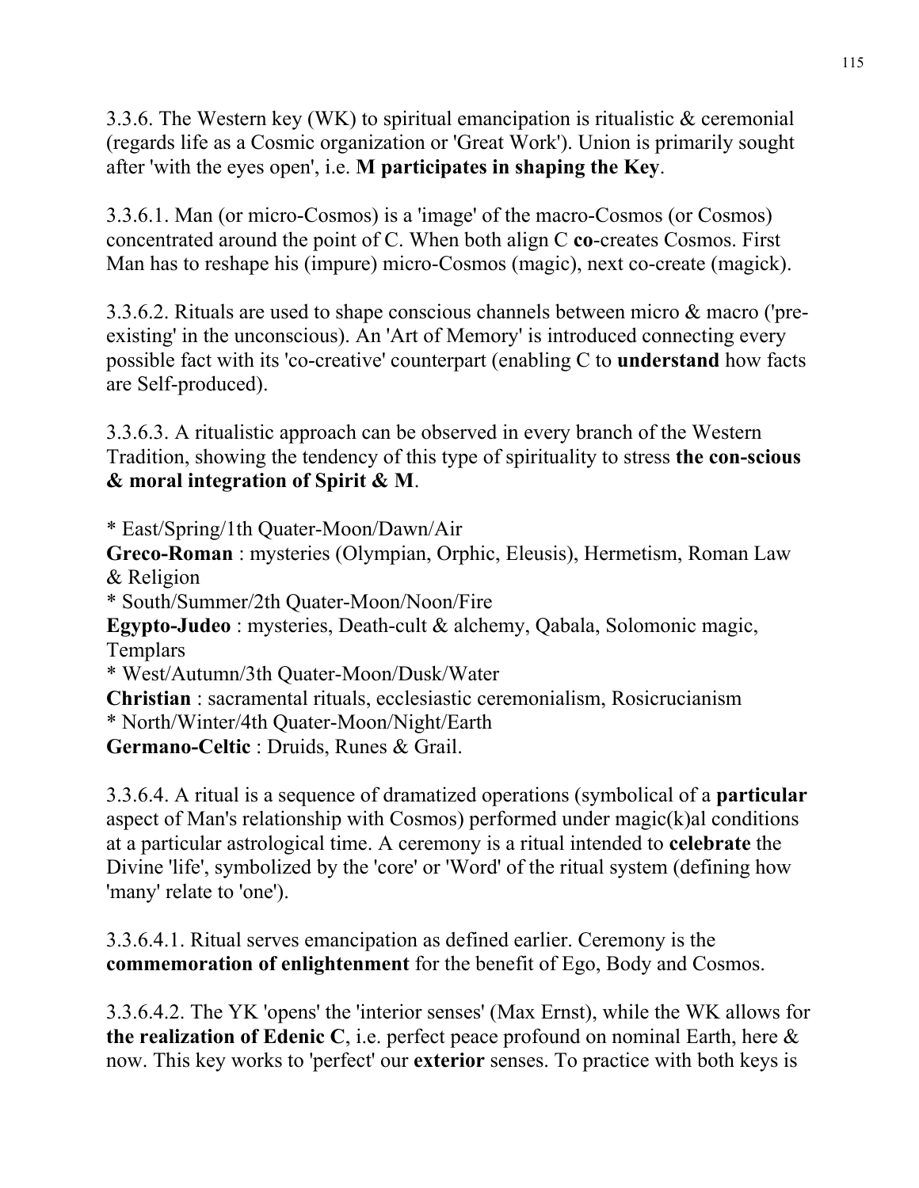3.3.6. The Western key (WK) to spiritual emancipation is ritualistic & ceremonial (regards life as a Cosmic organization or 'Great Work'). Union is primarily sought after 'with the eyes open', i.e. **M participates in shaping the Key**.

3.3.6.1. Man (or micro-Cosmos) is a 'image' of the macro-Cosmos (or Cosmos) concentrated around the point of C. When both align C **co**-creates Cosmos. First Man has to reshape his (impure) micro-Cosmos (magic), next co-create (magick).

3.3.6.2. Rituals are used to shape conscious channels between micro & macro ('pre-existing' in the unconscious). An 'Art of Memory' is introduced connecting every possible fact with its 'co-creative' counterpart (enabling C to **understand** how facts are Self-produced).

3.3.6.3. A ritualistic approach can be observed in every branch of the Western Tradition, showing the tendency of this type of spirituality to stress **the con-scious & moral integration of Spirit & M**.

* East/Spring/1th Quater-Moon/Dawn/Air
**Greco-Roman** : mysteries (Olympian, Orphic, Eleusis), Hermetism, Roman Law & Religion
* South/Summer/2th Quater-Moon/Noon/Fire
**Egypto-Judeo** : mysteries, Death-cult & alchemy, Qabala, Solomonic magic, Templars
* West/Autumn/3th Quater-Moon/Dusk/Water
**Christian** : sacramental rituals, ecclesiastic ceremonialism, Rosicrucianism
* North/Winter/4th Quater-Moon/Night/Earth
**Germano-Celtic** : Druids, Runes & Grail.

3.3.6.4. A ritual is a sequence of dramatized operations (symbolical of a **particular** aspect of Man's relationship with Cosmos) performed under magic(k)al conditions at a particular astrological time. A ceremony is a ritual intended to **celebrate** the Divine 'life', symbolized by the 'core' or 'Word' of the ritual system (defining how 'many' relate to 'one').

3.3.6.4.1. Ritual serves emancipation as defined earlier. Ceremony is the **commemoration of enlightenment** for the benefit of Ego, Body and Cosmos.

3.3.6.4.2. The YK 'opens' the 'interior senses' (Max Ernst), while the WK allows for **the realization of Edenic C**, i.e. perfect peace profound on nominal Earth, here & now. This key works to 'perfect' our **exterior** senses. To practice with both keys is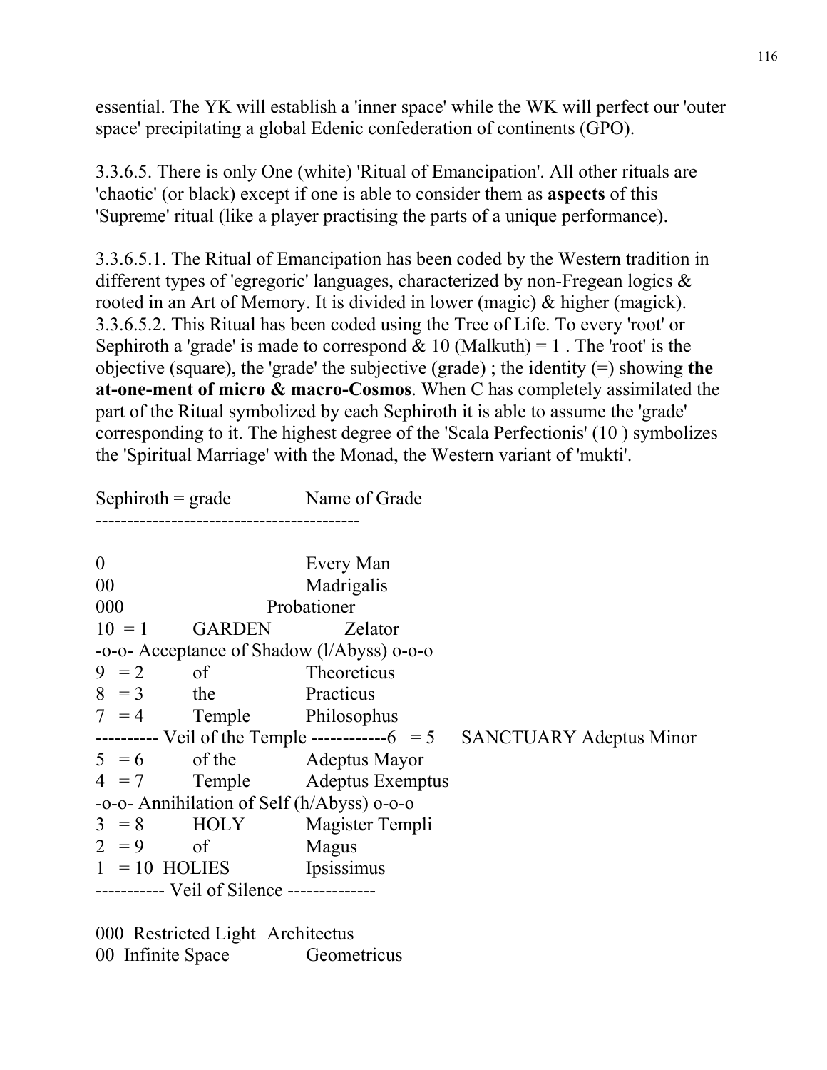essential. The YK will establish a 'inner space' while the WK will perfect our 'outer space' precipitating a global Edenic confederation of continents (GPO).

3.3.6.5. There is only One (white) 'Ritual of Emancipation'. All other rituals are 'chaotic' (or black) except if one is able to consider them as **aspects** of this 'Supreme' ritual (like a player practising the parts of a unique performance).

3.3.6.5.1. The Ritual of Emancipation has been coded by the Western tradition in different types of 'egregoric' languages, characterized by non-Fregean logics & rooted in an Art of Memory. It is divided in lower (magic) & higher (magick).
3.3.6.5.2. This Ritual has been coded using the Tree of Life. To every 'root' or Sephiroth a 'grade' is made to correspond & 10 (Malkuth) = 1 . The 'root' is the objective (square), the 'grade' the subjective (grade) ; the identity (=) showing **the at-one-ment of micro & macro-Cosmos**. When C has completely assimilated the part of the Ritual symbolized by each Sephiroth it is able to assume the 'grade' corresponding to it. The highest degree of the 'Scala Perfectionis' (10 ) symbolizes the 'Spiritual Marriage' with the Monad, the Western variant of 'mukti'.

```
Sephiroth = grade           Name of Grade
------------------------------------------

0                           Every Man
00                          Madrigalis
000                         Probationer
10  = 1     GARDEN          Zelator
-o-o- Acceptance of Shadow (l/Abyss) o-o-o
9   = 2     of              Theoreticus
8   = 3     the             Practicus
7   = 4     Temple          Philosophus
---------- Veil of the Temple ------------6   = 5     SANCTUARY Adeptus Minor
5   = 6     of the          Adeptus Mayor
4   = 7     Temple          Adeptus Exemptus
-o-o- Annihilation of Self (h/Abyss) o-o-o
3   = 8     HOLY            Magister Templi
2   = 9     of              Magus
1   = 10  HOLIES            Ipsissimus
----------- Veil of Silence --------------

000  Restricted Light   Architectus
00  Infinite Space      Geometricus
```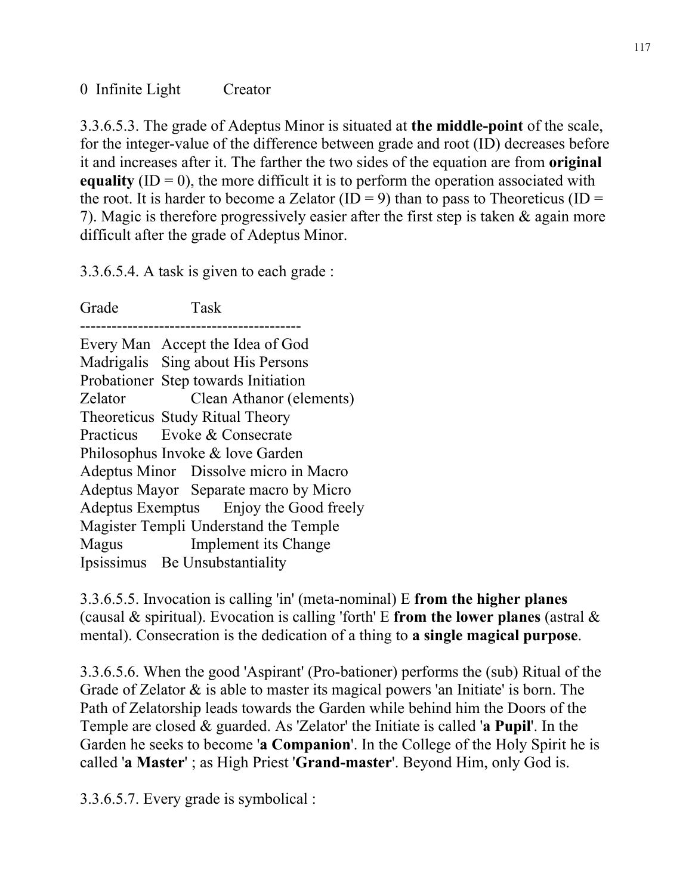0 Infinite Light Creator

3.3.6.5.3. The grade of Adeptus Minor is situated at **the middle-point** of the scale, for the integer-value of the difference between grade and root (ID) decreases before it and increases after it. The farther the two sides of the equation are from **original equality** (ID = 0), the more difficult it is to perform the operation associated with the root. It is harder to become a Zelator (ID = 9) than to pass to Theoreticus (ID = 7). Magic is therefore progressively easier after the first step is taken & again more difficult after the grade of Adeptus Minor.

3.3.6.5.4. A task is given to each grade :

| Grade | Task |
|---|---|
| Every Man | Accept the Idea of God |
| Madrigalis | Sing about His Persons |
| Probationer | Step towards Initiation |
| Zelator | Clean Athanor (elements) |
| Theoreticus | Study Ritual Theory |
| Practicus | Evoke & Consecrate |
| Philosophus | Invoke & love Garden |
| Adeptus Minor | Dissolve micro in Macro |
| Adeptus Mayor | Separate macro by Micro |
| Adeptus Exemptus | Enjoy the Good freely |
| Magister Templi | Understand the Temple |
| Magus | Implement its Change |
| Ipsissimus | Be Unsubstantiality |

3.3.6.5.5. Invocation is calling 'in' (meta-nominal) E **from the higher planes** (causal & spiritual). Evocation is calling 'forth' E **from the lower planes** (astral & mental). Consecration is the dedication of a thing to **a single magical purpose**.

3.3.6.5.6. When the good 'Aspirant' (Pro-bationer) performs the (sub) Ritual of the Grade of Zelator & is able to master its magical powers 'an Initiate' is born. The Path of Zelatorship leads towards the Garden while behind him the Doors of the Temple are closed & guarded. As 'Zelator' the Initiate is called '**a Pupil**'. In the Garden he seeks to become '**a Companion**'. In the College of the Holy Spirit he is called '**a Master**' ; as High Priest '**Grand-master**'. Beyond Him, only God is.

3.3.6.5.7. Every grade is symbolical :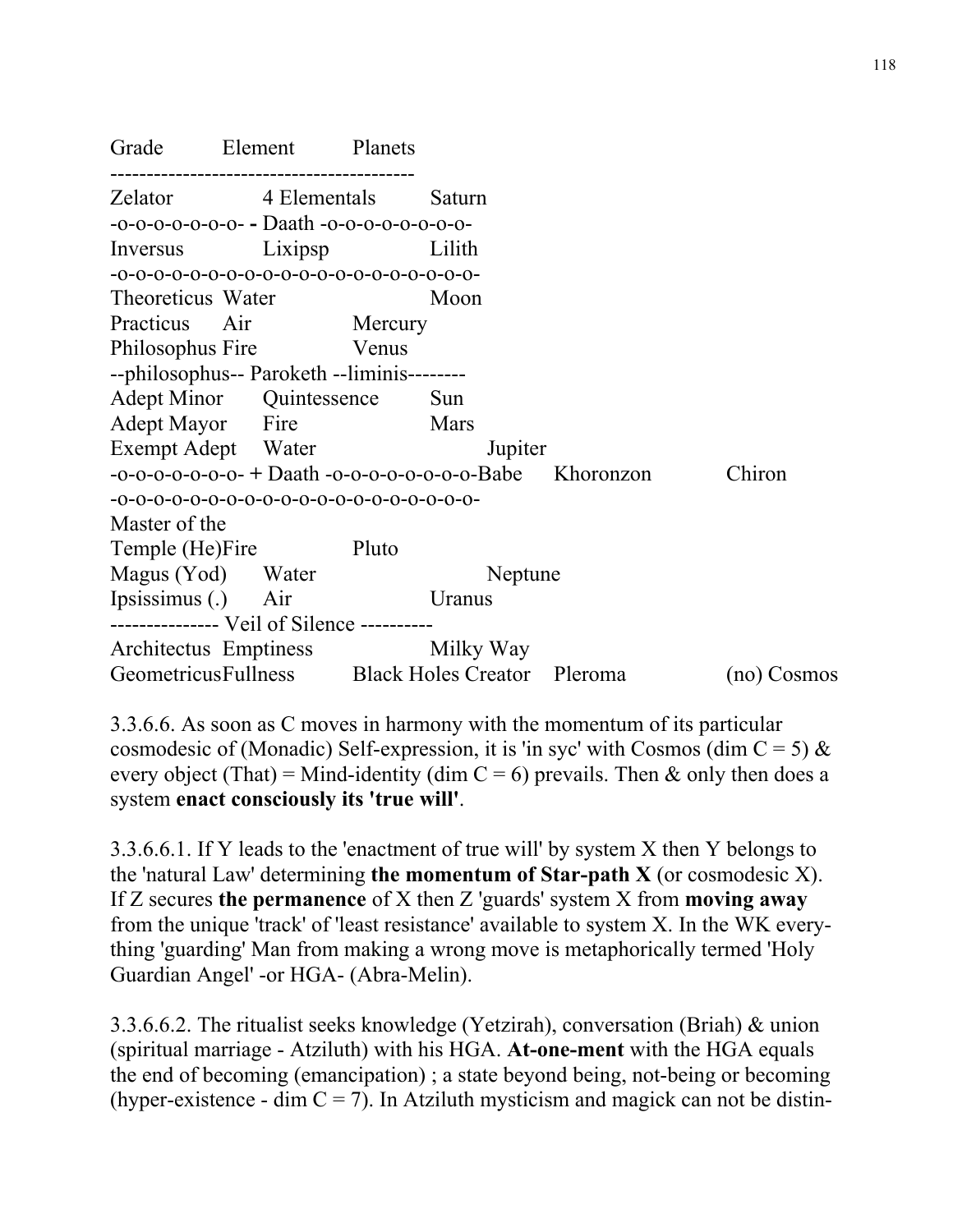| Grade | Element | Planets | | |
|---|---|---|---|---|
| Zelator | 4 Elementals | Saturn | | |
| -o-o-o-o-o-o-o- - Daath -o-o-o-o-o-o-o-o- | | | | |
| Inversus | Lixipsp | Lilith | | |
| -o-o-o-o-o-o-o-o-o-o-o-o-o-o-o-o-o-o-o-o-o-o-o-o- | | | | |
| Theoreticus | Water | Moon | | |
| Practicus | Air | Mercury | | |
| Philosophus | Fire | Venus | | |
| --philosophus-- Paroketh --liminis-------- | | | | |
| Adept Minor | Quintessence | Sun | | |
| Adept Mayor | Fire | Mars | | |
| Exempt Adept | Water | Jupiter | | |
| -o-o-o-o-o-o-o- + Daath -o-o-o-o-o-o-o-o-o-Babe | | | Khoronzon | Chiron |
| -o-o-o-o-o-o-o-o-o-o-o-o-o-o-o-o-o-o-o-o-o-o-o-o- | | | | |
| Master of the Temple (He) | Fire | Pluto | | |
| Magus (Yod) | Water | Neptune | | |
| Ipsissimus (.) | Air | Uranus | | |
| -------------- Veil of Silence ---------- | | | | |
| Architectus | Emptiness | Milky Way | | |
| Geometricus | Fullness | Black Holes Creator | Pleroma | (no) Cosmos |

3.3.6.6. As soon as C moves in harmony with the momentum of its particular cosmodesic of (Monadic) Self-expression, it is 'in syc' with Cosmos (dim C = 5) & every object (That) = Mind-identity (dim C = 6) prevails. Then & only then does a system **enact consciously its 'true will'**.

3.3.6.6.1. If Y leads to the 'enactment of true will' by system X then Y belongs to the 'natural Law' determining **the momentum of Star-path X** (or cosmodesic X). If Z secures **the permanence** of X then Z 'guards' system X from **moving away** from the unique 'track' of 'least resistance' available to system X. In the WK everything 'guarding' Man from making a wrong move is metaphorically termed 'Holy Guardian Angel' -or HGA- (Abra-Melin).

3.3.6.6.2. The ritualist seeks knowledge (Yetzirah), conversation (Briah) & union (spiritual marriage - Atziluth) with his HGA. **At-one-ment** with the HGA equals the end of becoming (emancipation) ; a state beyond being, not-being or becoming (hyper-existence - dim C = 7). In Atziluth mysticism and magick can not be distin-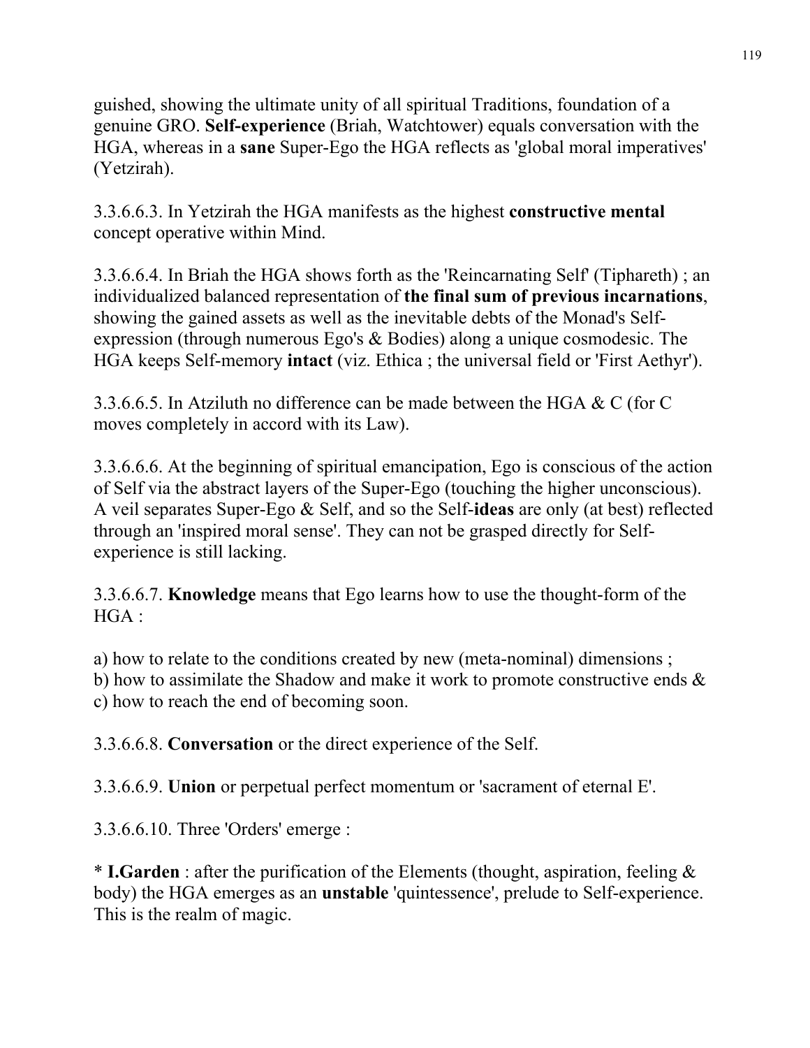guished, showing the ultimate unity of all spiritual Traditions, foundation of a genuine GRO. **Self-experience** (Briah, Watchtower) equals conversation with the HGA, whereas in a **sane** Super-Ego the HGA reflects as 'global moral imperatives' (Yetzirah).

3.3.6.6.3. In Yetzirah the HGA manifests as the highest **constructive mental** concept operative within Mind.

3.3.6.6.4. In Briah the HGA shows forth as the 'Reincarnating Self' (Tiphareth) ; an individualized balanced representation of **the final sum of previous incarnations**, showing the gained assets as well as the inevitable debts of the Monad's Self-expression (through numerous Ego's & Bodies) along a unique cosmodesic. The HGA keeps Self-memory **intact** (viz. Ethica ; the universal field or 'First Aethyr').

3.3.6.6.5. In Atziluth no difference can be made between the HGA & C (for C moves completely in accord with its Law).

3.3.6.6.6. At the beginning of spiritual emancipation, Ego is conscious of the action of Self via the abstract layers of the Super-Ego (touching the higher unconscious). A veil separates Super-Ego & Self, and so the Self-**ideas** are only (at best) reflected through an 'inspired moral sense'. They can not be grasped directly for Self-experience is still lacking.

3.3.6.6.7. **Knowledge** means that Ego learns how to use the thought-form of the HGA :

a) how to relate to the conditions created by new (meta-nominal) dimensions ;
b) how to assimilate the Shadow and make it work to promote constructive ends &
c) how to reach the end of becoming soon.

3.3.6.6.8. **Conversation** or the direct experience of the Self.

3.3.6.6.9. **Union** or perpetual perfect momentum or 'sacrament of eternal E'.

3.3.6.6.10. Three 'Orders' emerge :

* **I.Garden** : after the purification of the Elements (thought, aspiration, feeling & body) the HGA emerges as an **unstable** 'quintessence', prelude to Self-experience. This is the realm of magic.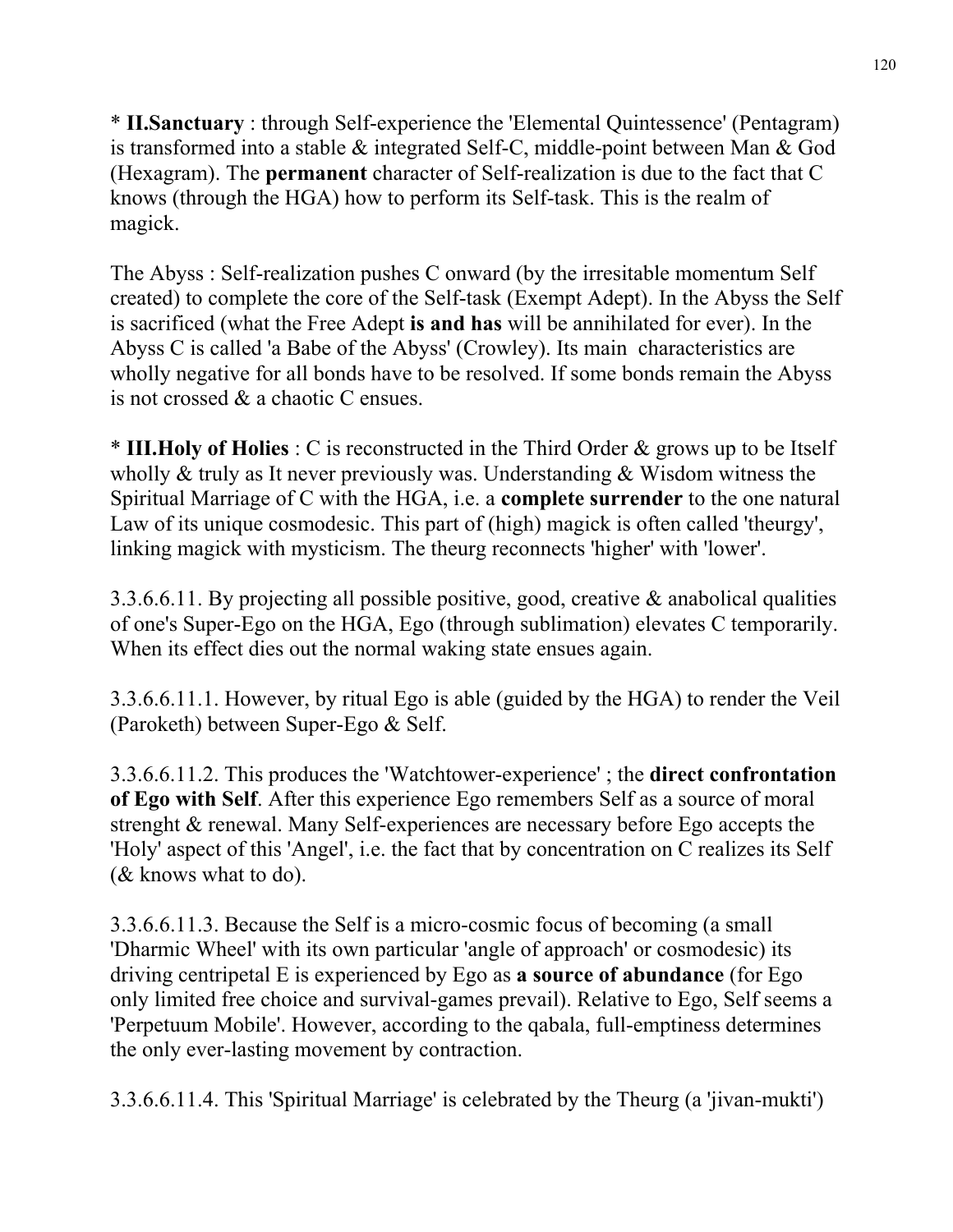* **II.Sanctuary** : through Self-experience the 'Elemental Quintessence' (Pentagram) is transformed into a stable & integrated Self-C, middle-point between Man & God (Hexagram). The **permanent** character of Self-realization is due to the fact that C knows (through the HGA) how to perform its Self-task. This is the realm of magick.

The Abyss : Self-realization pushes C onward (by the irresitable momentum Self created) to complete the core of the Self-task (Exempt Adept). In the Abyss the Self is sacrificed (what the Free Adept **is and has** will be annihilated for ever). In the Abyss C is called 'a Babe of the Abyss' (Crowley). Its main characteristics are wholly negative for all bonds have to be resolved. If some bonds remain the Abyss is not crossed & a chaotic C ensues.

* **III.Holy of Holies** : C is reconstructed in the Third Order & grows up to be Itself wholly & truly as It never previously was. Understanding & Wisdom witness the Spiritual Marriage of C with the HGA, i.e. a **complete surrender** to the one natural Law of its unique cosmodesic. This part of (high) magick is often called 'theurgy', linking magick with mysticism. The theurg reconnects 'higher' with 'lower'.

3.3.6.6.11. By projecting all possible positive, good, creative & anabolical qualities of one's Super-Ego on the HGA, Ego (through sublimation) elevates C temporarily. When its effect dies out the normal waking state ensues again.

3.3.6.6.11.1. However, by ritual Ego is able (guided by the HGA) to render the Veil (Paroketh) between Super-Ego & Self.

3.3.6.6.11.2. This produces the 'Watchtower-experience' ; the **direct confrontation of Ego with Self**. After this experience Ego remembers Self as a source of moral strenght & renewal. Many Self-experiences are necessary before Ego accepts the 'Holy' aspect of this 'Angel', i.e. the fact that by concentration on C realizes its Self (& knows what to do).

3.3.6.6.11.3. Because the Self is a micro-cosmic focus of becoming (a small 'Dharmic Wheel' with its own particular 'angle of approach' or cosmodesic) its driving centripetal E is experienced by Ego as **a source of abundance** (for Ego only limited free choice and survival-games prevail). Relative to Ego, Self seems a 'Perpetuum Mobile'. However, according to the qabala, full-emptiness determines the only ever-lasting movement by contraction.

3.3.6.6.11.4. This 'Spiritual Marriage' is celebrated by the Theurg (a 'jivan-mukti')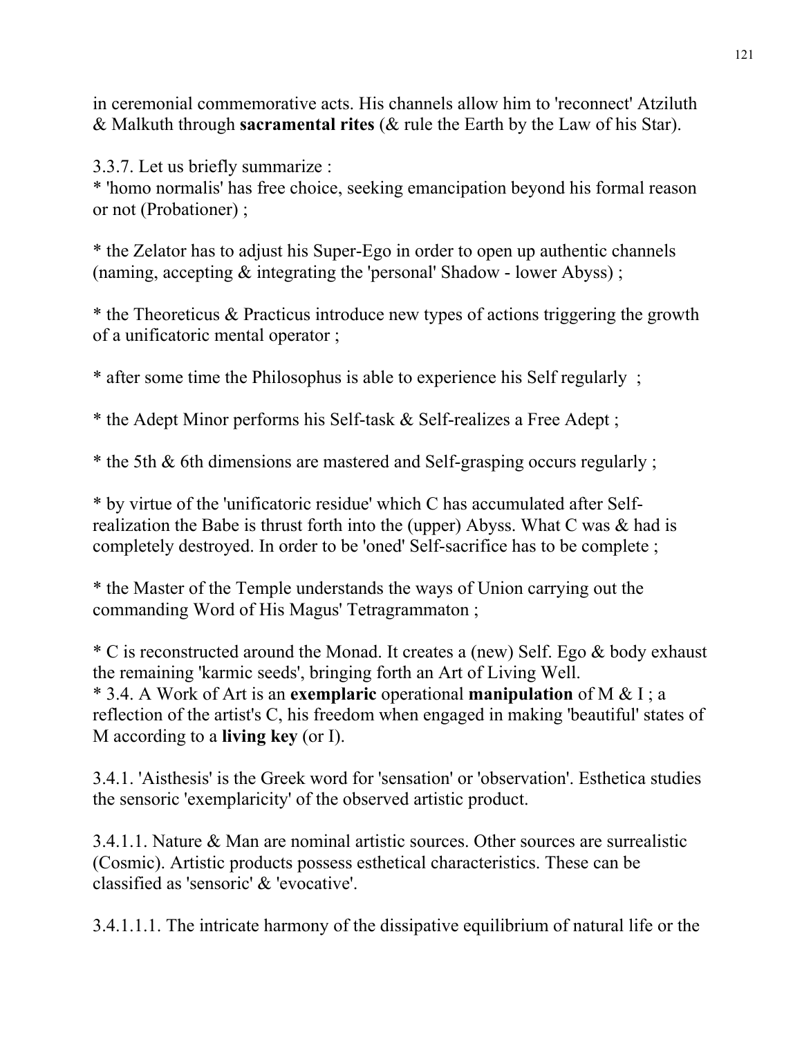in ceremonial commemorative acts. His channels allow him to 'reconnect' Atziluth & Malkuth through **sacramental rites** (& rule the Earth by the Law of his Star).

3.3.7. Let us briefly summarize :
* 'homo normalis' has free choice, seeking emancipation beyond his formal reason or not (Probationer) ;

* the Zelator has to adjust his Super-Ego in order to open up authentic channels (naming, accepting & integrating the 'personal' Shadow - lower Abyss) ;

* the Theoreticus & Practicus introduce new types of actions triggering the growth of a unificatoric mental operator ;

* after some time the Philosophus is able to experience his Self regularly ;

* the Adept Minor performs his Self-task & Self-realizes a Free Adept ;

* the 5th & 6th dimensions are mastered and Self-grasping occurs regularly ;

* by virtue of the 'unificatoric residue' which C has accumulated after Self-realization the Babe is thrust forth into the (upper) Abyss. What C was & had is completely destroyed. In order to be 'oned' Self-sacrifice has to be complete ;

* the Master of the Temple understands the ways of Union carrying out the commanding Word of His Magus' Tetragrammaton ;

* C is reconstructed around the Monad. It creates a (new) Self. Ego & body exhaust the remaining 'karmic seeds', bringing forth an Art of Living Well.
* 3.4. A Work of Art is an **exemplaric** operational **manipulation** of M & I ; a reflection of the artist's C, his freedom when engaged in making 'beautiful' states of M according to a **living key** (or I).

3.4.1. 'Aisthesis' is the Greek word for 'sensation' or 'observation'. Esthetica studies the sensoric 'exemplaricity' of the observed artistic product.

3.4.1.1. Nature & Man are nominal artistic sources. Other sources are surrealistic (Cosmic). Artistic products possess esthetical characteristics. These can be classified as 'sensoric' & 'evocative'.

3.4.1.1.1. The intricate harmony of the dissipative equilibrium of natural life or the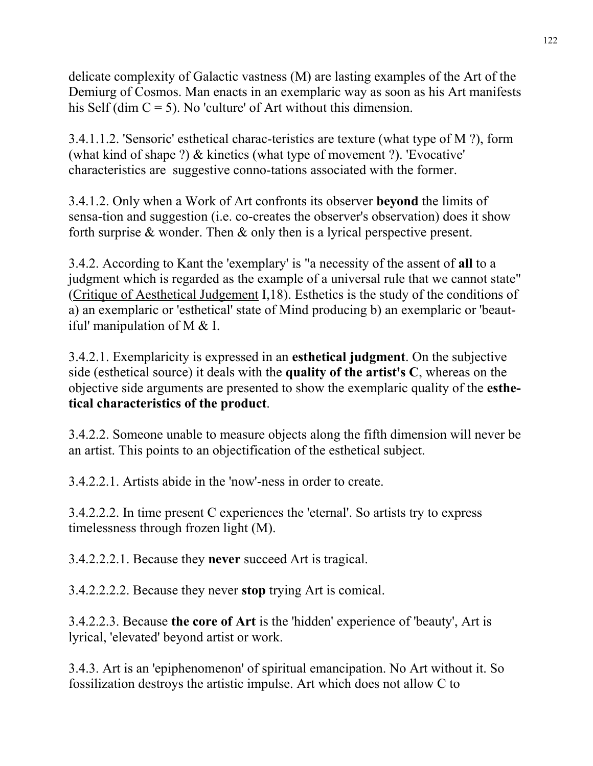delicate complexity of Galactic vastness (M) are lasting examples of the Art of the Demiurg of Cosmos. Man enacts in an exemplaric way as soon as his Art manifests his Self (dim C = 5). No 'culture' of Art without this dimension.

3.4.1.1.2. 'Sensoric' esthetical charac-teristics are texture (what type of M ?), form (what kind of shape ?) & kinetics (what type of movement ?). 'Evocative' characteristics are suggestive conno-tations associated with the former.

3.4.1.2. Only when a Work of Art confronts its observer **beyond** the limits of sensa-tion and suggestion (i.e. co-creates the observer's observation) does it show forth surprise & wonder. Then & only then is a lyrical perspective present.

3.4.2. According to Kant the 'exemplary' is "a necessity of the assent of **all** to a judgment which is regarded as the example of a universal rule that we cannot state" (<u>Critique of Aesthetical Judgement</u> I,18). Esthetics is the study of the conditions of a) an exemplaric or 'esthetical' state of Mind producing b) an exemplaric or 'beaut-iful' manipulation of M & I.

3.4.2.1. Exemplaricity is expressed in an **esthetical judgment**. On the subjective side (esthetical source) it deals with the **quality of the artist's C**, whereas on the objective side arguments are presented to show the exemplaric quality of the **esthe-tical characteristics of the product**.

3.4.2.2. Someone unable to measure objects along the fifth dimension will never be an artist. This points to an objectification of the esthetical subject.

3.4.2.2.1. Artists abide in the 'now'-ness in order to create.

3.4.2.2.2. In time present C experiences the 'eternal'. So artists try to express timelessness through frozen light (M).

3.4.2.2.2.1. Because they **never** succeed Art is tragical.

3.4.2.2.2.2. Because they never **stop** trying Art is comical.

3.4.2.2.3. Because **the core of Art** is the 'hidden' experience of 'beauty', Art is lyrical, 'elevated' beyond artist or work.

3.4.3. Art is an 'epiphenomenon' of spiritual emancipation. No Art without it. So fossilization destroys the artistic impulse. Art which does not allow C to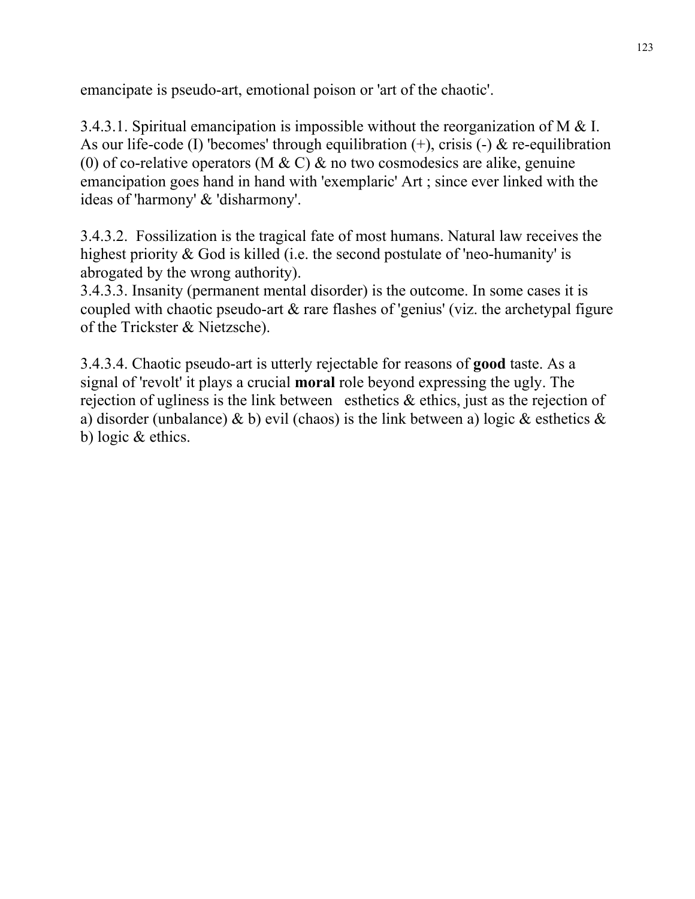emancipate is pseudo-art, emotional poison or 'art of the chaotic'.

3.4.3.1. Spiritual emancipation is impossible without the reorganization of M & I. As our life-code (I) 'becomes' through equilibration (+), crisis (-) & re-equilibration (0) of co-relative operators (M & C) & no two cosmodesics are alike, genuine emancipation goes hand in hand with 'exemplaric' Art ; since ever linked with the ideas of 'harmony' & 'disharmony'.

3.4.3.2. Fossilization is the tragical fate of most humans. Natural law receives the highest priority & God is killed (i.e. the second postulate of 'neo-humanity' is abrogated by the wrong authority).

3.4.3.3. Insanity (permanent mental disorder) is the outcome. In some cases it is coupled with chaotic pseudo-art & rare flashes of 'genius' (viz. the archetypal figure of the Trickster & Nietzsche).

3.4.3.4. Chaotic pseudo-art is utterly rejectable for reasons of **good** taste. As a signal of 'revolt' it plays a crucial **moral** role beyond expressing the ugly. The rejection of ugliness is the link between esthetics & ethics, just as the rejection of a) disorder (unbalance) & b) evil (chaos) is the link between a) logic & esthetics & b) logic & ethics.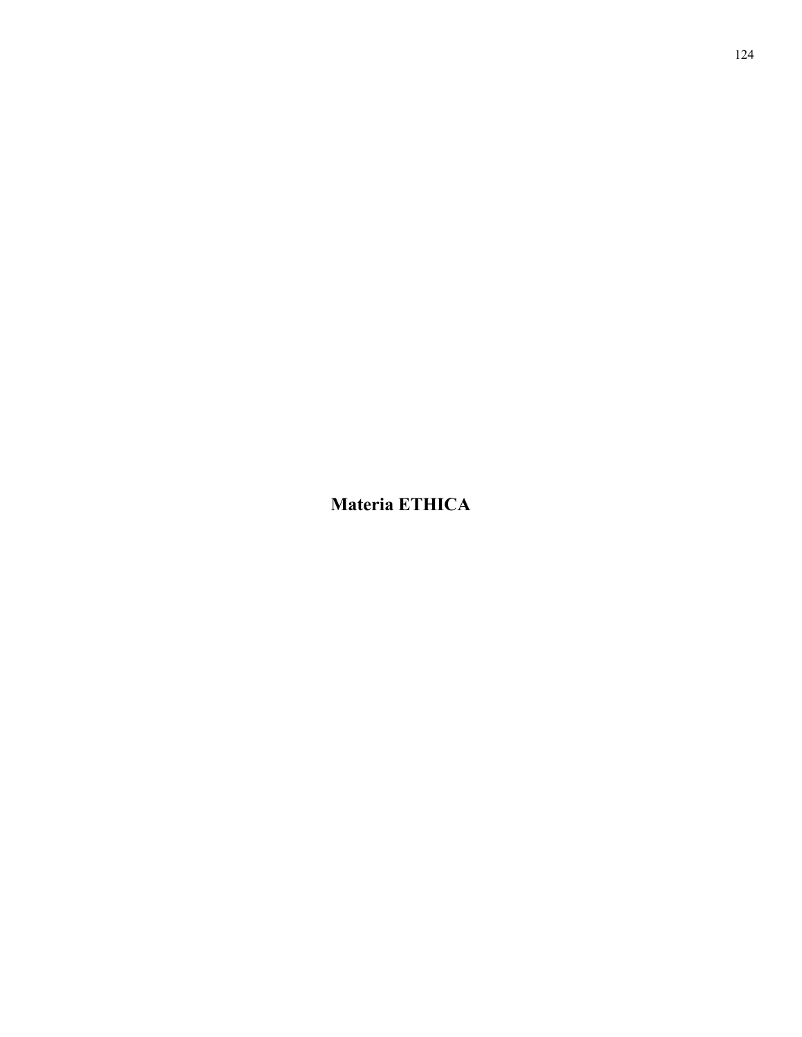# Materia ETHICA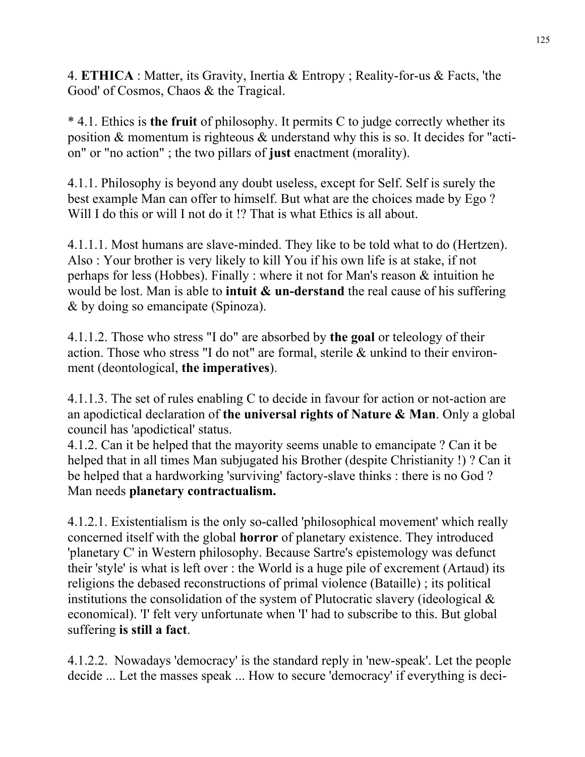4. **ETHICA** : Matter, its Gravity, Inertia & Entropy ; Reality-for-us & Facts, 'the Good' of Cosmos, Chaos & the Tragical.

* 4.1. Ethics is **the fruit** of philosophy. It permits C to judge correctly whether its position & momentum is righteous & understand why this is so. It decides for "acti-on" or "no action" ; the two pillars of **just** enactment (morality).

4.1.1. Philosophy is beyond any doubt useless, except for Self. Self is surely the best example Man can offer to himself. But what are the choices made by Ego ? Will I do this or will I not do it !? That is what Ethics is all about.

4.1.1.1. Most humans are slave-minded. They like to be told what to do (Hertzen). Also : Your brother is very likely to kill You if his own life is at stake, if not perhaps for less (Hobbes). Finally : where it not for Man's reason & intuition he would be lost. Man is able to **intuit & un-derstand** the real cause of his suffering & by doing so emancipate (Spinoza).

4.1.1.2. Those who stress "I do" are absorbed by **the goal** or teleology of their action. Those who stress "I do not" are formal, sterile & unkind to their environ-ment (deontological, **the imperatives**).

4.1.1.3. The set of rules enabling C to decide in favour for action or not-action are an apodictical declaration of **the universal rights of Nature & Man**. Only a global council has 'apodictical' status.

4.1.2. Can it be helped that the mayority seems unable to emancipate ? Can it be helped that in all times Man subjugated his Brother (despite Christianity !) ? Can it be helped that a hardworking 'surviving' factory-slave thinks : there is no God ? Man needs **planetary contractualism.**

4.1.2.1. Existentialism is the only so-called 'philosophical movement' which really concerned itself with the global **horror** of planetary existence. They introduced 'planetary C' in Western philosophy. Because Sartre's epistemology was defunct their 'style' is what is left over : the World is a huge pile of excrement (Artaud) its religions the debased reconstructions of primal violence (Bataille) ; its political institutions the consolidation of the system of Plutocratic slavery (ideological & economical). 'I' felt very unfortunate when 'I' had to subscribe to this. But global suffering **is still a fact**.

4.1.2.2. Nowadays 'democracy' is the standard reply in 'new-speak'. Let the people decide ... Let the masses speak ... How to secure 'democracy' if everything is deci-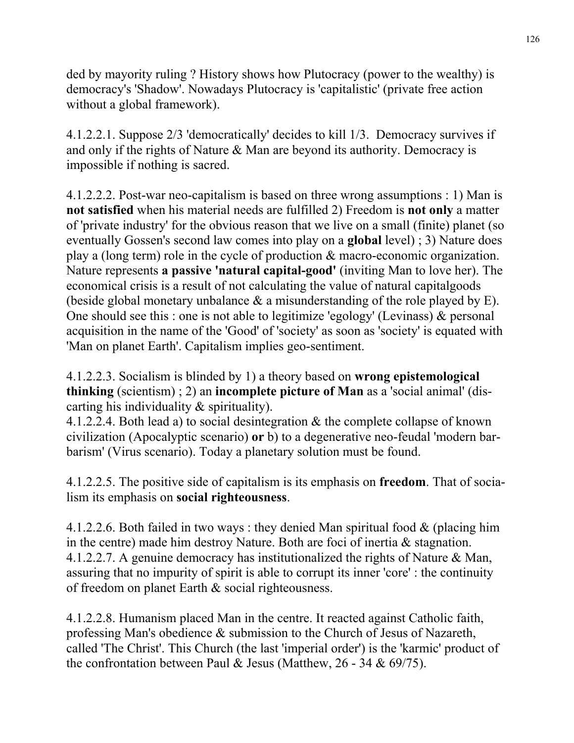ded by mayority ruling ? History shows how Plutocracy (power to the wealthy) is democracy's 'Shadow'. Nowadays Plutocracy is 'capitalistic' (private free action without a global framework).

4.1.2.2.1. Suppose 2/3 'democratically' decides to kill 1/3. Democracy survives if and only if the rights of Nature & Man are beyond its authority. Democracy is impossible if nothing is sacred.

4.1.2.2.2. Post-war neo-capitalism is based on three wrong assumptions : 1) Man is **not satisfied** when his material needs are fulfilled 2) Freedom is **not only** a matter of 'private industry' for the obvious reason that we live on a small (finite) planet (so eventually Gossen's second law comes into play on a **global** level) ; 3) Nature does play a (long term) role in the cycle of production & macro-economic organization. Nature represents **a passive 'natural capital-good'** (inviting Man to love her). The economical crisis is a result of not calculating the value of natural capitalgoods (beside global monetary unbalance & a misunderstanding of the role played by E). One should see this : one is not able to legitimize 'egology' (Levinass) & personal acquisition in the name of the 'Good' of 'society' as soon as 'society' is equated with 'Man on planet Earth'. Capitalism implies geo-sentiment.

4.1.2.2.3. Socialism is blinded by 1) a theory based on **wrong epistemological thinking** (scientism) ; 2) an **incomplete picture of Man** as a 'social animal' (discarting his individuality & spirituality).
4.1.2.2.4. Both lead a) to social desintegration & the complete collapse of known civilization (Apocalyptic scenario) **or** b) to a degenerative neo-feudal 'modern barbarism' (Virus scenario). Today a planetary solution must be found.

4.1.2.2.5. The positive side of capitalism is its emphasis on **freedom**. That of socialism its emphasis on **social righteousness**.

4.1.2.2.6. Both failed in two ways : they denied Man spiritual food & (placing him in the centre) made him destroy Nature. Both are foci of inertia & stagnation.
4.1.2.2.7. A genuine democracy has institutionalized the rights of Nature & Man, assuring that no impurity of spirit is able to corrupt its inner 'core' : the continuity of freedom on planet Earth & social righteousness.

4.1.2.2.8. Humanism placed Man in the centre. It reacted against Catholic faith, professing Man's obedience & submission to the Church of Jesus of Nazareth, called 'The Christ'. This Church (the last 'imperial order') is the 'karmic' product of the confrontation between Paul & Jesus (Matthew, 26 - 34 & 69/75).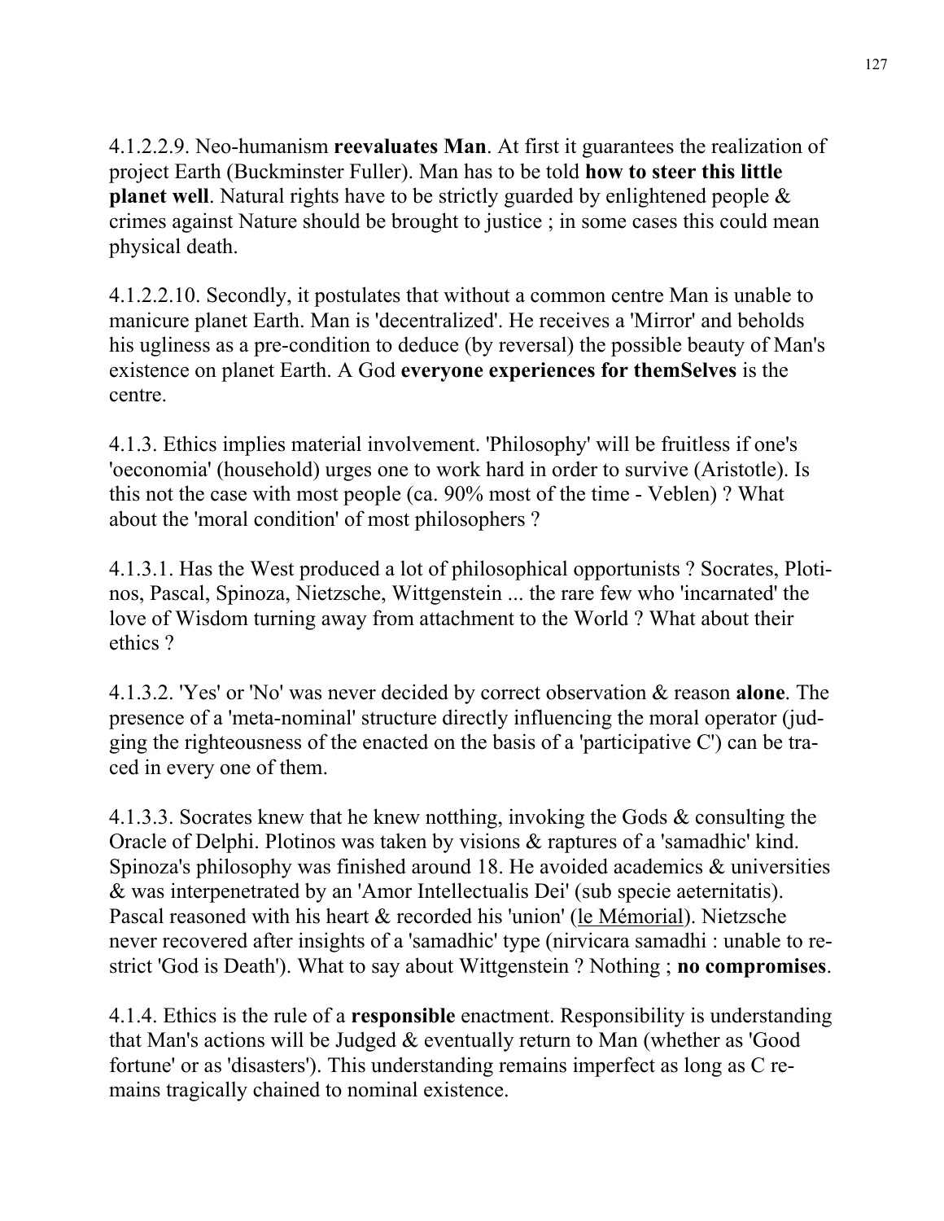4.1.2.2.9. Neo-humanism **reevaluates Man**. At first it guarantees the realization of project Earth (Buckminster Fuller). Man has to be told **how to steer this little planet well**. Natural rights have to be strictly guarded by enlightened people & crimes against Nature should be brought to justice ; in some cases this could mean physical death.

4.1.2.2.10. Secondly, it postulates that without a common centre Man is unable to manicure planet Earth. Man is 'decentralized'. He receives a 'Mirror' and beholds his ugliness as a pre-condition to deduce (by reversal) the possible beauty of Man's existence on planet Earth. A God **everyone experiences for themSelves** is the centre.

4.1.3. Ethics implies material involvement. 'Philosophy' will be fruitless if one's 'oeconomia' (household) urges one to work hard in order to survive (Aristotle). Is this not the case with most people (ca. 90% most of the time - Veblen) ? What about the 'moral condition' of most philosophers ?

4.1.3.1. Has the West produced a lot of philosophical opportunists ? Socrates, Plotinos, Pascal, Spinoza, Nietzsche, Wittgenstein ... the rare few who 'incarnated' the love of Wisdom turning away from attachment to the World ? What about their ethics ?

4.1.3.2. 'Yes' or 'No' was never decided by correct observation & reason **alone**. The presence of a 'meta-nominal' structure directly influencing the moral operator (judging the righteousness of the enacted on the basis of a 'participative C') can be traced in every one of them.

4.1.3.3. Socrates knew that he knew notthing, invoking the Gods & consulting the Oracle of Delphi. Plotinos was taken by visions & raptures of a 'samadhic' kind. Spinoza's philosophy was finished around 18. He avoided academics & universities & was interpenetrated by an 'Amor Intellectualis Dei' (sub specie aeternitatis). Pascal reasoned with his heart & recorded his 'union' (<u>le Mémorial</u>). Nietzsche never recovered after insights of a 'samadhic' type (nirvicara samadhi : unable to restrict 'God is Death'). What to say about Wittgenstein ? Nothing ; **no compromises**.

4.1.4. Ethics is the rule of a **responsible** enactment. Responsibility is understanding that Man's actions will be Judged & eventually return to Man (whether as 'Good fortune' or as 'disasters'). This understanding remains imperfect as long as C remains tragically chained to nominal existence.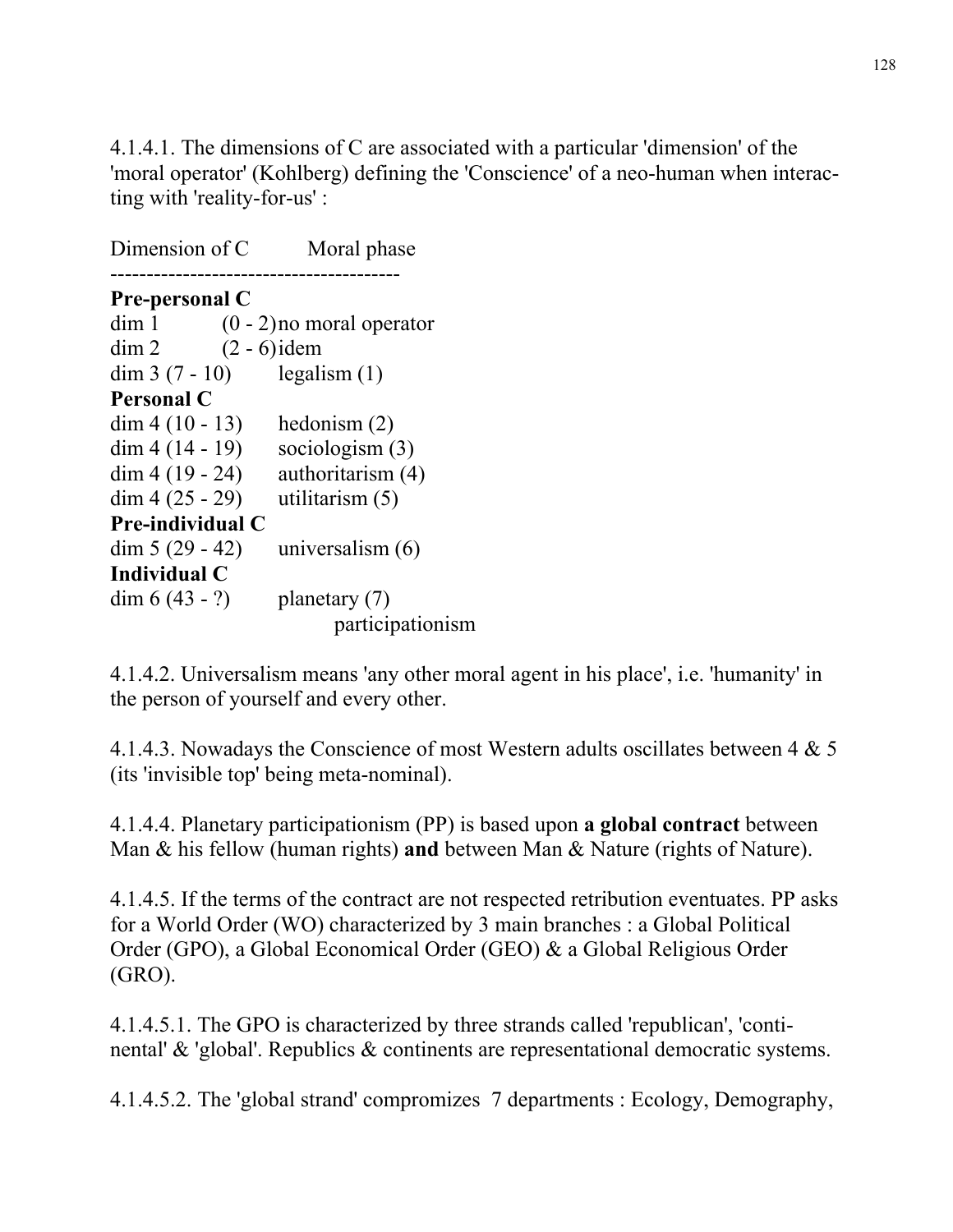4.1.4.1. The dimensions of C are associated with a particular 'dimension' of the 'moral operator' (Kohlberg) defining the 'Conscience' of a neo-human when interacting with 'reality-for-us' :

| Dimension of C | Moral phase |
|---|---|
| **Pre-personal C** | |
| dim 1 (0 - 2) | no moral operator |
| dim 2 (2 - 6) | idem |
| dim 3 (7 - 10) | legalism (1) |
| **Personal C** | |
| dim 4 (10 - 13) | hedonism (2) |
| dim 4 (14 - 19) | sociologism (3) |
| dim 4 (19 - 24) | authoritarism (4) |
| dim 4 (25 - 29) | utilitarism (5) |
| **Pre-individual C** | |
| dim 5 (29 - 42) | universalism (6) |
| **Individual C** | |
| dim 6 (43 - ?) | planetary (7) participationism |

4.1.4.2. Universalism means 'any other moral agent in his place', i.e. 'humanity' in the person of yourself and every other.

4.1.4.3. Nowadays the Conscience of most Western adults oscillates between 4 & 5 (its 'invisible top' being meta-nominal).

4.1.4.4. Planetary participationism (PP) is based upon **a global contract** between Man & his fellow (human rights) **and** between Man & Nature (rights of Nature).

4.1.4.5. If the terms of the contract are not respected retribution eventuates. PP asks for a World Order (WO) characterized by 3 main branches : a Global Political Order (GPO), a Global Economical Order (GEO) & a Global Religious Order (GRO).

4.1.4.5.1. The GPO is characterized by three strands called 'republican', 'continental' & 'global'. Republics & continents are representational democratic systems.

4.1.4.5.2. The 'global strand' compromizes 7 departments : Ecology, Demography,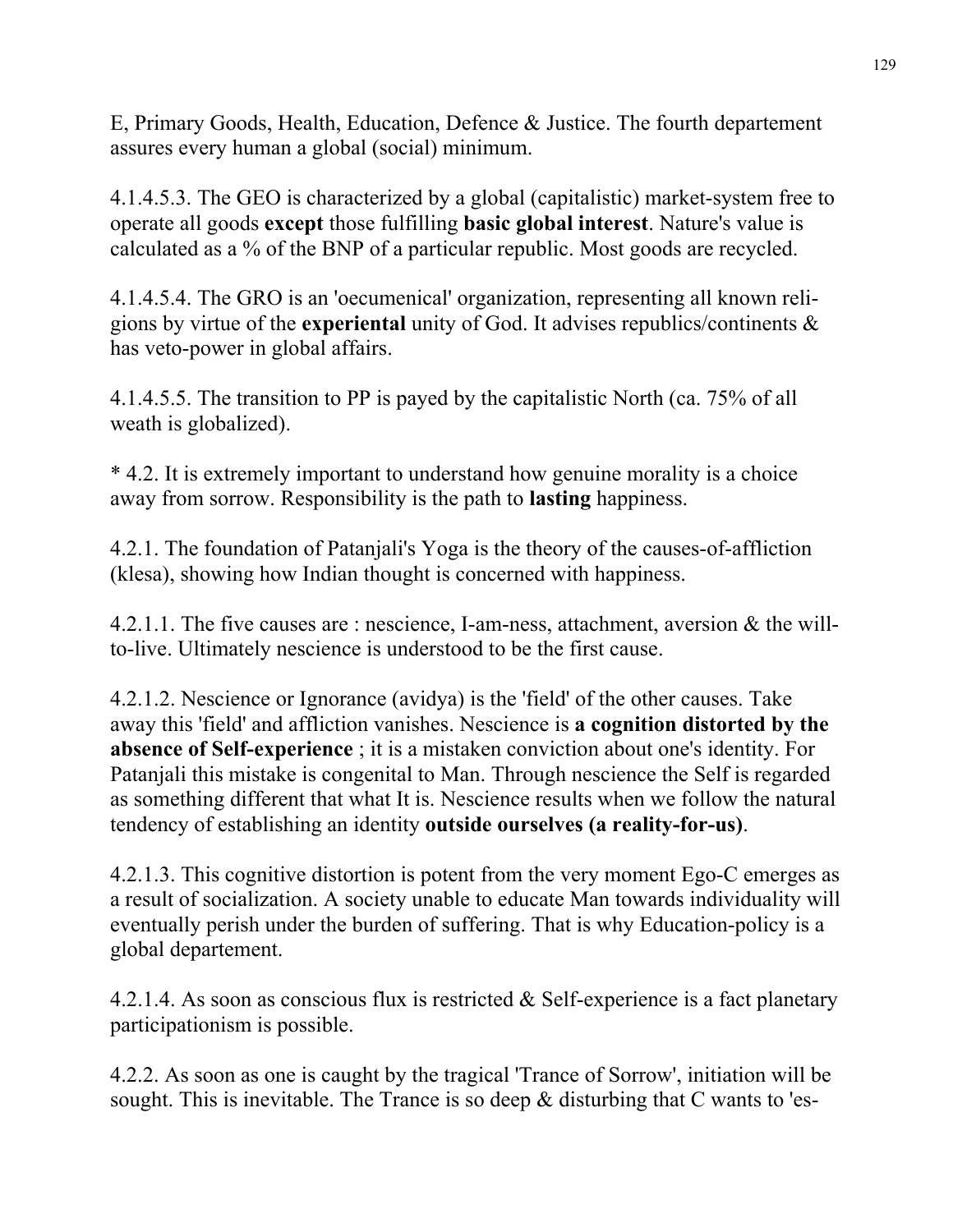E, Primary Goods, Health, Education, Defence & Justice. The fourth departement assures every human a global (social) minimum.

4.1.4.5.3. The GEO is characterized by a global (capitalistic) market-system free to operate all goods **except** those fulfilling **basic global interest**. Nature's value is calculated as a % of the BNP of a particular republic. Most goods are recycled.

4.1.4.5.4. The GRO is an 'oecumenical' organization, representing all known religions by virtue of the **experiental** unity of God. It advises republics/continents & has veto-power in global affairs.

4.1.4.5.5. The transition to PP is payed by the capitalistic North (ca. 75% of all weath is globalized).

* 4.2. It is extremely important to understand how genuine morality is a choice away from sorrow. Responsibility is the path to **lasting** happiness.

4.2.1. The foundation of Patanjali's Yoga is the theory of the causes-of-affliction (klesa), showing how Indian thought is concerned with happiness.

4.2.1.1. The five causes are : nescience, I-am-ness, attachment, aversion & the will-to-live. Ultimately nescience is understood to be the first cause.

4.2.1.2. Nescience or Ignorance (avidya) is the 'field' of the other causes. Take away this 'field' and affliction vanishes. Nescience is **a cognition distorted by the absence of Self-experience** ; it is a mistaken conviction about one's identity. For Patanjali this mistake is congenital to Man. Through nescience the Self is regarded as something different that what It is. Nescience results when we follow the natural tendency of establishing an identity **outside ourselves (a reality-for-us)**.

4.2.1.3. This cognitive distortion is potent from the very moment Ego-C emerges as a result of socialization. A society unable to educate Man towards individuality will eventually perish under the burden of suffering. That is why Education-policy is a global departement.

4.2.1.4. As soon as conscious flux is restricted & Self-experience is a fact planetary participationism is possible.

4.2.2. As soon as one is caught by the tragical 'Trance of Sorrow', initiation will be sought. This is inevitable. The Trance is so deep & disturbing that C wants to 'es-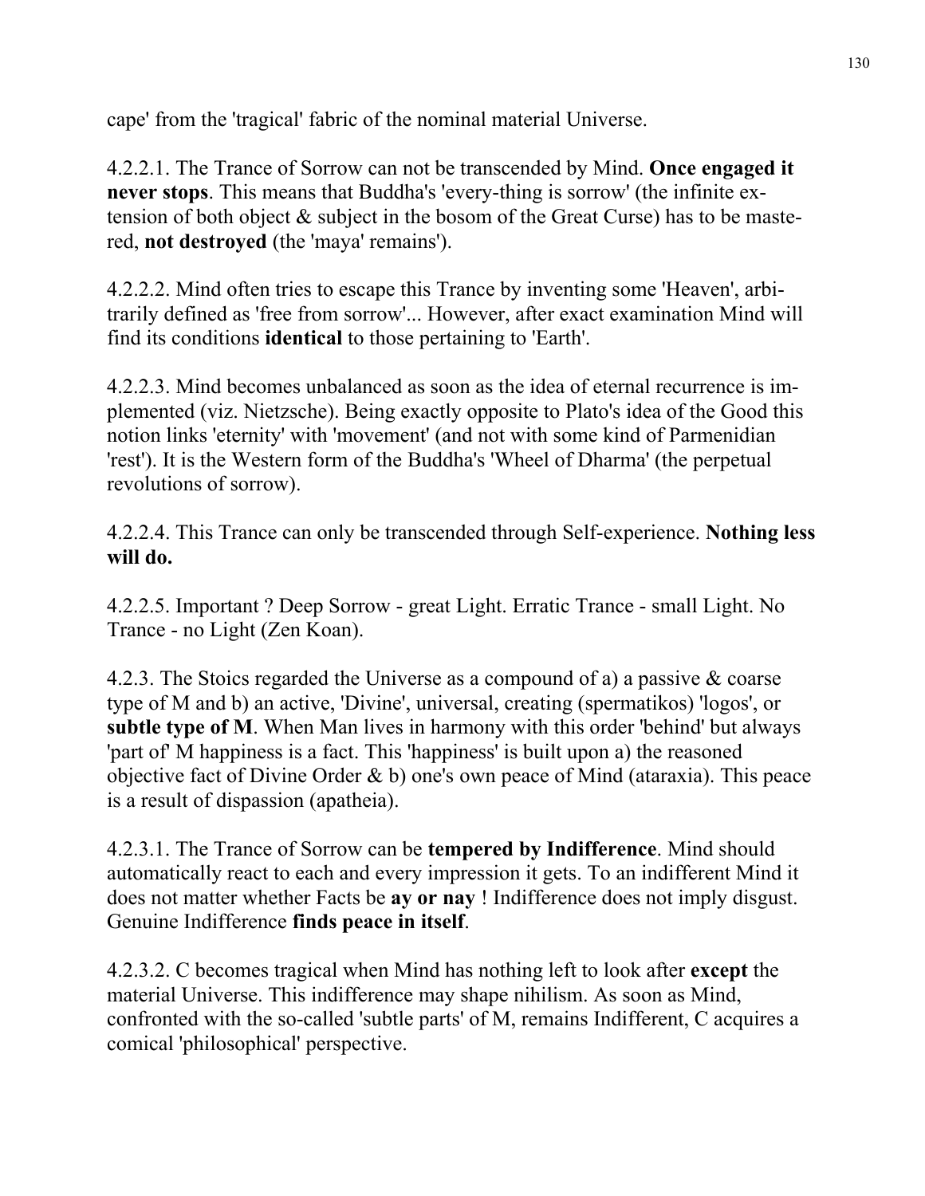cape' from the 'tragical' fabric of the nominal material Universe.

4.2.2.1. The Trance of Sorrow can not be transcended by Mind. **Once engaged it never stops**. This means that Buddha's 'every-thing is sorrow' (the infinite extension of both object & subject in the bosom of the Great Curse) has to be mastered, **not destroyed** (the 'maya' remains').

4.2.2.2. Mind often tries to escape this Trance by inventing some 'Heaven', arbitrarily defined as 'free from sorrow'... However, after exact examination Mind will find its conditions **identical** to those pertaining to 'Earth'.

4.2.2.3. Mind becomes unbalanced as soon as the idea of eternal recurrence is implemented (viz. Nietzsche). Being exactly opposite to Plato's idea of the Good this notion links 'eternity' with 'movement' (and not with some kind of Parmenidian 'rest'). It is the Western form of the Buddha's 'Wheel of Dharma' (the perpetual revolutions of sorrow).

4.2.2.4. This Trance can only be transcended through Self-experience. **Nothing less will do.**

4.2.2.5. Important ? Deep Sorrow - great Light. Erratic Trance - small Light. No Trance - no Light (Zen Koan).

4.2.3. The Stoics regarded the Universe as a compound of a) a passive & coarse type of M and b) an active, 'Divine', universal, creating (spermatikos) 'logos', or **subtle type of M**. When Man lives in harmony with this order 'behind' but always 'part of' M happiness is a fact. This 'happiness' is built upon a) the reasoned objective fact of Divine Order & b) one's own peace of Mind (ataraxia). This peace is a result of dispassion (apatheia).

4.2.3.1. The Trance of Sorrow can be **tempered by Indifference**. Mind should automatically react to each and every impression it gets. To an indifferent Mind it does not matter whether Facts be **ay or nay** ! Indifference does not imply disgust. Genuine Indifference **finds peace in itself**.

4.2.3.2. C becomes tragical when Mind has nothing left to look after **except** the material Universe. This indifference may shape nihilism. As soon as Mind, confronted with the so-called 'subtle parts' of M, remains Indifferent, C acquires a comical 'philosophical' perspective.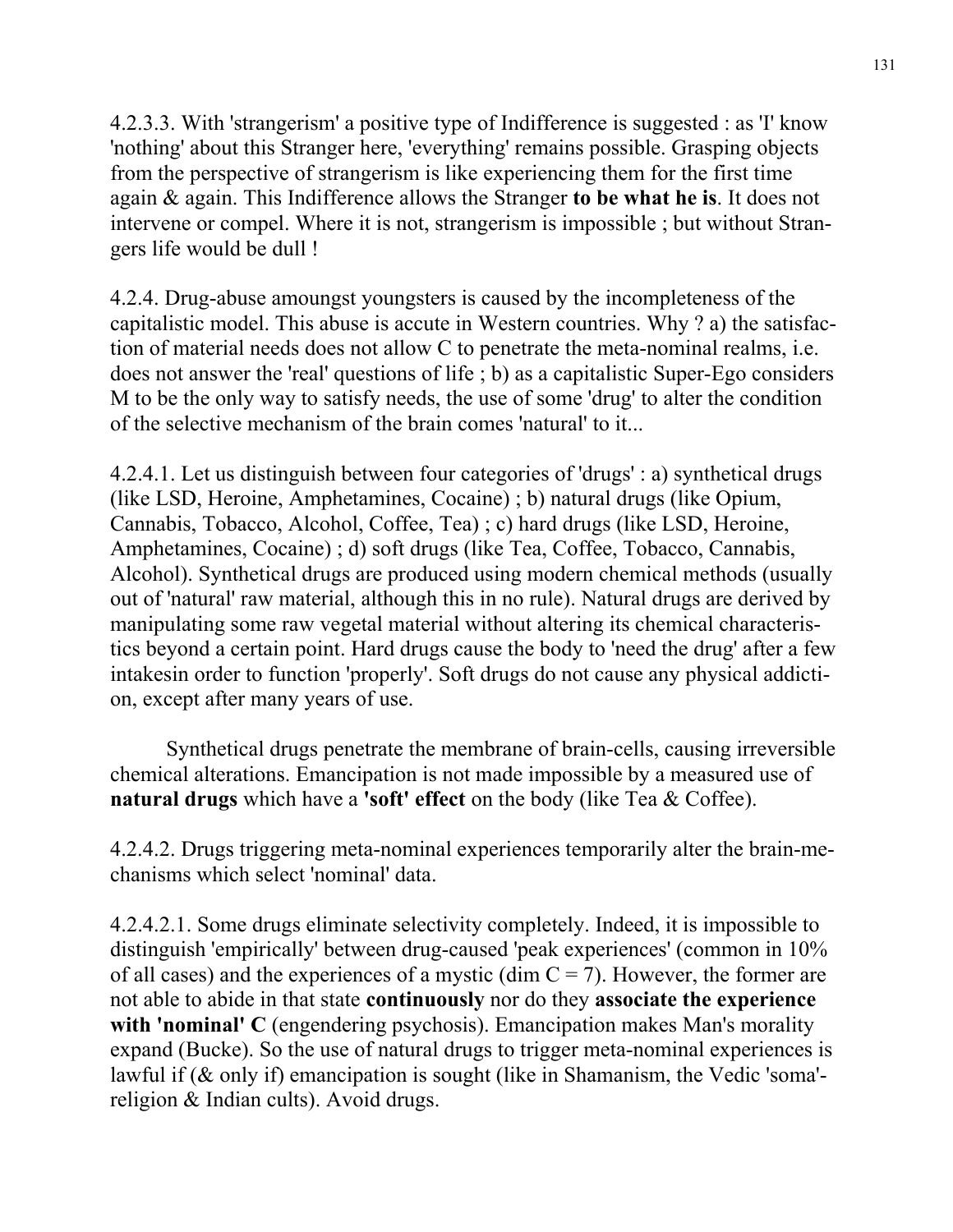4.2.3.3. With 'strangerism' a positive type of Indifference is suggested : as 'I' know 'nothing' about this Stranger here, 'everything' remains possible. Grasping objects from the perspective of strangerism is like experiencing them for the first time again & again. This Indifference allows the Stranger **to be what he is**. It does not intervene or compel. Where it is not, strangerism is impossible ; but without Strangers life would be dull !

4.2.4. Drug-abuse amoungst youngsters is caused by the incompleteness of the capitalistic model. This abuse is accute in Western countries. Why ? a) the satisfaction of material needs does not allow C to penetrate the meta-nominal realms, i.e. does not answer the 'real' questions of life ; b) as a capitalistic Super-Ego considers M to be the only way to satisfy needs, the use of some 'drug' to alter the condition of the selective mechanism of the brain comes 'natural' to it...

4.2.4.1. Let us distinguish between four categories of 'drugs' : a) synthetical drugs (like LSD, Heroine, Amphetamines, Cocaine) ; b) natural drugs (like Opium, Cannabis, Tobacco, Alcohol, Coffee, Tea) ; c) hard drugs (like LSD, Heroine, Amphetamines, Cocaine) ; d) soft drugs (like Tea, Coffee, Tobacco, Cannabis, Alcohol). Synthetical drugs are produced using modern chemical methods (usually out of 'natural' raw material, although this in no rule). Natural drugs are derived by manipulating some raw vegetal material without altering its chemical characteristics beyond a certain point. Hard drugs cause the body to 'need the drug' after a few intakesin order to function 'properly'. Soft drugs do not cause any physical addiction, except after many years of use.

Synthetical drugs penetrate the membrane of brain-cells, causing irreversible chemical alterations. Emancipation is not made impossible by a measured use of **natural drugs** which have a **'soft' effect** on the body (like Tea & Coffee).

4.2.4.2. Drugs triggering meta-nominal experiences temporarily alter the brain-mechanisms which select 'nominal' data.

4.2.4.2.1. Some drugs eliminate selectivity completely. Indeed, it is impossible to distinguish 'empirically' between drug-caused 'peak experiences' (common in 10% of all cases) and the experiences of a mystic (dim C = 7). However, the former are not able to abide in that state **continuously** nor do they **associate the experience with 'nominal' C** (engendering psychosis). Emancipation makes Man's morality expand (Bucke). So the use of natural drugs to trigger meta-nominal experiences is lawful if (& only if) emancipation is sought (like in Shamanism, the Vedic 'soma'-religion & Indian cults). Avoid drugs.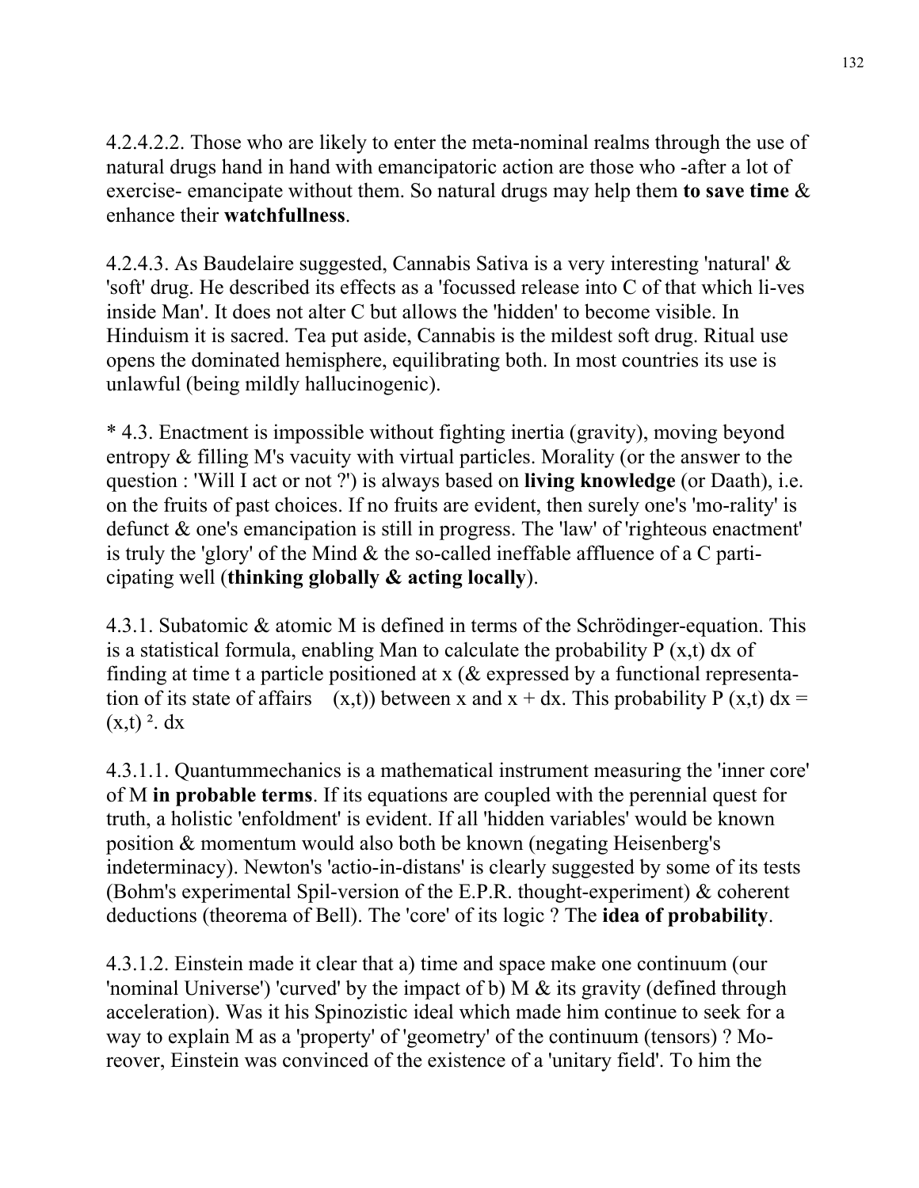4.2.4.2.2. Those who are likely to enter the meta-nominal realms through the use of natural drugs hand in hand with emancipatoric action are those who -after a lot of exercise- emancipate without them. So natural drugs may help them **to save time** & enhance their **watchfullness**.

4.2.4.3. As Baudelaire suggested, Cannabis Sativa is a very interesting 'natural' & 'soft' drug. He described its effects as a 'focussed release into C of that which li-ves inside Man'. It does not alter C but allows the 'hidden' to become visible. In Hinduism it is sacred. Tea put aside, Cannabis is the mildest soft drug. Ritual use opens the dominated hemisphere, equilibrating both. In most countries its use is unlawful (being mildly hallucinogenic).

* 4.3. Enactment is impossible without fighting inertia (gravity), moving beyond entropy & filling M's vacuity with virtual particles. Morality (or the answer to the question : 'Will I act or not ?') is always based on **living knowledge** (or Daath), i.e. on the fruits of past choices. If no fruits are evident, then surely one's 'mo-rality' is defunct & one's emancipation is still in progress. The 'law' of 'righteous enactment' is truly the 'glory' of the Mind & the so-called ineffable affluence of a C parti-cipating well (**thinking globally & acting locally**).

4.3.1. Subatomic & atomic M is defined in terms of the Schrödinger-equation. This is a statistical formula, enabling Man to calculate the probability P (x,t) dx of finding at time t a particle positioned at x (& expressed by a functional representa-tion of its state of affairs (x,t)) between x and x + dx. This probability P (x,t) dx = (x,t) ². dx

4.3.1.1. Quantummechanics is a mathematical instrument measuring the 'inner core' of M **in probable terms**. If its equations are coupled with the perennial quest for truth, a holistic 'enfoldment' is evident. If all 'hidden variables' would be known position & momentum would also both be known (negating Heisenberg's indeterminacy). Newton's 'actio-in-distans' is clearly suggested by some of its tests (Bohm's experimental Spil-version of the E.P.R. thought-experiment) & coherent deductions (theorema of Bell). The 'core' of its logic ? The **idea of probability**.

4.3.1.2. Einstein made it clear that a) time and space make one continuum (our 'nominal Universe') 'curved' by the impact of b) M & its gravity (defined through acceleration). Was it his Spinozistic ideal which made him continue to seek for a way to explain M as a 'property' of 'geometry' of the continuum (tensors) ? Mo-reover, Einstein was convinced of the existence of a 'unitary field'. To him the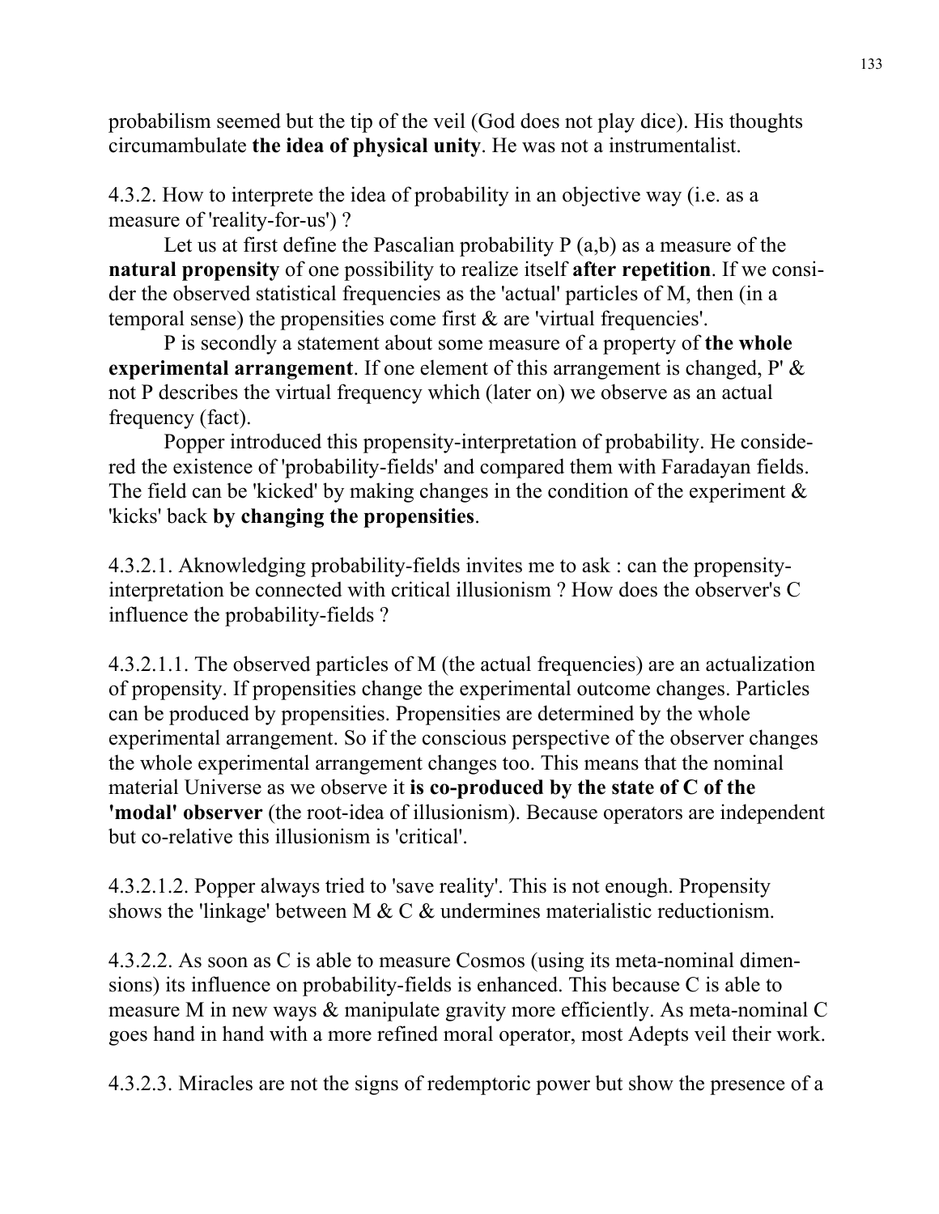probabilism seemed but the tip of the veil (God does not play dice). His thoughts circumambulate **the idea of physical unity**. He was not a instrumentalist.

4.3.2. How to interprete the idea of probability in an objective way (i.e. as a measure of 'reality-for-us') ?

Let us at first define the Pascalian probability P (a,b) as a measure of the **natural propensity** of one possibility to realize itself **after repetition**. If we consider the observed statistical frequencies as the 'actual' particles of M, then (in a temporal sense) the propensities come first & are 'virtual frequencies'.

P is secondly a statement about some measure of a property of **the whole experimental arrangement**. If one element of this arrangement is changed, P' & not P describes the virtual frequency which (later on) we observe as an actual frequency (fact).

Popper introduced this propensity-interpretation of probability. He considered the existence of 'probability-fields' and compared them with Faradayan fields. The field can be 'kicked' by making changes in the condition of the experiment & 'kicks' back **by changing the propensities**.

4.3.2.1. Aknowledging probability-fields invites me to ask : can the propensity-interpretation be connected with critical illusionism ? How does the observer's C influence the probability-fields ?

4.3.2.1.1. The observed particles of M (the actual frequencies) are an actualization of propensity. If propensities change the experimental outcome changes. Particles can be produced by propensities. Propensities are determined by the whole experimental arrangement. So if the conscious perspective of the observer changes the whole experimental arrangement changes too. This means that the nominal material Universe as we observe it **is co-produced by the state of C of the 'modal' observer** (the root-idea of illusionism). Because operators are independent but co-relative this illusionism is 'critical'.

4.3.2.1.2. Popper always tried to 'save reality'. This is not enough. Propensity shows the 'linkage' between M & C & undermines materialistic reductionism.

4.3.2.2. As soon as C is able to measure Cosmos (using its meta-nominal dimensions) its influence on probability-fields is enhanced. This because C is able to measure M in new ways & manipulate gravity more efficiently. As meta-nominal C goes hand in hand with a more refined moral operator, most Adepts veil their work.

4.3.2.3. Miracles are not the signs of redemptoric power but show the presence of a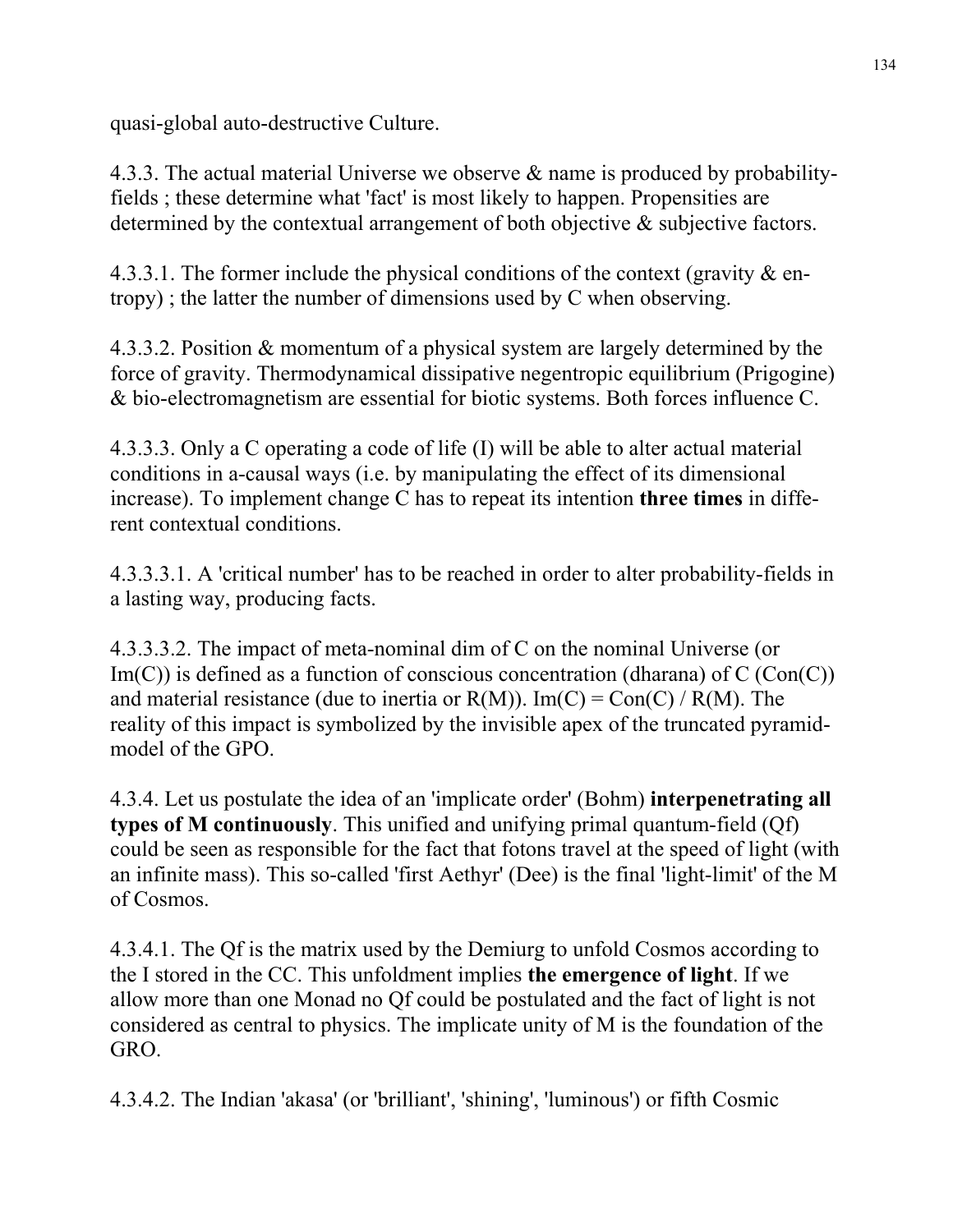quasi-global auto-destructive Culture.

4.3.3. The actual material Universe we observe & name is produced by probability-fields ; these determine what 'fact' is most likely to happen. Propensities are determined by the contextual arrangement of both objective & subjective factors.

4.3.3.1. The former include the physical conditions of the context (gravity & entropy) ; the latter the number of dimensions used by C when observing.

4.3.3.2. Position & momentum of a physical system are largely determined by the force of gravity. Thermodynamical dissipative negentropic equilibrium (Prigogine) & bio-electromagnetism are essential for biotic systems. Both forces influence C.

4.3.3.3. Only a C operating a code of life (I) will be able to alter actual material conditions in a-causal ways (i.e. by manipulating the effect of its dimensional increase). To implement change C has to repeat its intention **three times** in different contextual conditions.

4.3.3.3.1. A 'critical number' has to be reached in order to alter probability-fields in a lasting way, producing facts.

4.3.3.3.2. The impact of meta-nominal dim of C on the nominal Universe (or Im(C)) is defined as a function of conscious concentration (dharana) of C (Con(C)) and material resistance (due to inertia or R(M)). $Im(C) = Con(C) / R(M)$. The reality of this impact is symbolized by the invisible apex of the truncated pyramid-model of the GPO.

4.3.4. Let us postulate the idea of an 'implicate order' (Bohm) **interpenetrating all types of M continuously**. This unified and unifying primal quantum-field (Qf) could be seen as responsible for the fact that fotons travel at the speed of light (with an infinite mass). This so-called 'first Aethyr' (Dee) is the final 'light-limit' of the M of Cosmos.

4.3.4.1. The Qf is the matrix used by the Demiurg to unfold Cosmos according to the I stored in the CC. This unfoldment implies **the emergence of light**. If we allow more than one Monad no Qf could be postulated and the fact of light is not considered as central to physics. The implicate unity of M is the foundation of the GRO.

4.3.4.2. The Indian 'akasa' (or 'brilliant', 'shining', 'luminous') or fifth Cosmic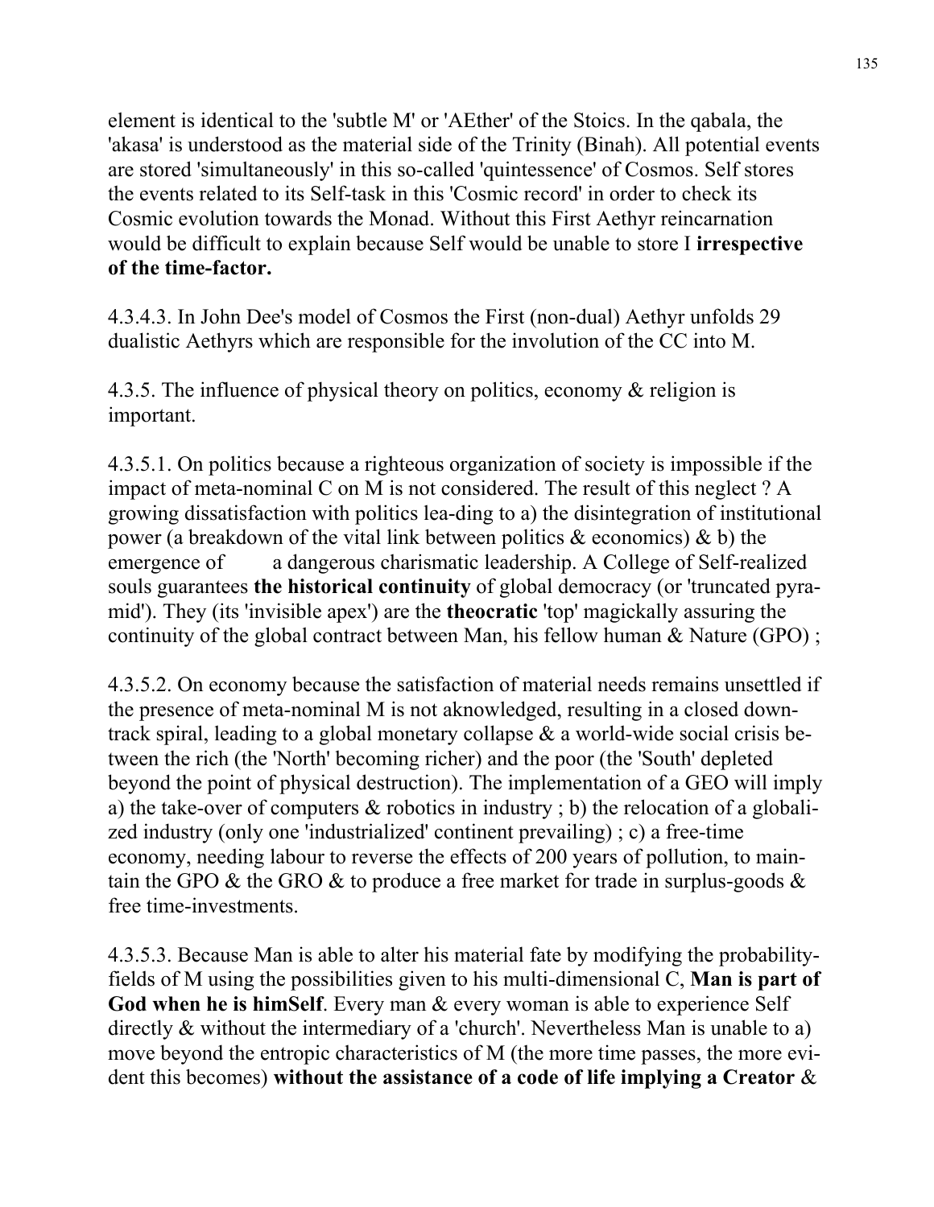element is identical to the 'subtle M' or 'AEther' of the Stoics. In the qabala, the 'akasa' is understood as the material side of the Trinity (Binah). All potential events are stored 'simultaneously' in this so-called 'quintessence' of Cosmos. Self stores the events related to its Self-task in this 'Cosmic record' in order to check its Cosmic evolution towards the Monad. Without this First Aethyr reincarnation would be difficult to explain because Self would be unable to store I **irrespective of the time-factor.**

4.3.4.3. In John Dee's model of Cosmos the First (non-dual) Aethyr unfolds 29 dualistic Aethyrs which are responsible for the involution of the CC into M.

4.3.5. The influence of physical theory on politics, economy & religion is important.

4.3.5.1. On politics because a righteous organization of society is impossible if the impact of meta-nominal C on M is not considered. The result of this neglect ? A growing dissatisfaction with politics lea-ding to a) the disintegration of institutional power (a breakdown of the vital link between politics & economics) & b) the emergence of a dangerous charismatic leadership. A College of Self-realized souls guarantees **the historical continuity** of global democracy (or 'truncated pyra-mid'). They (its 'invisible apex') are the **theocratic** 'top' magickally assuring the continuity of the global contract between Man, his fellow human & Nature (GPO) ;

4.3.5.2. On economy because the satisfaction of material needs remains unsettled if the presence of meta-nominal M is not aknowledged, resulting in a closed down-track spiral, leading to a global monetary collapse & a world-wide social crisis be-tween the rich (the 'North' becoming richer) and the poor (the 'South' depleted beyond the point of physical destruction). The implementation of a GEO will imply a) the take-over of computers & robotics in industry ; b) the relocation of a globali-zed industry (only one 'industrialized' continent prevailing) ; c) a free-time economy, needing labour to reverse the effects of 200 years of pollution, to main-tain the GPO & the GRO & to produce a free market for trade in surplus-goods & free time-investments.

4.3.5.3. Because Man is able to alter his material fate by modifying the probability-fields of M using the possibilities given to his multi-dimensional C, **Man is part of God when he is himSelf**. Every man & every woman is able to experience Self directly & without the intermediary of a 'church'. Nevertheless Man is unable to a) move beyond the entropic characteristics of M (the more time passes, the more evi-dent this becomes) **without the assistance of a code of life implying a Creator** &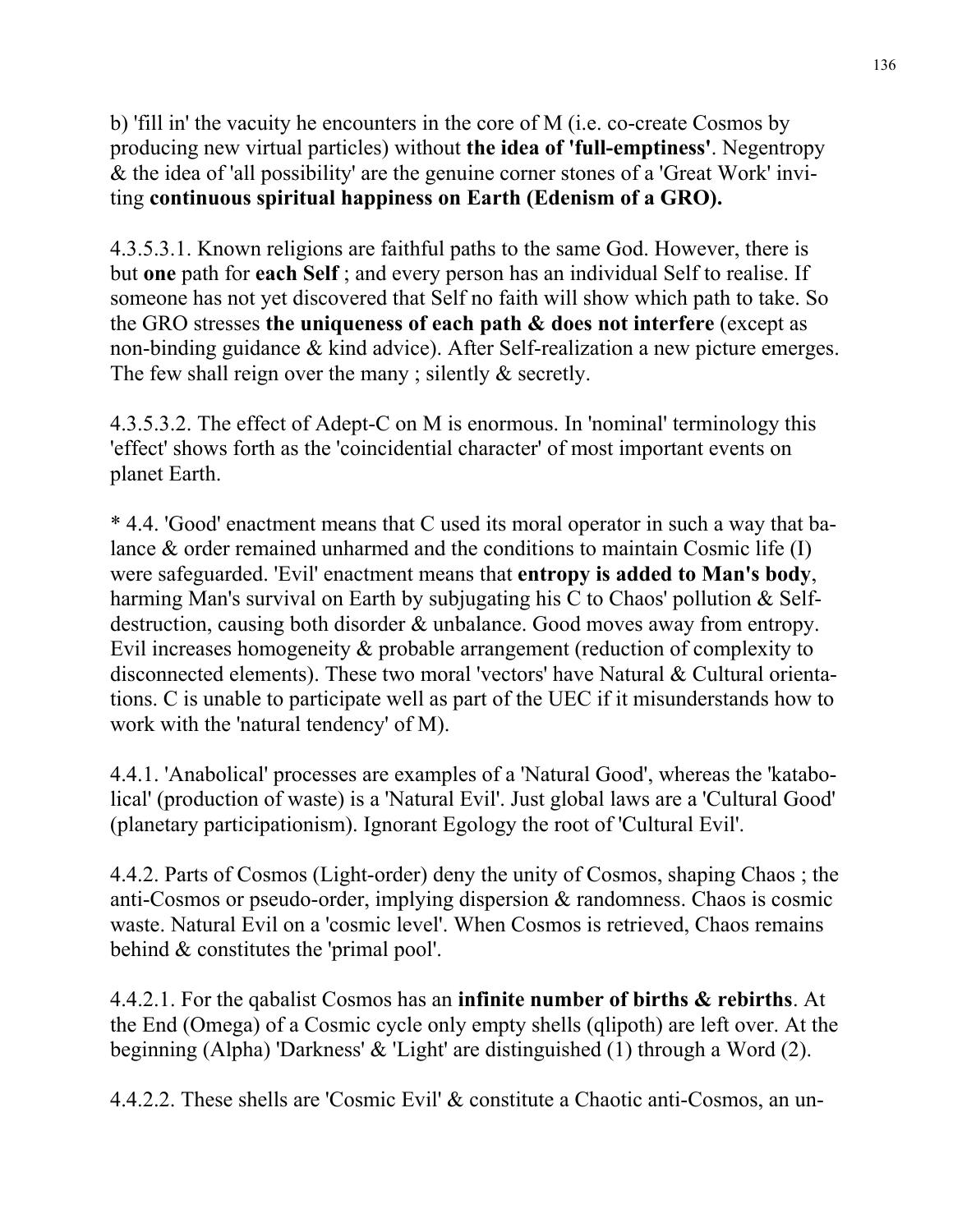b) 'fill in' the vacuity he encounters in the core of M (i.e. co-create Cosmos by producing new virtual particles) without **the idea of 'full-emptiness'**. Negentropy & the idea of 'all possibility' are the genuine corner stones of a 'Great Work' inviting **continuous spiritual happiness on Earth (Edenism of a GRO).**

4.3.5.3.1. Known religions are faithful paths to the same God. However, there is but **one** path for **each Self** ; and every person has an individual Self to realise. If someone has not yet discovered that Self no faith will show which path to take. So the GRO stresses **the uniqueness of each path & does not interfere** (except as non-binding guidance & kind advice). After Self-realization a new picture emerges. The few shall reign over the many ; silently & secretly.

4.3.5.3.2. The effect of Adept-C on M is enormous. In 'nominal' terminology this 'effect' shows forth as the 'coincidential character' of most important events on planet Earth.

* 4.4. 'Good' enactment means that C used its moral operator in such a way that balance & order remained unharmed and the conditions to maintain Cosmic life (I) were safeguarded. 'Evil' enactment means that **entropy is added to Man's body**, harming Man's survival on Earth by subjugating his C to Chaos' pollution & Self-destruction, causing both disorder & unbalance. Good moves away from entropy. Evil increases homogeneity & probable arrangement (reduction of complexity to disconnected elements). These two moral 'vectors' have Natural & Cultural orientations. C is unable to participate well as part of the UEC if it misunderstands how to work with the 'natural tendency' of M).

4.4.1. 'Anabolical' processes are examples of a 'Natural Good', whereas the 'katabolical' (production of waste) is a 'Natural Evil'. Just global laws are a 'Cultural Good' (planetary participationism). Ignorant Egology the root of 'Cultural Evil'.

4.4.2. Parts of Cosmos (Light-order) deny the unity of Cosmos, shaping Chaos ; the anti-Cosmos or pseudo-order, implying dispersion & randomness. Chaos is cosmic waste. Natural Evil on a 'cosmic level'. When Cosmos is retrieved, Chaos remains behind & constitutes the 'primal pool'.

4.4.2.1. For the qabalist Cosmos has an **infinite number of births & rebirths**. At the End (Omega) of a Cosmic cycle only empty shells (qlipoth) are left over. At the beginning (Alpha) 'Darkness' & 'Light' are distinguished (1) through a Word (2).

4.4.2.2. These shells are 'Cosmic Evil' & constitute a Chaotic anti-Cosmos, an un-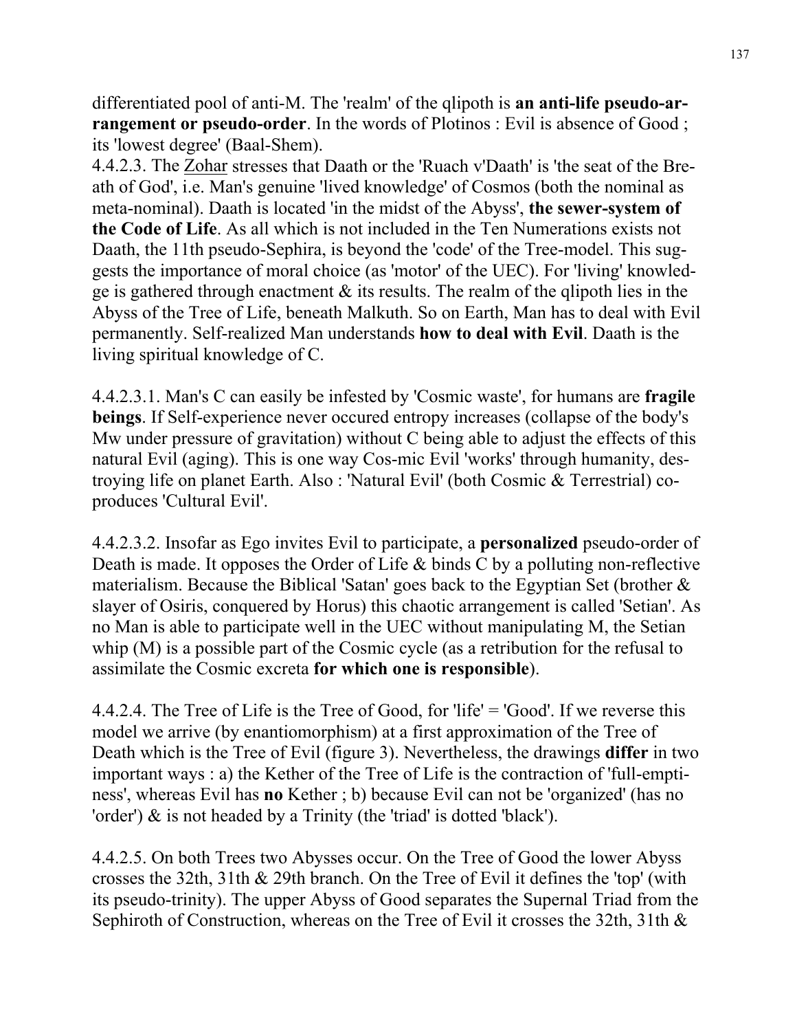differentiated pool of anti-M. The 'realm' of the qlipoth is **an anti-life pseudo-arrangement or pseudo-order**. In the words of Plotinos : Evil is absence of Good ; its 'lowest degree' (Baal-Shem).

4.4.2.3. The Zohar stresses that Daath or the 'Ruach v'Daath' is 'the seat of the Breath of God', i.e. Man's genuine 'lived knowledge' of Cosmos (both the nominal as meta-nominal). Daath is located 'in the midst of the Abyss', **the sewer-system of the Code of Life**. As all which is not included in the Ten Numerations exists not Daath, the 11th pseudo-Sephira, is beyond the 'code' of the Tree-model. This suggests the importance of moral choice (as 'motor' of the UEC). For 'living' knowledge is gathered through enactment & its results. The realm of the qlipoth lies in the Abyss of the Tree of Life, beneath Malkuth. So on Earth, Man has to deal with Evil permanently. Self-realized Man understands **how to deal with Evil**. Daath is the living spiritual knowledge of C.

4.4.2.3.1. Man's C can easily be infested by 'Cosmic waste', for humans are **fragile beings**. If Self-experience never occured entropy increases (collapse of the body's Mw under pressure of gravitation) without C being able to adjust the effects of this natural Evil (aging). This is one way Cos-mic Evil 'works' through humanity, destroying life on planet Earth. Also : 'Natural Evil' (both Cosmic & Terrestrial) co-produces 'Cultural Evil'.

4.4.2.3.2. Insofar as Ego invites Evil to participate, a **personalized** pseudo-order of Death is made. It opposes the Order of Life & binds C by a polluting non-reflective materialism. Because the Biblical 'Satan' goes back to the Egyptian Set (brother & slayer of Osiris, conquered by Horus) this chaotic arrangement is called 'Setian'. As no Man is able to participate well in the UEC without manipulating M, the Setian whip (M) is a possible part of the Cosmic cycle (as a retribution for the refusal to assimilate the Cosmic excreta **for which one is responsible**).

4.4.2.4. The Tree of Life is the Tree of Good, for 'life' = 'Good'. If we reverse this model we arrive (by enantiomorphism) at a first approximation of the Tree of Death which is the Tree of Evil (figure 3). Nevertheless, the drawings **differ** in two important ways : a) the Kether of the Tree of Life is the contraction of 'full-emptiness', whereas Evil has **no** Kether ; b) because Evil can not be 'organized' (has no 'order') & is not headed by a Trinity (the 'triad' is dotted 'black').

4.4.2.5. On both Trees two Abysses occur. On the Tree of Good the lower Abyss crosses the 32th, 31th & 29th branch. On the Tree of Evil it defines the 'top' (with its pseudo-trinity). The upper Abyss of Good separates the Supernal Triad from the Sephiroth of Construction, whereas on the Tree of Evil it crosses the 32th, 31th &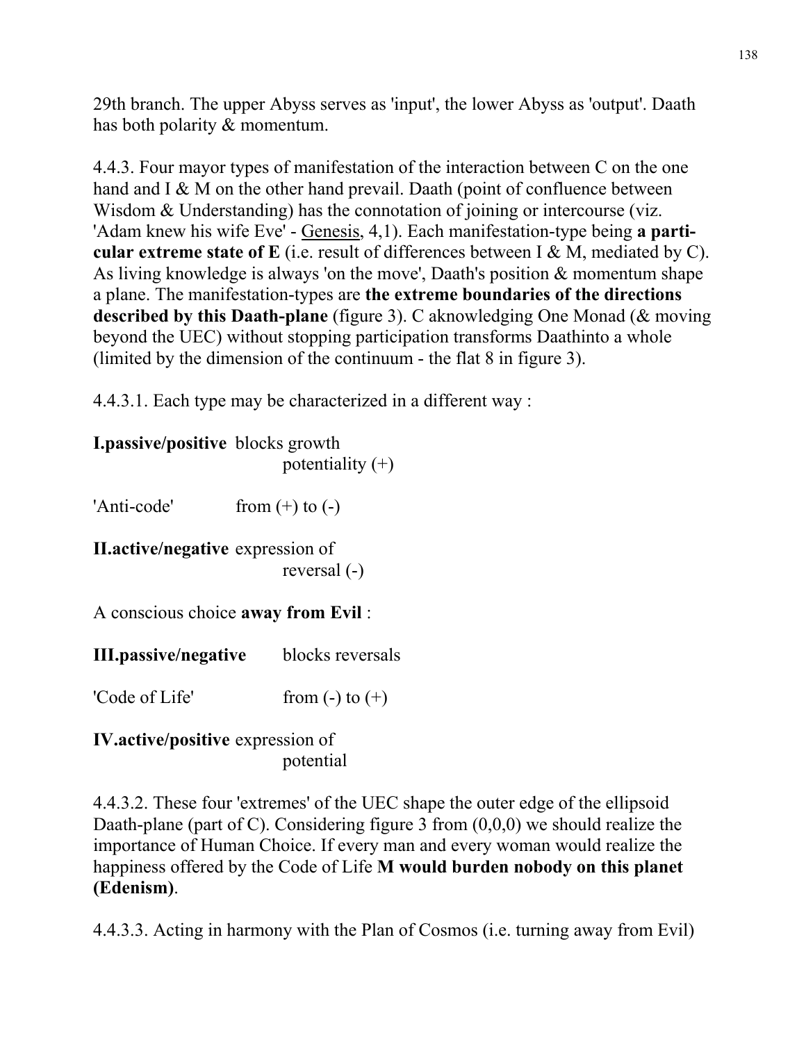29th branch. The upper Abyss serves as 'input', the lower Abyss as 'output'. Daath has both polarity & momentum.

4.4.3. Four mayor types of manifestation of the interaction between C on the one hand and I & M on the other hand prevail. Daath (point of confluence between Wisdom & Understanding) has the connotation of joining or intercourse (viz. 'Adam knew his wife Eve' - Genesis, 4,1). Each manifestation-type being **a particular extreme state of E** (i.e. result of differences between I & M, mediated by C). As living knowledge is always 'on the move', Daath's position & momentum shape a plane. The manifestation-types are **the extreme boundaries of the directions described by this Daath-plane** (figure 3). C aknowledging One Monad (& moving beyond the UEC) without stopping participation transforms Daathinto a whole (limited by the dimension of the continuum - the flat 8 in figure 3).

4.4.3.1. Each type may be characterized in a different way :

**I.passive/positive** blocks growth
potentiality (+)

'Anti-code' from (+) to (-)

**II.active/negative** expression of
reversal (-)

A conscious choice **away from Evil** :

**III.passive/negative** blocks reversals

'Code of Life' from (-) to (+)

**IV.active/positive** expression of
potential

4.4.3.2. These four 'extremes' of the UEC shape the outer edge of the ellipsoid Daath-plane (part of C). Considering figure 3 from (0,0,0) we should realize the importance of Human Choice. If every man and every woman would realize the happiness offered by the Code of Life **M would burden nobody on this planet (Edenism)**.

4.4.3.3. Acting in harmony with the Plan of Cosmos (i.e. turning away from Evil)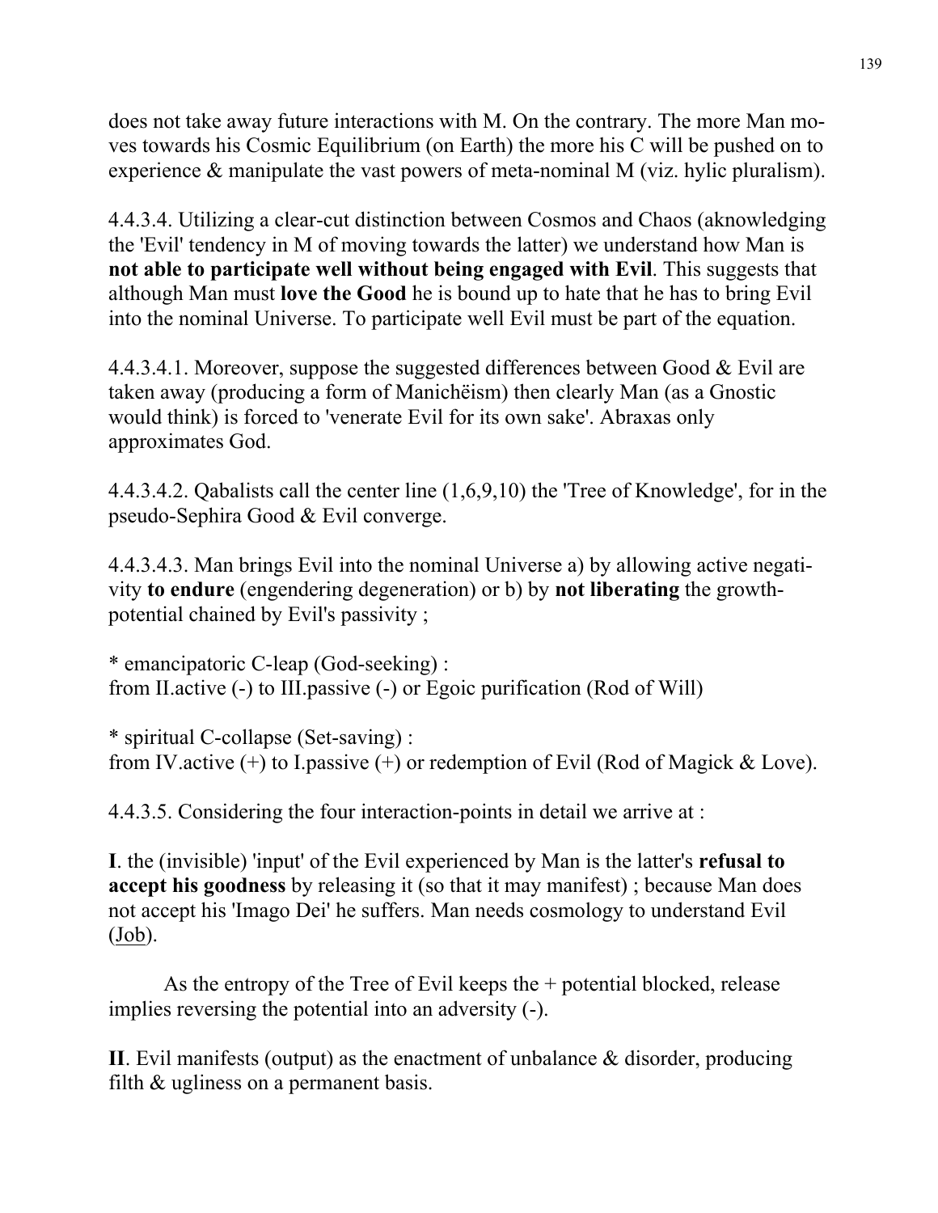does not take away future interactions with M. On the contrary. The more Man moves towards his Cosmic Equilibrium (on Earth) the more his C will be pushed on to experience & manipulate the vast powers of meta-nominal M (viz. hylic pluralism).

4.4.3.4. Utilizing a clear-cut distinction between Cosmos and Chaos (aknowledging the 'Evil' tendency in M of moving towards the latter) we understand how Man is **not able to participate well without being engaged with Evil**. This suggests that although Man must **love the Good** he is bound up to hate that he has to bring Evil into the nominal Universe. To participate well Evil must be part of the equation.

4.4.3.4.1. Moreover, suppose the suggested differences between Good & Evil are taken away (producing a form of Manichëism) then clearly Man (as a Gnostic would think) is forced to 'venerate Evil for its own sake'. Abraxas only approximates God.

4.4.3.4.2. Qabalists call the center line (1,6,9,10) the 'Tree of Knowledge', for in the pseudo-Sephira Good & Evil converge.

4.4.3.4.3. Man brings Evil into the nominal Universe a) by allowing active negativity **to endure** (engendering degeneration) or b) by **not liberating** the growth-potential chained by Evil's passivity ;

* emancipatoric C-leap (God-seeking) :
from II.active (-) to III.passive (-) or Egoic purification (Rod of Will)

* spiritual C-collapse (Set-saving) :
from IV.active (+) to I.passive (+) or redemption of Evil (Rod of Magick & Love).

4.4.3.5. Considering the four interaction-points in detail we arrive at :

**I**. the (invisible) 'input' of the Evil experienced by Man is the latter's **refusal to accept his goodness** by releasing it (so that it may manifest) ; because Man does not accept his 'Imago Dei' he suffers. Man needs cosmology to understand Evil (Job).

As the entropy of the Tree of Evil keeps the + potential blocked, release implies reversing the potential into an adversity (-).

**II**. Evil manifests (output) as the enactment of unbalance & disorder, producing filth & ugliness on a permanent basis.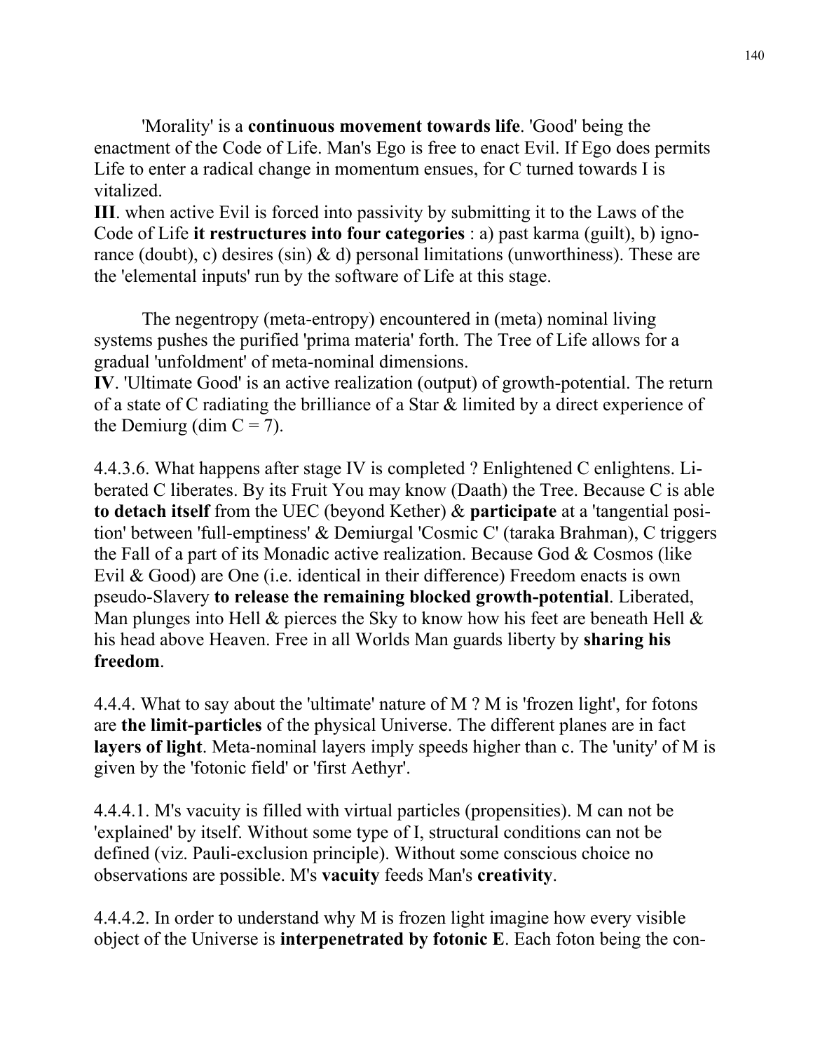'Morality' is a **continuous movement towards life**. 'Good' being the enactment of the Code of Life. Man's Ego is free to enact Evil. If Ego does permits Life to enter a radical change in momentum ensues, for C turned towards I is vitalized.

**III**. when active Evil is forced into passivity by submitting it to the Laws of the Code of Life **it restructures into four categories** : a) past karma (guilt), b) ignorance (doubt), c) desires (sin) & d) personal limitations (unworthiness). These are the 'elemental inputs' run by the software of Life at this stage.

The negentropy (meta-entropy) encountered in (meta) nominal living systems pushes the purified 'prima materia' forth. The Tree of Life allows for a gradual 'unfoldment' of meta-nominal dimensions.

**IV**. 'Ultimate Good' is an active realization (output) of growth-potential. The return of a state of C radiating the brilliance of a Star & limited by a direct experience of the Demiurg (dim C = 7).

4.4.3.6. What happens after stage IV is completed ? Enlightened C enlightens. Liberated C liberates. By its Fruit You may know (Daath) the Tree. Because C is able **to detach itself** from the UEC (beyond Kether) & **participate** at a 'tangential position' between 'full-emptiness' & Demiurgal 'Cosmic C' (taraka Brahman), C triggers the Fall of a part of its Monadic active realization. Because God & Cosmos (like Evil & Good) are One (i.e. identical in their difference) Freedom enacts is own pseudo-Slavery **to release the remaining blocked growth-potential**. Liberated, Man plunges into Hell & pierces the Sky to know how his feet are beneath Hell & his head above Heaven. Free in all Worlds Man guards liberty by **sharing his freedom**.

4.4.4. What to say about the 'ultimate' nature of M ? M is 'frozen light', for fotons are **the limit-particles** of the physical Universe. The different planes are in fact **layers of light**. Meta-nominal layers imply speeds higher than c. The 'unity' of M is given by the 'fotonic field' or 'first Aethyr'.

4.4.4.1. M's vacuity is filled with virtual particles (propensities). M can not be 'explained' by itself. Without some type of I, structural conditions can not be defined (viz. Pauli-exclusion principle). Without some conscious choice no observations are possible. M's **vacuity** feeds Man's **creativity**.

4.4.4.2. In order to understand why M is frozen light imagine how every visible object of the Universe is **interpenetrated by fotonic E**. Each foton being the con-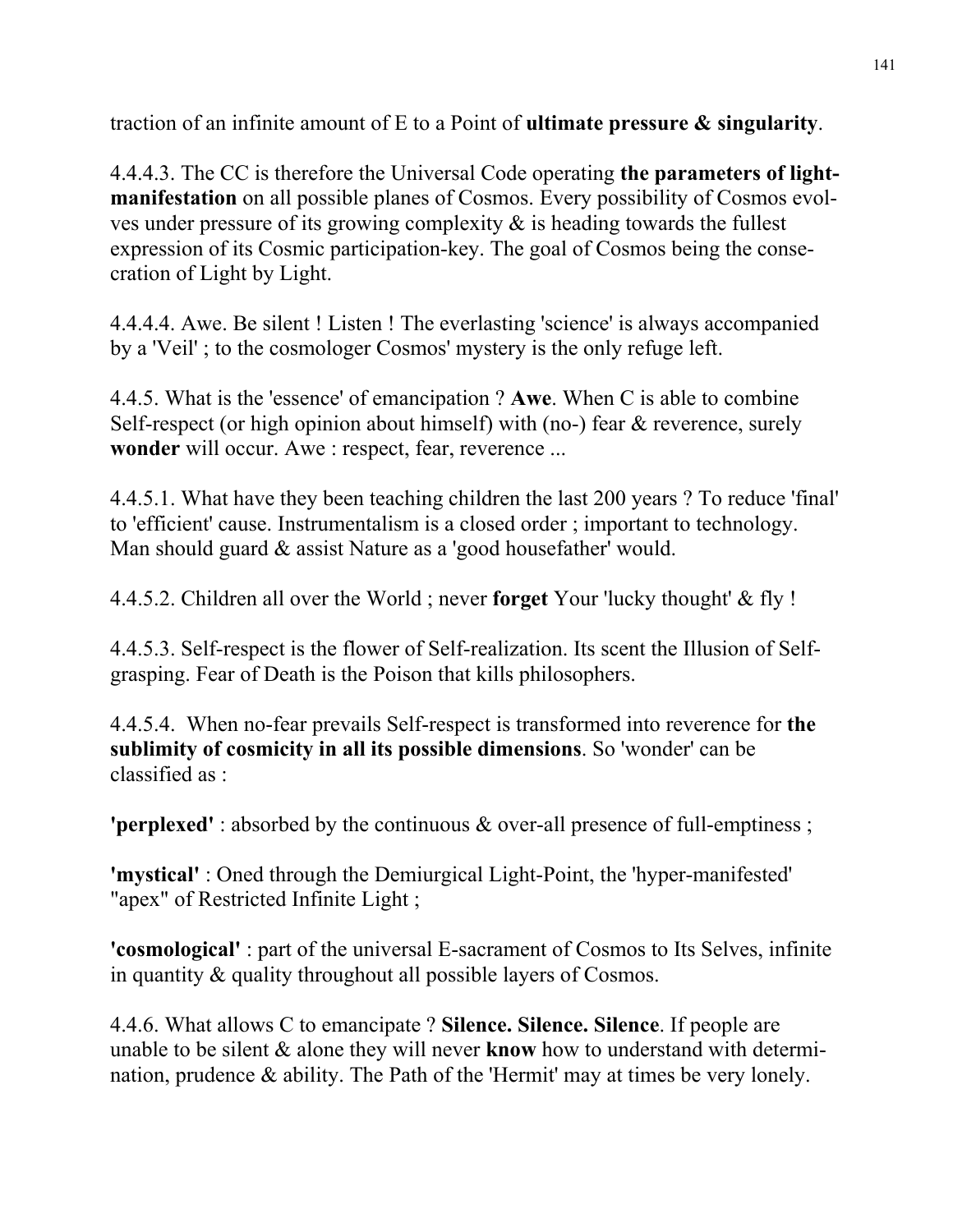traction of an infinite amount of E to a Point of **ultimate pressure & singularity**.

4.4.4.3. The CC is therefore the Universal Code operating **the parameters of light-manifestation** on all possible planes of Cosmos. Every possibility of Cosmos evolves under pressure of its growing complexity & is heading towards the fullest expression of its Cosmic participation-key. The goal of Cosmos being the consecration of Light by Light.

4.4.4.4. Awe. Be silent ! Listen ! The everlasting 'science' is always accompanied by a 'Veil' ; to the cosmologer Cosmos' mystery is the only refuge left.

4.4.5. What is the 'essence' of emancipation ? **Awe**. When C is able to combine Self-respect (or high opinion about himself) with (no-) fear & reverence, surely **wonder** will occur. Awe : respect, fear, reverence ...

4.4.5.1. What have they been teaching children the last 200 years ? To reduce 'final' to 'efficient' cause. Instrumentalism is a closed order ; important to technology. Man should guard & assist Nature as a 'good housefather' would.

4.4.5.2. Children all over the World ; never **forget** Your 'lucky thought' & fly !

4.4.5.3. Self-respect is the flower of Self-realization. Its scent the Illusion of Self-grasping. Fear of Death is the Poison that kills philosophers.

4.4.5.4. When no-fear prevails Self-respect is transformed into reverence for **the sublimity of cosmicity in all its possible dimensions**. So 'wonder' can be classified as :

**'perplexed'** : absorbed by the continuous & over-all presence of full-emptiness ;

**'mystical'** : Oned through the Demiurgical Light-Point, the 'hyper-manifested' "apex" of Restricted Infinite Light ;

**'cosmological'** : part of the universal E-sacrament of Cosmos to Its Selves, infinite in quantity & quality throughout all possible layers of Cosmos.

4.4.6. What allows C to emancipate ? **Silence. Silence. Silence**. If people are unable to be silent & alone they will never **know** how to understand with determination, prudence & ability. The Path of the 'Hermit' may at times be very lonely.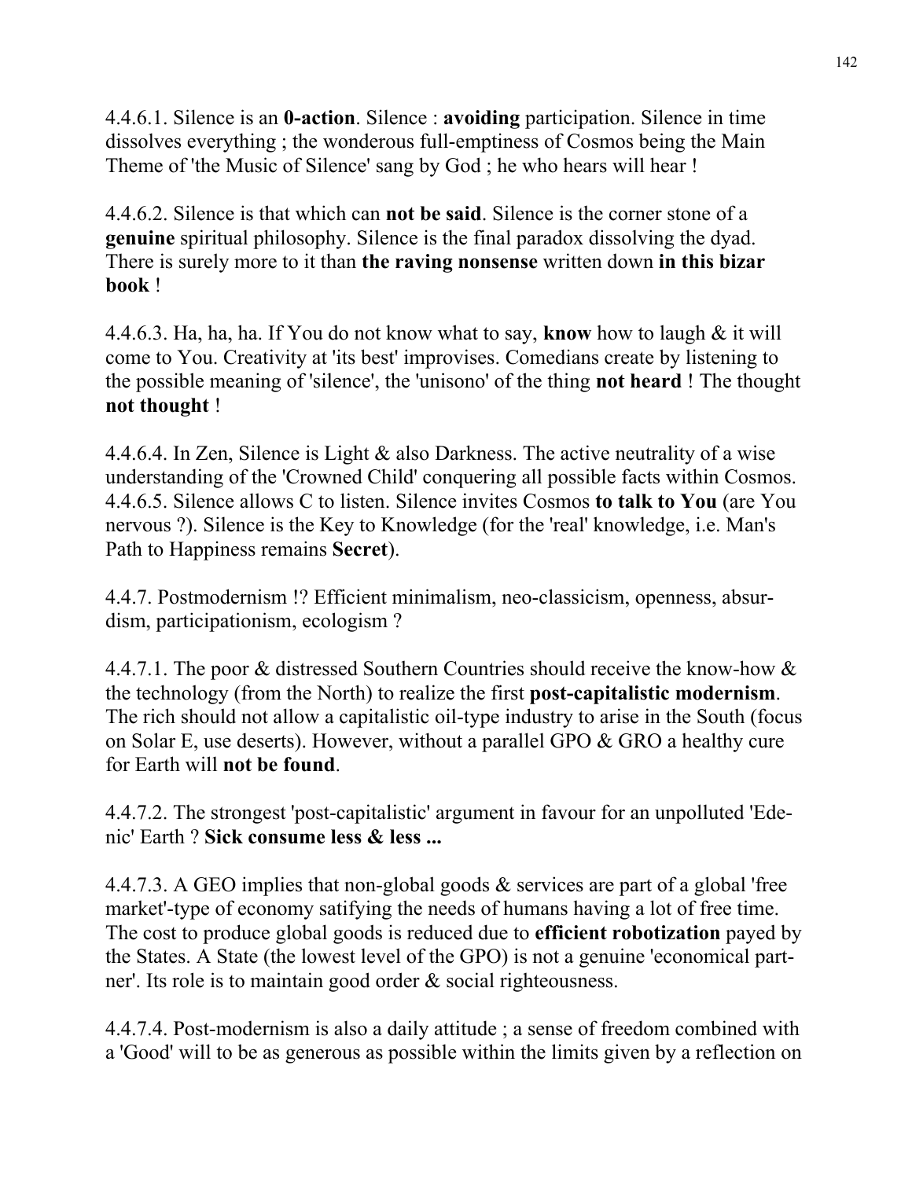4.4.6.1. Silence is an **0-action**. Silence : **avoiding** participation. Silence in time dissolves everything ; the wonderous full-emptiness of Cosmos being the Main Theme of 'the Music of Silence' sang by God ; he who hears will hear !

4.4.6.2. Silence is that which can **not be said**. Silence is the corner stone of a **genuine** spiritual philosophy. Silence is the final paradox dissolving the dyad. There is surely more to it than **the raving nonsense** written down **in this bizar book** !

4.4.6.3. Ha, ha, ha. If You do not know what to say, **know** how to laugh & it will come to You. Creativity at 'its best' improvises. Comedians create by listening to the possible meaning of 'silence', the 'unisono' of the thing **not heard** ! The thought **not thought** !

4.4.6.4. In Zen, Silence is Light & also Darkness. The active neutrality of a wise understanding of the 'Crowned Child' conquering all possible facts within Cosmos.
4.4.6.5. Silence allows C to listen. Silence invites Cosmos **to talk to You** (are You nervous ?). Silence is the Key to Knowledge (for the 'real' knowledge, i.e. Man's Path to Happiness remains **Secret**).

4.4.7. Postmodernism !? Efficient minimalism, neo-classicism, openness, absurdism, participationism, ecologism ?

4.4.7.1. The poor & distressed Southern Countries should receive the know-how & the technology (from the North) to realize the first **post-capitalistic modernism**. The rich should not allow a capitalistic oil-type industry to arise in the South (focus on Solar E, use deserts). However, without a parallel GPO & GRO a healthy cure for Earth will **not be found**.

4.4.7.2. The strongest 'post-capitalistic' argument in favour for an unpolluted 'Edenic' Earth ? **Sick consume less & less ...**

4.4.7.3. A GEO implies that non-global goods & services are part of a global 'free market'-type of economy satifying the needs of humans having a lot of free time. The cost to produce global goods is reduced due to **efficient robotization** payed by the States. A State (the lowest level of the GPO) is not a genuine 'economical partner'. Its role is to maintain good order & social righteousness.

4.4.7.4. Post-modernism is also a daily attitude ; a sense of freedom combined with a 'Good' will to be as generous as possible within the limits given by a reflection on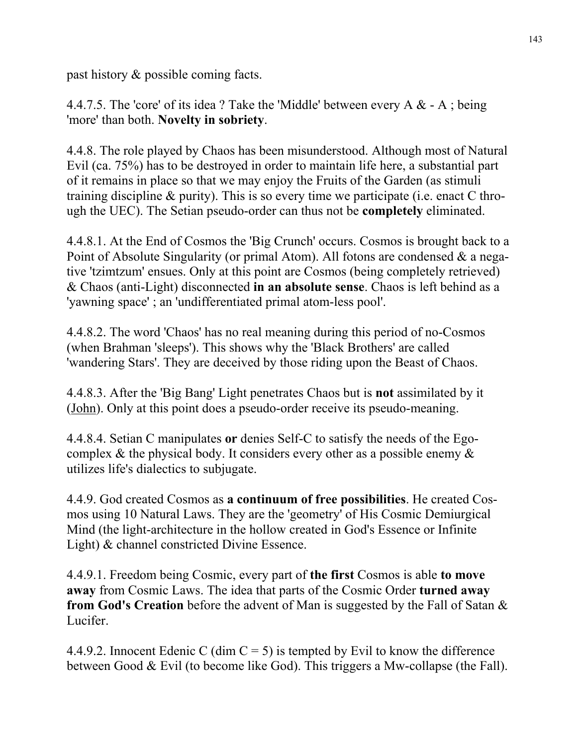past history & possible coming facts.

4.4.7.5. The 'core' of its idea ? Take the 'Middle' between every A & - A ; being 'more' than both. **Novelty in sobriety**.

4.4.8. The role played by Chaos has been misunderstood. Although most of Natural Evil (ca. 75%) has to be destroyed in order to maintain life here, a substantial part of it remains in place so that we may enjoy the Fruits of the Garden (as stimuli training discipline & purity). This is so every time we participate (i.e. enact C through the UEC). The Setian pseudo-order can thus not be **completely** eliminated.

4.4.8.1. At the End of Cosmos the 'Big Crunch' occurs. Cosmos is brought back to a Point of Absolute Singularity (or primal Atom). All fotons are condensed & a negative 'tzimtzum' ensues. Only at this point are Cosmos (being completely retrieved) & Chaos (anti-Light) disconnected **in an absolute sense**. Chaos is left behind as a 'yawning space' ; an 'undifferentiated primal atom-less pool'.

4.4.8.2. The word 'Chaos' has no real meaning during this period of no-Cosmos (when Brahman 'sleeps'). This shows why the 'Black Brothers' are called 'wandering Stars'. They are deceived by those riding upon the Beast of Chaos.

4.4.8.3. After the 'Big Bang' Light penetrates Chaos but is **not** assimilated by it (<u>John</u>). Only at this point does a pseudo-order receive its pseudo-meaning.

4.4.8.4. Setian C manipulates **or** denies Self-C to satisfy the needs of the Ego-complex & the physical body. It considers every other as a possible enemy & utilizes life's dialectics to subjugate.

4.4.9. God created Cosmos as **a continuum of free possibilities**. He created Cosmos using 10 Natural Laws. They are the 'geometry' of His Cosmic Demiurgical Mind (the light-architecture in the hollow created in God's Essence or Infinite Light) & channel constricted Divine Essence.

4.4.9.1. Freedom being Cosmic, every part of **the first** Cosmos is able **to move away** from Cosmic Laws. The idea that parts of the Cosmic Order **turned away from God's Creation** before the advent of Man is suggested by the Fall of Satan & Lucifer.

4.4.9.2. Innocent Edenic C (dim C = 5) is tempted by Evil to know the difference between Good & Evil (to become like God). This triggers a Mw-collapse (the Fall).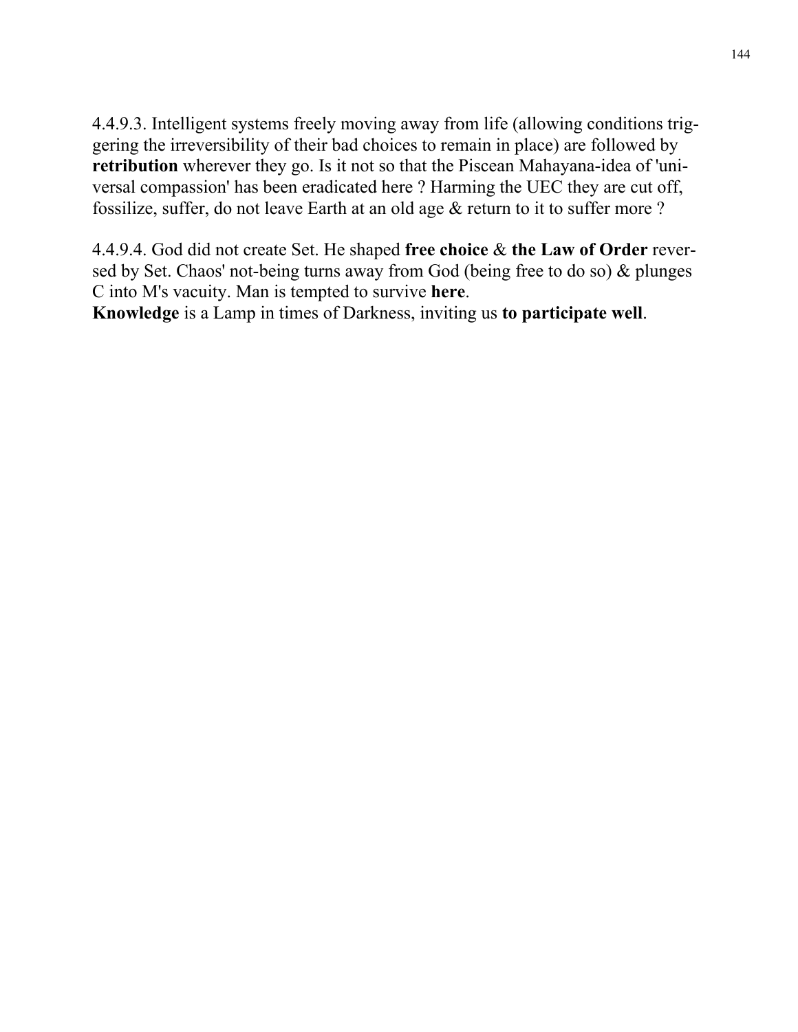4.4.9.3. Intelligent systems freely moving away from life (allowing conditions triggering the irreversibility of their bad choices to remain in place) are followed by **retribution** wherever they go. Is it not so that the Piscean Mahayana-idea of 'universal compassion' has been eradicated here ? Harming the UEC they are cut off, fossilize, suffer, do not leave Earth at an old age & return to it to suffer more ?

4.4.9.4. God did not create Set. He shaped **free choice** & **the Law of Order** reversed by Set. Chaos' not-being turns away from God (being free to do so) & plunges C into M's vacuity. Man is tempted to survive **here**.
**Knowledge** is a Lamp in times of Darkness, inviting us **to participate well**.